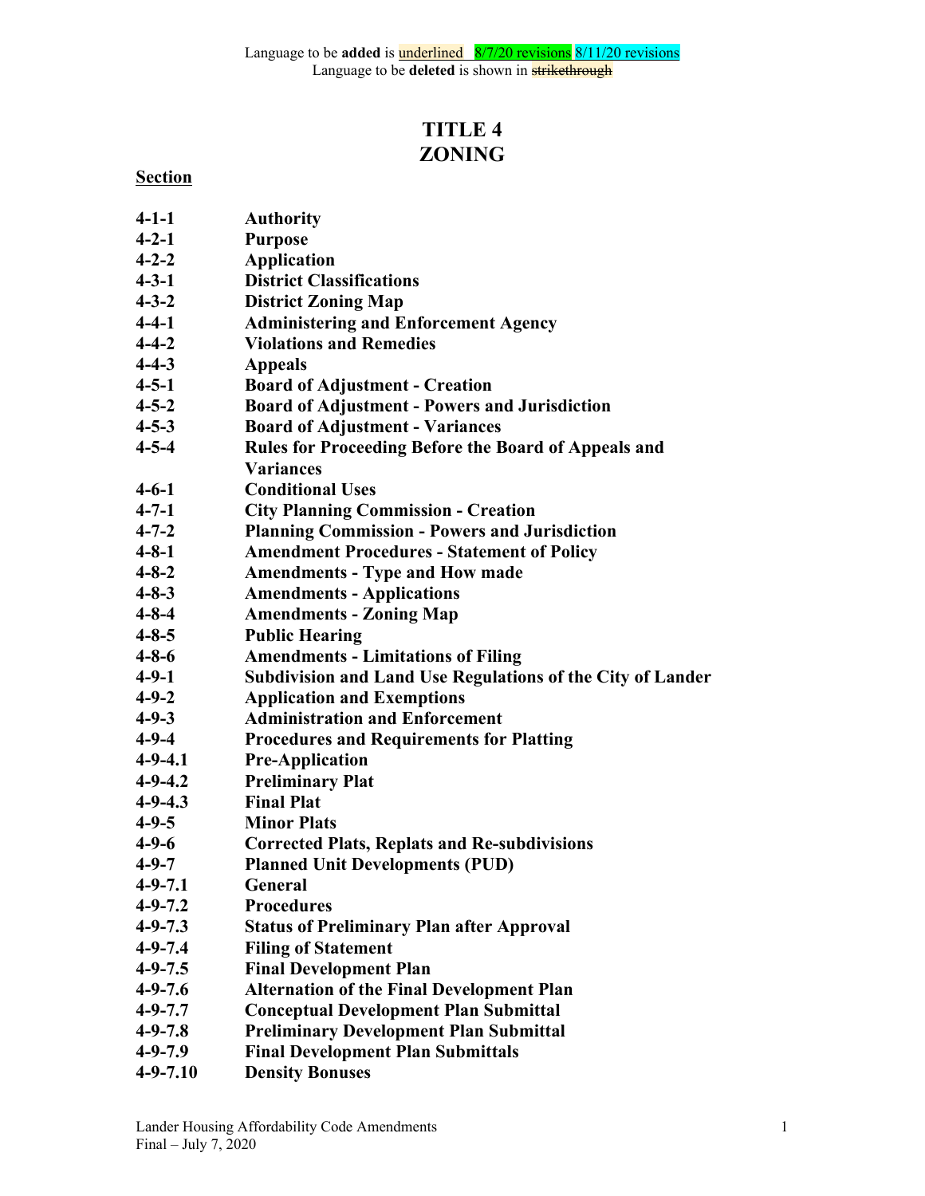Language to be **added** is underlined 8/7/20 revisions 8/11/20 revisions
Language to be **deleted** is shown in ~~strikethrough~~

# TITLE 4
# ZONING

**Section**

| | |
|---|---|
| **4-1-1** | **Authority** |
| **4-2-1** | **Purpose** |
| **4-2-2** | **Application** |
| **4-3-1** | **District Classifications** |
| **4-3-2** | **District Zoning Map** |
| **4-4-1** | **Administering and Enforcement Agency** |
| **4-4-2** | **Violations and Remedies** |
| **4-4-3** | **Appeals** |
| **4-5-1** | **Board of Adjustment - Creation** |
| **4-5-2** | **Board of Adjustment - Powers and Jurisdiction** |
| **4-5-3** | **Board of Adjustment - Variances** |
| **4-5-4** | **Rules for Proceeding Before the Board of Appeals and Variances** |
| **4-6-1** | **Conditional Uses** |
| **4-7-1** | **City Planning Commission - Creation** |
| **4-7-2** | **Planning Commission - Powers and Jurisdiction** |
| **4-8-1** | **Amendment Procedures - Statement of Policy** |
| **4-8-2** | **Amendments - Type and How made** |
| **4-8-3** | **Amendments - Applications** |
| **4-8-4** | **Amendments - Zoning Map** |
| **4-8-5** | **Public Hearing** |
| **4-8-6** | **Amendments - Limitations of Filing** |
| **4-9-1** | **Subdivision and Land Use Regulations of the City of Lander** |
| **4-9-2** | **Application and Exemptions** |
| **4-9-3** | **Administration and Enforcement** |
| **4-9-4** | **Procedures and Requirements for Platting** |
| **4-9-4.1** | **Pre-Application** |
| **4-9-4.2** | **Preliminary Plat** |
| **4-9-4.3** | **Final Plat** |
| **4-9-5** | **Minor Plats** |
| **4-9-6** | **Corrected Plats, Replats and Re-subdivisions** |
| **4-9-7** | **Planned Unit Developments (PUD)** |
| **4-9-7.1** | **General** |
| **4-9-7.2** | **Procedures** |
| **4-9-7.3** | **Status of Preliminary Plan after Approval** |
| **4-9-7.4** | **Filing of Statement** |
| **4-9-7.5** | **Final Development Plan** |
| **4-9-7.6** | **Alternation of the Final Development Plan** |
| **4-9-7.7** | **Conceptual Development Plan Submittal** |
| **4-9-7.8** | **Preliminary Development Plan Submittal** |
| **4-9-7.9** | **Final Development Plan Submittals** |
| **4-9-7.10** | **Density Bonuses** |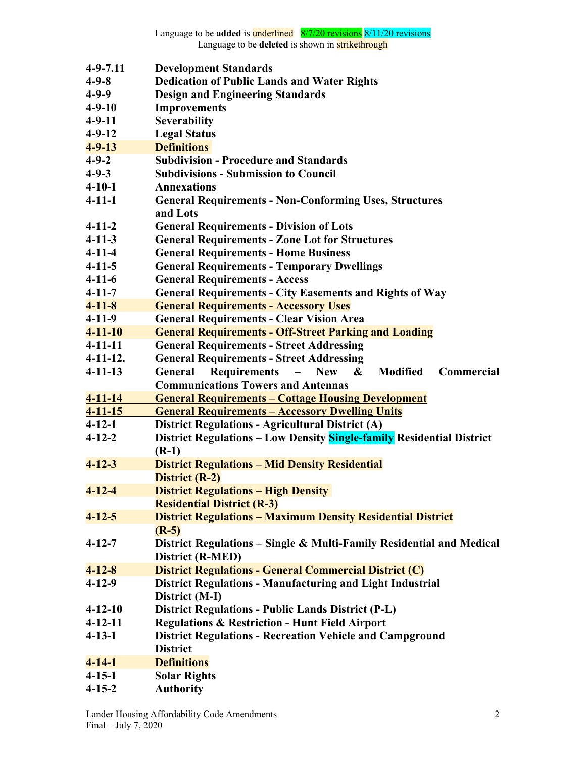Language to be **added** is <u>underlined</u> 8/7/20 revisions 8/11/20 revisions
Language to be **deleted** is shown in ~~strikethrough~~

| | |
|---|---|
| **4-9-7.11** | **Development Standards** |
| **4-9-8** | **Dedication of Public Lands and Water Rights** |
| **4-9-9** | **Design and Engineering Standards** |
| **4-9-10** | **Improvements** |
| **4-9-11** | **Severability** |
| **4-9-12** | **Legal Status** |
| **4-9-13** | **Definitions** |
| **4-9-2** | **Subdivision - Procedure and Standards** |
| **4-9-3** | **Subdivisions - Submission to Council** |
| **4-10-1** | **Annexations** |
| **4-11-1** | **General Requirements - Non-Conforming Uses, Structures and Lots** |
| **4-11-2** | **General Requirements - Division of Lots** |
| **4-11-3** | **General Requirements - Zone Lot for Structures** |
| **4-11-4** | **General Requirements - Home Business** |
| **4-11-5** | **General Requirements - Temporary Dwellings** |
| **4-11-6** | **General Requirements - Access** |
| **4-11-7** | **General Requirements - City Easements and Rights of Way** |
| **4-11-8** | **General Requirements - Accessory Uses** |
| **4-11-9** | **General Requirements - Clear Vision Area** |
| **4-11-10** | **General Requirements - Off-Street Parking and Loading** |
| **4-11-11** | **General Requirements - Street Addressing** |
| **4-11-12.** | **General Requirements - Street Addressing** |
| **4-11-13** | **General Requirements – New & Modified Commercial Communications Towers and Antennas** |
| <u>**4-11-14**</u> | <u>**General Requirements – Cottage Housing Development**</u> |
| <u>**4-11-15**</u> | <u>**General Requirements – Accessory Dwelling Units**</u> |
| **4-12-1** | **District Regulations - Agricultural District (A)** |
| **4-12-2** | **District Regulations ~~– Low Density~~ Single-family Residential District (R-1)** |
| **4-12-3** | **District Regulations – Mid Density Residential District (R-2)** |
| **4-12-4** | **District Regulations – High Density Residential District (R-3)** |
| **4-12-5** | **District Regulations – Maximum Density Residential District (R-5)** |
| **4-12-7** | **District Regulations – Single & Multi-Family Residential and Medical District (R-MED)** |
| **4-12-8** | **District Regulations - General Commercial District (C)** |
| **4-12-9** | **District Regulations - Manufacturing and Light Industrial District (M-I)** |
| **4-12-10** | **District Regulations - Public Lands District (P-L)** |
| **4-12-11** | **Regulations & Restriction - Hunt Field Airport** |
| **4-13-1** | **District Regulations - Recreation Vehicle and Campground District** |
| **4-14-1** | **Definitions** |
| **4-15-1** | **Solar Rights** |
| **4-15-2** | **Authority** |

Lander Housing Affordability Code Amendments
Final – July 7, 2020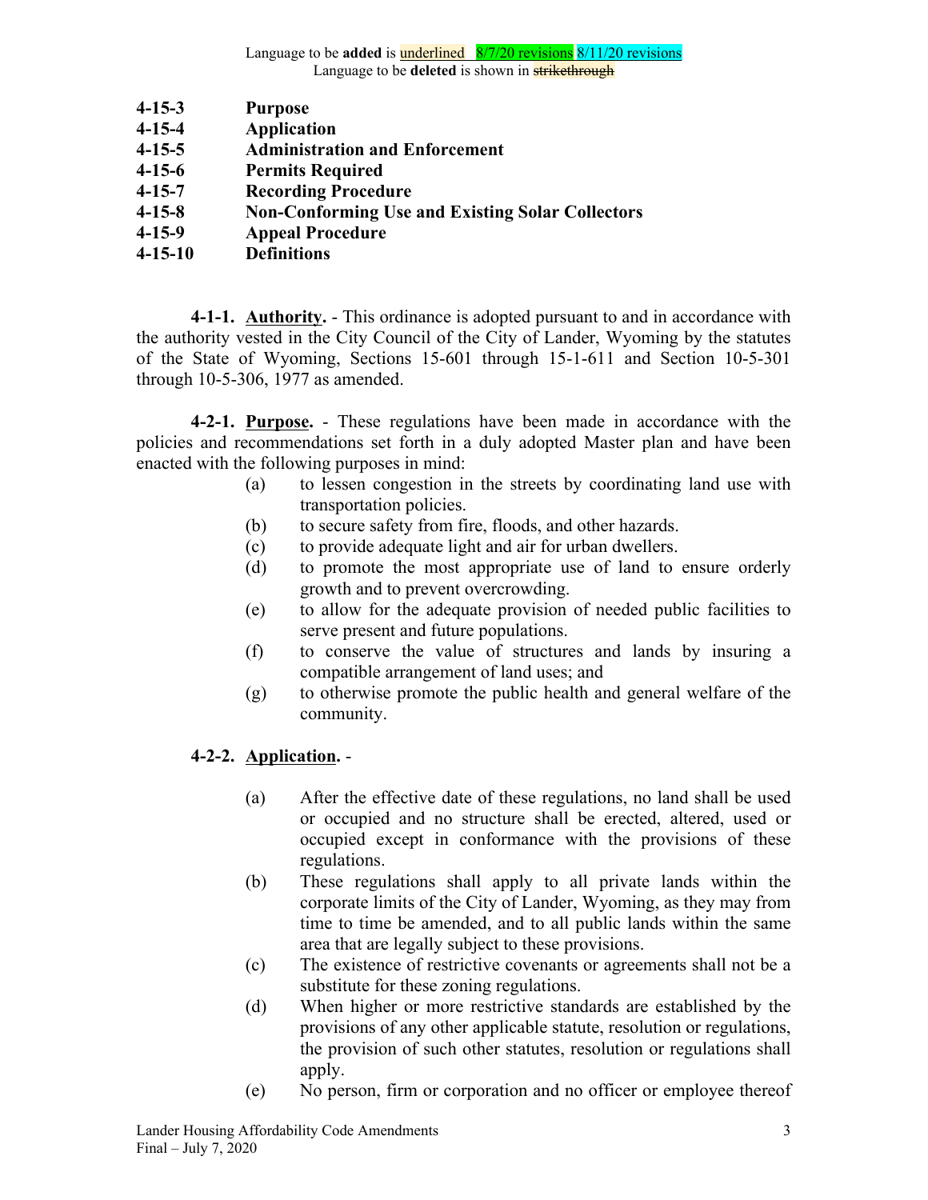Language to be **added** is underlined 8/7/20 revisions 8/11/20 revisions
Language to be **deleted** is shown in ~~strikethrough~~

**4-15-3 Purpose**
**4-15-4 Application**
**4-15-5 Administration and Enforcement**
**4-15-6 Permits Required**
**4-15-7 Recording Procedure**
**4-15-8 Non-Conforming Use and Existing Solar Collectors**
**4-15-9 Appeal Procedure**
**4-15-10 Definitions**

**4-1-1. Authority.** - This ordinance is adopted pursuant to and in accordance with the authority vested in the City Council of the City of Lander, Wyoming by the statutes of the State of Wyoming, Sections 15-601 through 15-1-611 and Section 10-5-301 through 10-5-306, 1977 as amended.

**4-2-1. Purpose.** - These regulations have been made in accordance with the policies and recommendations set forth in a duly adopted Master plan and have been enacted with the following purposes in mind:

(a) to lessen congestion in the streets by coordinating land use with transportation policies.
(b) to secure safety from fire, floods, and other hazards.
(c) to provide adequate light and air for urban dwellers.
(d) to promote the most appropriate use of land to ensure orderly growth and to prevent overcrowding.
(e) to allow for the adequate provision of needed public facilities to serve present and future populations.
(f) to conserve the value of structures and lands by insuring a compatible arrangement of land uses; and
(g) to otherwise promote the public health and general welfare of the community.

**4-2-2. Application.** -

(a) After the effective date of these regulations, no land shall be used or occupied and no structure shall be erected, altered, used or occupied except in conformance with the provisions of these regulations.
(b) These regulations shall apply to all private lands within the corporate limits of the City of Lander, Wyoming, as they may from time to time be amended, and to all public lands within the same area that are legally subject to these provisions.
(c) The existence of restrictive covenants or agreements shall not be a substitute for these zoning regulations.
(d) When higher or more restrictive standards are established by the provisions of any other applicable statute, resolution or regulations, the provision of such other statutes, resolution or regulations shall apply.
(e) No person, firm or corporation and no officer or employee thereof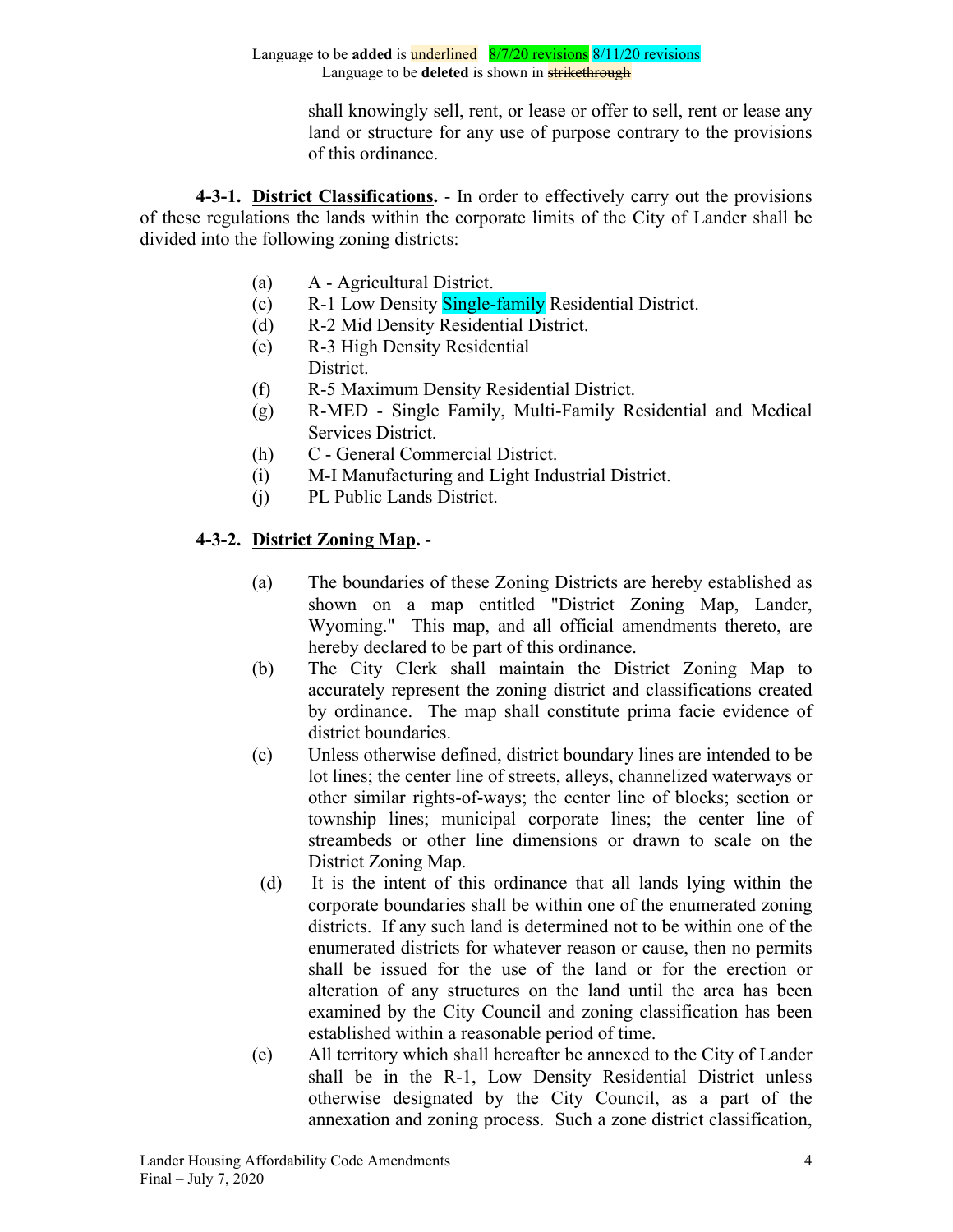Language to be **added** is underlined 8/7/20 revisions 8/11/20 revisions
Language to be **deleted** is shown in ~~strikethrough~~

shall knowingly sell, rent, or lease or offer to sell, rent or lease any land or structure for any use of purpose contrary to the provisions of this ordinance.

**4-3-1. District Classifications.** - In order to effectively carry out the provisions of these regulations the lands within the corporate limits of the City of Lander shall be divided into the following zoning districts:

(a) A - Agricultural District.
(c) R-1 ~~Low Density~~ Single-family Residential District.
(d) R-2 Mid Density Residential District.
(e) R-3 High Density Residential District.
(f) R-5 Maximum Density Residential District.
(g) R-MED - Single Family, Multi-Family Residential and Medical Services District.
(h) C - General Commercial District.
(i) M-I Manufacturing and Light Industrial District.
(j) PL Public Lands District.

**4-3-2. District Zoning Map.** -

(a) The boundaries of these Zoning Districts are hereby established as shown on a map entitled "District Zoning Map, Lander, Wyoming." This map, and all official amendments thereto, are hereby declared to be part of this ordinance.
(b) The City Clerk shall maintain the District Zoning Map to accurately represent the zoning district and classifications created by ordinance. The map shall constitute prima facie evidence of district boundaries.
(c) Unless otherwise defined, district boundary lines are intended to be lot lines; the center line of streets, alleys, channelized waterways or other similar rights-of-ways; the center line of blocks; section or township lines; municipal corporate lines; the center line of streambeds or other line dimensions or drawn to scale on the District Zoning Map.
(d) It is the intent of this ordinance that all lands lying within the corporate boundaries shall be within one of the enumerated zoning districts. If any such land is determined not to be within one of the enumerated districts for whatever reason or cause, then no permits shall be issued for the use of the land or for the erection or alteration of any structures on the land until the area has been examined by the City Council and zoning classification has been established within a reasonable period of time.
(e) All territory which shall hereafter be annexed to the City of Lander shall be in the R-1, Low Density Residential District unless otherwise designated by the City Council, as a part of the annexation and zoning process. Such a zone district classification,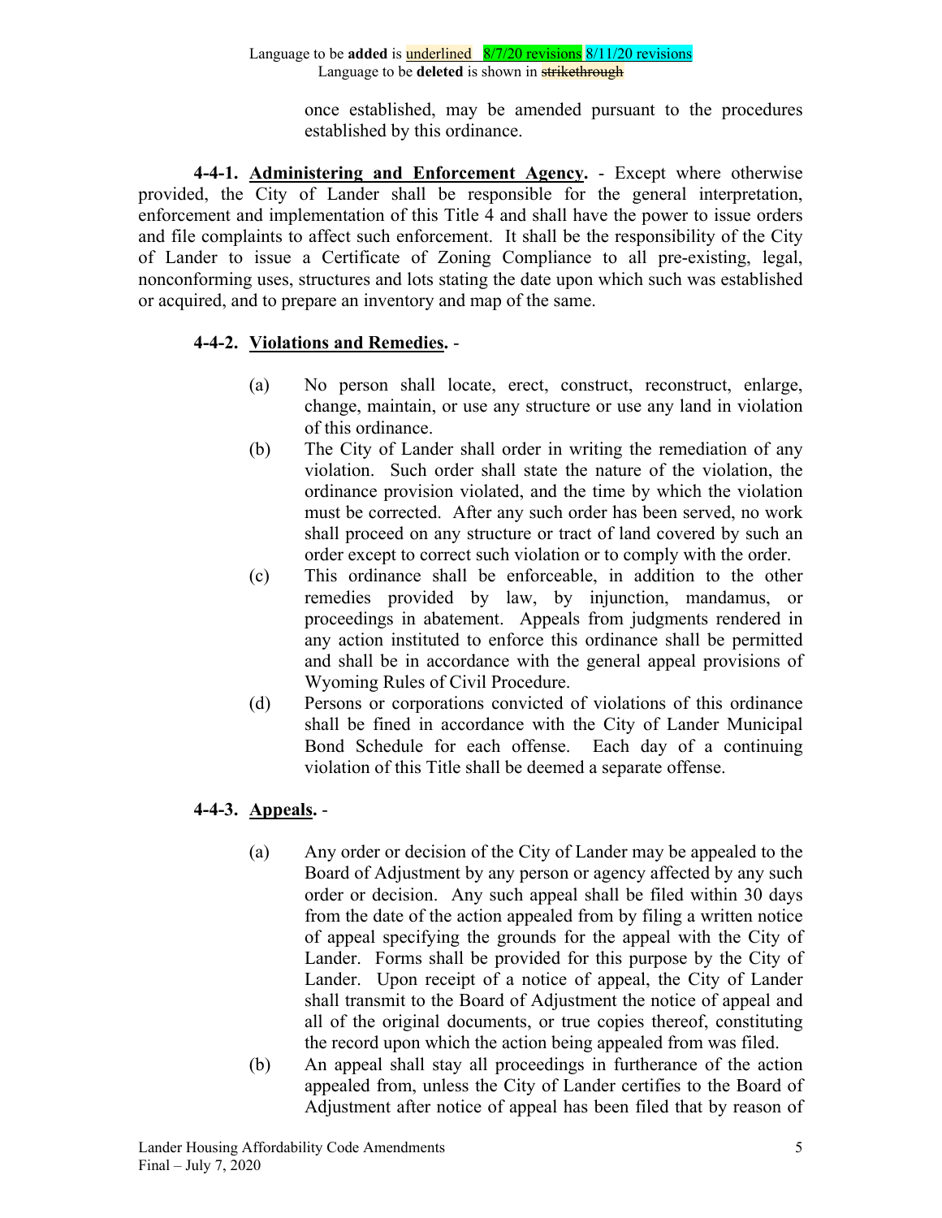once established, may be amended pursuant to the procedures established by this ordinance.

**4-4-1. Administering and Enforcement Agency.** - Except where otherwise provided, the City of Lander shall be responsible for the general interpretation, enforcement and implementation of this Title 4 and shall have the power to issue orders and file complaints to affect such enforcement. It shall be the responsibility of the City of Lander to issue a Certificate of Zoning Compliance to all pre-existing, legal, nonconforming uses, structures and lots stating the date upon which such was established or acquired, and to prepare an inventory and map of the same.

**4-4-2. Violations and Remedies.** -

(a) No person shall locate, erect, construct, reconstruct, enlarge, change, maintain, or use any structure or use any land in violation of this ordinance.

(b) The City of Lander shall order in writing the remediation of any violation. Such order shall state the nature of the violation, the ordinance provision violated, and the time by which the violation must be corrected. After any such order has been served, no work shall proceed on any structure or tract of land covered by such an order except to correct such violation or to comply with the order.

(c) This ordinance shall be enforceable, in addition to the other remedies provided by law, by injunction, mandamus, or proceedings in abatement. Appeals from judgments rendered in any action instituted to enforce this ordinance shall be permitted and shall be in accordance with the general appeal provisions of Wyoming Rules of Civil Procedure.

(d) Persons or corporations convicted of violations of this ordinance shall be fined in accordance with the City of Lander Municipal Bond Schedule for each offense. Each day of a continuing violation of this Title shall be deemed a separate offense.

**4-4-3. Appeals.** -

(a) Any order or decision of the City of Lander may be appealed to the Board of Adjustment by any person or agency affected by any such order or decision. Any such appeal shall be filed within 30 days from the date of the action appealed from by filing a written notice of appeal specifying the grounds for the appeal with the City of Lander. Forms shall be provided for this purpose by the City of Lander. Upon receipt of a notice of appeal, the City of Lander shall transmit to the Board of Adjustment the notice of appeal and all of the original documents, or true copies thereof, constituting the record upon which the action being appealed from was filed.

(b) An appeal shall stay all proceedings in furtherance of the action appealed from, unless the City of Lander certifies to the Board of Adjustment after notice of appeal has been filed that by reason of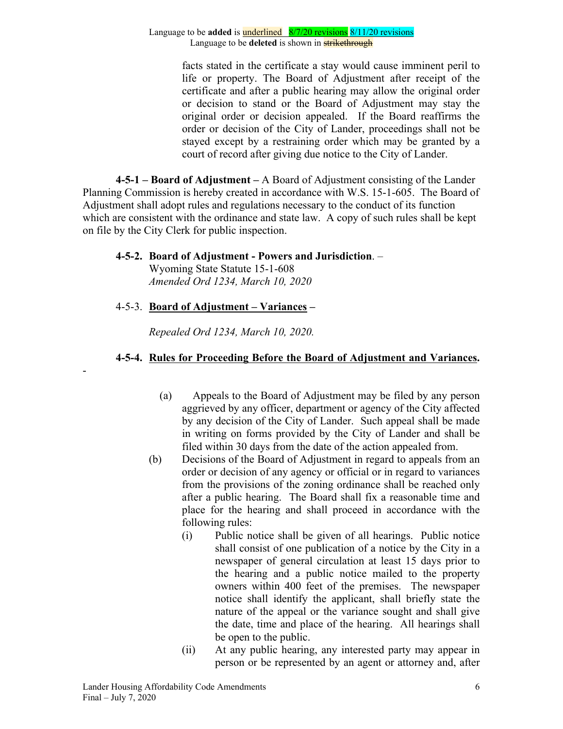Language to be **added** is underlined 8/7/20 revisions 8/11/20 revisions
Language to be **deleted** is shown in ~~strikethrough~~

facts stated in the certificate a stay would cause imminent peril to life or property. The Board of Adjustment after receipt of the certificate and after a public hearing may allow the original order or decision to stand or the Board of Adjustment may stay the original order or decision appealed. If the Board reaffirms the order or decision of the City of Lander, proceedings shall not be stayed except by a restraining order which may be granted by a court of record after giving due notice to the City of Lander.

**4-5-1 – Board of Adjustment –** A Board of Adjustment consisting of the Lander Planning Commission is hereby created in accordance with W.S. 15-1-605. The Board of Adjustment shall adopt rules and regulations necessary to the conduct of its function which are consistent with the ordinance and state law. A copy of such rules shall be kept on file by the City Clerk for public inspection.

**4-5-2. Board of Adjustment - Powers and Jurisdiction**. –
Wyoming State Statute 15-1-608
*Amended Ord 1234, March 10, 2020*

4-5-3. **Board of Adjustment – Variances –**

*Repealed Ord 1234, March 10, 2020.*

**4-5-4. Rules for Proceeding Before the Board of Adjustment and Variances.**

-

(a) Appeals to the Board of Adjustment may be filed by any person aggrieved by any officer, department or agency of the City affected by any decision of the City of Lander. Such appeal shall be made in writing on forms provided by the City of Lander and shall be filed within 30 days from the date of the action appealed from.

(b) Decisions of the Board of Adjustment in regard to appeals from an order or decision of any agency or official or in regard to variances from the provisions of the zoning ordinance shall be reached only after a public hearing. The Board shall fix a reasonable time and place for the hearing and shall proceed in accordance with the following rules:

(i) Public notice shall be given of all hearings. Public notice shall consist of one publication of a notice by the City in a newspaper of general circulation at least 15 days prior to the hearing and a public notice mailed to the property owners within 400 feet of the premises. The newspaper notice shall identify the applicant, shall briefly state the nature of the appeal or the variance sought and shall give the date, time and place of the hearing. All hearings shall be open to the public.

(ii) At any public hearing, any interested party may appear in person or be represented by an agent or attorney and, after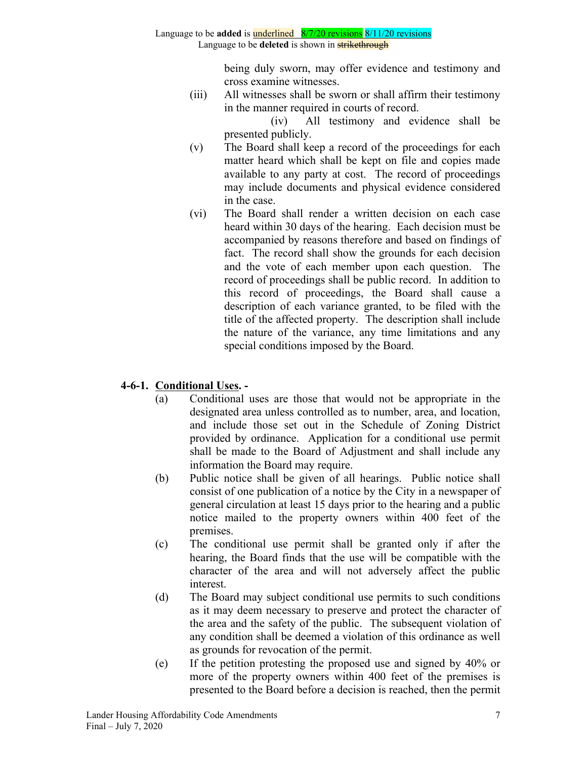Language to be **added** is underlined 8/7/20 revisions 8/11/20 revisions
Language to be **deleted** is shown in ~~strikethrough~~

being duly sworn, may offer evidence and testimony and cross examine witnesses.

(iii) All witnesses shall be sworn or shall affirm their testimony in the manner required in courts of record.

(iv) All testimony and evidence shall be presented publicly.

(v) The Board shall keep a record of the proceedings for each matter heard which shall be kept on file and copies made available to any party at cost. The record of proceedings may include documents and physical evidence considered in the case.

(vi) The Board shall render a written decision on each case heard within 30 days of the hearing. Each decision must be accompanied by reasons therefore and based on findings of fact. The record shall show the grounds for each decision and the vote of each member upon each question. The record of proceedings shall be public record. In addition to this record of proceedings, the Board shall cause a description of each variance granted, to be filed with the title of the affected property. The description shall include the nature of the variance, any time limitations and any special conditions imposed by the Board.

**4-6-1. Conditional Uses. -**

(a) Conditional uses are those that would not be appropriate in the designated area unless controlled as to number, area, and location, and include those set out in the Schedule of Zoning District provided by ordinance. Application for a conditional use permit shall be made to the Board of Adjustment and shall include any information the Board may require.

(b) Public notice shall be given of all hearings. Public notice shall consist of one publication of a notice by the City in a newspaper of general circulation at least 15 days prior to the hearing and a public notice mailed to the property owners within 400 feet of the premises.

(c) The conditional use permit shall be granted only if after the hearing, the Board finds that the use will be compatible with the character of the area and will not adversely affect the public interest.

(d) The Board may subject conditional use permits to such conditions as it may deem necessary to preserve and protect the character of the area and the safety of the public. The subsequent violation of any condition shall be deemed a violation of this ordinance as well as grounds for revocation of the permit.

(e) If the petition protesting the proposed use and signed by 40% or more of the property owners within 400 feet of the premises is presented to the Board before a decision is reached, then the permit

Lander Housing Affordability Code Amendments
Final – July 7, 2020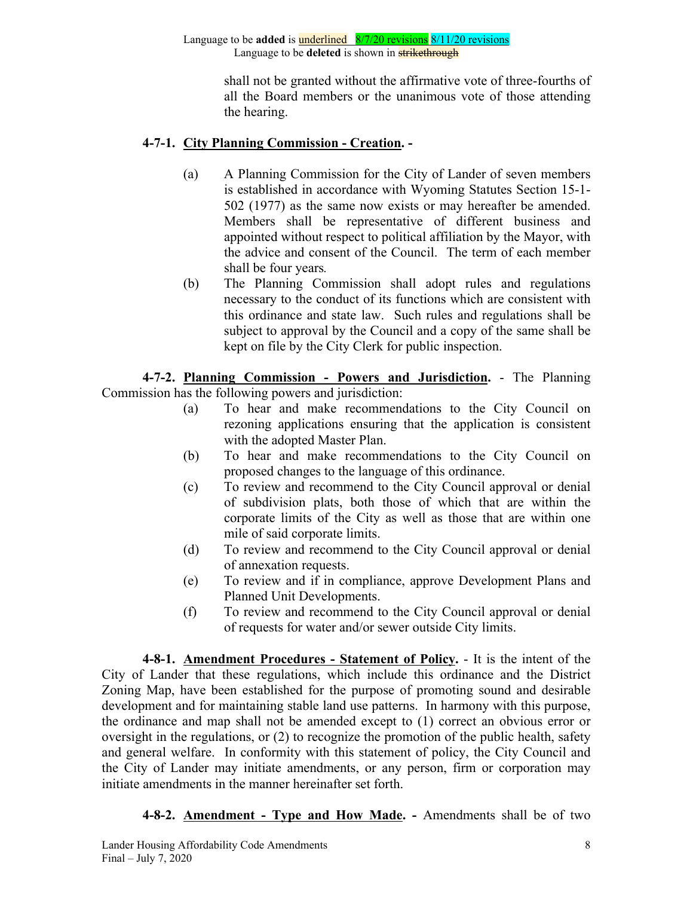Language to be **added** is underlined 8/7/20 revisions 8/11/20 revisions
Language to be **deleted** is shown in ~~strikethrough~~

shall not be granted without the affirmative vote of three-fourths of all the Board members or the unanimous vote of those attending the hearing.

**4-7-1. <u>City Planning Commission - Creation</u>. -**

(a) A Planning Commission for the City of Lander of seven members is established in accordance with Wyoming Statutes Section 15-1-502 (1977) as the same now exists or may hereafter be amended. Members shall be representative of different business and appointed without respect to political affiliation by the Mayor, with the advice and consent of the Council. The term of each member shall be four years.

(b) The Planning Commission shall adopt rules and regulations necessary to the conduct of its functions which are consistent with this ordinance and state law. Such rules and regulations shall be subject to approval by the Council and a copy of the same shall be kept on file by the City Clerk for public inspection.

**4-7-2. <u>Planning Commission - Powers and Jurisdiction</u>.** - The Planning Commission has the following powers and jurisdiction:

(a) To hear and make recommendations to the City Council on rezoning applications ensuring that the application is consistent with the adopted Master Plan.

(b) To hear and make recommendations to the City Council on proposed changes to the language of this ordinance.

(c) To review and recommend to the City Council approval or denial of subdivision plats, both those of which that are within the corporate limits of the City as well as those that are within one mile of said corporate limits.

(d) To review and recommend to the City Council approval or denial of annexation requests.

(e) To review and if in compliance, approve Development Plans and Planned Unit Developments.

(f) To review and recommend to the City Council approval or denial of requests for water and/or sewer outside City limits.

**4-8-1. <u>Amendment Procedures - Statement of Policy</u>.** - It is the intent of the City of Lander that these regulations, which include this ordinance and the District Zoning Map, have been established for the purpose of promoting sound and desirable development and for maintaining stable land use patterns. In harmony with this purpose, the ordinance and map shall not be amended except to (1) correct an obvious error or oversight in the regulations, or (2) to recognize the promotion of the public health, safety and general welfare. In conformity with this statement of policy, the City Council and the City of Lander may initiate amendments, or any person, firm or corporation may initiate amendments in the manner hereinafter set forth.

**4-8-2. <u>Amendment - Type and How Made</u>. -** Amendments shall be of two

Lander Housing Affordability Code Amendments
Final – July 7, 2020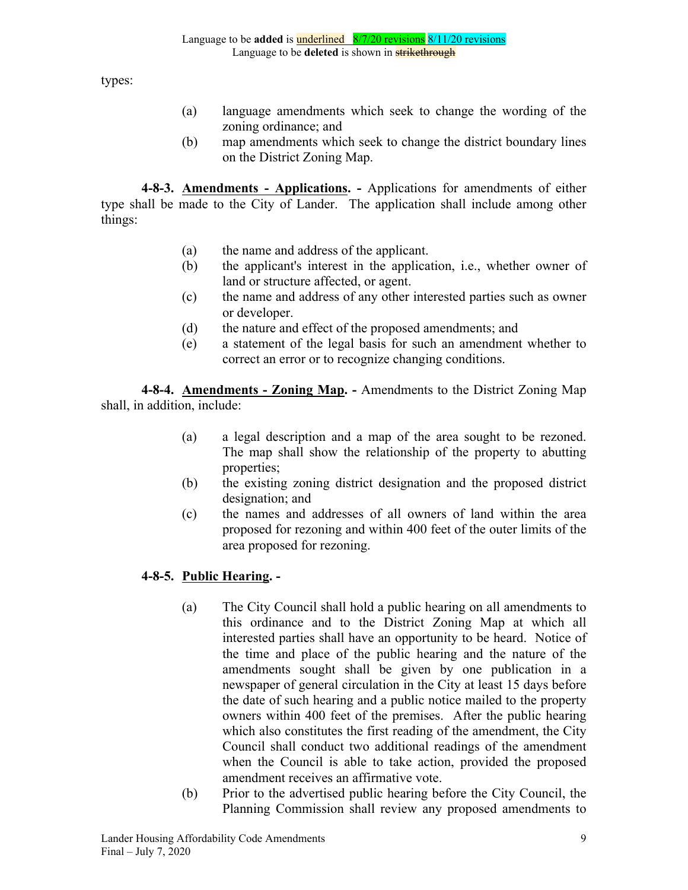types:

- (a) language amendments which seek to change the wording of the zoning ordinance; and
- (b) map amendments which seek to change the district boundary lines on the District Zoning Map.

**4-8-3. Amendments - Applications. -** Applications for amendments of either type shall be made to the City of Lander. The application shall include among other things:

- (a) the name and address of the applicant.
- (b) the applicant's interest in the application, i.e., whether owner of land or structure affected, or agent.
- (c) the name and address of any other interested parties such as owner or developer.
- (d) the nature and effect of the proposed amendments; and
- (e) a statement of the legal basis for such an amendment whether to correct an error or to recognize changing conditions.

**4-8-4. Amendments - Zoning Map. -** Amendments to the District Zoning Map shall, in addition, include:

- (a) a legal description and a map of the area sought to be rezoned. The map shall show the relationship of the property to abutting properties;
- (b) the existing zoning district designation and the proposed district designation; and
- (c) the names and addresses of all owners of land within the area proposed for rezoning and within 400 feet of the outer limits of the area proposed for rezoning.

**4-8-5. Public Hearing. -**

- (a) The City Council shall hold a public hearing on all amendments to this ordinance and to the District Zoning Map at which all interested parties shall have an opportunity to be heard. Notice of the time and place of the public hearing and the nature of the amendments sought shall be given by one publication in a newspaper of general circulation in the City at least 15 days before the date of such hearing and a public notice mailed to the property owners within 400 feet of the premises. After the public hearing which also constitutes the first reading of the amendment, the City Council shall conduct two additional readings of the amendment when the Council is able to take action, provided the proposed amendment receives an affirmative vote.
- (b) Prior to the advertised public hearing before the City Council, the Planning Commission shall review any proposed amendments to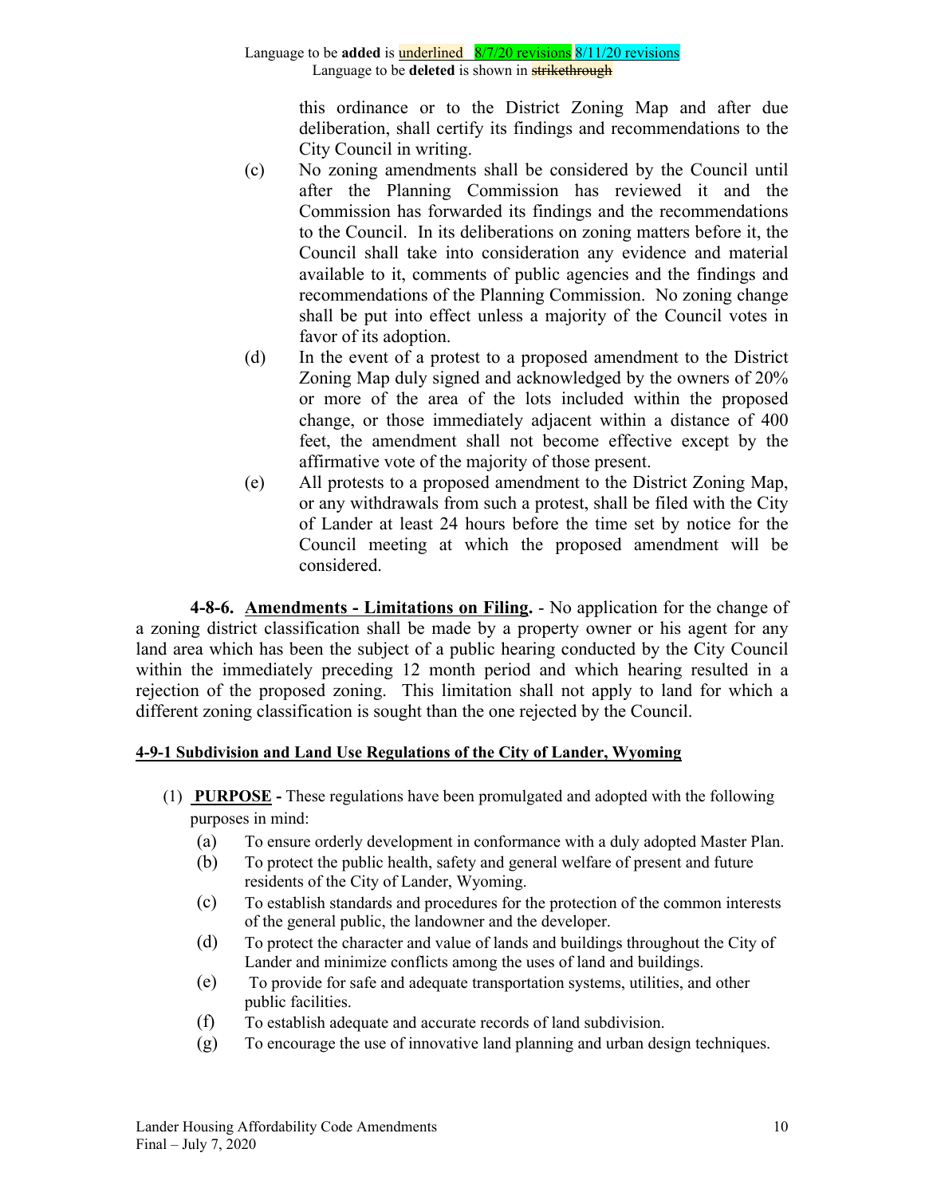this ordinance or to the District Zoning Map and after due deliberation, shall certify its findings and recommendations to the City Council in writing.

(c) No zoning amendments shall be considered by the Council until after the Planning Commission has reviewed it and the Commission has forwarded its findings and the recommendations to the Council. In its deliberations on zoning matters before it, the Council shall take into consideration any evidence and material available to it, comments of public agencies and the findings and recommendations of the Planning Commission. No zoning change shall be put into effect unless a majority of the Council votes in favor of its adoption.

(d) In the event of a protest to a proposed amendment to the District Zoning Map duly signed and acknowledged by the owners of 20% or more of the area of the lots included within the proposed change, or those immediately adjacent within a distance of 400 feet, the amendment shall not become effective except by the affirmative vote of the majority of those present.

(e) All protests to a proposed amendment to the District Zoning Map, or any withdrawals from such a protest, shall be filed with the City of Lander at least 24 hours before the time set by notice for the Council meeting at which the proposed amendment will be considered.

**4-8-6. Amendments - Limitations on Filing.** - No application for the change of a zoning district classification shall be made by a property owner or his agent for any land area which has been the subject of a public hearing conducted by the City Council within the immediately preceding 12 month period and which hearing resulted in a rejection of the proposed zoning. This limitation shall not apply to land for which a different zoning classification is sought than the one rejected by the Council.

**4-9-1 Subdivision and Land Use Regulations of the City of Lander, Wyoming**

(1) **PURPOSE -** These regulations have been promulgated and adopted with the following purposes in mind:

(a) To ensure orderly development in conformance with a duly adopted Master Plan.

(b) To protect the public health, safety and general welfare of present and future residents of the City of Lander, Wyoming.

(c) To establish standards and procedures for the protection of the common interests of the general public, the landowner and the developer.

(d) To protect the character and value of lands and buildings throughout the City of Lander and minimize conflicts among the uses of land and buildings.

(e) To provide for safe and adequate transportation systems, utilities, and other public facilities.

(f) To establish adequate and accurate records of land subdivision.

(g) To encourage the use of innovative land planning and urban design techniques.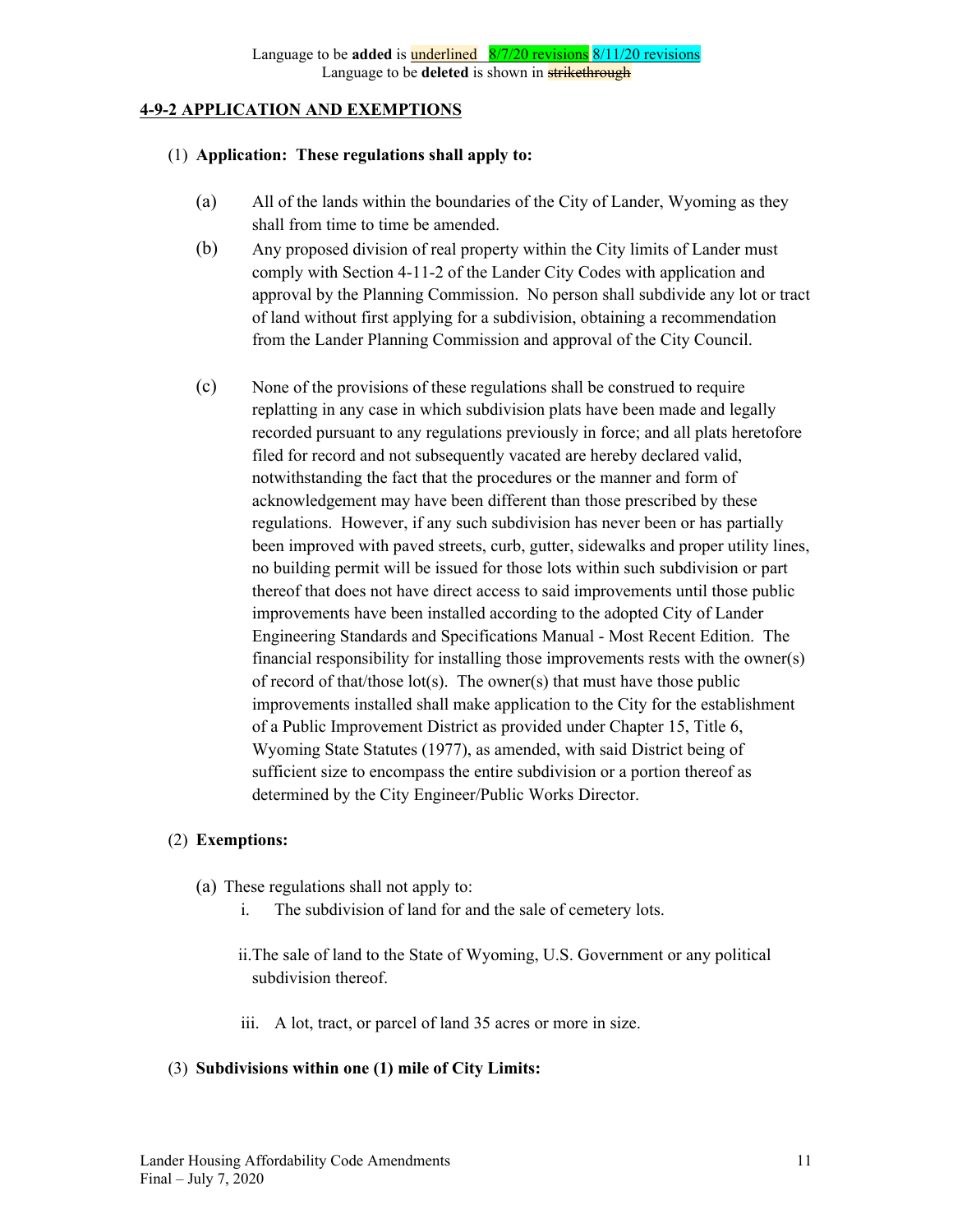Language to be **added** is underlined   8/7/20 revisions 8/11/20 revisions
Language to be **deleted** is shown in ~~strikethrough~~

## 4-9-2 APPLICATION AND EXEMPTIONS

(1) **Application: These regulations shall apply to:**

(a) All of the lands within the boundaries of the City of Lander, Wyoming as they shall from time to time be amended.

(b) Any proposed division of real property within the City limits of Lander must comply with Section 4-11-2 of the Lander City Codes with application and approval by the Planning Commission. No person shall subdivide any lot or tract of land without first applying for a subdivision, obtaining a recommendation from the Lander Planning Commission and approval of the City Council.

(c) None of the provisions of these regulations shall be construed to require replatting in any case in which subdivision plats have been made and legally recorded pursuant to any regulations previously in force; and all plats heretofore filed for record and not subsequently vacated are hereby declared valid, notwithstanding the fact that the procedures or the manner and form of acknowledgement may have been different than those prescribed by these regulations. However, if any such subdivision has never been or has partially been improved with paved streets, curb, gutter, sidewalks and proper utility lines, no building permit will be issued for those lots within such subdivision or part thereof that does not have direct access to said improvements until those public improvements have been installed according to the adopted City of Lander Engineering Standards and Specifications Manual - Most Recent Edition. The financial responsibility for installing those improvements rests with the owner(s) of record of that/those lot(s). The owner(s) that must have those public improvements installed shall make application to the City for the establishment of a Public Improvement District as provided under Chapter 15, Title 6, Wyoming State Statutes (1977), as amended, with said District being of sufficient size to encompass the entire subdivision or a portion thereof as determined by the City Engineer/Public Works Director.

(2) **Exemptions:**

(a) These regulations shall not apply to:

i. The subdivision of land for and the sale of cemetery lots.

ii. The sale of land to the State of Wyoming, U.S. Government or any political subdivision thereof.

iii. A lot, tract, or parcel of land 35 acres or more in size.

(3) **Subdivisions within one (1) mile of City Limits:**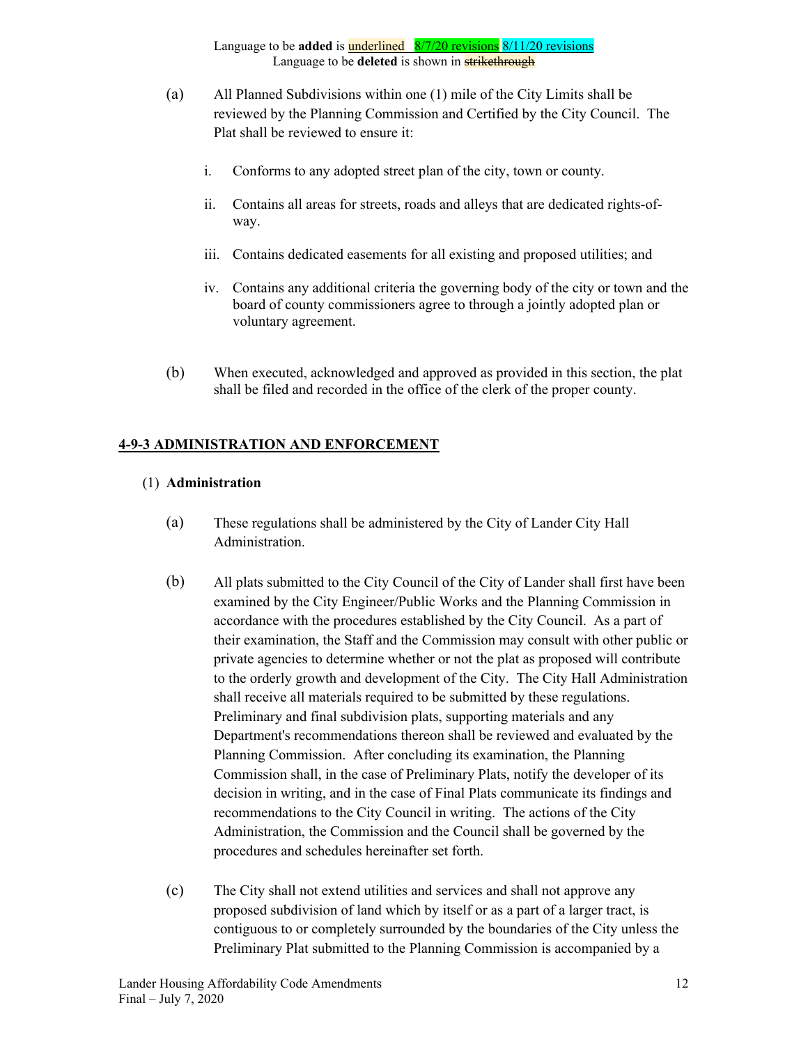(a) All Planned Subdivisions within one (1) mile of the City Limits shall be reviewed by the Planning Commission and Certified by the City Council. The Plat shall be reviewed to ensure it:

  i. Conforms to any adopted street plan of the city, town or county.

  ii. Contains all areas for streets, roads and alleys that are dedicated rights-of-way.

  iii. Contains dedicated easements for all existing and proposed utilities; and

  iv. Contains any additional criteria the governing body of the city or town and the board of county commissioners agree to through a jointly adopted plan or voluntary agreement.

(b) When executed, acknowledged and approved as provided in this section, the plat shall be filed and recorded in the office of the clerk of the proper county.

## 4-9-3 ADMINISTRATION AND ENFORCEMENT

(1) **Administration**

(a) These regulations shall be administered by the City of Lander City Hall Administration.

(b) All plats submitted to the City Council of the City of Lander shall first have been examined by the City Engineer/Public Works and the Planning Commission in accordance with the procedures established by the City Council. As a part of their examination, the Staff and the Commission may consult with other public or private agencies to determine whether or not the plat as proposed will contribute to the orderly growth and development of the City. The City Hall Administration shall receive all materials required to be submitted by these regulations. Preliminary and final subdivision plats, supporting materials and any Department's recommendations thereon shall be reviewed and evaluated by the Planning Commission. After concluding its examination, the Planning Commission shall, in the case of Preliminary Plats, notify the developer of its decision in writing, and in the case of Final Plats communicate its findings and recommendations to the City Council in writing. The actions of the City Administration, the Commission and the Council shall be governed by the procedures and schedules hereinafter set forth.

(c) The City shall not extend utilities and services and shall not approve any proposed subdivision of land which by itself or as a part of a larger tract, is contiguous to or completely surrounded by the boundaries of the City unless the Preliminary Plat submitted to the Planning Commission is accompanied by a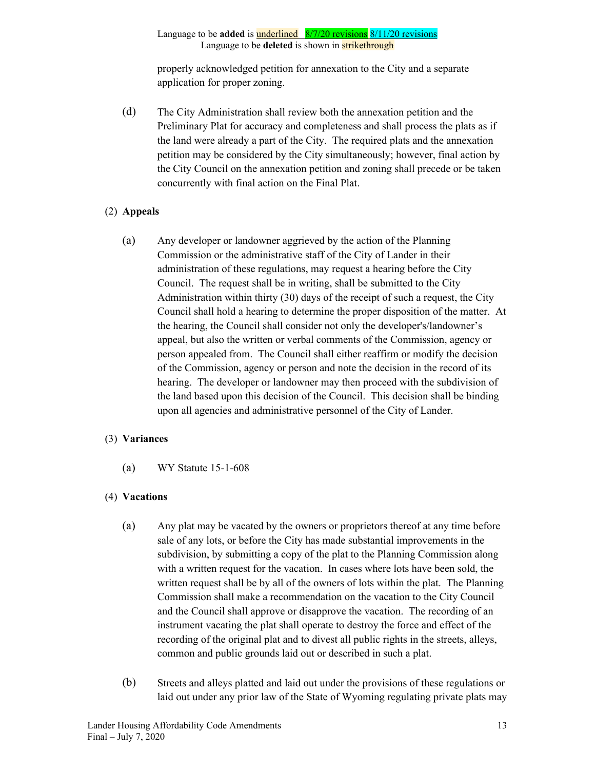Language to be **added** is underlined 8/7/20 revisions 8/11/20 revisions
Language to be **deleted** is shown in ~~strikethrough~~

properly acknowledged petition for annexation to the City and a separate application for proper zoning.

(d) The City Administration shall review both the annexation petition and the Preliminary Plat for accuracy and completeness and shall process the plats as if the land were already a part of the City. The required plats and the annexation petition may be considered by the City simultaneously; however, final action by the City Council on the annexation petition and zoning shall precede or be taken concurrently with final action on the Final Plat.

(2) **Appeals**

(a) Any developer or landowner aggrieved by the action of the Planning Commission or the administrative staff of the City of Lander in their administration of these regulations, may request a hearing before the City Council. The request shall be in writing, shall be submitted to the City Administration within thirty (30) days of the receipt of such a request, the City Council shall hold a hearing to determine the proper disposition of the matter. At the hearing, the Council shall consider not only the developer's/landowner's appeal, but also the written or verbal comments of the Commission, agency or person appealed from. The Council shall either reaffirm or modify the decision of the Commission, agency or person and note the decision in the record of its hearing. The developer or landowner may then proceed with the subdivision of the land based upon this decision of the Council. This decision shall be binding upon all agencies and administrative personnel of the City of Lander.

(3) **Variances**

(a) WY Statute 15-1-608

(4) **Vacations**

(a) Any plat may be vacated by the owners or proprietors thereof at any time before sale of any lots, or before the City has made substantial improvements in the subdivision, by submitting a copy of the plat to the Planning Commission along with a written request for the vacation. In cases where lots have been sold, the written request shall be by all of the owners of lots within the plat. The Planning Commission shall make a recommendation on the vacation to the City Council and the Council shall approve or disapprove the vacation. The recording of an instrument vacating the plat shall operate to destroy the force and effect of the recording of the original plat and to divest all public rights in the streets, alleys, common and public grounds laid out or described in such a plat.

(b) Streets and alleys platted and laid out under the provisions of these regulations or laid out under any prior law of the State of Wyoming regulating private plats may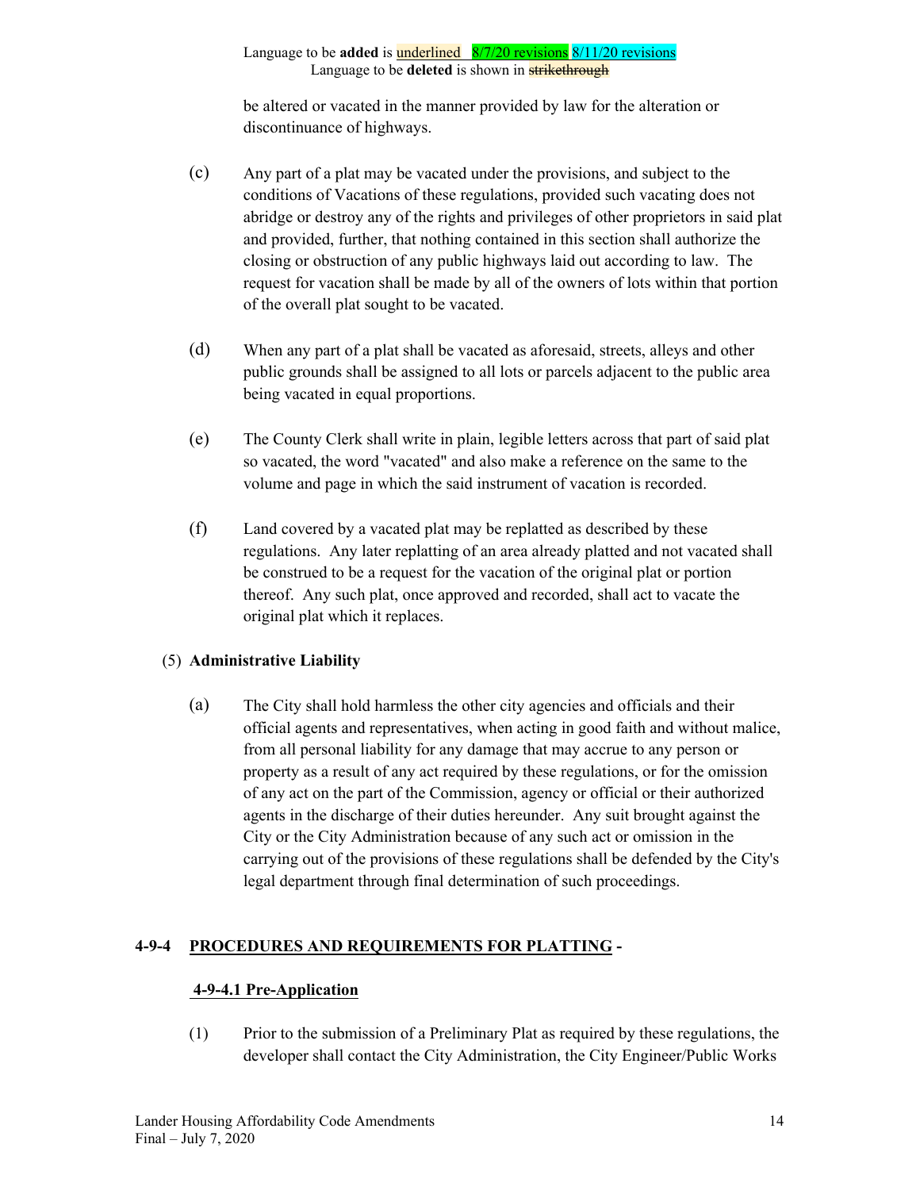Language to be **added** is underlined 8/7/20 revisions 8/11/20 revisions
Language to be **deleted** is shown in ~~strikethrough~~

be altered or vacated in the manner provided by law for the alteration or discontinuance of highways.

(c) Any part of a plat may be vacated under the provisions, and subject to the conditions of Vacations of these regulations, provided such vacating does not abridge or destroy any of the rights and privileges of other proprietors in said plat and provided, further, that nothing contained in this section shall authorize the closing or obstruction of any public highways laid out according to law. The request for vacation shall be made by all of the owners of lots within that portion of the overall plat sought to be vacated.

(d) When any part of a plat shall be vacated as aforesaid, streets, alleys and other public grounds shall be assigned to all lots or parcels adjacent to the public area being vacated in equal proportions.

(e) The County Clerk shall write in plain, legible letters across that part of said plat so vacated, the word "vacated" and also make a reference on the same to the volume and page in which the said instrument of vacation is recorded.

(f) Land covered by a vacated plat may be replatted as described by these regulations. Any later replatting of an area already platted and not vacated shall be construed to be a request for the vacation of the original plat or portion thereof. Any such plat, once approved and recorded, shall act to vacate the original plat which it replaces.

(5) **Administrative Liability**

(a) The City shall hold harmless the other city agencies and officials and their official agents and representatives, when acting in good faith and without malice, from all personal liability for any damage that may accrue to any person or property as a result of any act required by these regulations, or for the omission of any act on the part of the Commission, agency or official or their authorized agents in the discharge of their duties hereunder. Any suit brought against the City or the City Administration because of any such act or omission in the carrying out of the provisions of these regulations shall be defended by the City's legal department through final determination of such proceedings.

## 4-9-4 PROCEDURES AND REQUIREMENTS FOR PLATTING -

### 4-9-4.1 Pre-Application

(1) Prior to the submission of a Preliminary Plat as required by these regulations, the developer shall contact the City Administration, the City Engineer/Public Works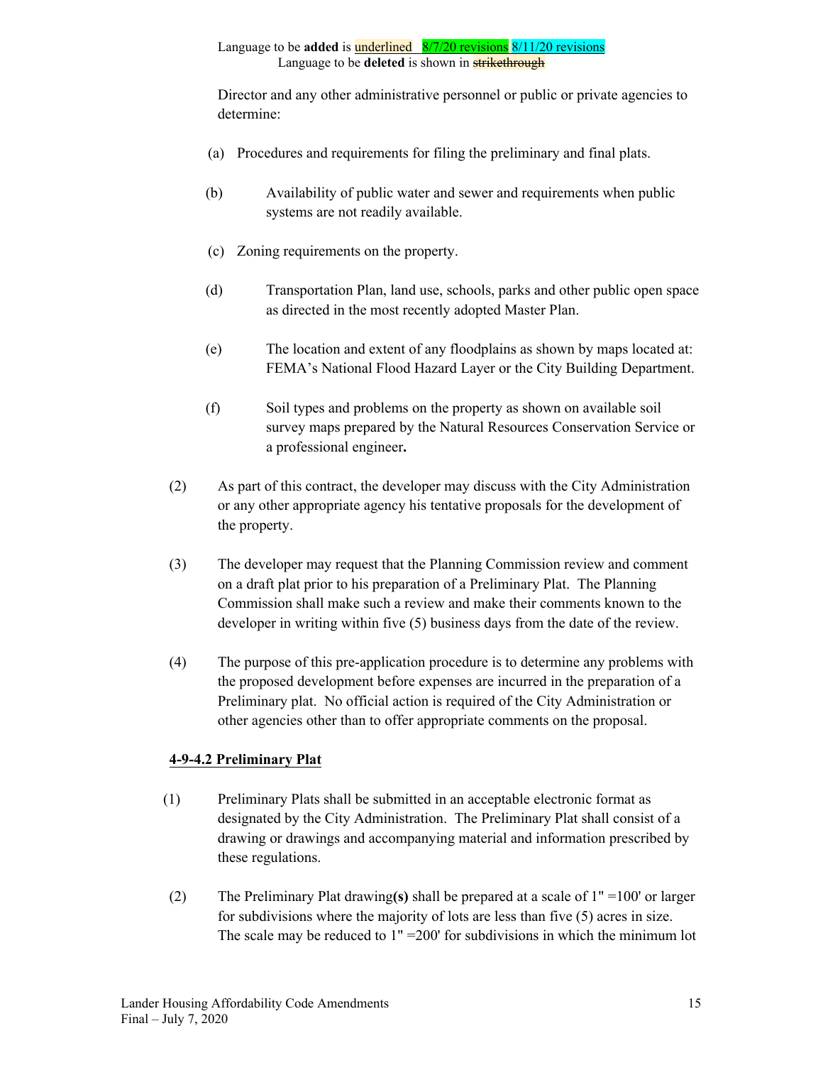Language to be **added** is underlined 8/7/20 revisions 8/11/20 revisions
Language to be **deleted** is shown in ~~strikethrough~~

Director and any other administrative personnel or public or private agencies to determine:

(a) Procedures and requirements for filing the preliminary and final plats.

(b) Availability of public water and sewer and requirements when public systems are not readily available.

(c) Zoning requirements on the property.

(d) Transportation Plan, land use, schools, parks and other public open space as directed in the most recently adopted Master Plan.

(e) The location and extent of any floodplains as shown by maps located at: FEMA's National Flood Hazard Layer or the City Building Department.

(f) Soil types and problems on the property as shown on available soil survey maps prepared by the Natural Resources Conservation Service or a professional engineer**.**

(2) As part of this contract, the developer may discuss with the City Administration or any other appropriate agency his tentative proposals for the development of the property.

(3) The developer may request that the Planning Commission review and comment on a draft plat prior to his preparation of a Preliminary Plat. The Planning Commission shall make such a review and make their comments known to the developer in writing within five (5) business days from the date of the review.

(4) The purpose of this pre-application procedure is to determine any problems with the proposed development before expenses are incurred in the preparation of a Preliminary plat. No official action is required of the City Administration or other agencies other than to offer appropriate comments on the proposal.

**4-9-4.2 Preliminary Plat**

(1) Preliminary Plats shall be submitted in an acceptable electronic format as designated by the City Administration. The Preliminary Plat shall consist of a drawing or drawings and accompanying material and information prescribed by these regulations.

(2) The Preliminary Plat drawing**(s)** shall be prepared at a scale of 1" =100' or larger for subdivisions where the majority of lots are less than five (5) acres in size. The scale may be reduced to 1" =200' for subdivisions in which the minimum lot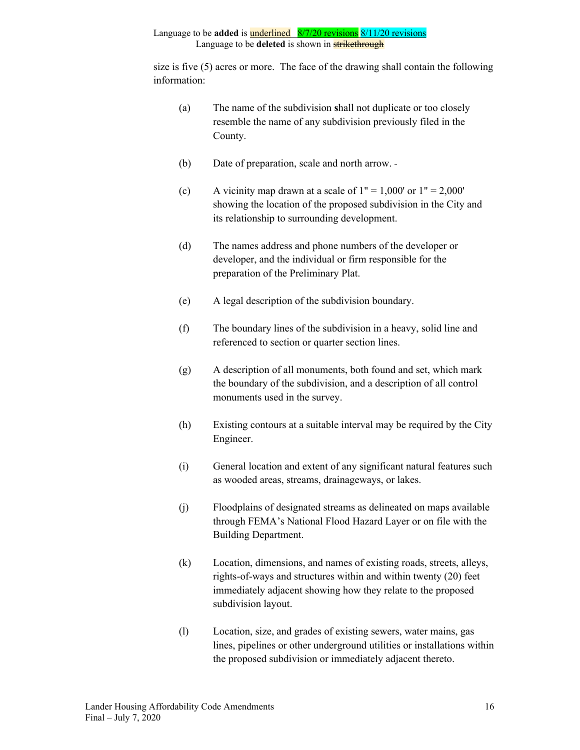Language to be **added** is underlined 8/7/20 revisions 8/11/20 revisions
Language to be **deleted** is shown in ~~strikethrough~~

size is five (5) acres or more. The face of the drawing shall contain the following information:

(a) The name of the subdivision **s**hall not duplicate or too closely resemble the name of any subdivision previously filed in the County.

(b) Date of preparation, scale and north arrow. -

(c) A vicinity map drawn at a scale of 1" = 1,000' or 1" = 2,000' showing the location of the proposed subdivision in the City and its relationship to surrounding development.

(d) The names address and phone numbers of the developer or developer, and the individual or firm responsible for the preparation of the Preliminary Plat.

(e) A legal description of the subdivision boundary.

(f) The boundary lines of the subdivision in a heavy, solid line and referenced to section or quarter section lines.

(g) A description of all monuments, both found and set, which mark the boundary of the subdivision, and a description of all control monuments used in the survey.

(h) Existing contours at a suitable interval may be required by the City Engineer.

(i) General location and extent of any significant natural features such as wooded areas, streams, drainageways, or lakes.

(j) Floodplains of designated streams as delineated on maps available through FEMA's National Flood Hazard Layer or on file with the Building Department.

(k) Location, dimensions, and names of existing roads, streets, alleys, rights-of-ways and structures within and within twenty (20) feet immediately adjacent showing how they relate to the proposed subdivision layout.

(l) Location, size, and grades of existing sewers, water mains, gas lines, pipelines or other underground utilities or installations within the proposed subdivision or immediately adjacent thereto.

Lander Housing Affordability Code Amendments
Final – July 7, 2020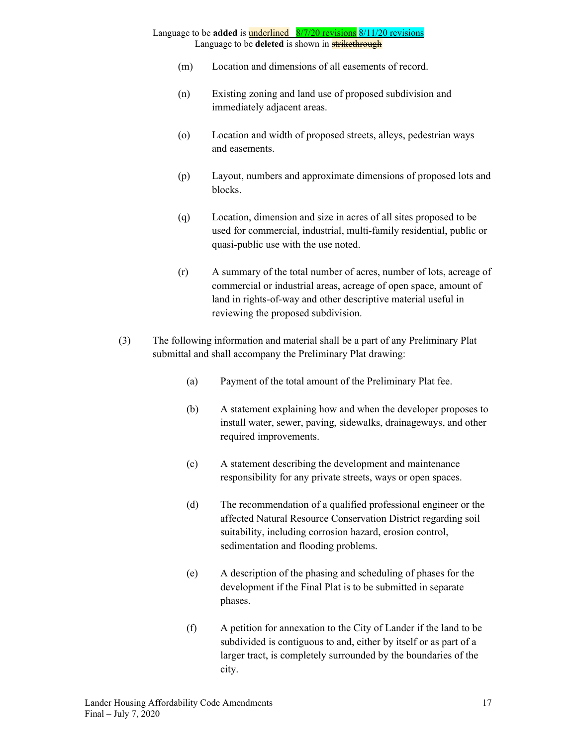(m) Location and dimensions of all easements of record.

(n) Existing zoning and land use of proposed subdivision and immediately adjacent areas.

(o) Location and width of proposed streets, alleys, pedestrian ways and easements.

(p) Layout, numbers and approximate dimensions of proposed lots and blocks.

(q) Location, dimension and size in acres of all sites proposed to be used for commercial, industrial, multi-family residential, public or quasi-public use with the use noted.

(r) A summary of the total number of acres, number of lots, acreage of commercial or industrial areas, acreage of open space, amount of land in rights-of-way and other descriptive material useful in reviewing the proposed subdivision.

(3) The following information and material shall be a part of any Preliminary Plat submittal and shall accompany the Preliminary Plat drawing:

(a) Payment of the total amount of the Preliminary Plat fee.

(b) A statement explaining how and when the developer proposes to install water, sewer, paving, sidewalks, drainageways, and other required improvements.

(c) A statement describing the development and maintenance responsibility for any private streets, ways or open spaces.

(d) The recommendation of a qualified professional engineer or the affected Natural Resource Conservation District regarding soil suitability, including corrosion hazard, erosion control, sedimentation and flooding problems.

(e) A description of the phasing and scheduling of phases for the development if the Final Plat is to be submitted in separate phases.

(f) A petition for annexation to the City of Lander if the land to be subdivided is contiguous to and, either by itself or as part of a larger tract, is completely surrounded by the boundaries of the city.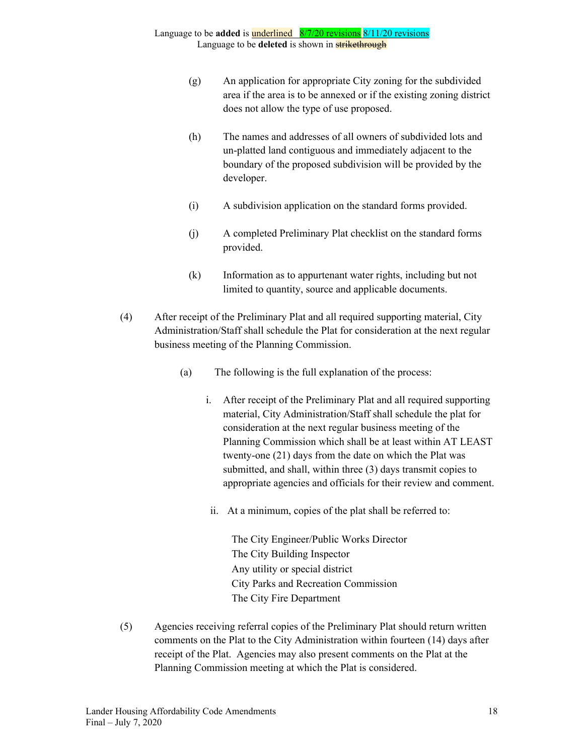Language to be **added** is underlined 8/7/20 revisions 8/11/20 revisions
Language to be **deleted** is shown in ~~strikethrough~~

(g) An application for appropriate City zoning for the subdivided area if the area is to be annexed or if the existing zoning district does not allow the type of use proposed.

(h) The names and addresses of all owners of subdivided lots and un-platted land contiguous and immediately adjacent to the boundary of the proposed subdivision will be provided by the developer.

(i) A subdivision application on the standard forms provided.

(j) A completed Preliminary Plat checklist on the standard forms provided.

(k) Information as to appurtenant water rights, including but not limited to quantity, source and applicable documents.

(4) After receipt of the Preliminary Plat and all required supporting material, City Administration/Staff shall schedule the Plat for consideration at the next regular business meeting of the Planning Commission.

(a) The following is the full explanation of the process:

i. After receipt of the Preliminary Plat and all required supporting material, City Administration/Staff shall schedule the plat for consideration at the next regular business meeting of the Planning Commission which shall be at least within AT LEAST twenty-one (21) days from the date on which the Plat was submitted, and shall, within three (3) days transmit copies to appropriate agencies and officials for their review and comment.

ii. At a minimum, copies of the plat shall be referred to:

The City Engineer/Public Works Director
The City Building Inspector
Any utility or special district
City Parks and Recreation Commission
The City Fire Department

(5) Agencies receiving referral copies of the Preliminary Plat should return written comments on the Plat to the City Administration within fourteen (14) days after receipt of the Plat. Agencies may also present comments on the Plat at the Planning Commission meeting at which the Plat is considered.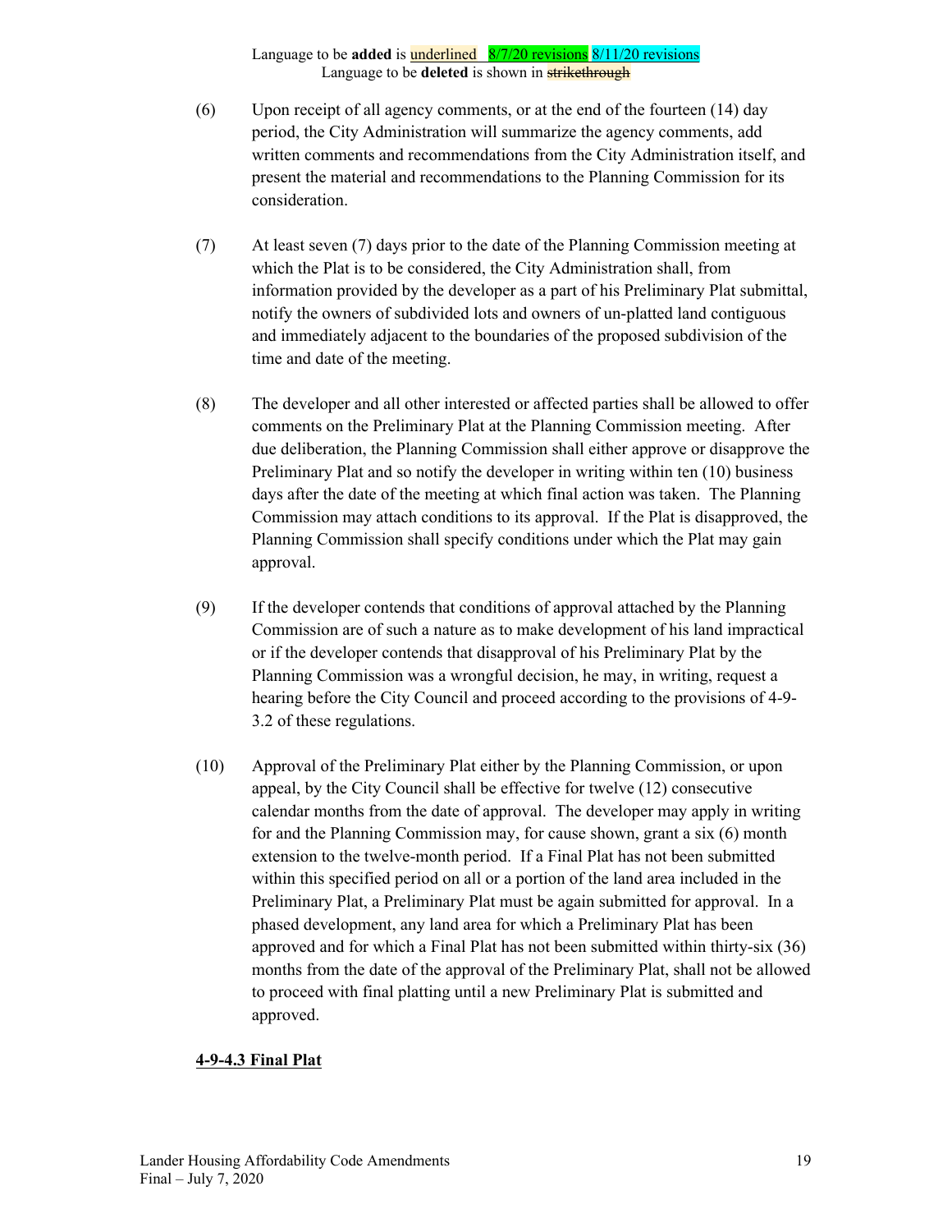Language to be **added** is underlined 8/7/20 revisions 8/11/20 revisions
Language to be **deleted** is shown in ~~strikethrough~~

(6) Upon receipt of all agency comments, or at the end of the fourteen (14) day period, the City Administration will summarize the agency comments, add written comments and recommendations from the City Administration itself, and present the material and recommendations to the Planning Commission for its consideration.

(7) At least seven (7) days prior to the date of the Planning Commission meeting at which the Plat is to be considered, the City Administration shall, from information provided by the developer as a part of his Preliminary Plat submittal, notify the owners of subdivided lots and owners of un-platted land contiguous and immediately adjacent to the boundaries of the proposed subdivision of the time and date of the meeting.

(8) The developer and all other interested or affected parties shall be allowed to offer comments on the Preliminary Plat at the Planning Commission meeting. After due deliberation, the Planning Commission shall either approve or disapprove the Preliminary Plat and so notify the developer in writing within ten (10) business days after the date of the meeting at which final action was taken. The Planning Commission may attach conditions to its approval. If the Plat is disapproved, the Planning Commission shall specify conditions under which the Plat may gain approval.

(9) If the developer contends that conditions of approval attached by the Planning Commission are of such a nature as to make development of his land impractical or if the developer contends that disapproval of his Preliminary Plat by the Planning Commission was a wrongful decision, he may, in writing, request a hearing before the City Council and proceed according to the provisions of 4-9-3.2 of these regulations.

(10) Approval of the Preliminary Plat either by the Planning Commission, or upon appeal, by the City Council shall be effective for twelve (12) consecutive calendar months from the date of approval. The developer may apply in writing for and the Planning Commission may, for cause shown, grant a six (6) month extension to the twelve-month period. If a Final Plat has not been submitted within this specified period on all or a portion of the land area included in the Preliminary Plat, a Preliminary Plat must be again submitted for approval. In a phased development, any land area for which a Preliminary Plat has been approved and for which a Final Plat has not been submitted within thirty-six (36) months from the date of the approval of the Preliminary Plat, shall not be allowed to proceed with final platting until a new Preliminary Plat is submitted and approved.

**4-9-4.3 Final Plat**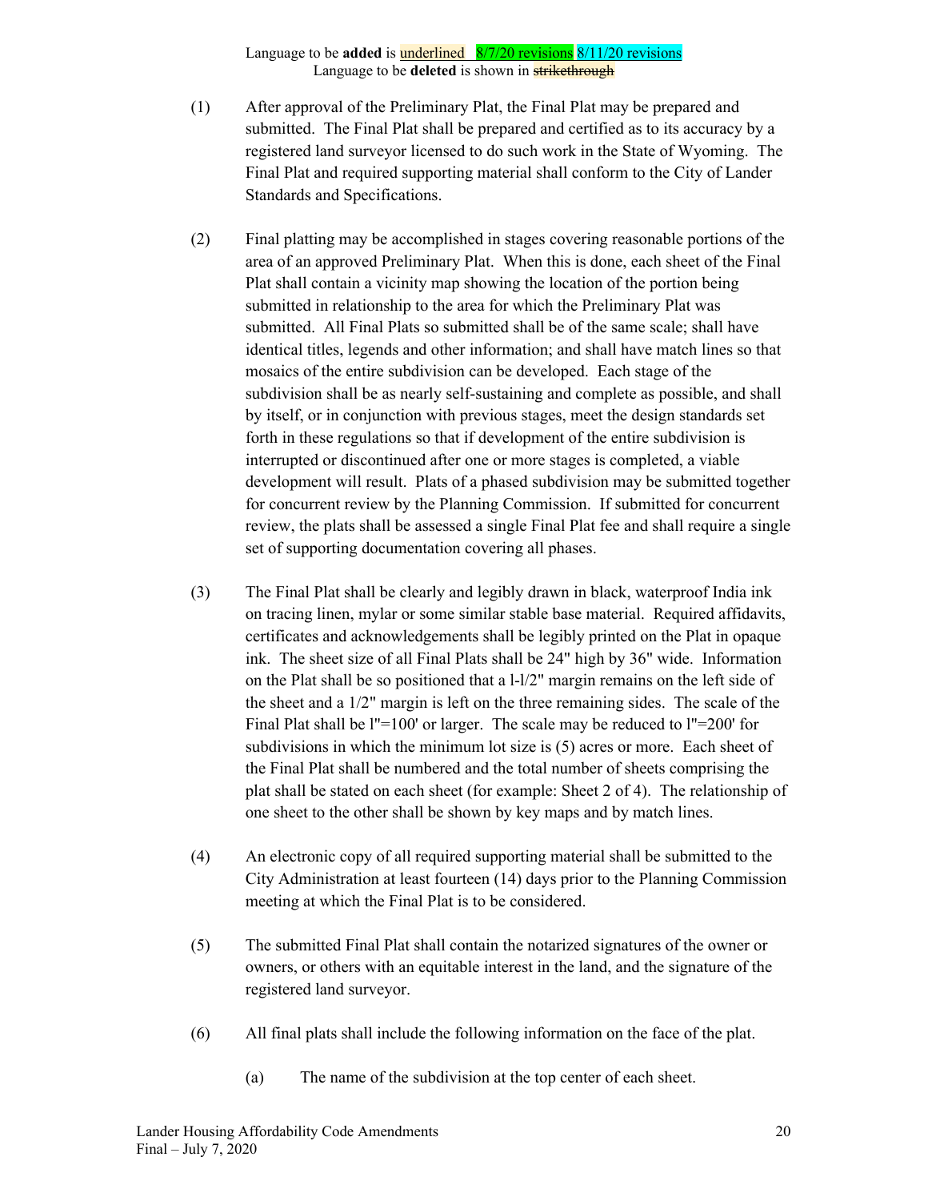Language to be **added** is underlined 8/7/20 revisions 8/11/20 revisions
Language to be **deleted** is shown in ~~strikethrough~~

(1) After approval of the Preliminary Plat, the Final Plat may be prepared and submitted. The Final Plat shall be prepared and certified as to its accuracy by a registered land surveyor licensed to do such work in the State of Wyoming. The Final Plat and required supporting material shall conform to the City of Lander Standards and Specifications.

(2) Final platting may be accomplished in stages covering reasonable portions of the area of an approved Preliminary Plat. When this is done, each sheet of the Final Plat shall contain a vicinity map showing the location of the portion being submitted in relationship to the area for which the Preliminary Plat was submitted. All Final Plats so submitted shall be of the same scale; shall have identical titles, legends and other information; and shall have match lines so that mosaics of the entire subdivision can be developed. Each stage of the subdivision shall be as nearly self-sustaining and complete as possible, and shall by itself, or in conjunction with previous stages, meet the design standards set forth in these regulations so that if development of the entire subdivision is interrupted or discontinued after one or more stages is completed, a viable development will result. Plats of a phased subdivision may be submitted together for concurrent review by the Planning Commission. If submitted for concurrent review, the plats shall be assessed a single Final Plat fee and shall require a single set of supporting documentation covering all phases.

(3) The Final Plat shall be clearly and legibly drawn in black, waterproof India ink on tracing linen, mylar or some similar stable base material. Required affidavits, certificates and acknowledgements shall be legibly printed on the Plat in opaque ink. The sheet size of all Final Plats shall be 24" high by 36" wide. Information on the Plat shall be so positioned that a l-l/2" margin remains on the left side of the sheet and a 1/2" margin is left on the three remaining sides. The scale of the Final Plat shall be l"=100' or larger. The scale may be reduced to l"=200' for subdivisions in which the minimum lot size is (5) acres or more. Each sheet of the Final Plat shall be numbered and the total number of sheets comprising the plat shall be stated on each sheet (for example: Sheet 2 of 4). The relationship of one sheet to the other shall be shown by key maps and by match lines.

(4) An electronic copy of all required supporting material shall be submitted to the City Administration at least fourteen (14) days prior to the Planning Commission meeting at which the Final Plat is to be considered.

(5) The submitted Final Plat shall contain the notarized signatures of the owner or owners, or others with an equitable interest in the land, and the signature of the registered land surveyor.

(6) All final plats shall include the following information on the face of the plat.

(a) The name of the subdivision at the top center of each sheet.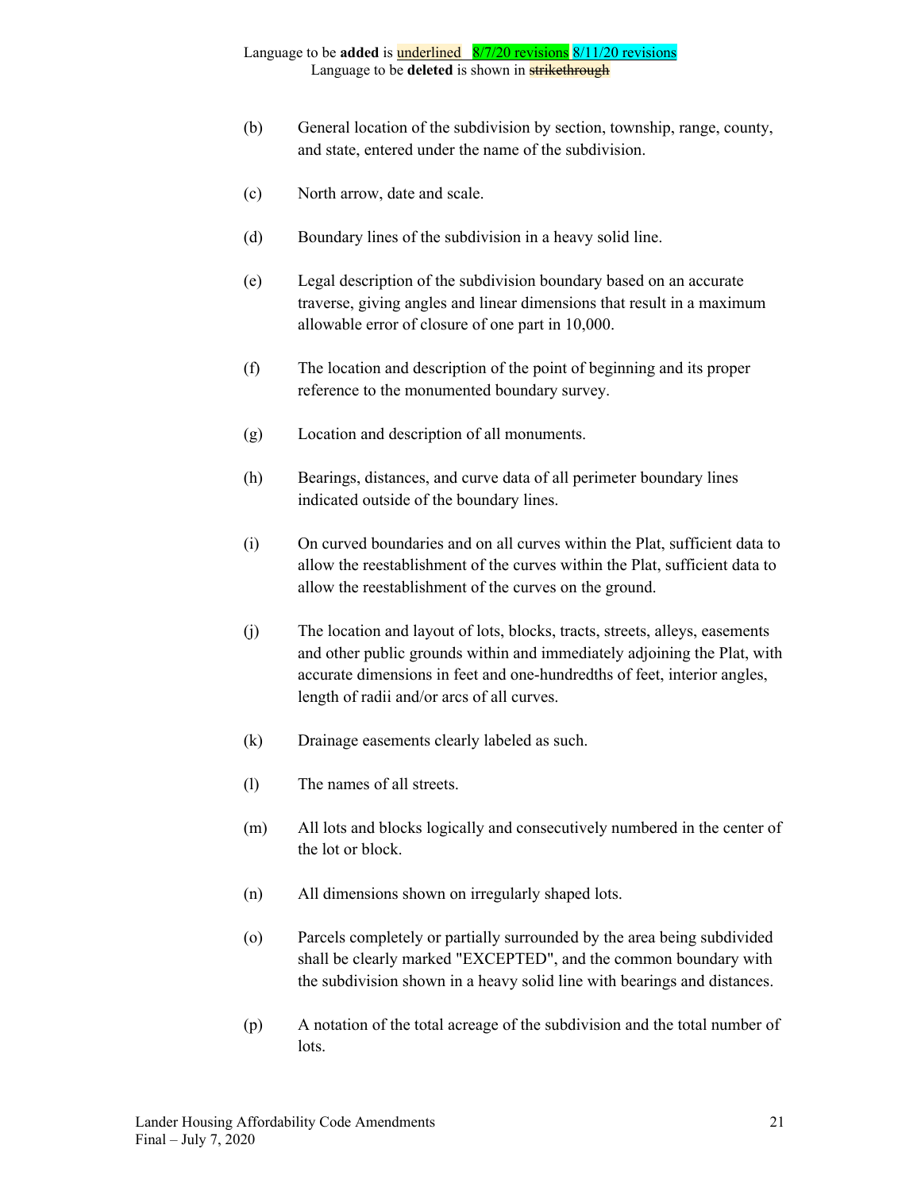(b) General location of the subdivision by section, township, range, county, and state, entered under the name of the subdivision.

(c) North arrow, date and scale.

(d) Boundary lines of the subdivision in a heavy solid line.

(e) Legal description of the subdivision boundary based on an accurate traverse, giving angles and linear dimensions that result in a maximum allowable error of closure of one part in 10,000.

(f) The location and description of the point of beginning and its proper reference to the monumented boundary survey.

(g) Location and description of all monuments.

(h) Bearings, distances, and curve data of all perimeter boundary lines indicated outside of the boundary lines.

(i) On curved boundaries and on all curves within the Plat, sufficient data to allow the reestablishment of the curves within the Plat, sufficient data to allow the reestablishment of the curves on the ground.

(j) The location and layout of lots, blocks, tracts, streets, alleys, easements and other public grounds within and immediately adjoining the Plat, with accurate dimensions in feet and one-hundredths of feet, interior angles, length of radii and/or arcs of all curves.

(k) Drainage easements clearly labeled as such.

(l) The names of all streets.

(m) All lots and blocks logically and consecutively numbered in the center of the lot or block.

(n) All dimensions shown on irregularly shaped lots.

(o) Parcels completely or partially surrounded by the area being subdivided shall be clearly marked "EXCEPTED", and the common boundary with the subdivision shown in a heavy solid line with bearings and distances.

(p) A notation of the total acreage of the subdivision and the total number of lots.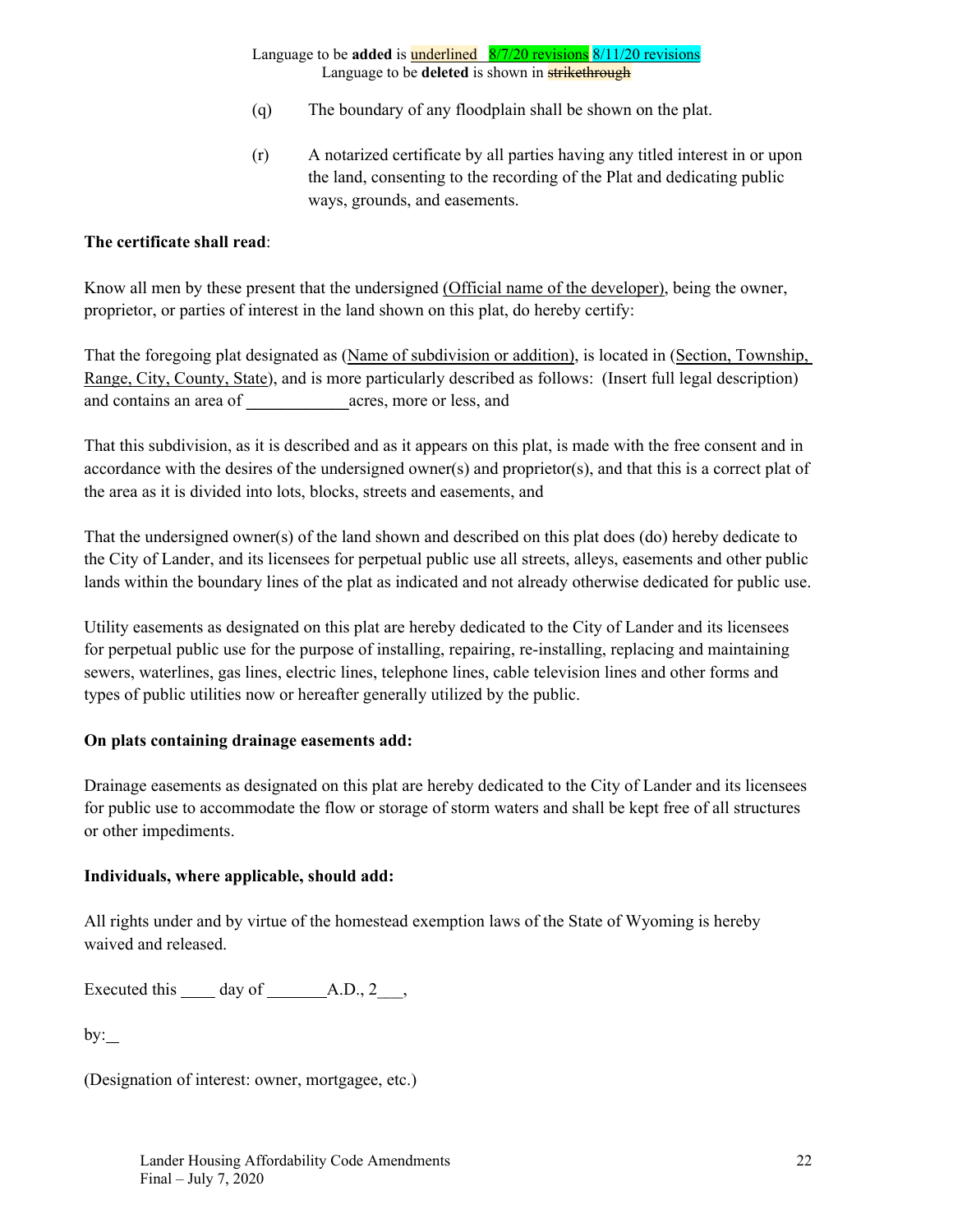Language to be **added** is <u>underlined</u> 8/7/20 revisions 8/11/20 revisions
Language to be **deleted** is shown in ~~strikethrough~~

(q) The boundary of any floodplain shall be shown on the plat.

(r) A notarized certificate by all parties having any titled interest in or upon the land, consenting to the recording of the Plat and dedicating public ways, grounds, and easements.

**The certificate shall read**:

Know all men by these present that the undersigned <u>(Official name of the developer)</u>, being the owner, proprietor, or parties of interest in the land shown on this plat, do hereby certify:

That the foregoing plat designated as (<u>Name of subdivision or addition)</u>, is located in (<u>Section, Township, Range, City, County, State</u>), and is more particularly described as follows: (Insert full legal description) and contains an area of ____________acres, more or less, and

That this subdivision, as it is described and as it appears on this plat, is made with the free consent and in accordance with the desires of the undersigned owner(s) and proprietor(s), and that this is a correct plat of the area as it is divided into lots, blocks, streets and easements, and

That the undersigned owner(s) of the land shown and described on this plat does (do) hereby dedicate to the City of Lander, and its licensees for perpetual public use all streets, alleys, easements and other public lands within the boundary lines of the plat as indicated and not already otherwise dedicated for public use.

Utility easements as designated on this plat are hereby dedicated to the City of Lander and its licensees for perpetual public use for the purpose of installing, repairing, re-installing, replacing and maintaining sewers, waterlines, gas lines, electric lines, telephone lines, cable television lines and other forms and types of public utilities now or hereafter generally utilized by the public.

**On plats containing drainage easements add:**

Drainage easements as designated on this plat are hereby dedicated to the City of Lander and its licensees for public use to accommodate the flow or storage of storm waters and shall be kept free of all structures or other impediments.

**Individuals, where applicable, should add:**

All rights under and by virtue of the homestead exemption laws of the State of Wyoming is hereby waived and released.

Executed this ____ day of _______A.D., 2___,

by:__

(Designation of interest: owner, mortgagee, etc.)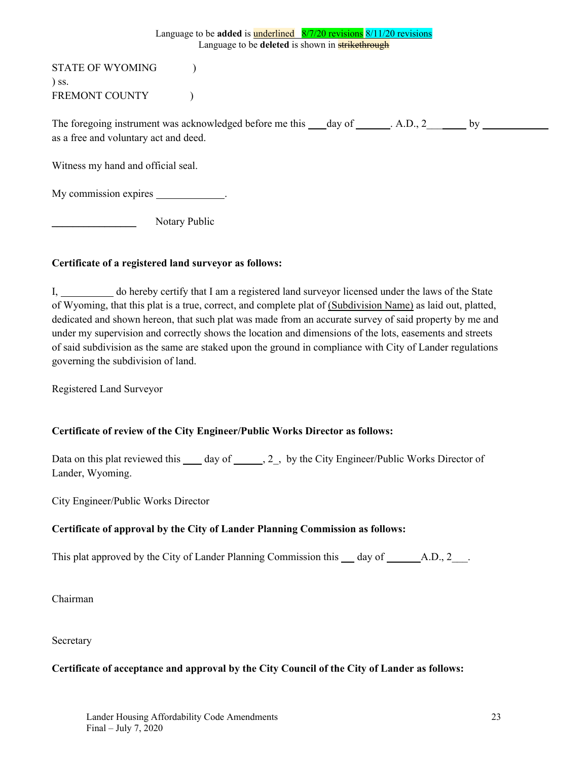Language to be **added** is <u>underlined</u> 8/7/20 revisions 8/11/20 revisions
Language to be **deleted** is shown in ~~strikethrough~~

STATE OF WYOMING )
) ss.
FREMONT COUNTY )

The foregoing instrument was acknowledged before me this ____day of _______. A.D., 2___ _____ by _____________ as a free and voluntary act and deed.

Witness my hand and official seal.

My commission expires _____________.

________________ Notary Public

**Certificate of a registered land surveyor as follows:**

I, __________ do hereby certify that I am a registered land surveyor licensed under the laws of the State of Wyoming, that this plat is a true, correct, and complete plat of <u>(Subdivision Name)</u> as laid out, platted, dedicated and shown hereon, that such plat was made from an accurate survey of said property by me and under my supervision and correctly shows the location and dimensions of the lots, easements and streets of said subdivision as the same are staked upon the ground in compliance with City of Lander regulations governing the subdivision of land.

Registered Land Surveyor

**Certificate of review of the City Engineer/Public Works Director as follows:**

Data on this plat reviewed this ____ day of ______, 2_, by the City Engineer/Public Works Director of Lander, Wyoming.

City Engineer/Public Works Director

**Certificate of approval by the City of Lander Planning Commission as follows:**

This plat approved by the City of Lander Planning Commission this ___ day of _______A.D., 2___.

Chairman

Secretary

**Certificate of acceptance and approval by the City Council of the City of Lander as follows:**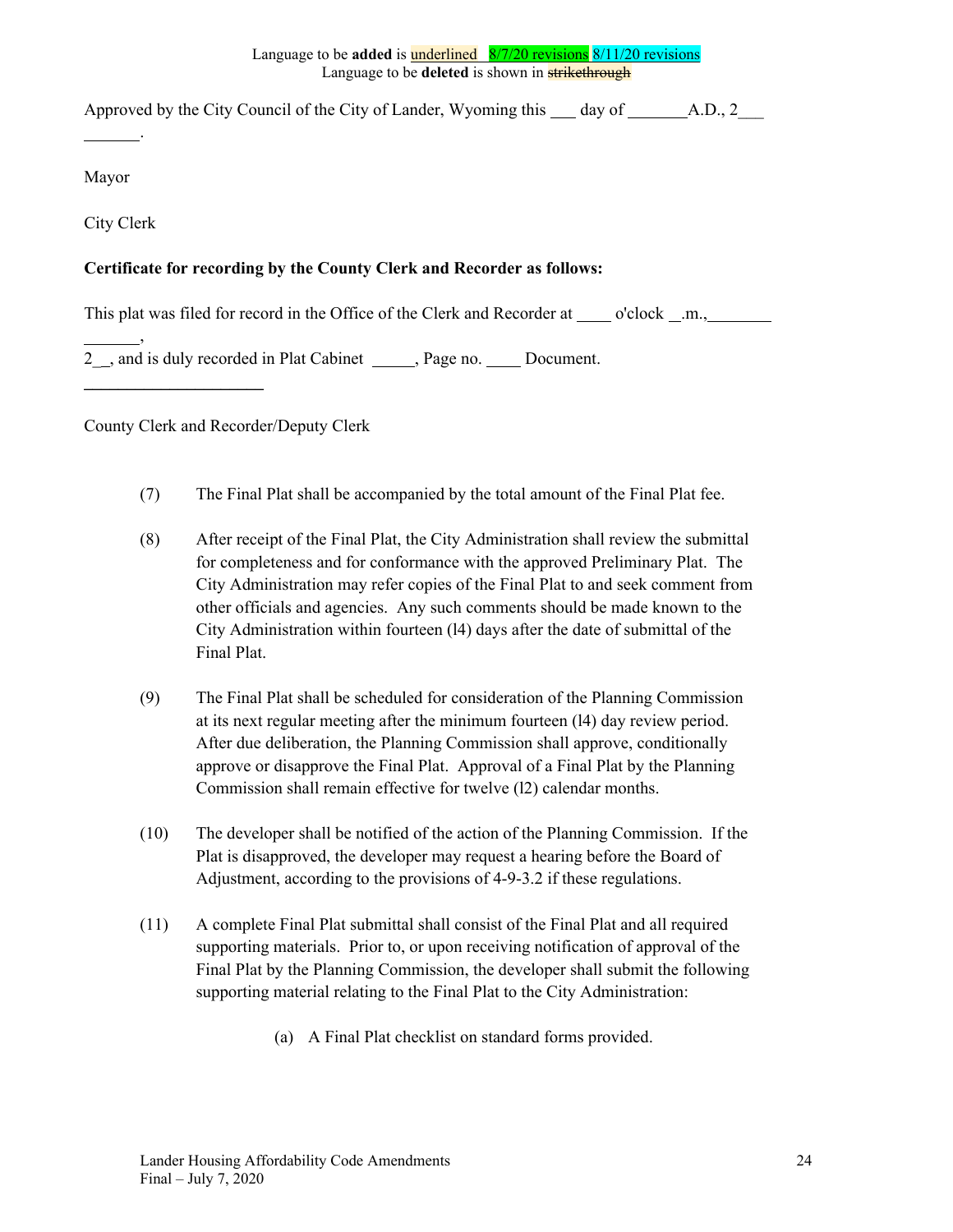Language to be **added** is underlined 8/7/20 revisions 8/11/20 revisions
Language to be **deleted** is shown in ~~strikethrough~~

Approved by the City Council of the City of Lander, Wyoming this ___ day of _______A.D., 2___ _______.

Mayor

City Clerk

**Certificate for recording by the County Clerk and Recorder as follows:**

This plat was filed for record in the Office of the Clerk and Recorder at ____ o'clock __.m.,_______ _______, 2__, and is duly recorded in Plat Cabinet _____, Page no. ____ Document.

____________________

County Clerk and Recorder/Deputy Clerk

(7) The Final Plat shall be accompanied by the total amount of the Final Plat fee.

(8) After receipt of the Final Plat, the City Administration shall review the submittal for completeness and for conformance with the approved Preliminary Plat. The City Administration may refer copies of the Final Plat to and seek comment from other officials and agencies. Any such comments should be made known to the City Administration within fourteen (l4) days after the date of submittal of the Final Plat.

(9) The Final Plat shall be scheduled for consideration of the Planning Commission at its next regular meeting after the minimum fourteen (l4) day review period. After due deliberation, the Planning Commission shall approve, conditionally approve or disapprove the Final Plat. Approval of a Final Plat by the Planning Commission shall remain effective for twelve (l2) calendar months.

(10) The developer shall be notified of the action of the Planning Commission. If the Plat is disapproved, the developer may request a hearing before the Board of Adjustment, according to the provisions of 4-9-3.2 if these regulations.

(11) A complete Final Plat submittal shall consist of the Final Plat and all required supporting materials. Prior to, or upon receiving notification of approval of the Final Plat by the Planning Commission, the developer shall submit the following supporting material relating to the Final Plat to the City Administration:

(a) A Final Plat checklist on standard forms provided.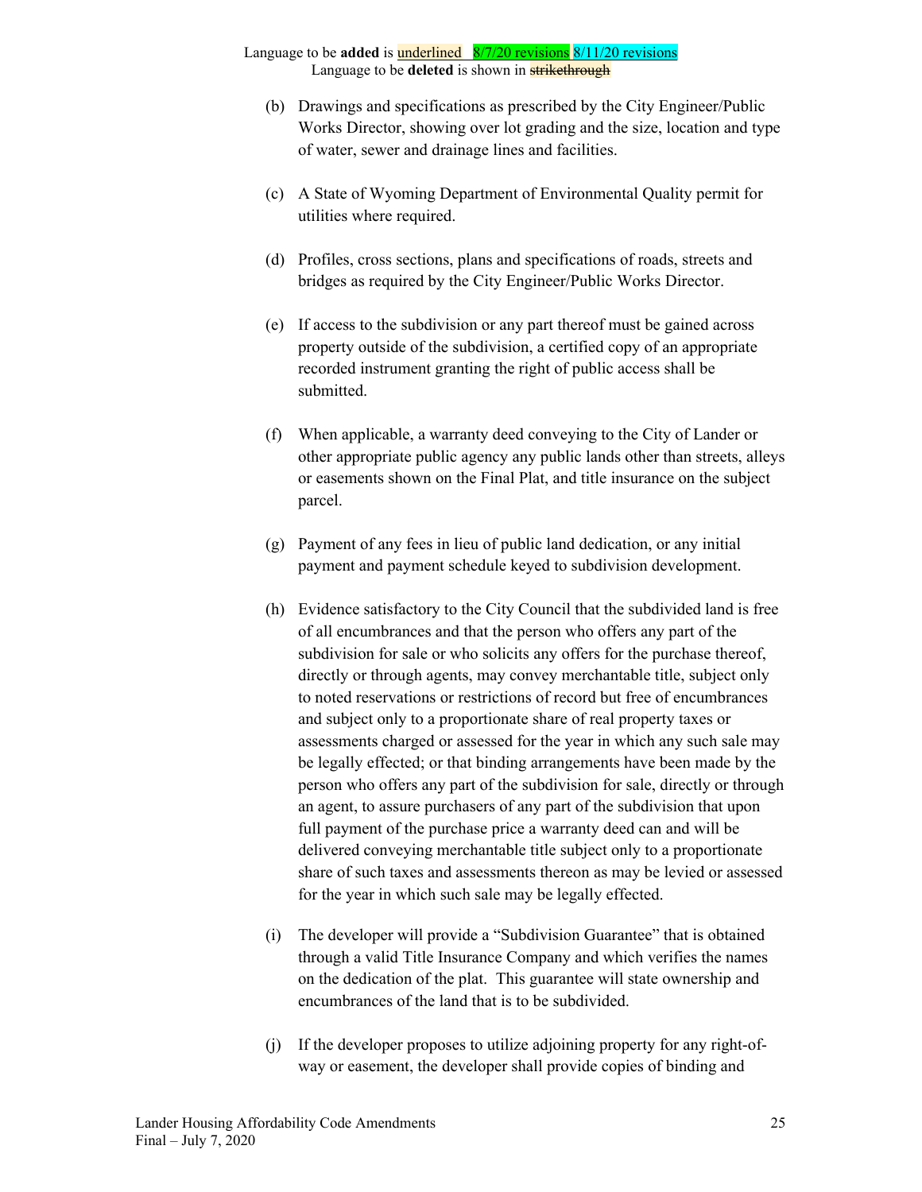Language to be **added** is underlined 8/7/20 revisions 8/11/20 revisions
Language to be **deleted** is shown in ~~strikethrough~~

(b) Drawings and specifications as prescribed by the City Engineer/Public Works Director, showing over lot grading and the size, location and type of water, sewer and drainage lines and facilities.

(c) A State of Wyoming Department of Environmental Quality permit for utilities where required.

(d) Profiles, cross sections, plans and specifications of roads, streets and bridges as required by the City Engineer/Public Works Director.

(e) If access to the subdivision or any part thereof must be gained across property outside of the subdivision, a certified copy of an appropriate recorded instrument granting the right of public access shall be submitted.

(f) When applicable, a warranty deed conveying to the City of Lander or other appropriate public agency any public lands other than streets, alleys or easements shown on the Final Plat, and title insurance on the subject parcel.

(g) Payment of any fees in lieu of public land dedication, or any initial payment and payment schedule keyed to subdivision development.

(h) Evidence satisfactory to the City Council that the subdivided land is free of all encumbrances and that the person who offers any part of the subdivision for sale or who solicits any offers for the purchase thereof, directly or through agents, may convey merchantable title, subject only to noted reservations or restrictions of record but free of encumbrances and subject only to a proportionate share of real property taxes or assessments charged or assessed for the year in which any such sale may be legally effected; or that binding arrangements have been made by the person who offers any part of the subdivision for sale, directly or through an agent, to assure purchasers of any part of the subdivision that upon full payment of the purchase price a warranty deed can and will be delivered conveying merchantable title subject only to a proportionate share of such taxes and assessments thereon as may be levied or assessed for the year in which such sale may be legally effected.

(i) The developer will provide a "Subdivision Guarantee" that is obtained through a valid Title Insurance Company and which verifies the names on the dedication of the plat. This guarantee will state ownership and encumbrances of the land that is to be subdivided.

(j) If the developer proposes to utilize adjoining property for any right-of-way or easement, the developer shall provide copies of binding and

Lander Housing Affordability Code Amendments
Final – July 7, 2020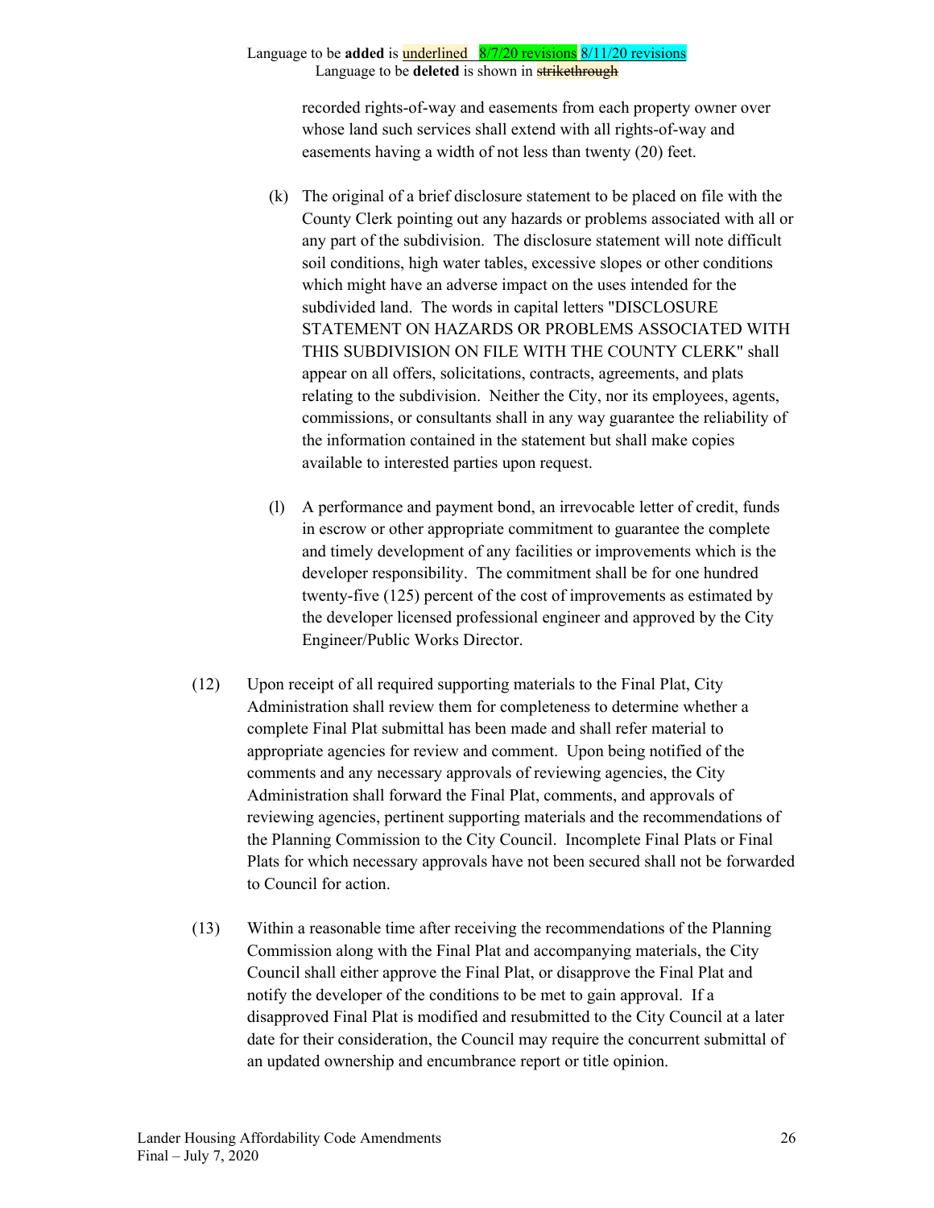recorded rights-of-way and easements from each property owner over whose land such services shall extend with all rights-of-way and easements having a width of not less than twenty (20) feet.

(k) The original of a brief disclosure statement to be placed on file with the County Clerk pointing out any hazards or problems associated with all or any part of the subdivision. The disclosure statement will note difficult soil conditions, high water tables, excessive slopes or other conditions which might have an adverse impact on the uses intended for the subdivided land. The words in capital letters "DISCLOSURE STATEMENT ON HAZARDS OR PROBLEMS ASSOCIATED WITH THIS SUBDIVISION ON FILE WITH THE COUNTY CLERK" shall appear on all offers, solicitations, contracts, agreements, and plats relating to the subdivision. Neither the City, nor its employees, agents, commissions, or consultants shall in any way guarantee the reliability of the information contained in the statement but shall make copies available to interested parties upon request.

(l) A performance and payment bond, an irrevocable letter of credit, funds in escrow or other appropriate commitment to guarantee the complete and timely development of any facilities or improvements which is the developer responsibility. The commitment shall be for one hundred twenty-five (125) percent of the cost of improvements as estimated by the developer licensed professional engineer and approved by the City Engineer/Public Works Director.

(12) Upon receipt of all required supporting materials to the Final Plat, City Administration shall review them for completeness to determine whether a complete Final Plat submittal has been made and shall refer material to appropriate agencies for review and comment. Upon being notified of the comments and any necessary approvals of reviewing agencies, the City Administration shall forward the Final Plat, comments, and approvals of reviewing agencies, pertinent supporting materials and the recommendations of the Planning Commission to the City Council. Incomplete Final Plats or Final Plats for which necessary approvals have not been secured shall not be forwarded to Council for action.

(13) Within a reasonable time after receiving the recommendations of the Planning Commission along with the Final Plat and accompanying materials, the City Council shall either approve the Final Plat, or disapprove the Final Plat and notify the developer of the conditions to be met to gain approval. If a disapproved Final Plat is modified and resubmitted to the City Council at a later date for their consideration, the Council may require the concurrent submittal of an updated ownership and encumbrance report or title opinion.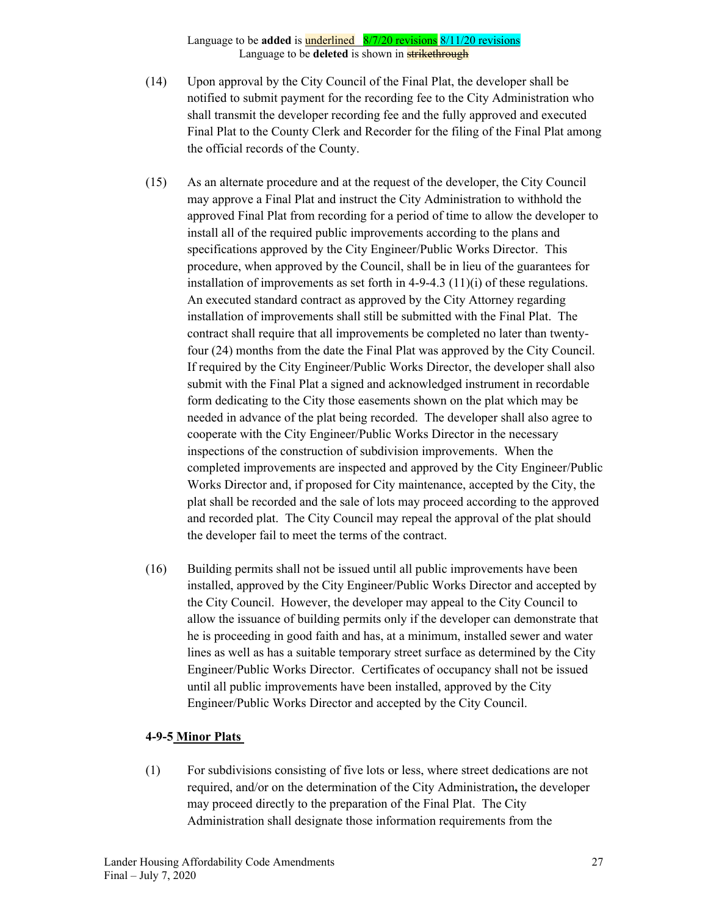Language to be **added** is underlined 8/7/20 revisions 8/11/20 revisions
Language to be **deleted** is shown in ~~strikethrough~~

(14) Upon approval by the City Council of the Final Plat, the developer shall be notified to submit payment for the recording fee to the City Administration who shall transmit the developer recording fee and the fully approved and executed Final Plat to the County Clerk and Recorder for the filing of the Final Plat among the official records of the County.

(15) As an alternate procedure and at the request of the developer, the City Council may approve a Final Plat and instruct the City Administration to withhold the approved Final Plat from recording for a period of time to allow the developer to install all of the required public improvements according to the plans and specifications approved by the City Engineer/Public Works Director. This procedure, when approved by the Council, shall be in lieu of the guarantees for installation of improvements as set forth in 4-9-4.3 (11)(i) of these regulations. An executed standard contract as approved by the City Attorney regarding installation of improvements shall still be submitted with the Final Plat. The contract shall require that all improvements be completed no later than twenty-four (24) months from the date the Final Plat was approved by the City Council. If required by the City Engineer/Public Works Director, the developer shall also submit with the Final Plat a signed and acknowledged instrument in recordable form dedicating to the City those easements shown on the plat which may be needed in advance of the plat being recorded. The developer shall also agree to cooperate with the City Engineer/Public Works Director in the necessary inspections of the construction of subdivision improvements. When the completed improvements are inspected and approved by the City Engineer/Public Works Director and, if proposed for City maintenance, accepted by the City, the plat shall be recorded and the sale of lots may proceed according to the approved and recorded plat. The City Council may repeal the approval of the plat should the developer fail to meet the terms of the contract.

(16) Building permits shall not be issued until all public improvements have been installed, approved by the City Engineer/Public Works Director and accepted by the City Council. However, the developer may appeal to the City Council to allow the issuance of building permits only if the developer can demonstrate that he is proceeding in good faith and has, at a minimum, installed sewer and water lines as well as has a suitable temporary street surface as determined by the City Engineer/Public Works Director. Certificates of occupancy shall not be issued until all public improvements have been installed, approved by the City Engineer/Public Works Director and accepted by the City Council.

**4-9-5 Minor Plats**

(1) For subdivisions consisting of five lots or less, where street dedications are not required, and/or on the determination of the City Administration**,** the developer may proceed directly to the preparation of the Final Plat. The City Administration shall designate those information requirements from the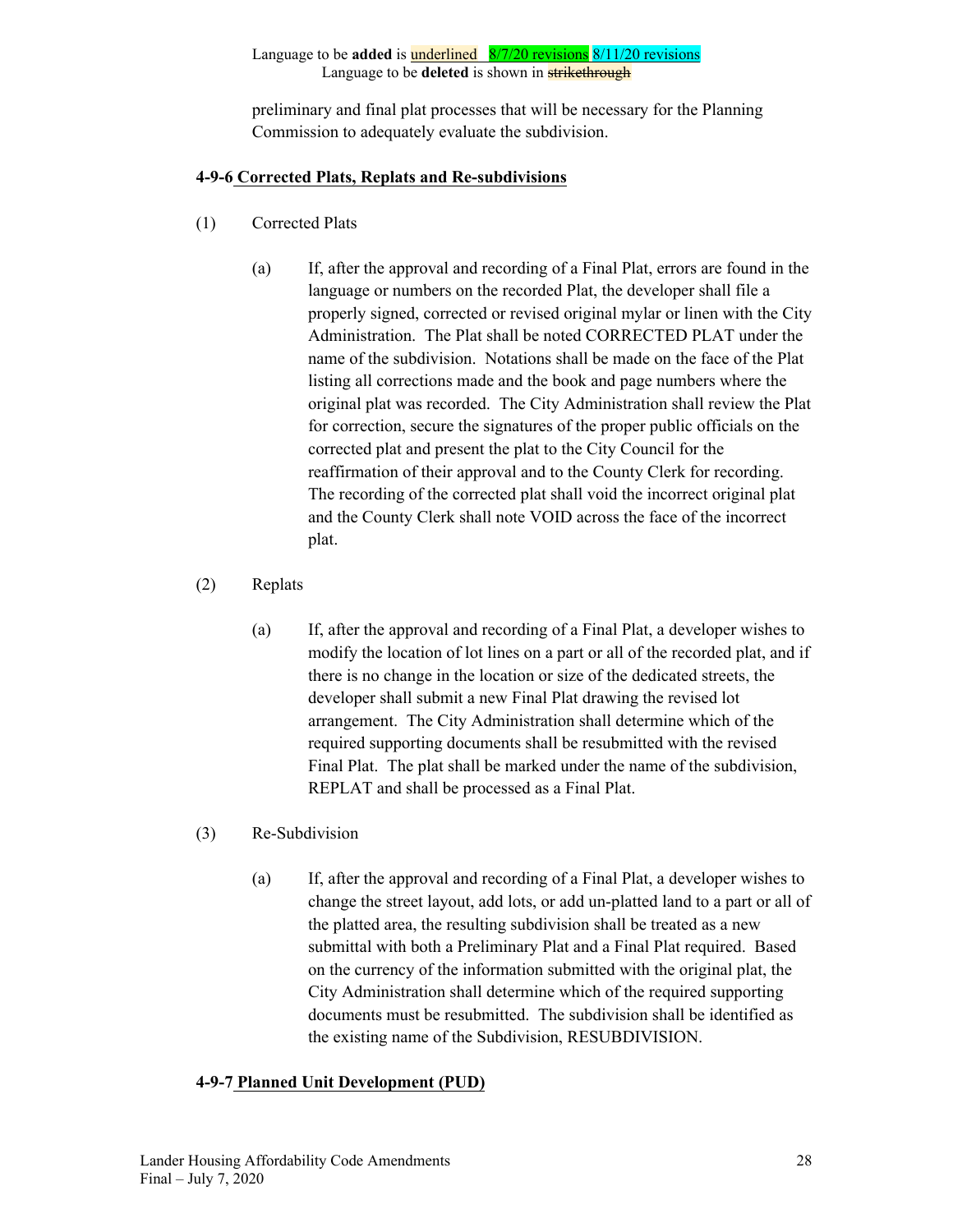Language to be **added** is underlined 8/7/20 revisions 8/11/20 revisions
Language to be **deleted** is shown in ~~strikethrough~~

preliminary and final plat processes that will be necessary for the Planning Commission to adequately evaluate the subdivision.

**4-9-6 Corrected Plats, Replats and Re-subdivisions**

(1) Corrected Plats

(a) If, after the approval and recording of a Final Plat, errors are found in the language or numbers on the recorded Plat, the developer shall file a properly signed, corrected or revised original mylar or linen with the City Administration. The Plat shall be noted CORRECTED PLAT under the name of the subdivision. Notations shall be made on the face of the Plat listing all corrections made and the book and page numbers where the original plat was recorded. The City Administration shall review the Plat for correction, secure the signatures of the proper public officials on the corrected plat and present the plat to the City Council for the reaffirmation of their approval and to the County Clerk for recording. The recording of the corrected plat shall void the incorrect original plat and the County Clerk shall note VOID across the face of the incorrect plat.

(2) Replats

(a) If, after the approval and recording of a Final Plat, a developer wishes to modify the location of lot lines on a part or all of the recorded plat, and if there is no change in the location or size of the dedicated streets, the developer shall submit a new Final Plat drawing the revised lot arrangement. The City Administration shall determine which of the required supporting documents shall be resubmitted with the revised Final Plat. The plat shall be marked under the name of the subdivision, REPLAT and shall be processed as a Final Plat.

(3) Re-Subdivision

(a) If, after the approval and recording of a Final Plat, a developer wishes to change the street layout, add lots, or add un-platted land to a part or all of the platted area, the resulting subdivision shall be treated as a new submittal with both a Preliminary Plat and a Final Plat required. Based on the currency of the information submitted with the original plat, the City Administration shall determine which of the required supporting documents must be resubmitted. The subdivision shall be identified as the existing name of the Subdivision, RESUBDIVISION.

**4-9-7 Planned Unit Development (PUD)**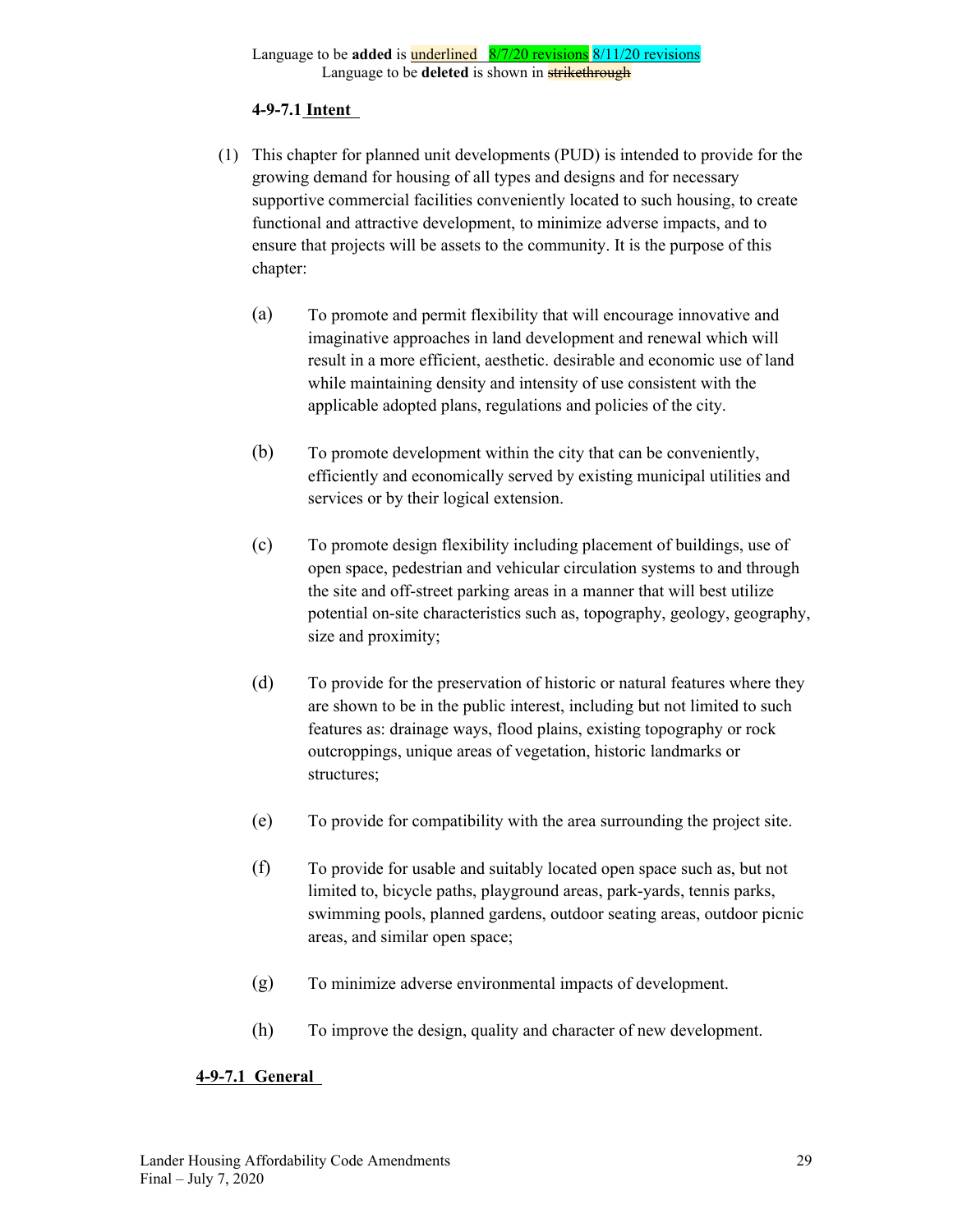Language to be **added** is underlined 8/7/20 revisions 8/11/20 revisions

Language to be **deleted** is shown in ~~strikethrough~~

**4-9-7.1 Intent**

(1) This chapter for planned unit developments (PUD) is intended to provide for the growing demand for housing of all types and designs and for necessary supportive commercial facilities conveniently located to such housing, to create functional and attractive development, to minimize adverse impacts, and to ensure that projects will be assets to the community. It is the purpose of this chapter:

(a) To promote and permit flexibility that will encourage innovative and imaginative approaches in land development and renewal which will result in a more efficient, aesthetic. desirable and economic use of land while maintaining density and intensity of use consistent with the applicable adopted plans, regulations and policies of the city.

(b) To promote development within the city that can be conveniently, efficiently and economically served by existing municipal utilities and services or by their logical extension.

(c) To promote design flexibility including placement of buildings, use of open space, pedestrian and vehicular circulation systems to and through the site and off-street parking areas in a manner that will best utilize potential on-site characteristics such as, topography, geology, geography, size and proximity;

(d) To provide for the preservation of historic or natural features where they are shown to be in the public interest, including but not limited to such features as: drainage ways, flood plains, existing topography or rock outcroppings, unique areas of vegetation, historic landmarks or structures;

(e) To provide for compatibility with the area surrounding the project site.

(f) To provide for usable and suitably located open space such as, but not limited to, bicycle paths, playground areas, park-yards, tennis parks, swimming pools, planned gardens, outdoor seating areas, outdoor picnic areas, and similar open space;

(g) To minimize adverse environmental impacts of development.

(h) To improve the design, quality and character of new development.

**4-9-7.1 General**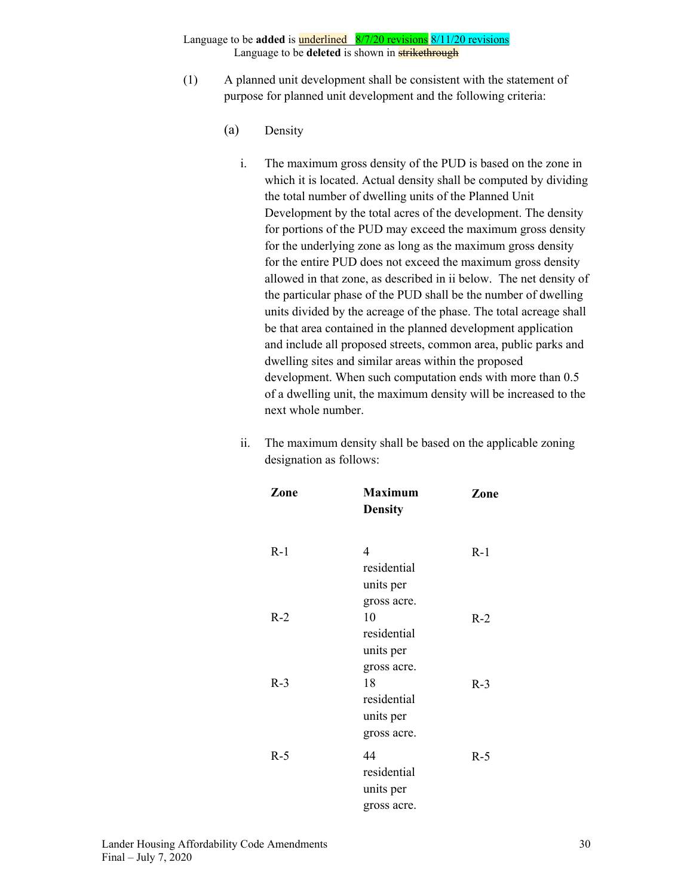Language to be **added** is underlined 8/7/20 revisions 8/11/20 revisions
Language to be **deleted** is shown in ~~strikethrough~~

(1) A planned unit development shall be consistent with the statement of purpose for planned unit development and the following criteria:

(a) Density

i. The maximum gross density of the PUD is based on the zone in which it is located. Actual density shall be computed by dividing the total number of dwelling units of the Planned Unit Development by the total acres of the development. The density for portions of the PUD may exceed the maximum gross density for the underlying zone as long as the maximum gross density for the entire PUD does not exceed the maximum gross density allowed in that zone, as described in ii below. The net density of the particular phase of the PUD shall be the number of dwelling units divided by the acreage of the phase. The total acreage shall be that area contained in the planned development application and include all proposed streets, common area, public parks and dwelling sites and similar areas within the proposed development. When such computation ends with more than 0.5 of a dwelling unit, the maximum density will be increased to the next whole number.

ii. The maximum density shall be based on the applicable zoning designation as follows:

| Zone | Maximum Density | Zone |
|---|---|---|
| R-1 | 4 residential units per gross acre. | R-1 |
| R-2 | 10 residential units per gross acre. | R-2 |
| R-3 | 18 residential units per gross acre. | R-3 |
| R-5 | 44 residential units per gross acre. | R-5 |

Lander Housing Affordability Code Amendments
Final – July 7, 2020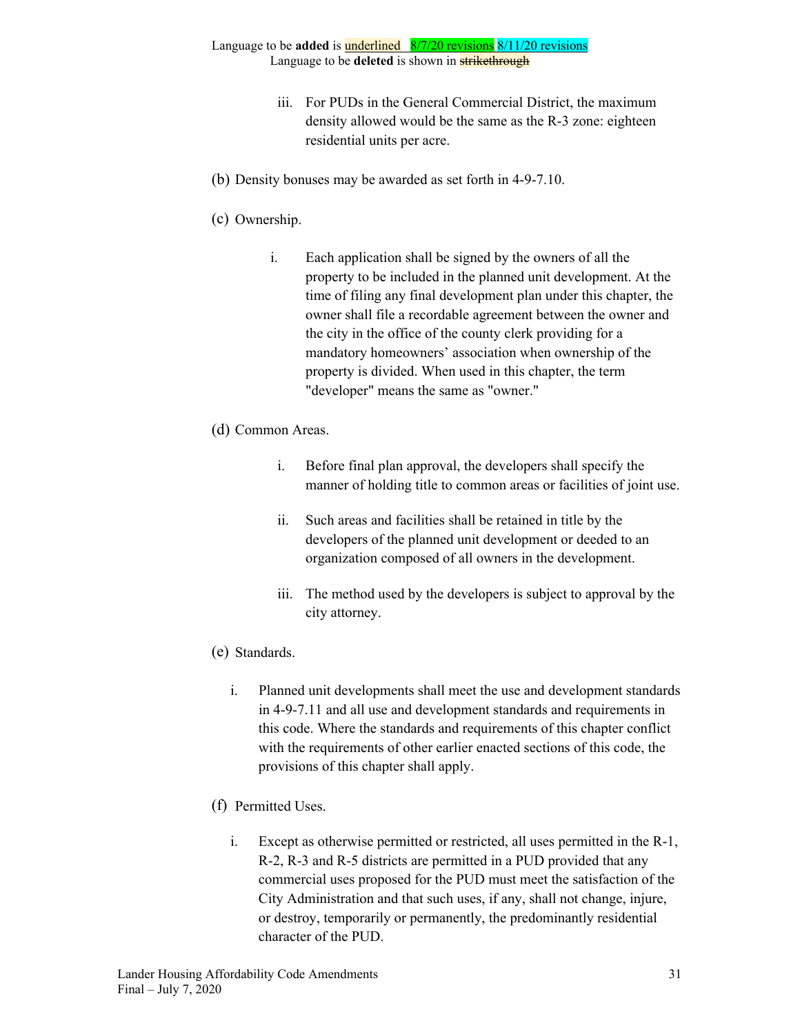Language to be **added** is underlined   8/7/20 revisions 8/11/20 revisions
Language to be **deleted** is shown in ~~strikethrough~~

iii. For PUDs in the General Commercial District, the maximum density allowed would be the same as the R-3 zone: eighteen residential units per acre.

(b) Density bonuses may be awarded as set forth in 4-9-7.10.

(c) Ownership.

i. Each application shall be signed by the owners of all the property to be included in the planned unit development. At the time of filing any final development plan under this chapter, the owner shall file a recordable agreement between the owner and the city in the office of the county clerk providing for a mandatory homeowners' association when ownership of the property is divided. When used in this chapter, the term "developer" means the same as "owner."

(d) Common Areas.

i. Before final plan approval, the developers shall specify the manner of holding title to common areas or facilities of joint use.

ii. Such areas and facilities shall be retained in title by the developers of the planned unit development or deeded to an organization composed of all owners in the development.

iii. The method used by the developers is subject to approval by the city attorney.

(e) Standards.

i. Planned unit developments shall meet the use and development standards in 4-9-7.11 and all use and development standards and requirements in this code. Where the standards and requirements of this chapter conflict with the requirements of other earlier enacted sections of this code, the provisions of this chapter shall apply.

(f) Permitted Uses.

i. Except as otherwise permitted or restricted, all uses permitted in the R-1, R-2, R-3 and R-5 districts are permitted in a PUD provided that any commercial uses proposed for the PUD must meet the satisfaction of the City Administration and that such uses, if any, shall not change, injure, or destroy, temporarily or permanently, the predominantly residential character of the PUD.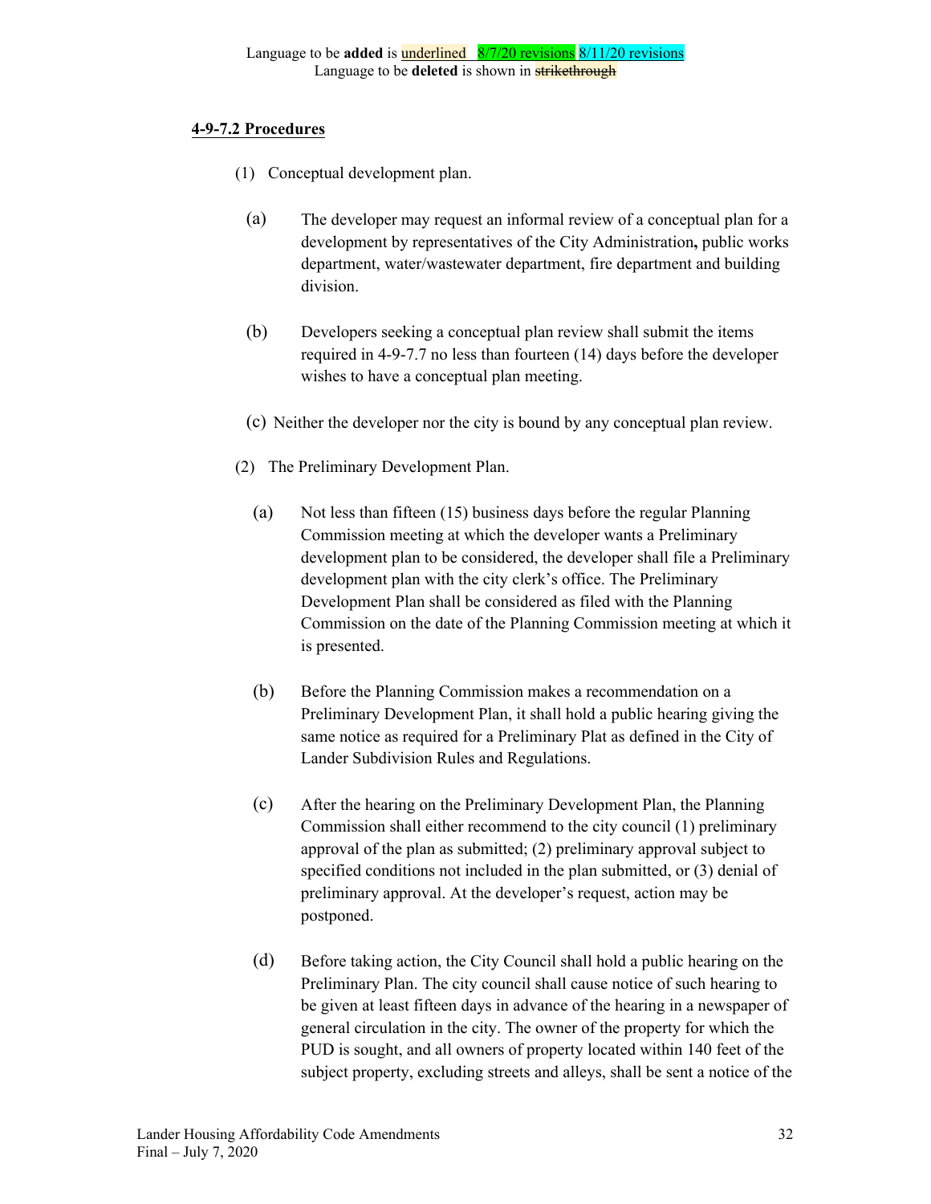Language to be **added** is underlined 8/7/20 revisions 8/11/20 revisions
Language to be **deleted** is shown in ~~strikethrough~~

### 4-9-7.2 Procedures

(1) Conceptual development plan.

(a) The developer may request an informal review of a conceptual plan for a development by representatives of the City Administration**,** public works department, water/wastewater department, fire department and building division.

(b) Developers seeking a conceptual plan review shall submit the items required in 4-9-7.7 no less than fourteen (14) days before the developer wishes to have a conceptual plan meeting.

(c) Neither the developer nor the city is bound by any conceptual plan review.

(2) The Preliminary Development Plan.

(a) Not less than fifteen (15) business days before the regular Planning Commission meeting at which the developer wants a Preliminary development plan to be considered, the developer shall file a Preliminary development plan with the city clerk's office. The Preliminary Development Plan shall be considered as filed with the Planning Commission on the date of the Planning Commission meeting at which it is presented.

(b) Before the Planning Commission makes a recommendation on a Preliminary Development Plan, it shall hold a public hearing giving the same notice as required for a Preliminary Plat as defined in the City of Lander Subdivision Rules and Regulations.

(c) After the hearing on the Preliminary Development Plan, the Planning Commission shall either recommend to the city council (1) preliminary approval of the plan as submitted; (2) preliminary approval subject to specified conditions not included in the plan submitted, or (3) denial of preliminary approval. At the developer's request, action may be postponed.

(d) Before taking action, the City Council shall hold a public hearing on the Preliminary Plan. The city council shall cause notice of such hearing to be given at least fifteen days in advance of the hearing in a newspaper of general circulation in the city. The owner of the property for which the PUD is sought, and all owners of property located within 140 feet of the subject property, excluding streets and alleys, shall be sent a notice of the

Lander Housing Affordability Code Amendments
Final – July 7, 2020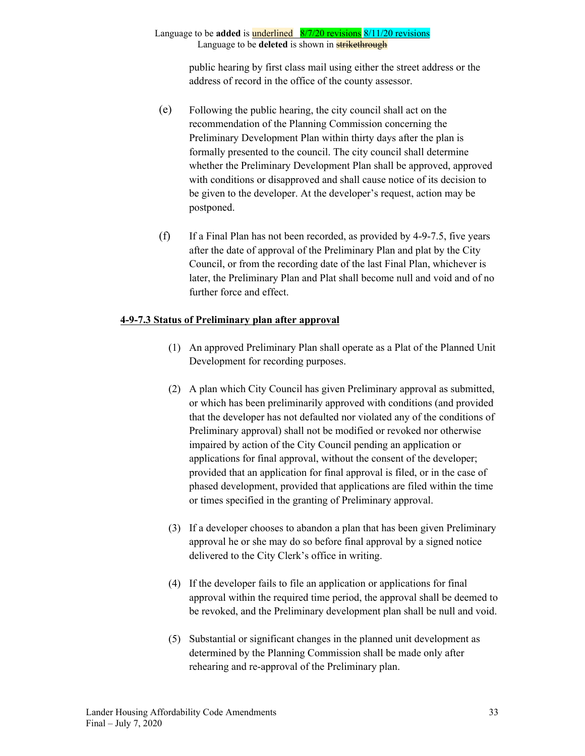public hearing by first class mail using either the street address or the address of record in the office of the county assessor.

(e) Following the public hearing, the city council shall act on the recommendation of the Planning Commission concerning the Preliminary Development Plan within thirty days after the plan is formally presented to the council. The city council shall determine whether the Preliminary Development Plan shall be approved, approved with conditions or disapproved and shall cause notice of its decision to be given to the developer. At the developer's request, action may be postponed.

(f) If a Final Plan has not been recorded, as provided by 4-9-7.5, five years after the date of approval of the Preliminary Plan and plat by the City Council, or from the recording date of the last Final Plan, whichever is later, the Preliminary Plan and Plat shall become null and void and of no further force and effect.

**4-9-7.3 Status of Preliminary plan after approval**

(1) An approved Preliminary Plan shall operate as a Plat of the Planned Unit Development for recording purposes.

(2) A plan which City Council has given Preliminary approval as submitted, or which has been preliminarily approved with conditions (and provided that the developer has not defaulted nor violated any of the conditions of Preliminary approval) shall not be modified or revoked nor otherwise impaired by action of the City Council pending an application or applications for final approval, without the consent of the developer; provided that an application for final approval is filed, or in the case of phased development, provided that applications are filed within the time or times specified in the granting of Preliminary approval.

(3) If a developer chooses to abandon a plan that has been given Preliminary approval he or she may do so before final approval by a signed notice delivered to the City Clerk's office in writing.

(4) If the developer fails to file an application or applications for final approval within the required time period, the approval shall be deemed to be revoked, and the Preliminary development plan shall be null and void.

(5) Substantial or significant changes in the planned unit development as determined by the Planning Commission shall be made only after rehearing and re-approval of the Preliminary plan.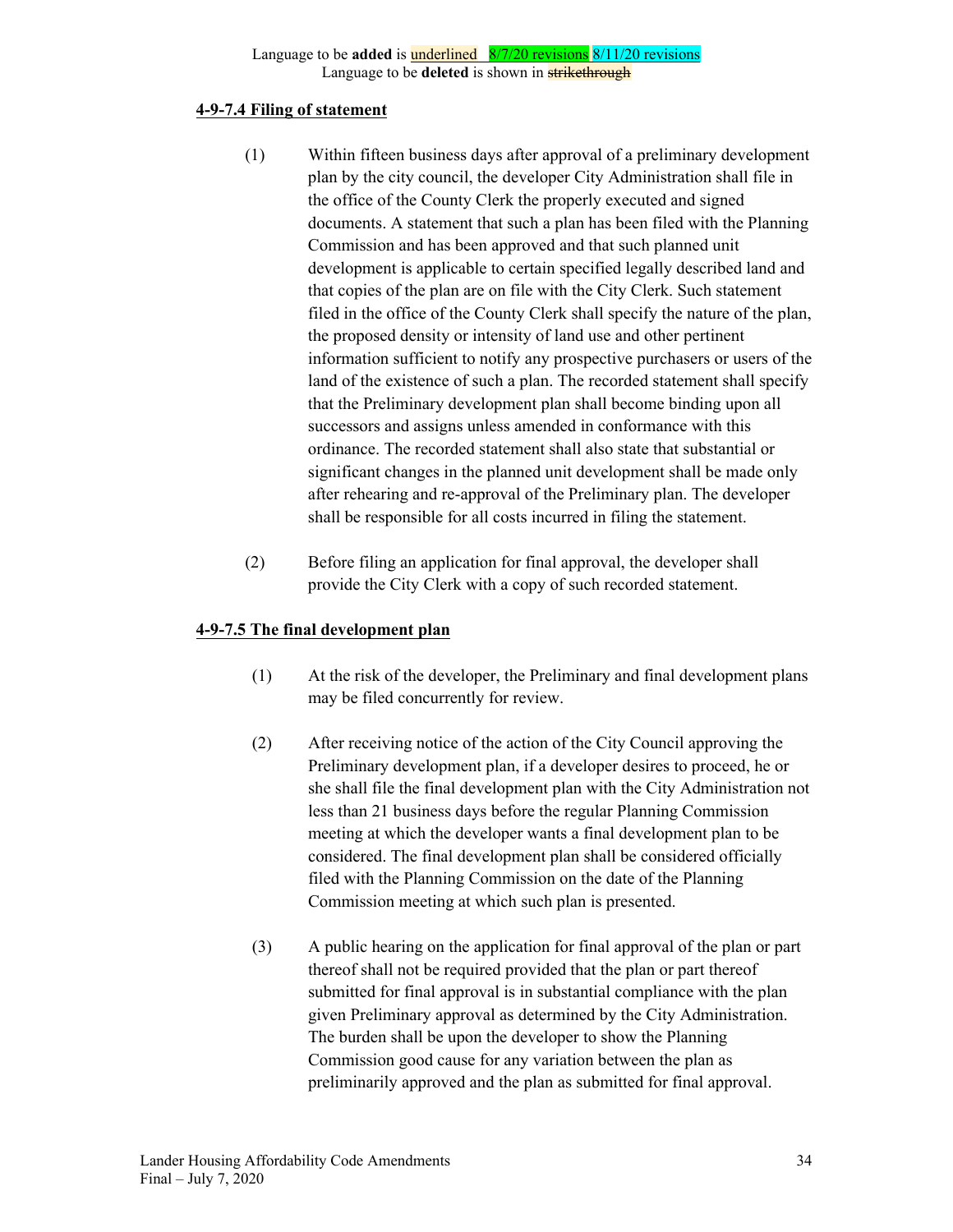Language to be **added** is underlined 8/7/20 revisions 8/11/20 revisions
Language to be **deleted** is shown in ~~strikethrough~~

**4-9-7.4 Filing of statement**

(1) Within fifteen business days after approval of a preliminary development plan by the city council, the developer City Administration shall file in the office of the County Clerk the properly executed and signed documents. A statement that such a plan has been filed with the Planning Commission and has been approved and that such planned unit development is applicable to certain specified legally described land and that copies of the plan are on file with the City Clerk. Such statement filed in the office of the County Clerk shall specify the nature of the plan, the proposed density or intensity of land use and other pertinent information sufficient to notify any prospective purchasers or users of the land of the existence of such a plan. The recorded statement shall specify that the Preliminary development plan shall become binding upon all successors and assigns unless amended in conformance with this ordinance. The recorded statement shall also state that substantial or significant changes in the planned unit development shall be made only after rehearing and re-approval of the Preliminary plan. The developer shall be responsible for all costs incurred in filing the statement.

(2) Before filing an application for final approval, the developer shall provide the City Clerk with a copy of such recorded statement.

**4-9-7.5 The final development plan**

(1) At the risk of the developer, the Preliminary and final development plans may be filed concurrently for review.

(2) After receiving notice of the action of the City Council approving the Preliminary development plan, if a developer desires to proceed, he or she shall file the final development plan with the City Administration not less than 21 business days before the regular Planning Commission meeting at which the developer wants a final development plan to be considered. The final development plan shall be considered officially filed with the Planning Commission on the date of the Planning Commission meeting at which such plan is presented.

(3) A public hearing on the application for final approval of the plan or part thereof shall not be required provided that the plan or part thereof submitted for final approval is in substantial compliance with the plan given Preliminary approval as determined by the City Administration. The burden shall be upon the developer to show the Planning Commission good cause for any variation between the plan as preliminarily approved and the plan as submitted for final approval.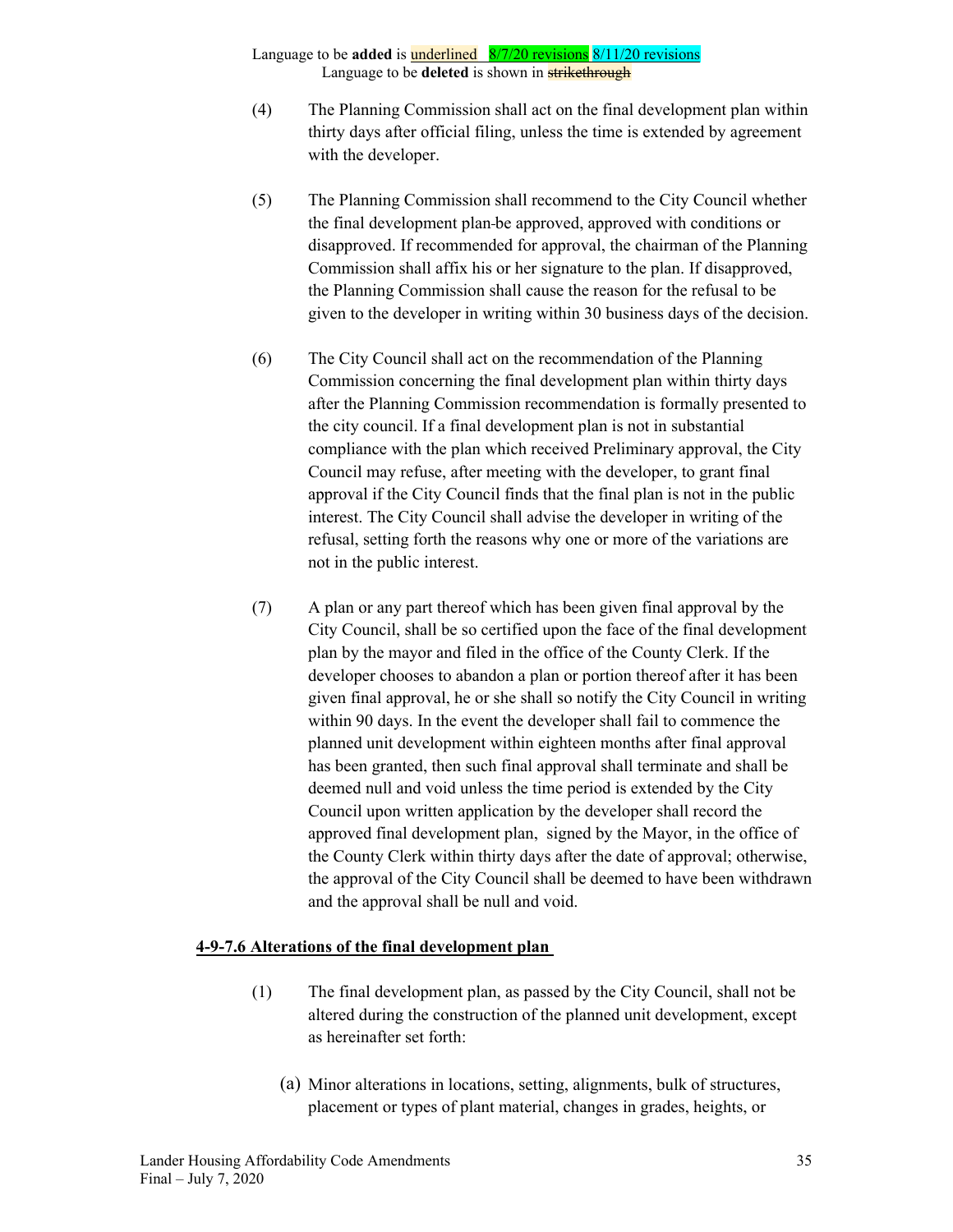Language to be **added** is underlined 8/7/20 revisions 8/11/20 revisions
Language to be **deleted** is shown in ~~strikethrough~~

(4) The Planning Commission shall act on the final development plan within thirty days after official filing, unless the time is extended by agreement with the developer.

(5) The Planning Commission shall recommend to the City Council whether the final development plan be approved, approved with conditions or disapproved. If recommended for approval, the chairman of the Planning Commission shall affix his or her signature to the plan. If disapproved, the Planning Commission shall cause the reason for the refusal to be given to the developer in writing within 30 business days of the decision.

(6) The City Council shall act on the recommendation of the Planning Commission concerning the final development plan within thirty days after the Planning Commission recommendation is formally presented to the city council. If a final development plan is not in substantial compliance with the plan which received Preliminary approval, the City Council may refuse, after meeting with the developer, to grant final approval if the City Council finds that the final plan is not in the public interest. The City Council shall advise the developer in writing of the refusal, setting forth the reasons why one or more of the variations are not in the public interest.

(7) A plan or any part thereof which has been given final approval by the City Council, shall be so certified upon the face of the final development plan by the mayor and filed in the office of the County Clerk. If the developer chooses to abandon a plan or portion thereof after it has been given final approval, he or she shall so notify the City Council in writing within 90 days. In the event the developer shall fail to commence the planned unit development within eighteen months after final approval has been granted, then such final approval shall terminate and shall be deemed null and void unless the time period is extended by the City Council upon written application by the developer shall record the approved final development plan, signed by the Mayor, in the office of the County Clerk within thirty days after the date of approval; otherwise, the approval of the City Council shall be deemed to have been withdrawn and the approval shall be null and void.

**4-9-7.6 Alterations of the final development plan**

(1) The final development plan, as passed by the City Council, shall not be altered during the construction of the planned unit development, except as hereinafter set forth:

(a) Minor alterations in locations, setting, alignments, bulk of structures, placement or types of plant material, changes in grades, heights, or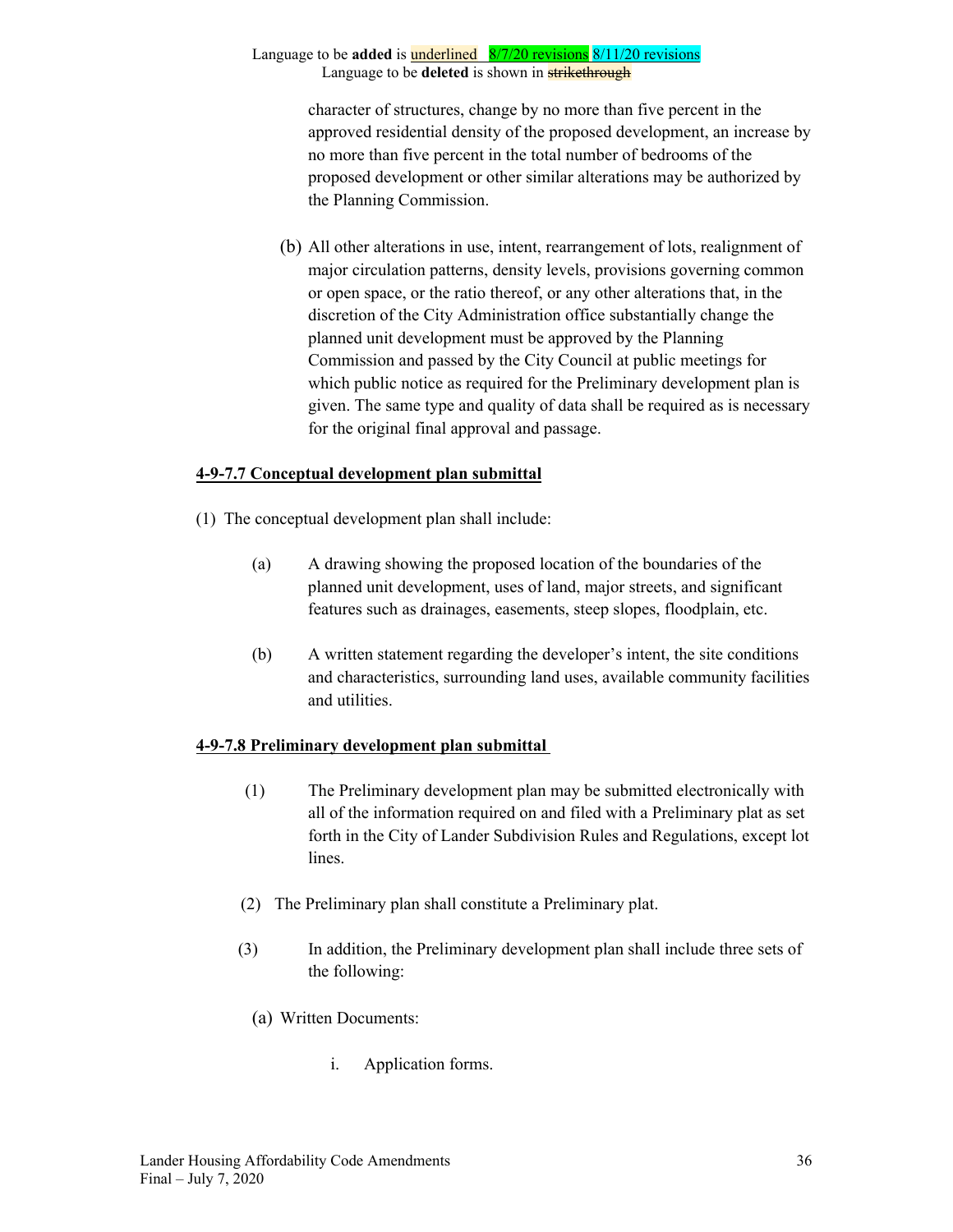character of structures, change by no more than five percent in the approved residential density of the proposed development, an increase by no more than five percent in the total number of bedrooms of the proposed development or other similar alterations may be authorized by the Planning Commission.

(b) All other alterations in use, intent, rearrangement of lots, realignment of major circulation patterns, density levels, provisions governing common or open space, or the ratio thereof, or any other alterations that, in the discretion of the City Administration office substantially change the planned unit development must be approved by the Planning Commission and passed by the City Council at public meetings for which public notice as required for the Preliminary development plan is given. The same type and quality of data shall be required as is necessary for the original final approval and passage.

**4-9-7.7 Conceptual development plan submittal**

(1) The conceptual development plan shall include:

(a) A drawing showing the proposed location of the boundaries of the planned unit development, uses of land, major streets, and significant features such as drainages, easements, steep slopes, floodplain, etc.

(b) A written statement regarding the developer's intent, the site conditions and characteristics, surrounding land uses, available community facilities and utilities.

**4-9-7.8 Preliminary development plan submittal**

(1) The Preliminary development plan may be submitted electronically with all of the information required on and filed with a Preliminary plat as set forth in the City of Lander Subdivision Rules and Regulations, except lot lines.

(2) The Preliminary plan shall constitute a Preliminary plat.

(3) In addition, the Preliminary development plan shall include three sets of the following:

(a) Written Documents:

i. Application forms.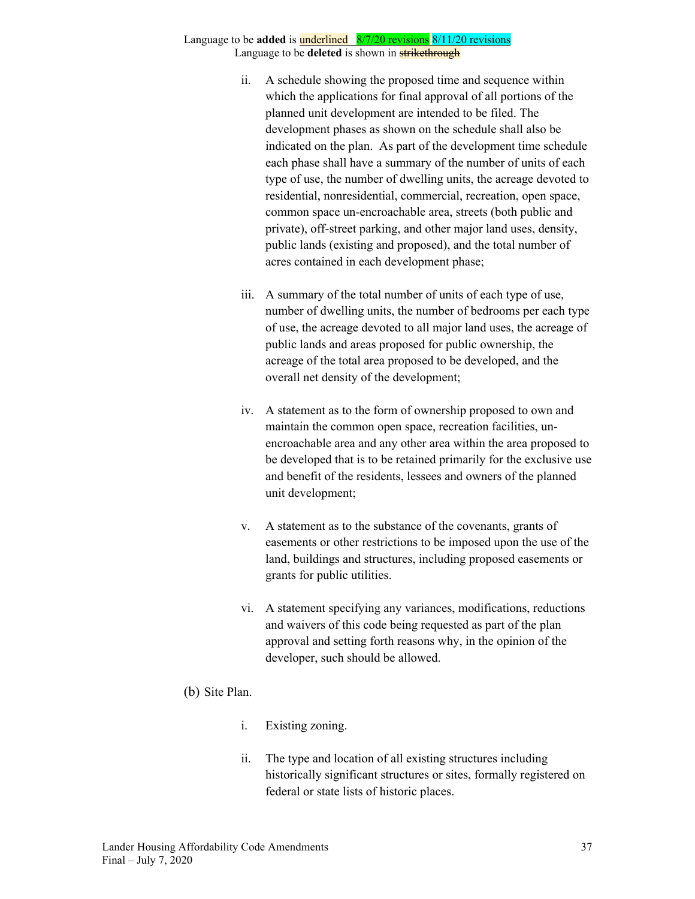Language to be **added** is underlined 8/7/20 revisions 8/11/20 revisions
Language to be **deleted** is shown in ~~strikethrough~~

ii. A schedule showing the proposed time and sequence within which the applications for final approval of all portions of the planned unit development are intended to be filed. The development phases as shown on the schedule shall also be indicated on the plan. As part of the development time schedule each phase shall have a summary of the number of units of each type of use, the number of dwelling units, the acreage devoted to residential, nonresidential, commercial, recreation, open space, common space un-encroachable area, streets (both public and private), off-street parking, and other major land uses, density, public lands (existing and proposed), and the total number of acres contained in each development phase;

iii. A summary of the total number of units of each type of use, number of dwelling units, the number of bedrooms per each type of use, the acreage devoted to all major land uses, the acreage of public lands and areas proposed for public ownership, the acreage of the total area proposed to be developed, and the overall net density of the development;

iv. A statement as to the form of ownership proposed to own and maintain the common open space, recreation facilities, un-encroachable area and any other area within the area proposed to be developed that is to be retained primarily for the exclusive use and benefit of the residents, lessees and owners of the planned unit development;

v. A statement as to the substance of the covenants, grants of easements or other restrictions to be imposed upon the use of the land, buildings and structures, including proposed easements or grants for public utilities.

vi. A statement specifying any variances, modifications, reductions and waivers of this code being requested as part of the plan approval and setting forth reasons why, in the opinion of the developer, such should be allowed.

(b) Site Plan.

i. Existing zoning.

ii. The type and location of all existing structures including historically significant structures or sites, formally registered on federal or state lists of historic places.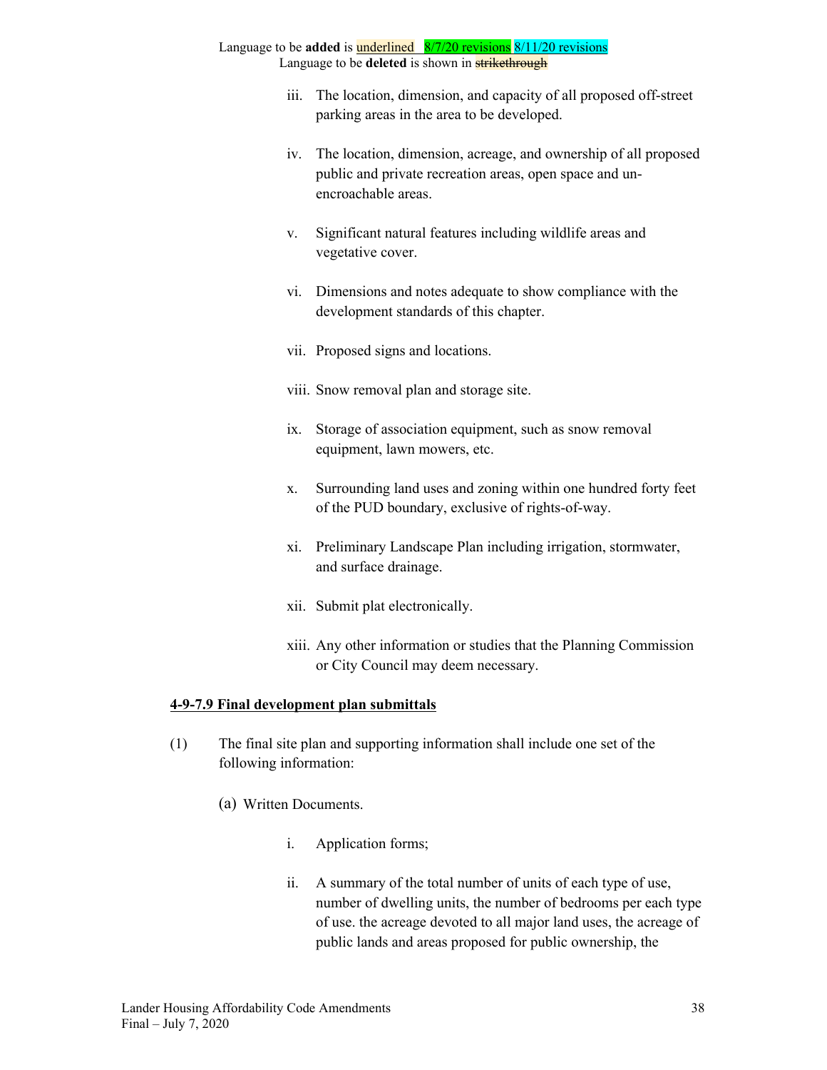Language to be **added** is underlined 8/7/20 revisions 8/11/20 revisions
Language to be **deleted** is shown in ~~strikethrough~~

iii. The location, dimension, and capacity of all proposed off-street parking areas in the area to be developed.

iv. The location, dimension, acreage, and ownership of all proposed public and private recreation areas, open space and un-encroachable areas.

v. Significant natural features including wildlife areas and vegetative cover.

vi. Dimensions and notes adequate to show compliance with the development standards of this chapter.

vii. Proposed signs and locations.

viii. Snow removal plan and storage site.

ix. Storage of association equipment, such as snow removal equipment, lawn mowers, etc.

x. Surrounding land uses and zoning within one hundred forty feet of the PUD boundary, exclusive of rights-of-way.

xi. Preliminary Landscape Plan including irrigation, stormwater, and surface drainage.

xii. Submit plat electronically.

xiii. Any other information or studies that the Planning Commission or City Council may deem necessary.

**4-9-7.9 Final development plan submittals**

(1) The final site plan and supporting information shall include one set of the following information:

(a) Written Documents.

i. Application forms;

ii. A summary of the total number of units of each type of use, number of dwelling units, the number of bedrooms per each type of use. the acreage devoted to all major land uses, the acreage of public lands and areas proposed for public ownership, the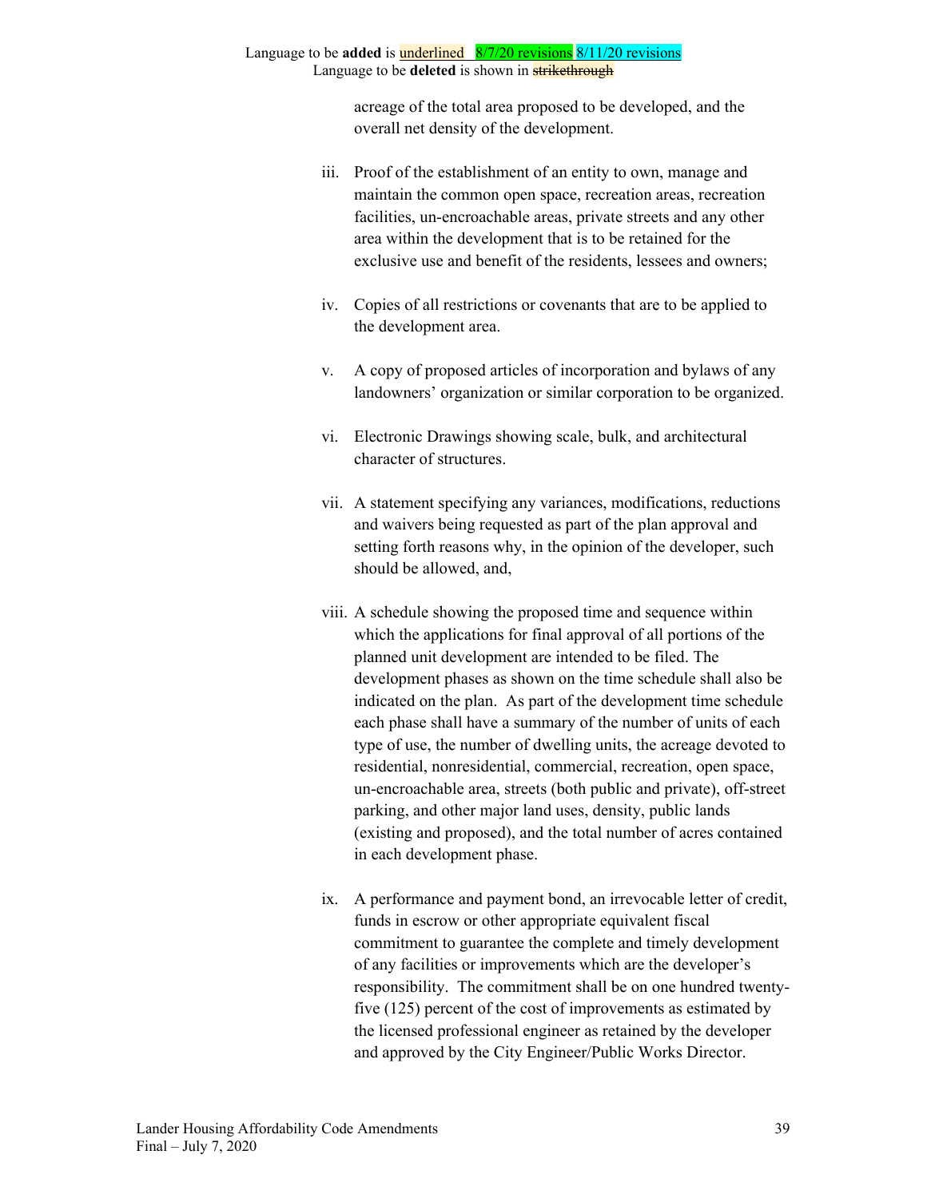acreage of the total area proposed to be developed, and the overall net density of the development.

iii. Proof of the establishment of an entity to own, manage and maintain the common open space, recreation areas, recreation facilities, un-encroachable areas, private streets and any other area within the development that is to be retained for the exclusive use and benefit of the residents, lessees and owners;

iv. Copies of all restrictions or covenants that are to be applied to the development area.

v. A copy of proposed articles of incorporation and bylaws of any landowners' organization or similar corporation to be organized.

vi. Electronic Drawings showing scale, bulk, and architectural character of structures.

vii. A statement specifying any variances, modifications, reductions and waivers being requested as part of the plan approval and setting forth reasons why, in the opinion of the developer, such should be allowed, and,

viii. A schedule showing the proposed time and sequence within which the applications for final approval of all portions of the planned unit development are intended to be filed. The development phases as shown on the time schedule shall also be indicated on the plan. As part of the development time schedule each phase shall have a summary of the number of units of each type of use, the number of dwelling units, the acreage devoted to residential, nonresidential, commercial, recreation, open space, un-encroachable area, streets (both public and private), off-street parking, and other major land uses, density, public lands (existing and proposed), and the total number of acres contained in each development phase.

ix. A performance and payment bond, an irrevocable letter of credit, funds in escrow or other appropriate equivalent fiscal commitment to guarantee the complete and timely development of any facilities or improvements which are the developer's responsibility. The commitment shall be on one hundred twenty-five (125) percent of the cost of improvements as estimated by the licensed professional engineer as retained by the developer and approved by the City Engineer/Public Works Director.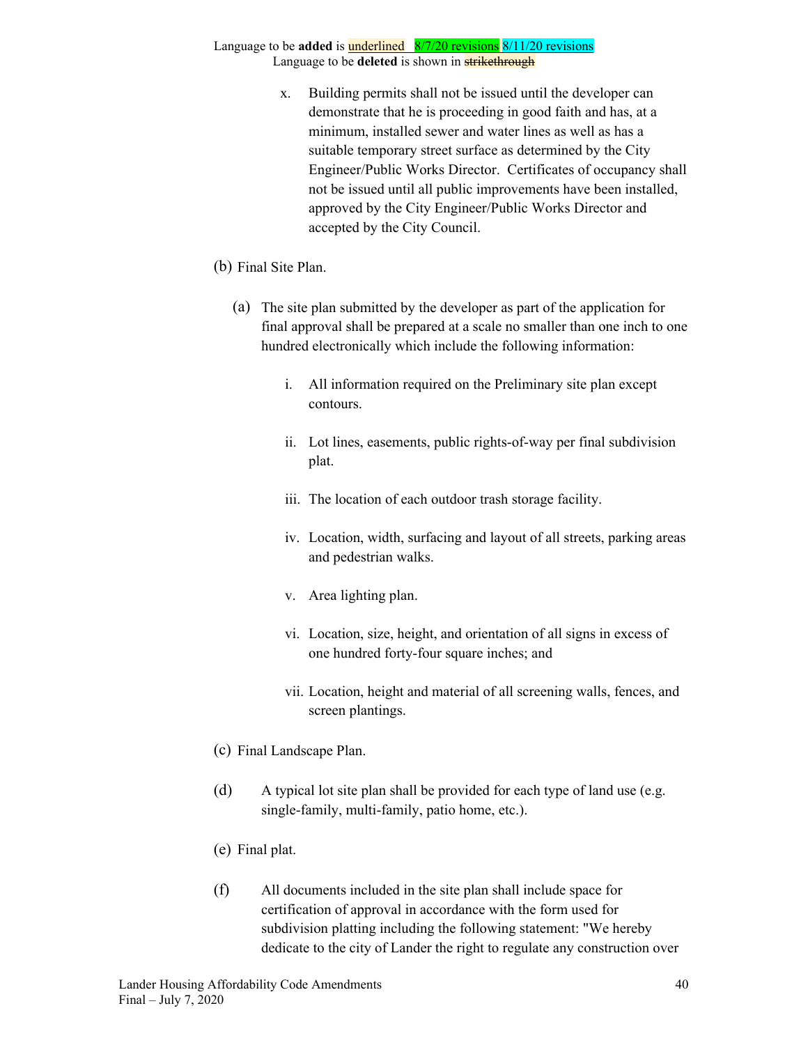x. Building permits shall not be issued until the developer can demonstrate that he is proceeding in good faith and has, at a minimum, installed sewer and water lines as well as has a suitable temporary street surface as determined by the City Engineer/Public Works Director. Certificates of occupancy shall not be issued until all public improvements have been installed, approved by the City Engineer/Public Works Director and accepted by the City Council.

(b) Final Site Plan.

(a) The site plan submitted by the developer as part of the application for final approval shall be prepared at a scale no smaller than one inch to one hundred electronically which include the following information:

i. All information required on the Preliminary site plan except contours.

ii. Lot lines, easements, public rights-of-way per final subdivision plat.

iii. The location of each outdoor trash storage facility.

iv. Location, width, surfacing and layout of all streets, parking areas and pedestrian walks.

v. Area lighting plan.

vi. Location, size, height, and orientation of all signs in excess of one hundred forty-four square inches; and

vii. Location, height and material of all screening walls, fences, and screen plantings.

(c) Final Landscape Plan.

(d) A typical lot site plan shall be provided for each type of land use (e.g. single-family, multi-family, patio home, etc.).

(e) Final plat.

(f) All documents included in the site plan shall include space for certification of approval in accordance with the form used for subdivision platting including the following statement: "We hereby dedicate to the city of Lander the right to regulate any construction over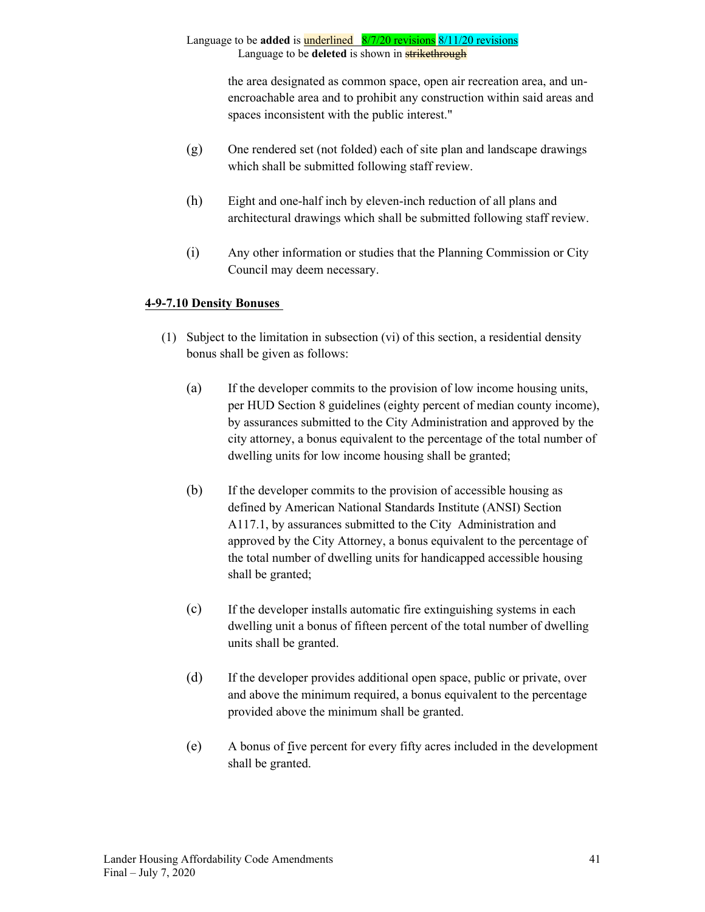Language to be **added** is underlined 8/7/20 revisions 8/11/20 revisions
Language to be **deleted** is shown in ~~strikethrough~~

the area designated as common space, open air recreation area, and un-encroachable area and to prohibit any construction within said areas and spaces inconsistent with the public interest."

(g) One rendered set (not folded) each of site plan and landscape drawings which shall be submitted following staff review.

(h) Eight and one-half inch by eleven-inch reduction of all plans and architectural drawings which shall be submitted following staff review.

(i) Any other information or studies that the Planning Commission or City Council may deem necessary.

**4-9-7.10 Density Bonuses**

(1) Subject to the limitation in subsection (vi) of this section, a residential density bonus shall be given as follows:

(a) If the developer commits to the provision of low income housing units, per HUD Section 8 guidelines (eighty percent of median county income), by assurances submitted to the City Administration and approved by the city attorney, a bonus equivalent to the percentage of the total number of dwelling units for low income housing shall be granted;

(b) If the developer commits to the provision of accessible housing as defined by American National Standards Institute (ANSI) Section A117.1, by assurances submitted to the City Administration and approved by the City Attorney, a bonus equivalent to the percentage of the total number of dwelling units for handicapped accessible housing shall be granted;

(c) If the developer installs automatic fire extinguishing systems in each dwelling unit a bonus of fifteen percent of the total number of dwelling units shall be granted.

(d) If the developer provides additional open space, public or private, over and above the minimum required, a bonus equivalent to the percentage provided above the minimum shall be granted.

(e) A bonus of five percent for every fifty acres included in the development shall be granted.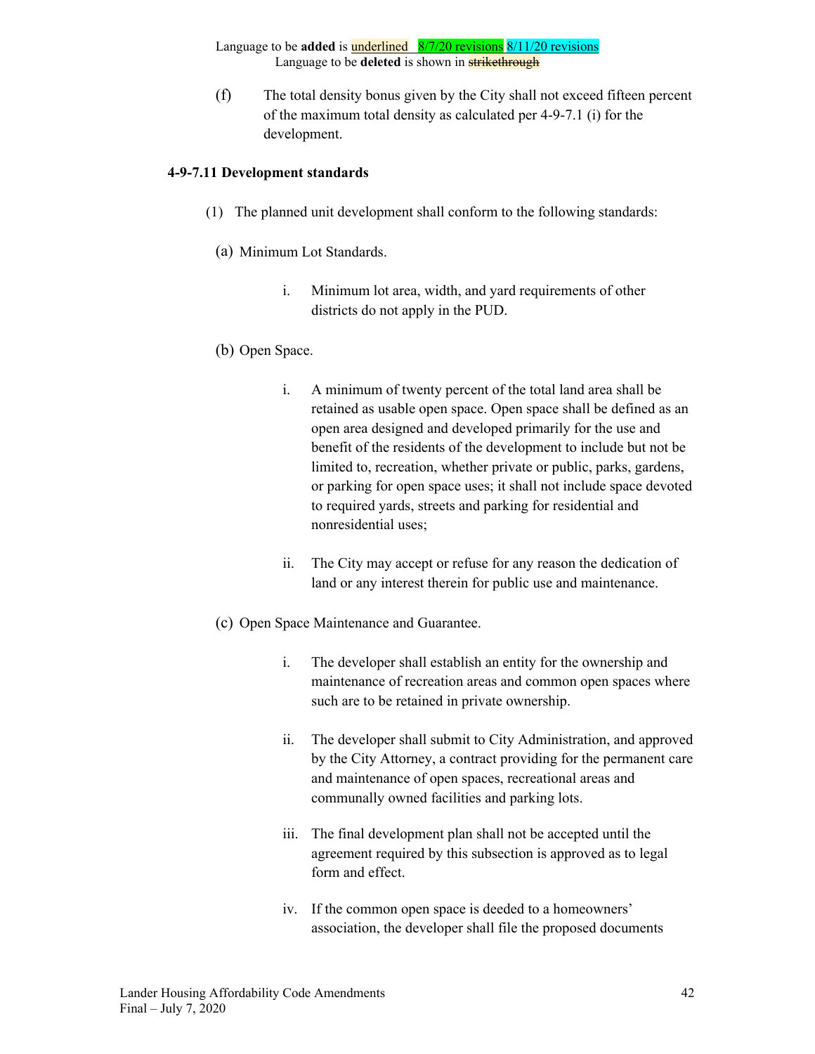Language to be **added** is underlined 8/7/20 revisions 8/11/20 revisions
Language to be **deleted** is shown in ~~strikethrough~~

(f) The total density bonus given by the City shall not exceed fifteen percent of the maximum total density as calculated per 4-9-7.1 (i) for the development.

**4-9-7.11 Development standards**

(1) The planned unit development shall conform to the following standards:

(a) Minimum Lot Standards.

i. Minimum lot area, width, and yard requirements of other districts do not apply in the PUD.

(b) Open Space.

i. A minimum of twenty percent of the total land area shall be retained as usable open space. Open space shall be defined as an open area designed and developed primarily for the use and benefit of the residents of the development to include but not be limited to, recreation, whether private or public, parks, gardens, or parking for open space uses; it shall not include space devoted to required yards, streets and parking for residential and nonresidential uses;

ii. The City may accept or refuse for any reason the dedication of land or any interest therein for public use and maintenance.

(c) Open Space Maintenance and Guarantee.

i. The developer shall establish an entity for the ownership and maintenance of recreation areas and common open spaces where such are to be retained in private ownership.

ii. The developer shall submit to City Administration, and approved by the City Attorney, a contract providing for the permanent care and maintenance of open spaces, recreational areas and communally owned facilities and parking lots.

iii. The final development plan shall not be accepted until the agreement required by this subsection is approved as to legal form and effect.

iv. If the common open space is deeded to a homeowners' association, the developer shall file the proposed documents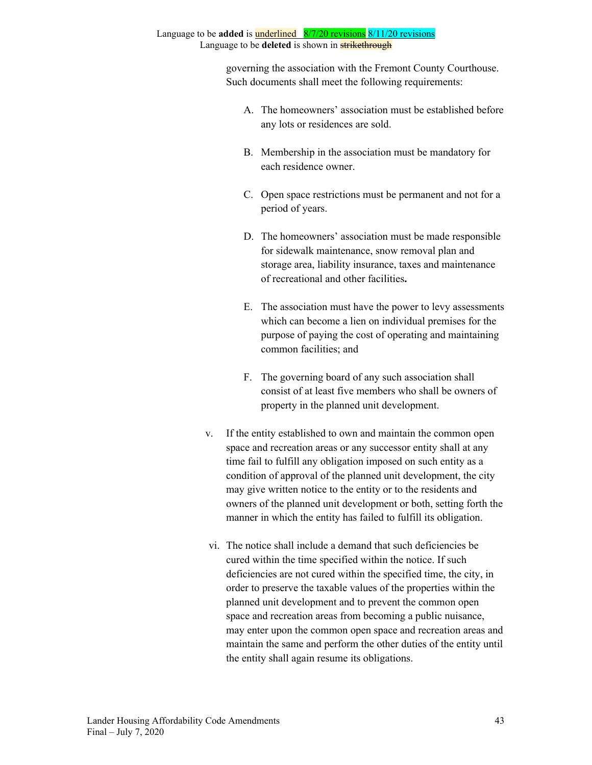governing the association with the Fremont County Courthouse. Such documents shall meet the following requirements:

A. The homeowners' association must be established before any lots or residences are sold.

B. Membership in the association must be mandatory for each residence owner.

C. Open space restrictions must be permanent and not for a period of years.

D. The homeowners' association must be made responsible for sidewalk maintenance, snow removal plan and storage area, liability insurance, taxes and maintenance of recreational and other facilities**.**

E. The association must have the power to levy assessments which can become a lien on individual premises for the purpose of paying the cost of operating and maintaining common facilities; and

F. The governing board of any such association shall consist of at least five members who shall be owners of property in the planned unit development.

v. If the entity established to own and maintain the common open space and recreation areas or any successor entity shall at any time fail to fulfill any obligation imposed on such entity as a condition of approval of the planned unit development, the city may give written notice to the entity or to the residents and owners of the planned unit development or both, setting forth the manner in which the entity has failed to fulfill its obligation.

vi. The notice shall include a demand that such deficiencies be cured within the time specified within the notice. If such deficiencies are not cured within the specified time, the city, in order to preserve the taxable values of the properties within the planned unit development and to prevent the common open space and recreation areas from becoming a public nuisance, may enter upon the common open space and recreation areas and maintain the same and perform the other duties of the entity until the entity shall again resume its obligations.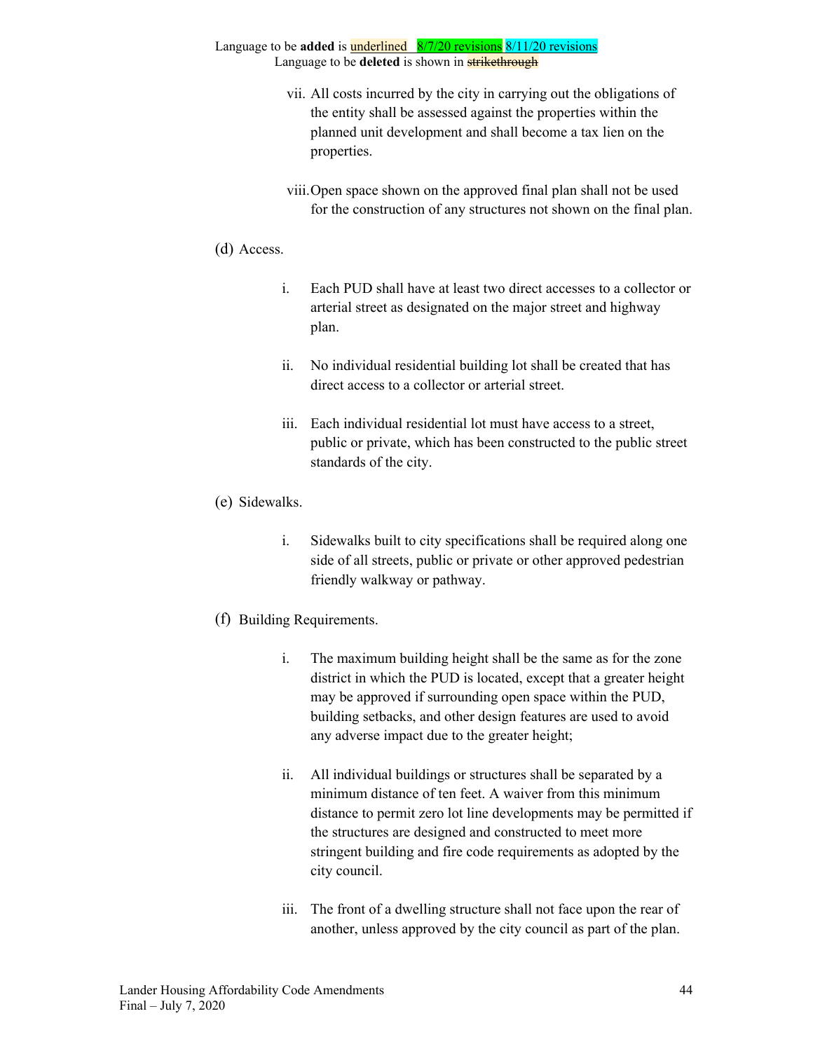vii. All costs incurred by the city in carrying out the obligations of the entity shall be assessed against the properties within the planned unit development and shall become a tax lien on the properties.

viii. Open space shown on the approved final plan shall not be used for the construction of any structures not shown on the final plan.

(d) Access.

i. Each PUD shall have at least two direct accesses to a collector or arterial street as designated on the major street and highway plan.

ii. No individual residential building lot shall be created that has direct access to a collector or arterial street.

iii. Each individual residential lot must have access to a street, public or private, which has been constructed to the public street standards of the city.

(e) Sidewalks.

i. Sidewalks built to city specifications shall be required along one side of all streets, public or private or other approved pedestrian friendly walkway or pathway.

(f) Building Requirements.

i. The maximum building height shall be the same as for the zone district in which the PUD is located, except that a greater height may be approved if surrounding open space within the PUD, building setbacks, and other design features are used to avoid any adverse impact due to the greater height;

ii. All individual buildings or structures shall be separated by a minimum distance of ten feet. A waiver from this minimum distance to permit zero lot line developments may be permitted if the structures are designed and constructed to meet more stringent building and fire code requirements as adopted by the city council.

iii. The front of a dwelling structure shall not face upon the rear of another, unless approved by the city council as part of the plan.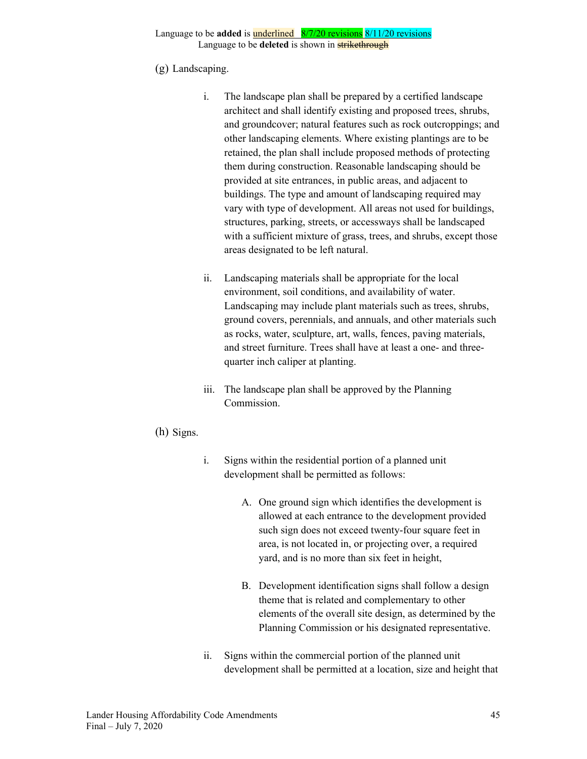Language to be **added** is underlined 8/7/20 revisions 8/11/20 revisions
Language to be **deleted** is shown in ~~strikethrough~~

(g) Landscaping.

i. The landscape plan shall be prepared by a certified landscape architect and shall identify existing and proposed trees, shrubs, and groundcover; natural features such as rock outcroppings; and other landscaping elements. Where existing plantings are to be retained, the plan shall include proposed methods of protecting them during construction. Reasonable landscaping should be provided at site entrances, in public areas, and adjacent to buildings. The type and amount of landscaping required may vary with type of development. All areas not used for buildings, structures, parking, streets, or accessways shall be landscaped with a sufficient mixture of grass, trees, and shrubs, except those areas designated to be left natural.

ii. Landscaping materials shall be appropriate for the local environment, soil conditions, and availability of water. Landscaping may include plant materials such as trees, shrubs, ground covers, perennials, and annuals, and other materials such as rocks, water, sculpture, art, walls, fences, paving materials, and street furniture. Trees shall have at least a one- and three-quarter inch caliper at planting.

iii. The landscape plan shall be approved by the Planning Commission.

(h) Signs.

i. Signs within the residential portion of a planned unit development shall be permitted as follows:

A. One ground sign which identifies the development is allowed at each entrance to the development provided such sign does not exceed twenty-four square feet in area, is not located in, or projecting over, a required yard, and is no more than six feet in height,

B. Development identification signs shall follow a design theme that is related and complementary to other elements of the overall site design, as determined by the Planning Commission or his designated representative.

ii. Signs within the commercial portion of the planned unit development shall be permitted at a location, size and height that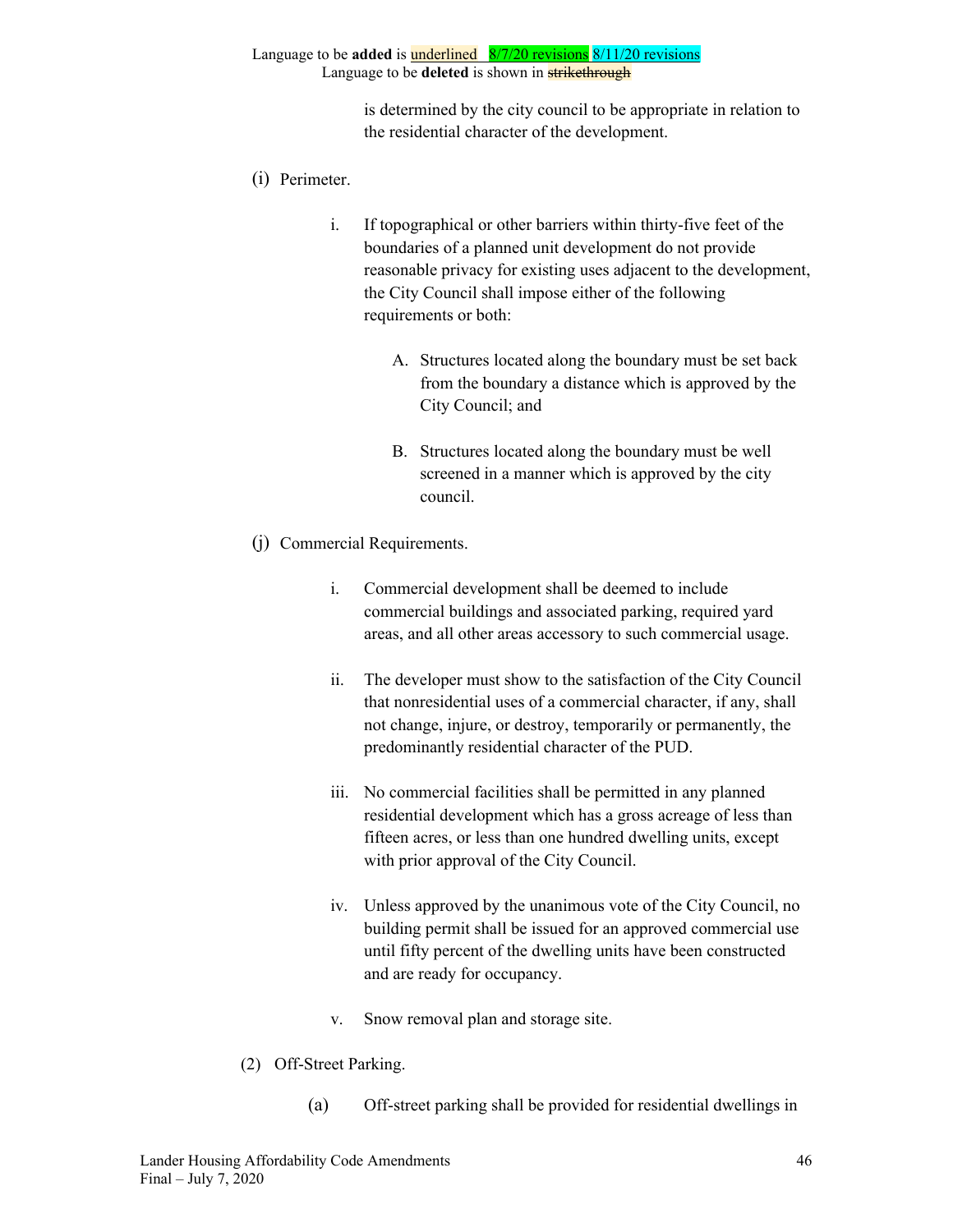is determined by the city council to be appropriate in relation to the residential character of the development.

(i) Perimeter.

i. If topographical or other barriers within thirty-five feet of the boundaries of a planned unit development do not provide reasonable privacy for existing uses adjacent to the development, the City Council shall impose either of the following requirements or both:

A. Structures located along the boundary must be set back from the boundary a distance which is approved by the City Council; and

B. Structures located along the boundary must be well screened in a manner which is approved by the city council.

(j) Commercial Requirements.

i. Commercial development shall be deemed to include commercial buildings and associated parking, required yard areas, and all other areas accessory to such commercial usage.

ii. The developer must show to the satisfaction of the City Council that nonresidential uses of a commercial character, if any, shall not change, injure, or destroy, temporarily or permanently, the predominantly residential character of the PUD.

iii. No commercial facilities shall be permitted in any planned residential development which has a gross acreage of less than fifteen acres, or less than one hundred dwelling units, except with prior approval of the City Council.

iv. Unless approved by the unanimous vote of the City Council, no building permit shall be issued for an approved commercial use until fifty percent of the dwelling units have been constructed and are ready for occupancy.

v. Snow removal plan and storage site.

(2) Off-Street Parking.

(a) Off-street parking shall be provided for residential dwellings in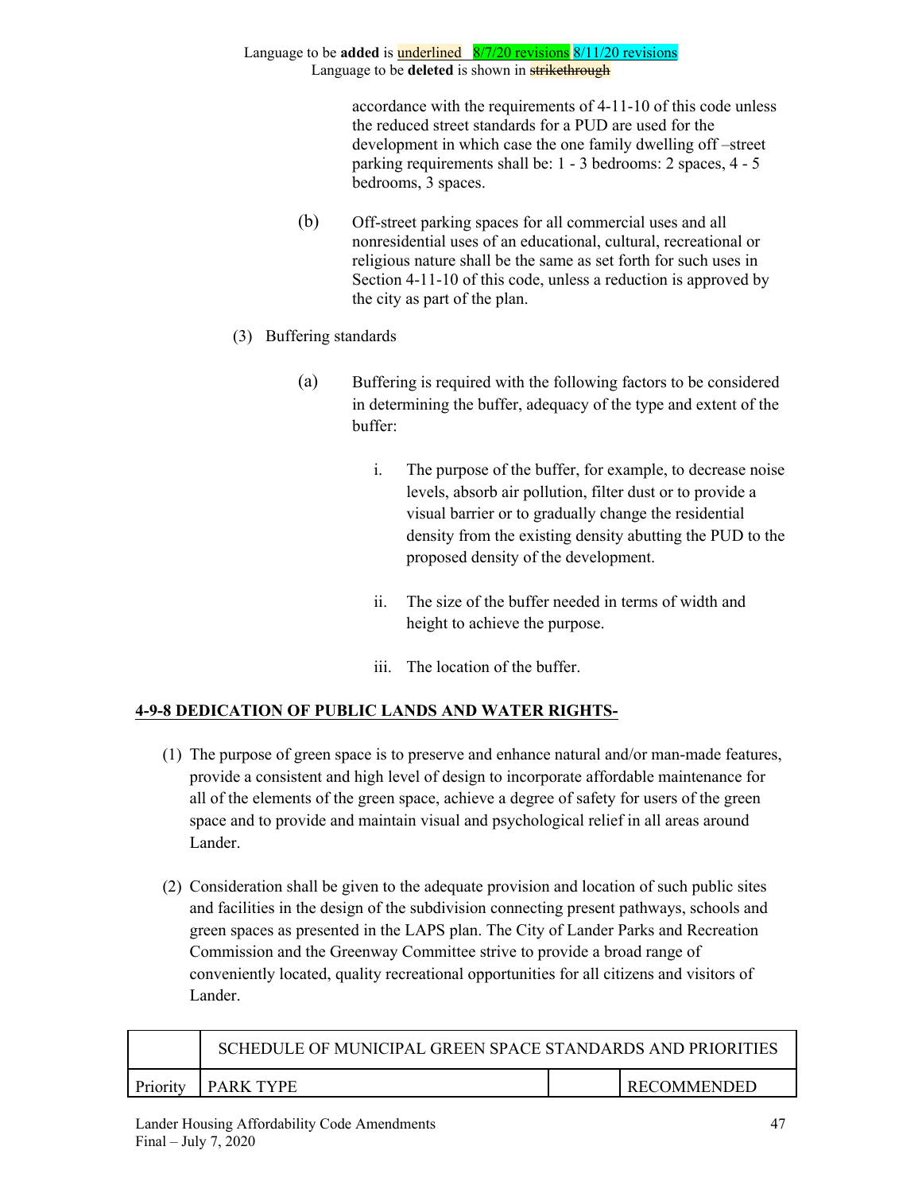accordance with the requirements of 4-11-10 of this code unless the reduced street standards for a PUD are used for the development in which case the one family dwelling off –street parking requirements shall be: 1 - 3 bedrooms: 2 spaces, 4 - 5 bedrooms, 3 spaces.

(b) Off-street parking spaces for all commercial uses and all nonresidential uses of an educational, cultural, recreational or religious nature shall be the same as set forth for such uses in Section 4-11-10 of this code, unless a reduction is approved by the city as part of the plan.

(3) Buffering standards

(a) Buffering is required with the following factors to be considered in determining the buffer, adequacy of the type and extent of the buffer:

i. The purpose of the buffer, for example, to decrease noise levels, absorb air pollution, filter dust or to provide a visual barrier or to gradually change the residential density from the existing density abutting the PUD to the proposed density of the development.

ii. The size of the buffer needed in terms of width and height to achieve the purpose.

iii. The location of the buffer.

**4-9-8 DEDICATION OF PUBLIC LANDS AND WATER RIGHTS-**

(1) The purpose of green space is to preserve and enhance natural and/or man-made features, provide a consistent and high level of design to incorporate affordable maintenance for all of the elements of the green space, achieve a degree of safety for users of the green space and to provide and maintain visual and psychological relief in all areas around Lander.

(2) Consideration shall be given to the adequate provision and location of such public sites and facilities in the design of the subdivision connecting present pathways, schools and green spaces as presented in the LAPS plan. The City of Lander Parks and Recreation Commission and the Greenway Committee strive to provide a broad range of conveniently located, quality recreational opportunities for all citizens and visitors of Lander.

| | SCHEDULE OF MUNICIPAL GREEN SPACE STANDARDS AND PRIORITIES | | |
|---|---|---|---|
| Priority | PARK TYPE | | RECOMMENDED |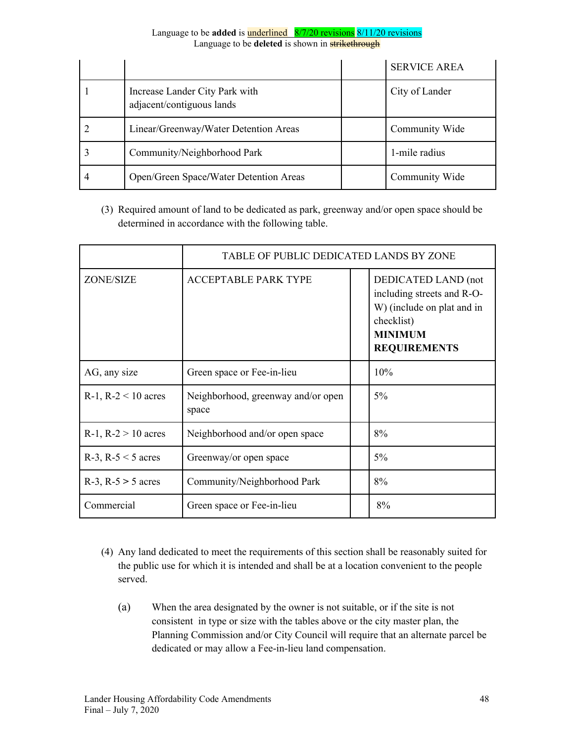Language to be **added** is underlined 8/7/20 revisions 8/11/20 revisions
Language to be **deleted** is shown in strikethrough

| | | | SERVICE AREA |
|---|---|---|---|
| 1 | Increase Lander City Park with adjacent/contiguous lands | | City of Lander |
| 2 | Linear/Greenway/Water Detention Areas | | Community Wide |
| 3 | Community/Neighborhood Park | | 1-mile radius |
| 4 | Open/Green Space/Water Detention Areas | | Community Wide |

(3) Required amount of land to be dedicated as park, greenway and/or open space should be determined in accordance with the following table.

| | TABLE OF PUBLIC DEDICATED LANDS BY ZONE | | |
|---|---|---|---|
| ZONE/SIZE | ACCEPTABLE PARK TYPE | | DEDICATED LAND (not including streets and R-O-W) (include on plat and in checklist) **MINIMUM REQUIREMENTS** |
| AG, any size | Green space or Fee-in-lieu | | 10% |
| R-1, R-2 < 10 acres | Neighborhood, greenway and/or open space | | 5% |
| R-1, R-2 > 10 acres | Neighborhood and/or open space | | 8% |
| R-3, R-5 < 5 acres | Greenway/or open space | | 5% |
| R-3, R-5 > 5 acres | Community/Neighborhood Park | | 8% |
| Commercial | Green space or Fee-in-lieu | | 8% |

(4) Any land dedicated to meet the requirements of this section shall be reasonably suited for the public use for which it is intended and shall be at a location convenient to the people served.

(a) When the area designated by the owner is not suitable, or if the site is not consistent in type or size with the tables above or the city master plan, the Planning Commission and/or City Council will require that an alternate parcel be dedicated or may allow a Fee-in-lieu land compensation.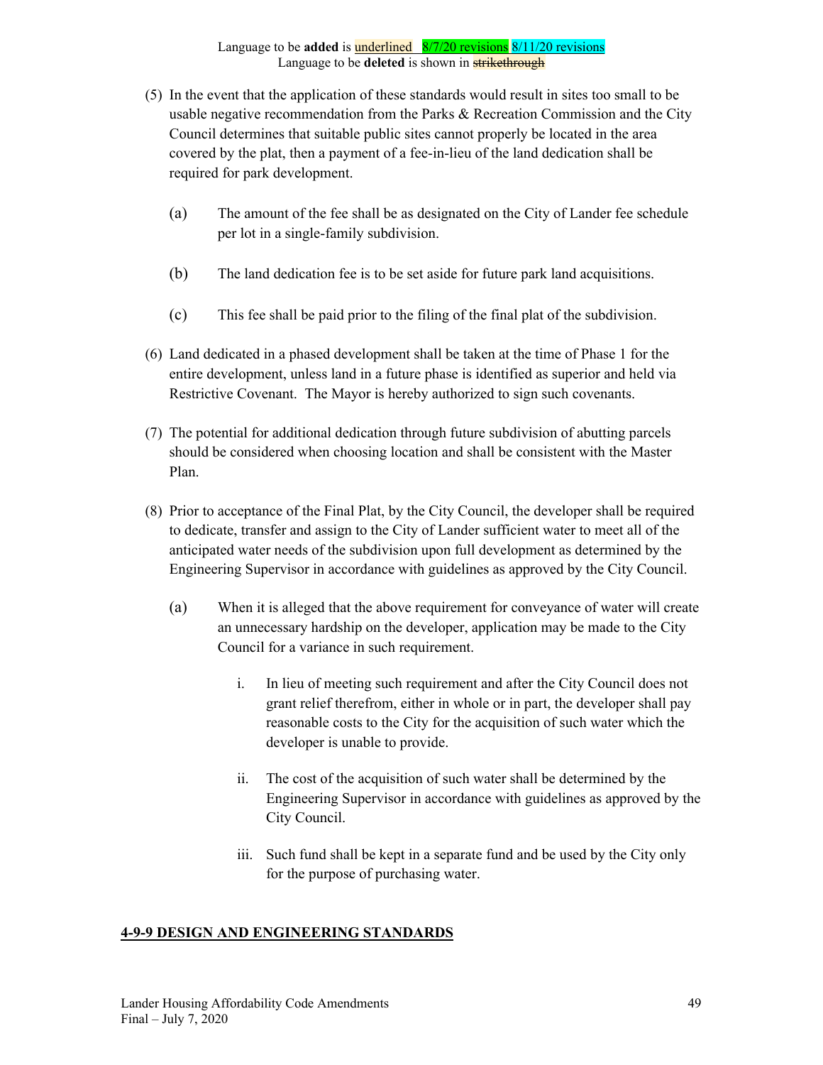Language to be **added** is underlined 8/7/20 revisions 8/11/20 revisions
Language to be **deleted** is shown in ~~strikethrough~~

(5) In the event that the application of these standards would result in sites too small to be usable negative recommendation from the Parks & Recreation Commission and the City Council determines that suitable public sites cannot properly be located in the area covered by the plat, then a payment of a fee-in-lieu of the land dedication shall be required for park development.

   (a) The amount of the fee shall be as designated on the City of Lander fee schedule per lot in a single-family subdivision.

   (b) The land dedication fee is to be set aside for future park land acquisitions.

   (c) This fee shall be paid prior to the filing of the final plat of the subdivision.

(6) Land dedicated in a phased development shall be taken at the time of Phase 1 for the entire development, unless land in a future phase is identified as superior and held via Restrictive Covenant. The Mayor is hereby authorized to sign such covenants.

(7) The potential for additional dedication through future subdivision of abutting parcels should be considered when choosing location and shall be consistent with the Master Plan.

(8) Prior to acceptance of the Final Plat, by the City Council, the developer shall be required to dedicate, transfer and assign to the City of Lander sufficient water to meet all of the anticipated water needs of the subdivision upon full development as determined by the Engineering Supervisor in accordance with guidelines as approved by the City Council.

   (a) When it is alleged that the above requirement for conveyance of water will create an unnecessary hardship on the developer, application may be made to the City Council for a variance in such requirement.

      i. In lieu of meeting such requirement and after the City Council does not grant relief therefrom, either in whole or in part, the developer shall pay reasonable costs to the City for the acquisition of such water which the developer is unable to provide.

      ii. The cost of the acquisition of such water shall be determined by the Engineering Supervisor in accordance with guidelines as approved by the City Council.

      iii. Such fund shall be kept in a separate fund and be used by the City only for the purpose of purchasing water.

## 4-9-9 DESIGN AND ENGINEERING STANDARDS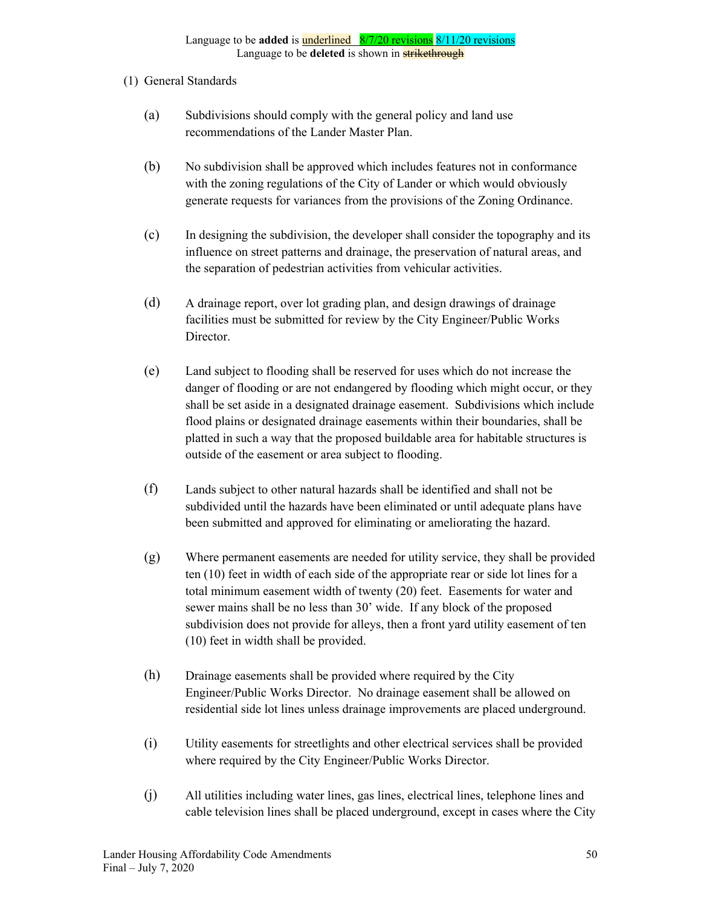Language to be **added** is underlined   8/7/20 revisions 8/11/20 revisions
Language to be **deleted** is shown in ~~strikethrough~~

(1) General Standards

(a) Subdivisions should comply with the general policy and land use recommendations of the Lander Master Plan.

(b) No subdivision shall be approved which includes features not in conformance with the zoning regulations of the City of Lander or which would obviously generate requests for variances from the provisions of the Zoning Ordinance.

(c) In designing the subdivision, the developer shall consider the topography and its influence on street patterns and drainage, the preservation of natural areas, and the separation of pedestrian activities from vehicular activities.

(d) A drainage report, over lot grading plan, and design drawings of drainage facilities must be submitted for review by the City Engineer/Public Works Director.

(e) Land subject to flooding shall be reserved for uses which do not increase the danger of flooding or are not endangered by flooding which might occur, or they shall be set aside in a designated drainage easement. Subdivisions which include flood plains or designated drainage easements within their boundaries, shall be platted in such a way that the proposed buildable area for habitable structures is outside of the easement or area subject to flooding.

(f) Lands subject to other natural hazards shall be identified and shall not be subdivided until the hazards have been eliminated or until adequate plans have been submitted and approved for eliminating or ameliorating the hazard.

(g) Where permanent easements are needed for utility service, they shall be provided ten (10) feet in width of each side of the appropriate rear or side lot lines for a total minimum easement width of twenty (20) feet. Easements for water and sewer mains shall be no less than 30' wide. If any block of the proposed subdivision does not provide for alleys, then a front yard utility easement of ten (10) feet in width shall be provided.

(h) Drainage easements shall be provided where required by the City Engineer/Public Works Director. No drainage easement shall be allowed on residential side lot lines unless drainage improvements are placed underground.

(i) Utility easements for streetlights and other electrical services shall be provided where required by the City Engineer/Public Works Director.

(j) All utilities including water lines, gas lines, electrical lines, telephone lines and cable television lines shall be placed underground, except in cases where the City

Lander Housing Affordability Code Amendments
Final – July 7, 2020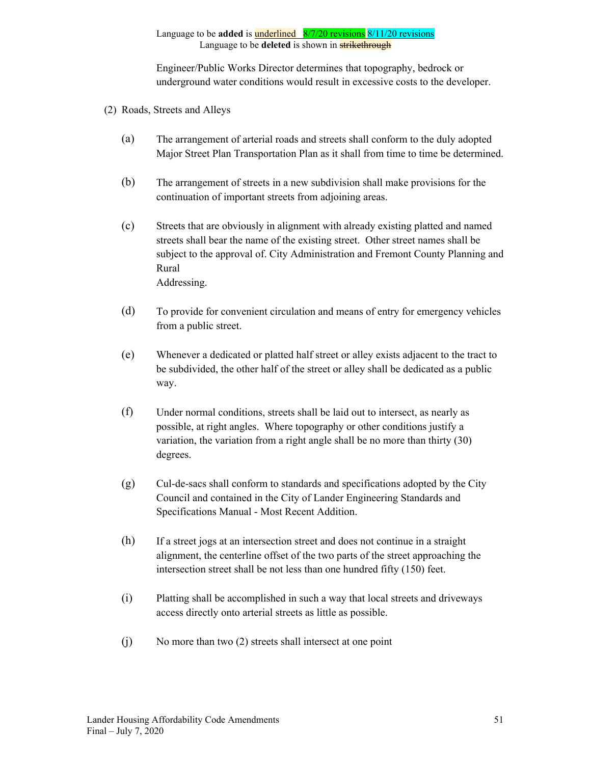Language to be **added** is underlined 8/7/20 revisions 8/11/20 revisions
Language to be **deleted** is shown in ~~strikethrough~~

Engineer/Public Works Director determines that topography, bedrock or underground water conditions would result in excessive costs to the developer.

(2) Roads, Streets and Alleys

(a) The arrangement of arterial roads and streets shall conform to the duly adopted Major Street Plan Transportation Plan as it shall from time to time be determined.

(b) The arrangement of streets in a new subdivision shall make provisions for the continuation of important streets from adjoining areas.

(c) Streets that are obviously in alignment with already existing platted and named streets shall bear the name of the existing street. Other street names shall be subject to the approval of. City Administration and Fremont County Planning and Rural Addressing.

(d) To provide for convenient circulation and means of entry for emergency vehicles from a public street.

(e) Whenever a dedicated or platted half street or alley exists adjacent to the tract to be subdivided, the other half of the street or alley shall be dedicated as a public way.

(f) Under normal conditions, streets shall be laid out to intersect, as nearly as possible, at right angles. Where topography or other conditions justify a variation, the variation from a right angle shall be no more than thirty (30) degrees.

(g) Cul-de-sacs shall conform to standards and specifications adopted by the City Council and contained in the City of Lander Engineering Standards and Specifications Manual - Most Recent Addition.

(h) If a street jogs at an intersection street and does not continue in a straight alignment, the centerline offset of the two parts of the street approaching the intersection street shall be not less than one hundred fifty (150) feet.

(i) Platting shall be accomplished in such a way that local streets and driveways access directly onto arterial streets as little as possible.

(j) No more than two (2) streets shall intersect at one point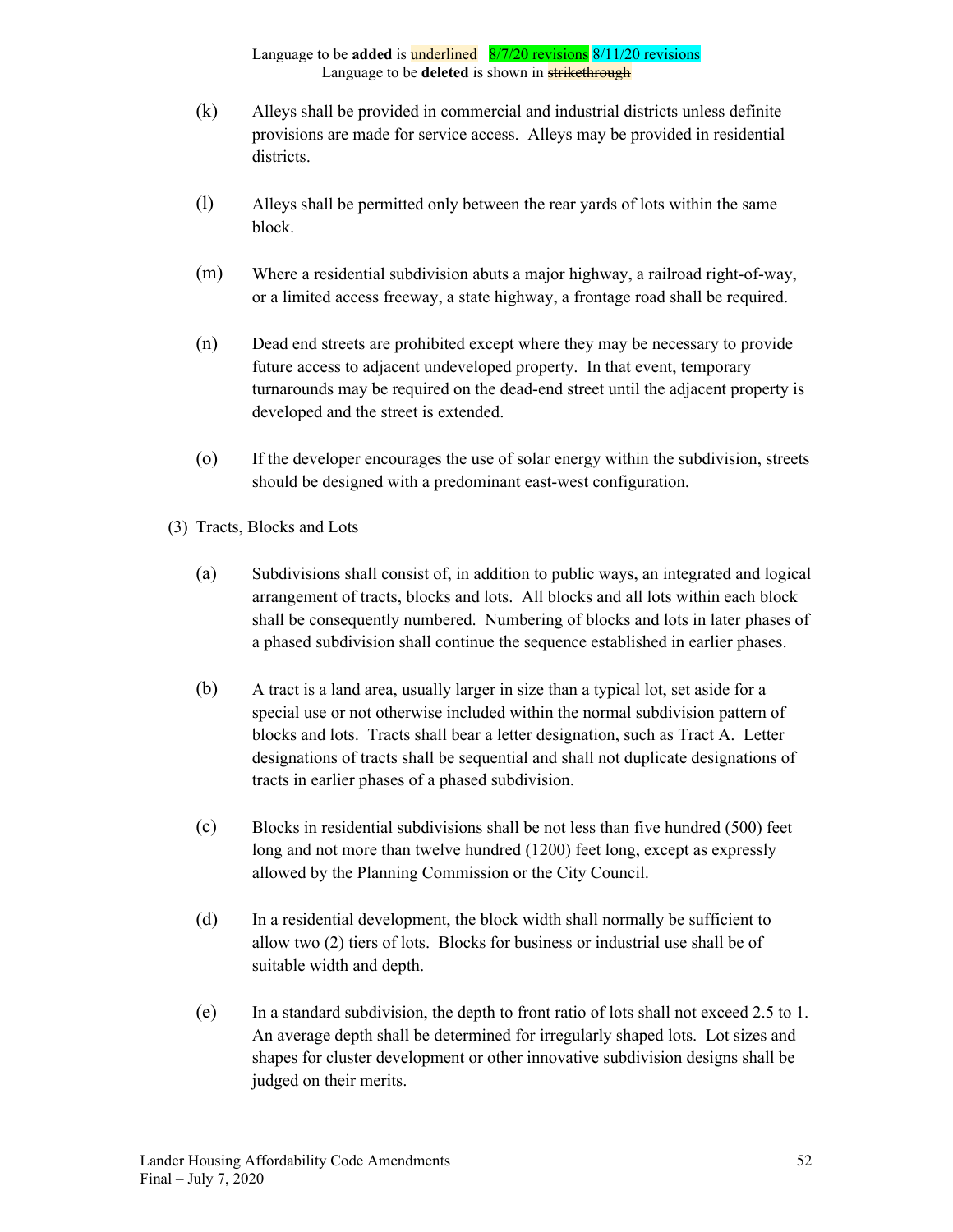Language to be **added** is underlined 8/7/20 revisions 8/11/20 revisions
Language to be **deleted** is shown in ~~strikethrough~~

(k) Alleys shall be provided in commercial and industrial districts unless definite provisions are made for service access. Alleys may be provided in residential districts.

(l) Alleys shall be permitted only between the rear yards of lots within the same block.

(m) Where a residential subdivision abuts a major highway, a railroad right-of-way, or a limited access freeway, a state highway, a frontage road shall be required.

(n) Dead end streets are prohibited except where they may be necessary to provide future access to adjacent undeveloped property. In that event, temporary turnarounds may be required on the dead-end street until the adjacent property is developed and the street is extended.

(o) If the developer encourages the use of solar energy within the subdivision, streets should be designed with a predominant east-west configuration.

(3) Tracts, Blocks and Lots

(a) Subdivisions shall consist of, in addition to public ways, an integrated and logical arrangement of tracts, blocks and lots. All blocks and all lots within each block shall be consequently numbered. Numbering of blocks and lots in later phases of a phased subdivision shall continue the sequence established in earlier phases.

(b) A tract is a land area, usually larger in size than a typical lot, set aside for a special use or not otherwise included within the normal subdivision pattern of blocks and lots. Tracts shall bear a letter designation, such as Tract A. Letter designations of tracts shall be sequential and shall not duplicate designations of tracts in earlier phases of a phased subdivision.

(c) Blocks in residential subdivisions shall be not less than five hundred (500) feet long and not more than twelve hundred (1200) feet long, except as expressly allowed by the Planning Commission or the City Council.

(d) In a residential development, the block width shall normally be sufficient to allow two (2) tiers of lots. Blocks for business or industrial use shall be of suitable width and depth.

(e) In a standard subdivision, the depth to front ratio of lots shall not exceed 2.5 to 1. An average depth shall be determined for irregularly shaped lots. Lot sizes and shapes for cluster development or other innovative subdivision designs shall be judged on their merits.

Lander Housing Affordability Code Amendments
Final – July 7, 2020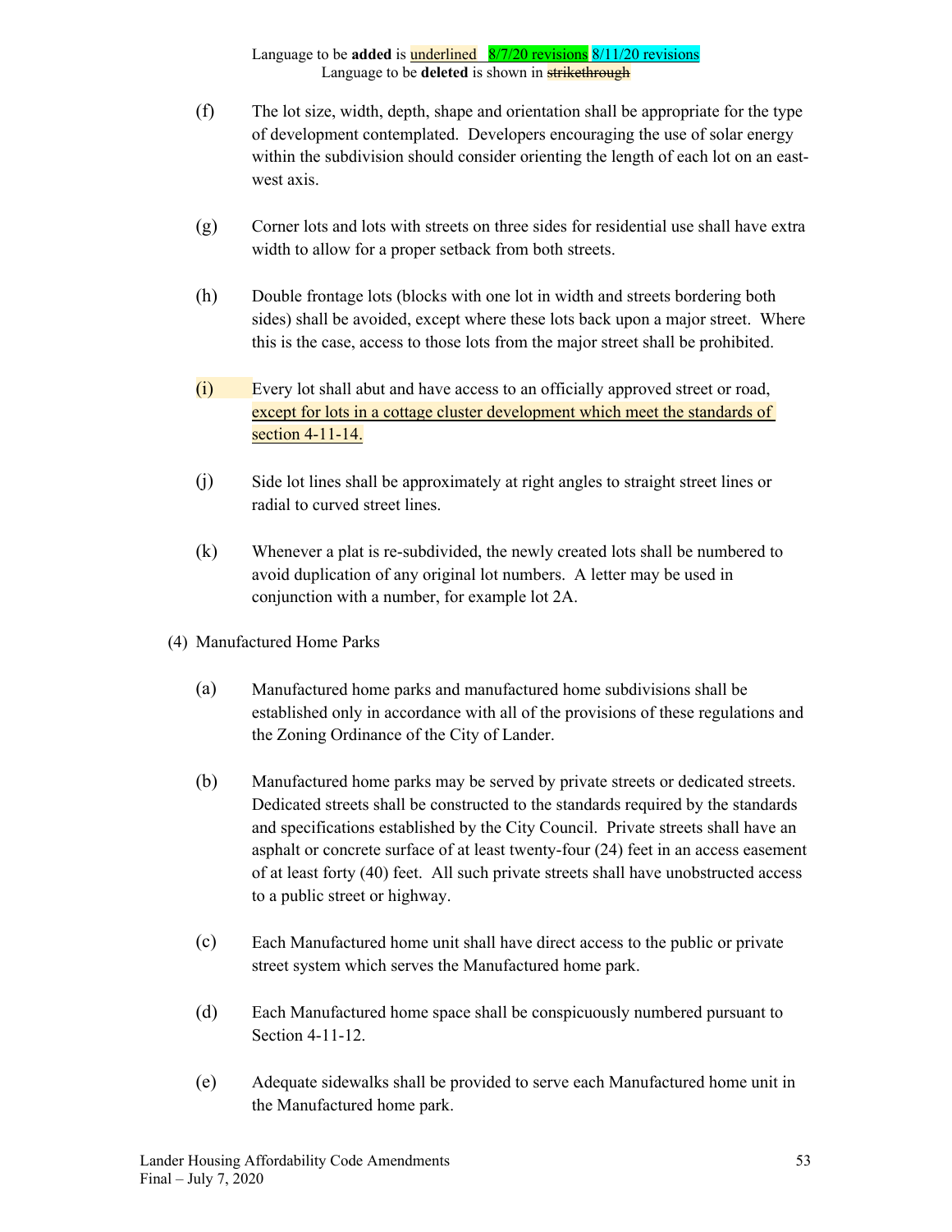Language to be **added** is <u>underlined</u> 8/7/20 revisions 8/11/20 revisions
Language to be **deleted** is shown in ~~strikethrough~~

(f) The lot size, width, depth, shape and orientation shall be appropriate for the type of development contemplated. Developers encouraging the use of solar energy within the subdivision should consider orienting the length of each lot on an east-west axis.

(g) Corner lots and lots with streets on three sides for residential use shall have extra width to allow for a proper setback from both streets.

(h) Double frontage lots (blocks with one lot in width and streets bordering both sides) shall be avoided, except where these lots back upon a major street. Where this is the case, access to those lots from the major street shall be prohibited.

(i) Every lot shall abut and have access to an officially approved street or road, <u>except for lots in a cottage cluster development which meet the standards of section 4-11-14.</u>

(j) Side lot lines shall be approximately at right angles to straight street lines or radial to curved street lines.

(k) Whenever a plat is re-subdivided, the newly created lots shall be numbered to avoid duplication of any original lot numbers. A letter may be used in conjunction with a number, for example lot 2A.

(4) Manufactured Home Parks

(a) Manufactured home parks and manufactured home subdivisions shall be established only in accordance with all of the provisions of these regulations and the Zoning Ordinance of the City of Lander.

(b) Manufactured home parks may be served by private streets or dedicated streets. Dedicated streets shall be constructed to the standards required by the standards and specifications established by the City Council. Private streets shall have an asphalt or concrete surface of at least twenty-four (24) feet in an access easement of at least forty (40) feet. All such private streets shall have unobstructed access to a public street or highway.

(c) Each Manufactured home unit shall have direct access to the public or private street system which serves the Manufactured home park.

(d) Each Manufactured home space shall be conspicuously numbered pursuant to Section 4-11-12.

(e) Adequate sidewalks shall be provided to serve each Manufactured home unit in the Manufactured home park.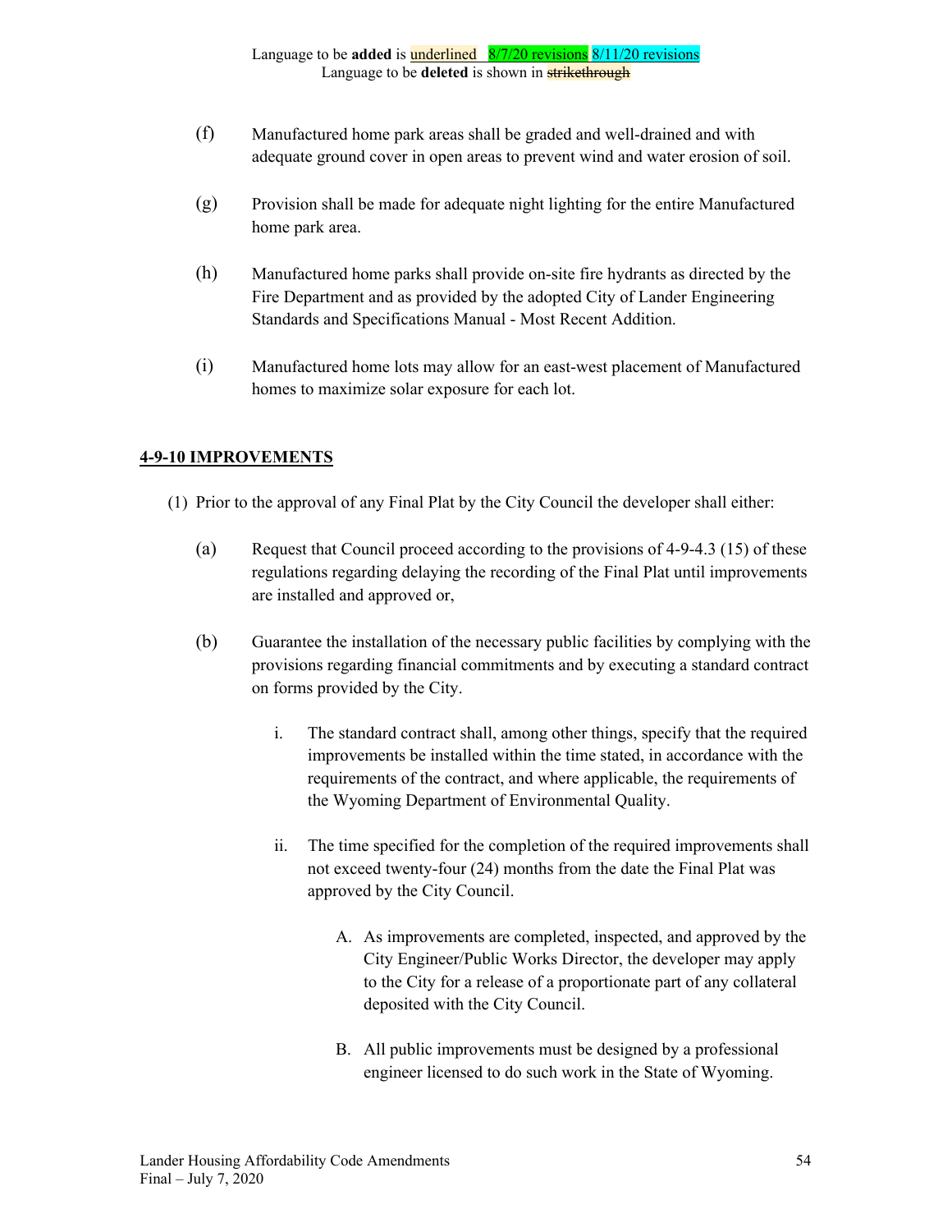Language to be **added** is underlined 8/7/20 revisions 8/11/20 revisions
Language to be **deleted** is shown in ~~strikethrough~~

(f) Manufactured home park areas shall be graded and well-drained and with adequate ground cover in open areas to prevent wind and water erosion of soil.

(g) Provision shall be made for adequate night lighting for the entire Manufactured home park area.

(h) Manufactured home parks shall provide on-site fire hydrants as directed by the Fire Department and as provided by the adopted City of Lander Engineering Standards and Specifications Manual - Most Recent Addition.

(i) Manufactured home lots may allow for an east-west placement of Manufactured homes to maximize solar exposure for each lot.

## 4-9-10 IMPROVEMENTS

(1) Prior to the approval of any Final Plat by the City Council the developer shall either:

(a) Request that Council proceed according to the provisions of 4-9-4.3 (15) of these regulations regarding delaying the recording of the Final Plat until improvements are installed and approved or,

(b) Guarantee the installation of the necessary public facilities by complying with the provisions regarding financial commitments and by executing a standard contract on forms provided by the City.

i. The standard contract shall, among other things, specify that the required improvements be installed within the time stated, in accordance with the requirements of the contract, and where applicable, the requirements of the Wyoming Department of Environmental Quality.

ii. The time specified for the completion of the required improvements shall not exceed twenty-four (24) months from the date the Final Plat was approved by the City Council.

A. As improvements are completed, inspected, and approved by the City Engineer/Public Works Director, the developer may apply to the City for a release of a proportionate part of any collateral deposited with the City Council.

B. All public improvements must be designed by a professional engineer licensed to do such work in the State of Wyoming.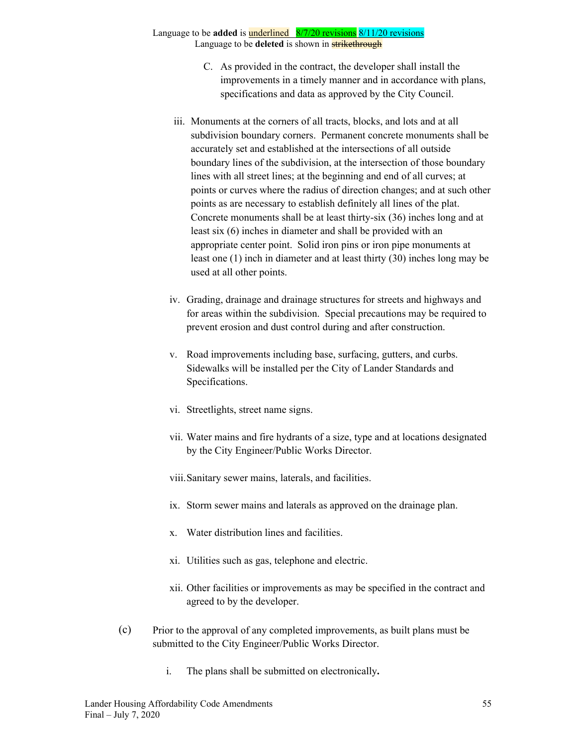Language to be **added** is underlined 8/7/20 revisions 8/11/20 revisions
Language to be **deleted** is shown in ~~strikethrough~~

C. As provided in the contract, the developer shall install the improvements in a timely manner and in accordance with plans, specifications and data as approved by the City Council.

iii. Monuments at the corners of all tracts, blocks, and lots and at all subdivision boundary corners. Permanent concrete monuments shall be accurately set and established at the intersections of all outside boundary lines of the subdivision, at the intersection of those boundary lines with all street lines; at the beginning and end of all curves; at points or curves where the radius of direction changes; and at such other points as are necessary to establish definitely all lines of the plat. Concrete monuments shall be at least thirty-six (36) inches long and at least six (6) inches in diameter and shall be provided with an appropriate center point. Solid iron pins or iron pipe monuments at least one (1) inch in diameter and at least thirty (30) inches long may be used at all other points.

iv. Grading, drainage and drainage structures for streets and highways and for areas within the subdivision. Special precautions may be required to prevent erosion and dust control during and after construction.

v. Road improvements including base, surfacing, gutters, and curbs. Sidewalks will be installed per the City of Lander Standards and Specifications.

vi. Streetlights, street name signs.

vii. Water mains and fire hydrants of a size, type and at locations designated by the City Engineer/Public Works Director.

viii. Sanitary sewer mains, laterals, and facilities.

ix. Storm sewer mains and laterals as approved on the drainage plan.

x. Water distribution lines and facilities.

xi. Utilities such as gas, telephone and electric.

xii. Other facilities or improvements as may be specified in the contract and agreed to by the developer.

(c) Prior to the approval of any completed improvements, as built plans must be submitted to the City Engineer/Public Works Director.

i. The plans shall be submitted on electronically**.**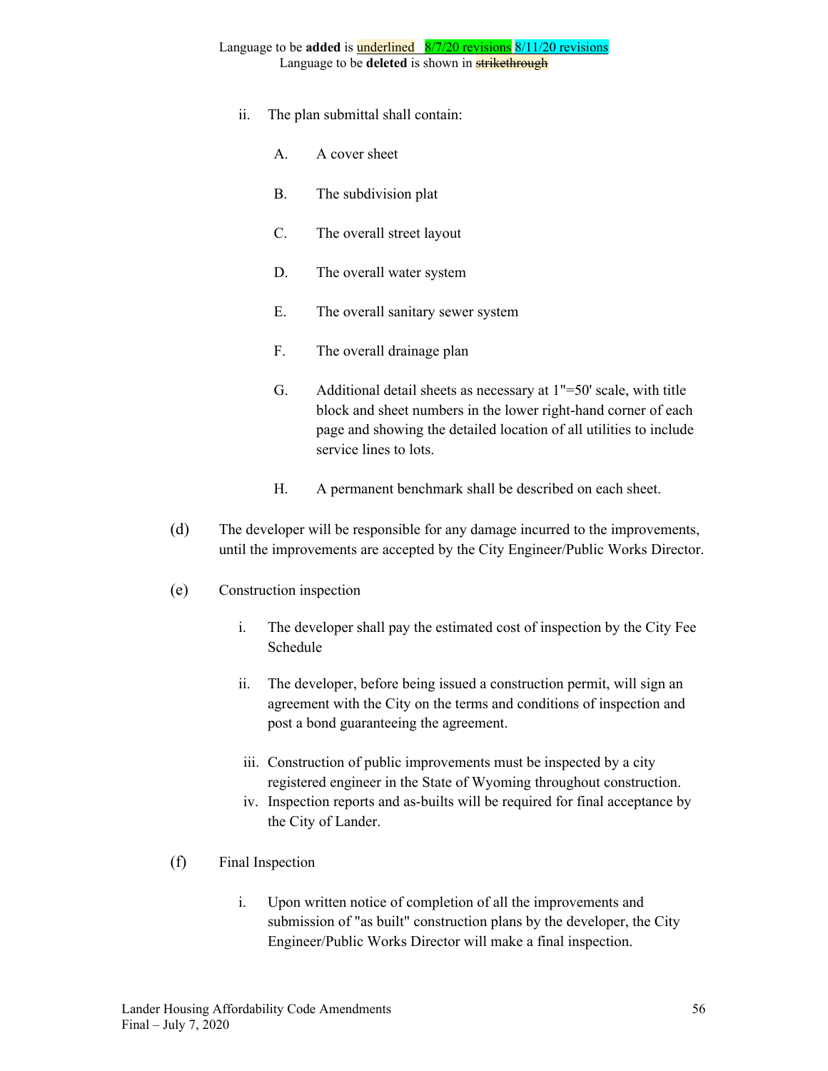ii. The plan submittal shall contain:

A. A cover sheet

B. The subdivision plat

C. The overall street layout

D. The overall water system

E. The overall sanitary sewer system

F. The overall drainage plan

G. Additional detail sheets as necessary at 1"=50' scale, with title block and sheet numbers in the lower right-hand corner of each page and showing the detailed location of all utilities to include service lines to lots.

H. A permanent benchmark shall be described on each sheet.

(d) The developer will be responsible for any damage incurred to the improvements, until the improvements are accepted by the City Engineer/Public Works Director.

(e) Construction inspection

i. The developer shall pay the estimated cost of inspection by the City Fee Schedule

ii. The developer, before being issued a construction permit, will sign an agreement with the City on the terms and conditions of inspection and post a bond guaranteeing the agreement.

iii. Construction of public improvements must be inspected by a city registered engineer in the State of Wyoming throughout construction.

iv. Inspection reports and as-builts will be required for final acceptance by the City of Lander.

(f) Final Inspection

i. Upon written notice of completion of all the improvements and submission of "as built" construction plans by the developer, the City Engineer/Public Works Director will make a final inspection.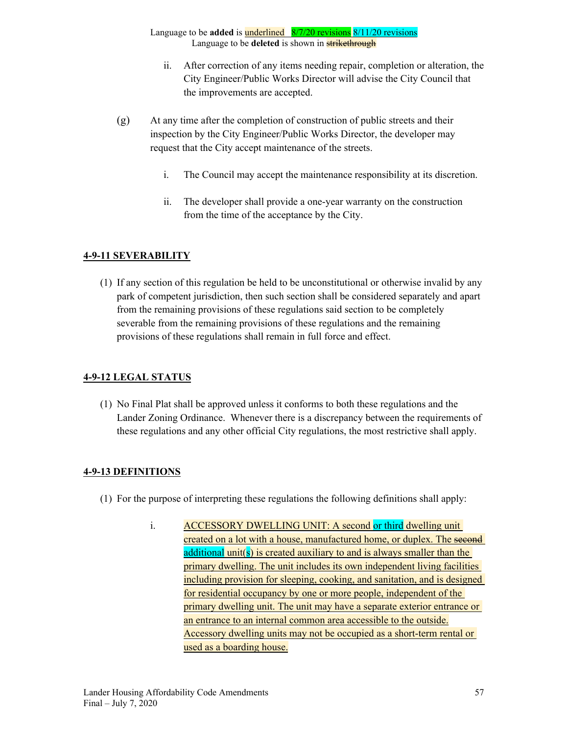Language to be **added** is <u>underlined</u> 8/7/20 revisions 8/11/20 revisions
Language to be **deleted** is shown in ~~strikethrough~~

ii. After correction of any items needing repair, completion or alteration, the City Engineer/Public Works Director will advise the City Council that the improvements are accepted.

(g) At any time after the completion of construction of public streets and their inspection by the City Engineer/Public Works Director, the developer may request that the City accept maintenance of the streets.

i. The Council may accept the maintenance responsibility at its discretion.

ii. The developer shall provide a one-year warranty on the construction from the time of the acceptance by the City.

## 4-9-11 SEVERABILITY

(1) If any section of this regulation be held to be unconstitutional or otherwise invalid by any park of competent jurisdiction, then such section shall be considered separately and apart from the remaining provisions of these regulations said section to be completely severable from the remaining provisions of these regulations and the remaining provisions of these regulations shall remain in full force and effect.

## 4-9-12 LEGAL STATUS

(1) No Final Plat shall be approved unless it conforms to both these regulations and the Lander Zoning Ordinance. Whenever there is a discrepancy between the requirements of these regulations and any other official City regulations, the most restrictive shall apply.

## 4-9-13 DEFINITIONS

(1) For the purpose of interpreting these regulations the following definitions shall apply:

i. <u>ACCESSORY DWELLING UNIT: A second or third dwelling unit created on a lot with a house, manufactured home, or duplex. The ~~second~~ additional unit(s) is created auxiliary to and is always smaller than the primary dwelling. The unit includes its own independent living facilities including provision for sleeping, cooking, and sanitation, and is designed for residential occupancy by one or more people, independent of the primary dwelling unit. The unit may have a separate exterior entrance or an entrance to an internal common area accessible to the outside. Accessory dwelling units may not be occupied as a short-term rental or used as a boarding house.</u>

Lander Housing Affordability Code Amendments
Final – July 7, 2020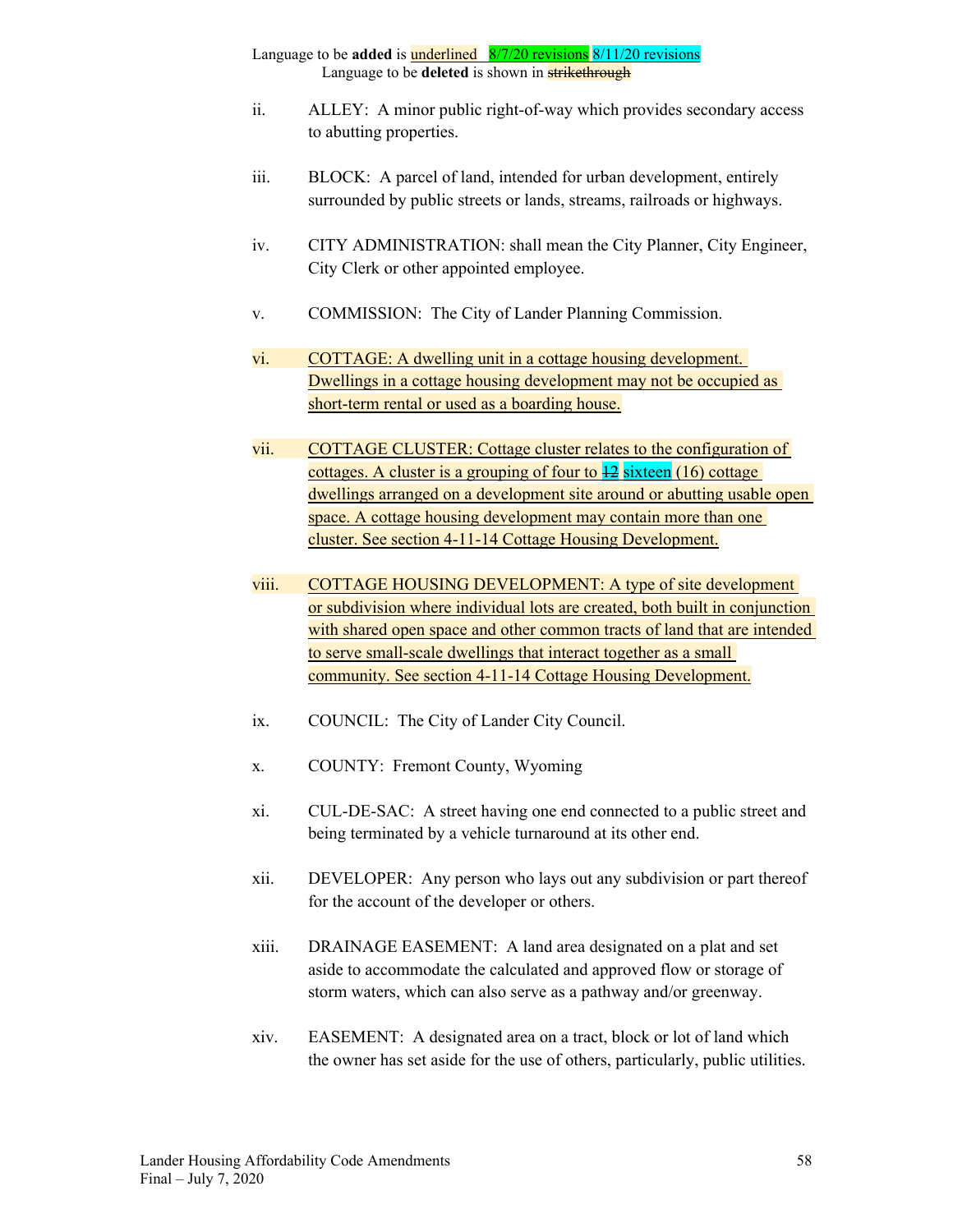Language to be **added** is underlined 8/7/20 revisions 8/11/20 revisions
Language to be **deleted** is shown in ~~strikethrough~~

ii. ALLEY: A minor public right-of-way which provides secondary access to abutting properties.

iii. BLOCK: A parcel of land, intended for urban development, entirely surrounded by public streets or lands, streams, railroads or highways.

iv. CITY ADMINISTRATION: shall mean the City Planner, City Engineer, City Clerk or other appointed employee.

v. COMMISSION: The City of Lander Planning Commission.

vi. COTTAGE: A dwelling unit in a cottage housing development. Dwellings in a cottage housing development may not be occupied as short-term rental or used as a boarding house.

vii. COTTAGE CLUSTER: Cottage cluster relates to the configuration of cottages. A cluster is a grouping of four to ~~12~~ sixteen (16) cottage dwellings arranged on a development site around or abutting usable open space. A cottage housing development may contain more than one cluster. See section 4-11-14 Cottage Housing Development.

viii. COTTAGE HOUSING DEVELOPMENT: A type of site development or subdivision where individual lots are created, both built in conjunction with shared open space and other common tracts of land that are intended to serve small-scale dwellings that interact together as a small community. See section 4-11-14 Cottage Housing Development.

ix. COUNCIL: The City of Lander City Council.

x. COUNTY: Fremont County, Wyoming

xi. CUL-DE-SAC: A street having one end connected to a public street and being terminated by a vehicle turnaround at its other end.

xii. DEVELOPER: Any person who lays out any subdivision or part thereof for the account of the developer or others.

xiii. DRAINAGE EASEMENT: A land area designated on a plat and set aside to accommodate the calculated and approved flow or storage of storm waters, which can also serve as a pathway and/or greenway.

xiv. EASEMENT: A designated area on a tract, block or lot of land which the owner has set aside for the use of others, particularly, public utilities.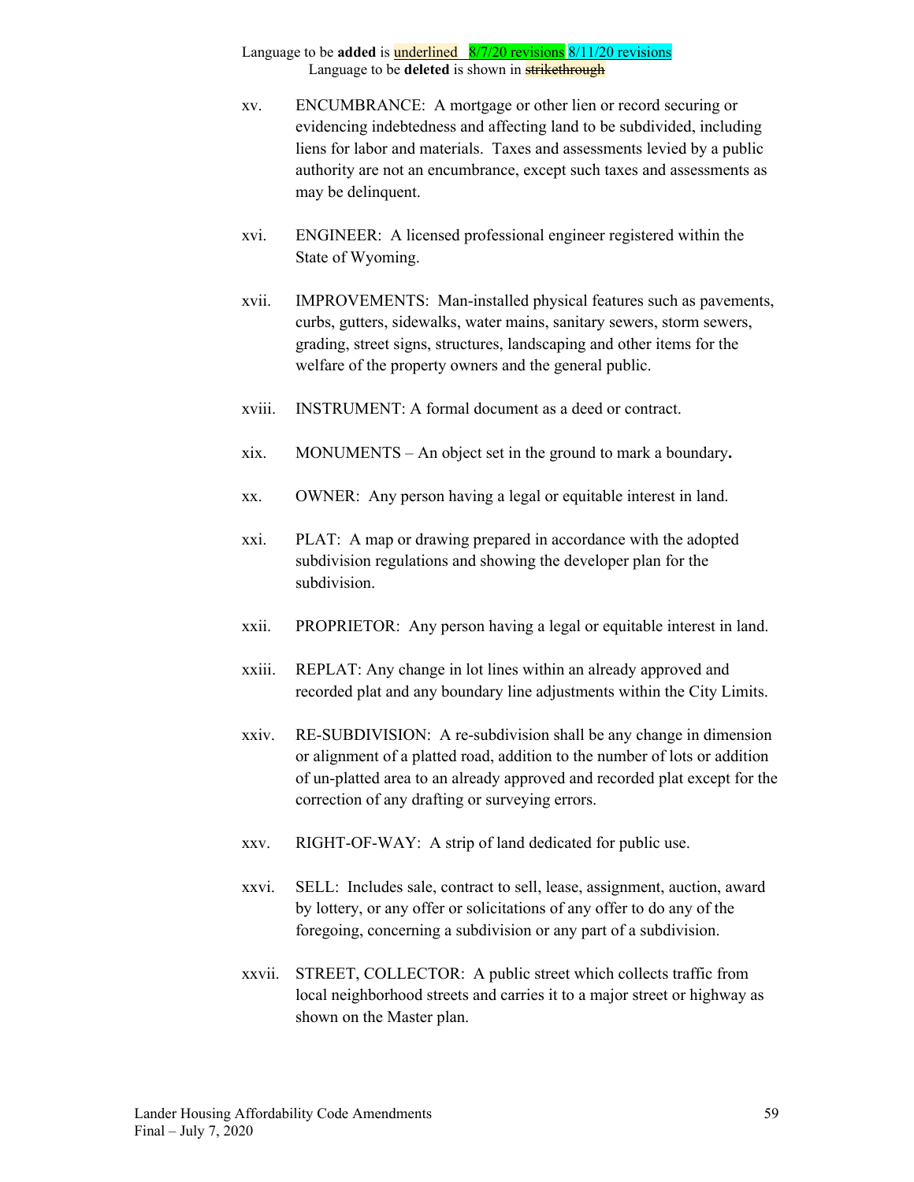Language to be **added** is underlined 8/7/20 revisions 8/11/20 revisions
Language to be **deleted** is shown in ~~strikethrough~~

xv. ENCUMBRANCE: A mortgage or other lien or record securing or evidencing indebtedness and affecting land to be subdivided, including liens for labor and materials. Taxes and assessments levied by a public authority are not an encumbrance, except such taxes and assessments as may be delinquent.

xvi. ENGINEER: A licensed professional engineer registered within the State of Wyoming.

xvii. IMPROVEMENTS: Man-installed physical features such as pavements, curbs, gutters, sidewalks, water mains, sanitary sewers, storm sewers, grading, street signs, structures, landscaping and other items for the welfare of the property owners and the general public.

xviii. INSTRUMENT: A formal document as a deed or contract.

xix. MONUMENTS – An object set in the ground to mark a boundary**.**

xx. OWNER: Any person having a legal or equitable interest in land.

xxi. PLAT: A map or drawing prepared in accordance with the adopted subdivision regulations and showing the developer plan for the subdivision.

xxii. PROPRIETOR: Any person having a legal or equitable interest in land.

xxiii. REPLAT: Any change in lot lines within an already approved and recorded plat and any boundary line adjustments within the City Limits.

xxiv. RE-SUBDIVISION: A re-subdivision shall be any change in dimension or alignment of a platted road, addition to the number of lots or addition of un-platted area to an already approved and recorded plat except for the correction of any drafting or surveying errors.

xxv. RIGHT-OF-WAY: A strip of land dedicated for public use.

xxvi. SELL: Includes sale, contract to sell, lease, assignment, auction, award by lottery, or any offer or solicitations of any offer to do any of the foregoing, concerning a subdivision or any part of a subdivision.

xxvii. STREET, COLLECTOR: A public street which collects traffic from local neighborhood streets and carries it to a major street or highway as shown on the Master plan.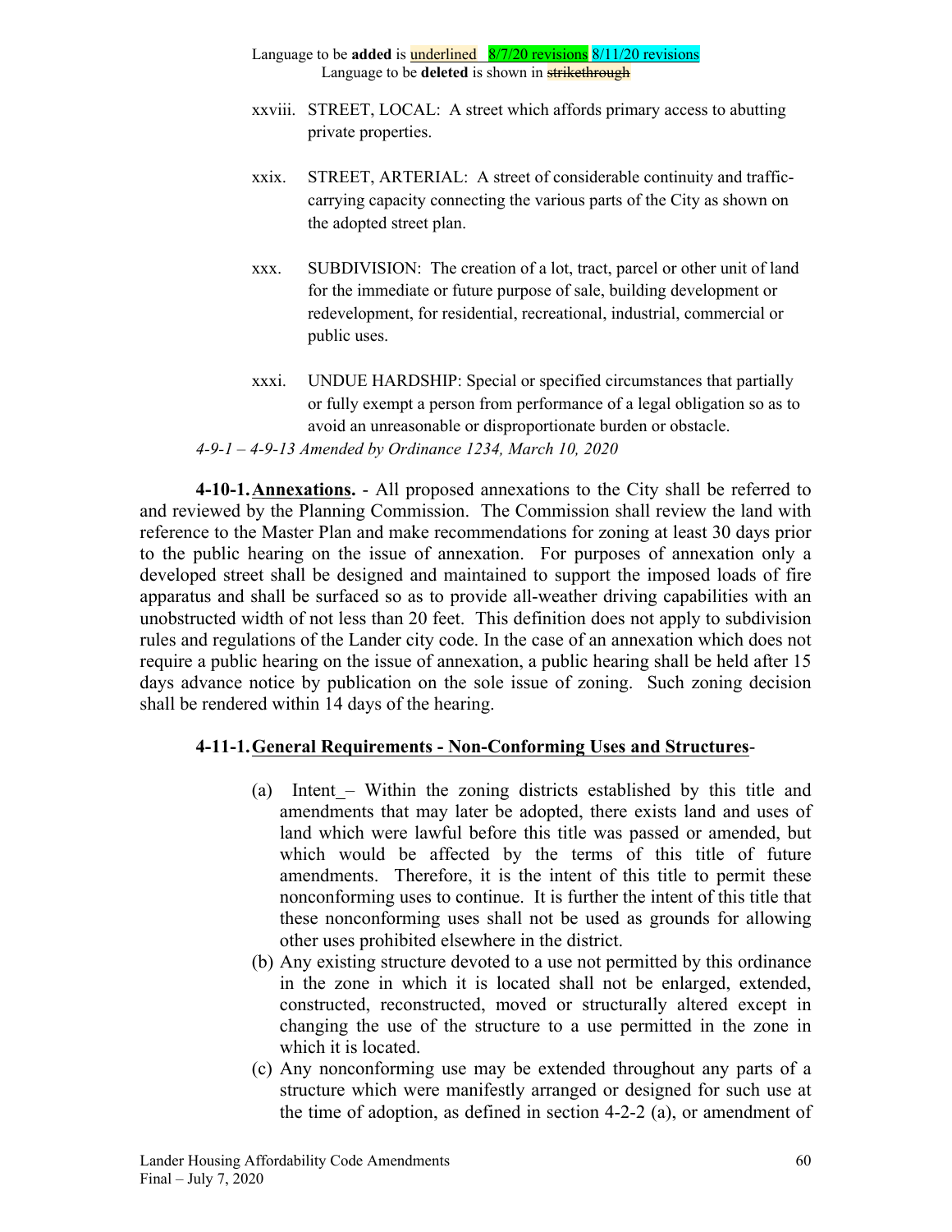Language to be **added** is underlined 8/7/20 revisions 8/11/20 revisions
Language to be **deleted** is shown in ~~strikethrough~~

xxviii. STREET, LOCAL: A street which affords primary access to abutting private properties.

xxix. STREET, ARTERIAL: A street of considerable continuity and traffic-carrying capacity connecting the various parts of the City as shown on the adopted street plan.

xxx. SUBDIVISION: The creation of a lot, tract, parcel or other unit of land for the immediate or future purpose of sale, building development or redevelopment, for residential, recreational, industrial, commercial or public uses.

xxxi. UNDUE HARDSHIP: Special or specified circumstances that partially or fully exempt a person from performance of a legal obligation so as to avoid an unreasonable or disproportionate burden or obstacle.

*4-9-1 – 4-9-13 Amended by Ordinance 1234, March 10, 2020*

**4-10-1. Annexations.** - All proposed annexations to the City shall be referred to and reviewed by the Planning Commission. The Commission shall review the land with reference to the Master Plan and make recommendations for zoning at least 30 days prior to the public hearing on the issue of annexation. For purposes of annexation only a developed street shall be designed and maintained to support the imposed loads of fire apparatus and shall be surfaced so as to provide all-weather driving capabilities with an unobstructed width of not less than 20 feet. This definition does not apply to subdivision rules and regulations of the Lander city code. In the case of an annexation which does not require a public hearing on the issue of annexation, a public hearing shall be held after 15 days advance notice by publication on the sole issue of zoning. Such zoning decision shall be rendered within 14 days of the hearing.

**4-11-1. General Requirements - Non-Conforming Uses and Structures**-

(a) Intent – Within the zoning districts established by this title and amendments that may later be adopted, there exists land and uses of land which were lawful before this title was passed or amended, but which would be affected by the terms of this title of future amendments. Therefore, it is the intent of this title to permit these nonconforming uses to continue. It is further the intent of this title that these nonconforming uses shall not be used as grounds for allowing other uses prohibited elsewhere in the district.

(b) Any existing structure devoted to a use not permitted by this ordinance in the zone in which it is located shall not be enlarged, extended, constructed, reconstructed, moved or structurally altered except in changing the use of the structure to a use permitted in the zone in which it is located.

(c) Any nonconforming use may be extended throughout any parts of a structure which were manifestly arranged or designed for such use at the time of adoption, as defined in section 4-2-2 (a), or amendment of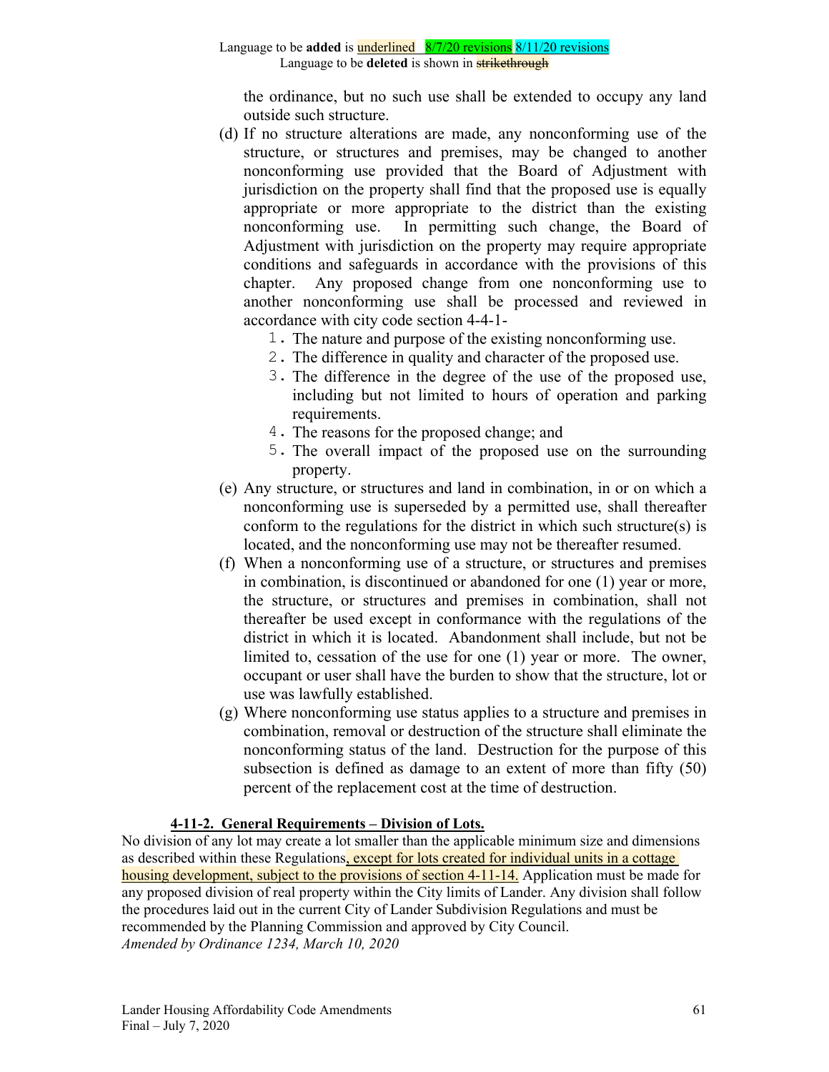Language to be **added** is <u>underlined</u> 8/7/20 revisions 8/11/20 revisions
Language to be **deleted** is shown in ~~strikethrough~~

the ordinance, but no such use shall be extended to occupy any land outside such structure.

(d) If no structure alterations are made, any nonconforming use of the structure, or structures and premises, may be changed to another nonconforming use provided that the Board of Adjustment with jurisdiction on the property shall find that the proposed use is equally appropriate or more appropriate to the district than the existing nonconforming use. In permitting such change, the Board of Adjustment with jurisdiction on the property may require appropriate conditions and safeguards in accordance with the provisions of this chapter. Any proposed change from one nonconforming use to another nonconforming use shall be processed and reviewed in accordance with city code section 4-4-1-

1. The nature and purpose of the existing nonconforming use.
2. The difference in quality and character of the proposed use.
3. The difference in the degree of the use of the proposed use, including but not limited to hours of operation and parking requirements.
4. The reasons for the proposed change; and
5. The overall impact of the proposed use on the surrounding property.

(e) Any structure, or structures and land in combination, in or on which a nonconforming use is superseded by a permitted use, shall thereafter conform to the regulations for the district in which such structure(s) is located, and the nonconforming use may not be thereafter resumed.

(f) When a nonconforming use of a structure, or structures and premises in combination, is discontinued or abandoned for one (1) year or more, the structure, or structures and premises in combination, shall not thereafter be used except in conformance with the regulations of the district in which it is located. Abandonment shall include, but not be limited to, cessation of the use for one (1) year or more. The owner, occupant or user shall have the burden to show that the structure, lot or use was lawfully established.

(g) Where nonconforming use status applies to a structure and premises in combination, removal or destruction of the structure shall eliminate the nonconforming status of the land. Destruction for the purpose of this subsection is defined as damage to an extent of more than fifty (50) percent of the replacement cost at the time of destruction.

**<u>4-11-2. General Requirements – Division of Lots.</u>**

No division of any lot may create a lot smaller than the applicable minimum size and dimensions as described within these Regulations<u>, except for lots created for individual units in a cottage housing development, subject to the provisions of section 4-11-14.</u> Application must be made for any proposed division of real property within the City limits of Lander. Any division shall follow the procedures laid out in the current City of Lander Subdivision Regulations and must be recommended by the Planning Commission and approved by City Council.
*Amended by Ordinance 1234, March 10, 2020*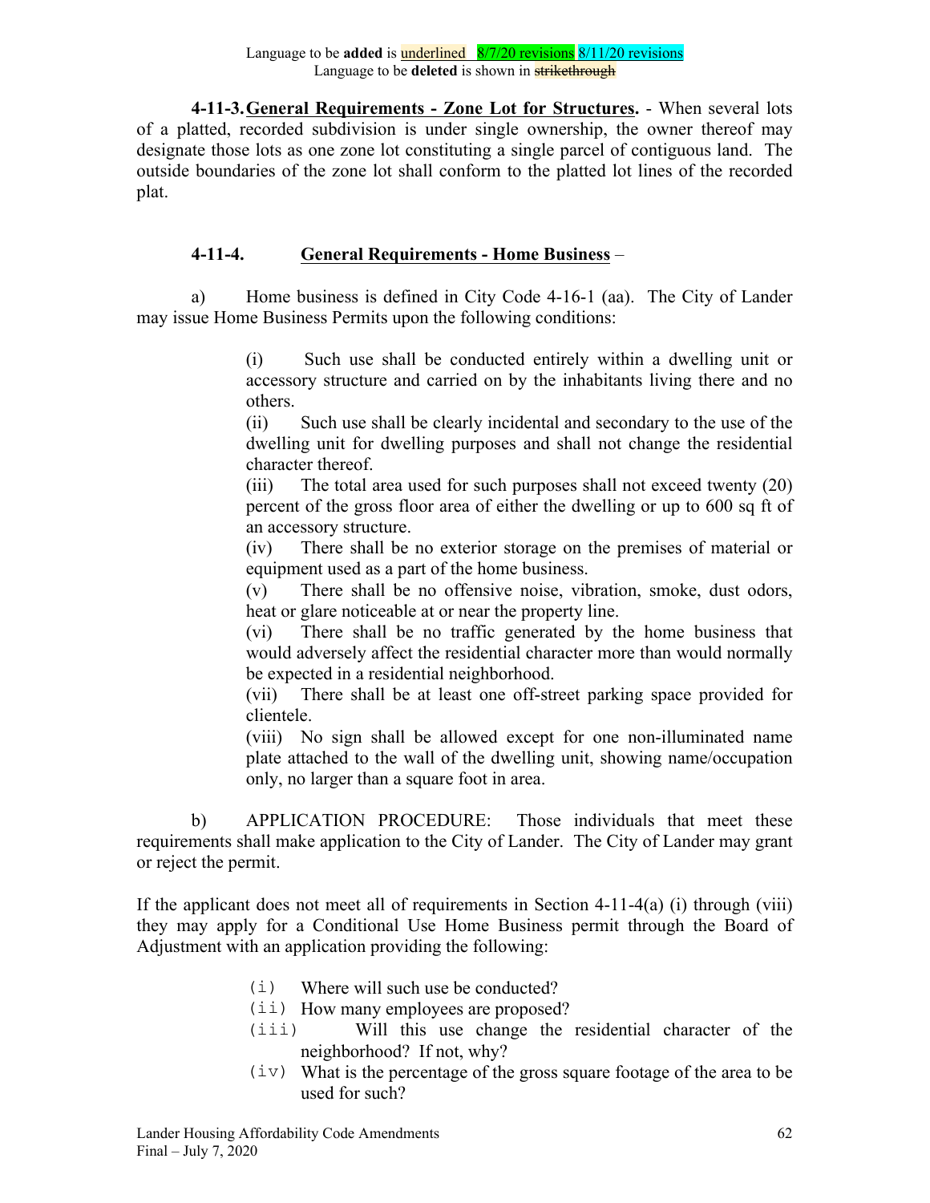Language to be **added** is underlined 8/7/20 revisions 8/11/20 revisions
Language to be **deleted** is shown in ~~strikethrough~~

**4-11-3. General Requirements - Zone Lot for Structures.** - When several lots of a platted, recorded subdivision is under single ownership, the owner thereof may designate those lots as one zone lot constituting a single parcel of contiguous land. The outside boundaries of the zone lot shall conform to the platted lot lines of the recorded plat.

**4-11-4. General Requirements - Home Business** –

a) Home business is defined in City Code 4-16-1 (aa). The City of Lander may issue Home Business Permits upon the following conditions:

(i) Such use shall be conducted entirely within a dwelling unit or accessory structure and carried on by the inhabitants living there and no others.

(ii) Such use shall be clearly incidental and secondary to the use of the dwelling unit for dwelling purposes and shall not change the residential character thereof.

(iii) The total area used for such purposes shall not exceed twenty (20) percent of the gross floor area of either the dwelling or up to 600 sq ft of an accessory structure.

(iv) There shall be no exterior storage on the premises of material or equipment used as a part of the home business.

(v) There shall be no offensive noise, vibration, smoke, dust odors, heat or glare noticeable at or near the property line.

(vi) There shall be no traffic generated by the home business that would adversely affect the residential character more than would normally be expected in a residential neighborhood.

(vii) There shall be at least one off-street parking space provided for clientele.

(viii) No sign shall be allowed except for one non-illuminated name plate attached to the wall of the dwelling unit, showing name/occupation only, no larger than a square foot in area.

b) APPLICATION PROCEDURE: Those individuals that meet these requirements shall make application to the City of Lander. The City of Lander may grant or reject the permit.

If the applicant does not meet all of requirements in Section 4-11-4(a) (i) through (viii) they may apply for a Conditional Use Home Business permit through the Board of Adjustment with an application providing the following:

(i) Where will such use be conducted?
(ii) How many employees are proposed?
(iii) Will this use change the residential character of the neighborhood? If not, why?
(iv) What is the percentage of the gross square footage of the area to be used for such?

Lander Housing Affordability Code Amendments
Final – July 7, 2020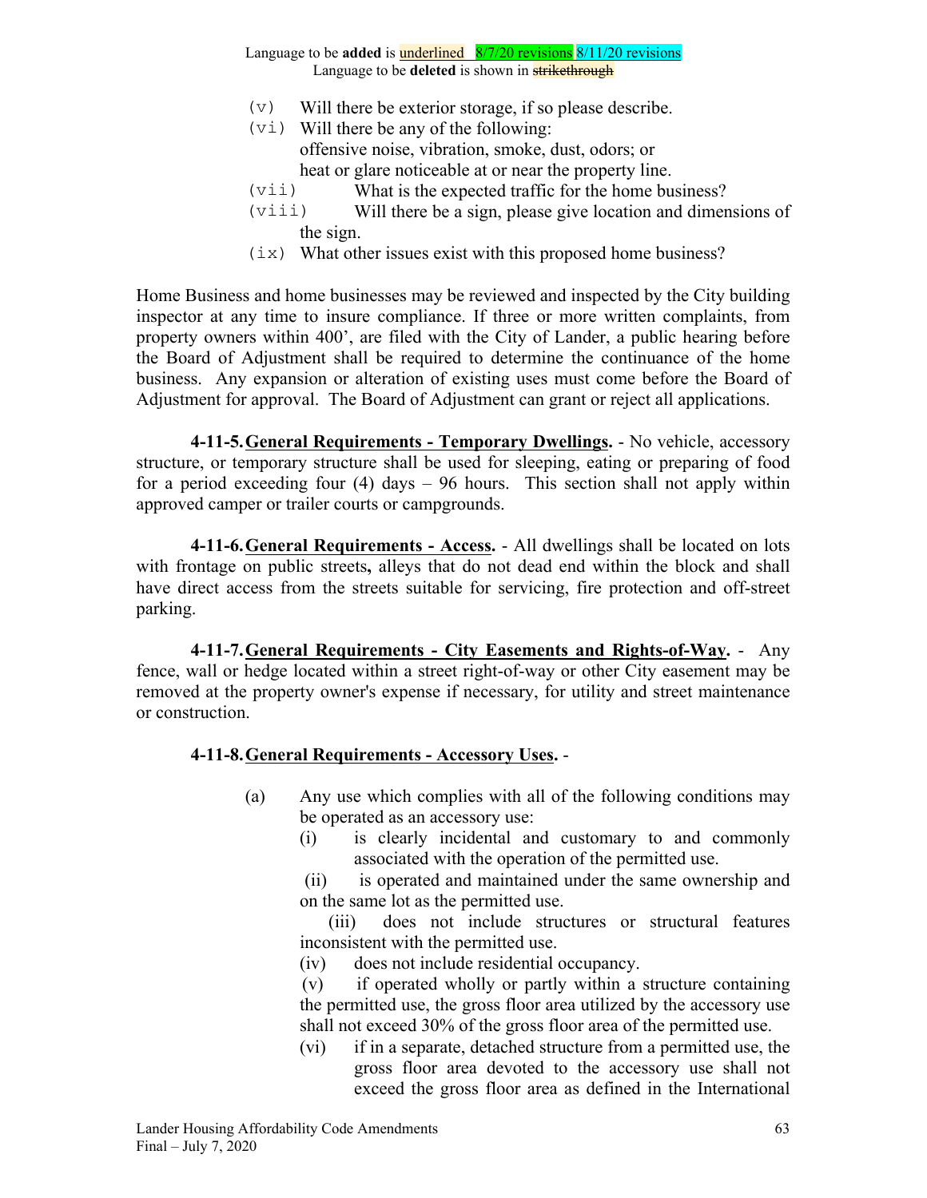Language to be **added** is underlined 8/7/20 revisions 8/11/20 revisions
Language to be **deleted** is shown in ~~strikethrough~~

(v) Will there be exterior storage, if so please describe.
(vi) Will there be any of the following:
offensive noise, vibration, smoke, dust, odors; or
heat or glare noticeable at or near the property line.
(vii) What is the expected traffic for the home business?
(viii) Will there be a sign, please give location and dimensions of the sign.
(ix) What other issues exist with this proposed home business?

Home Business and home businesses may be reviewed and inspected by the City building inspector at any time to insure compliance. If three or more written complaints, from property owners within 400', are filed with the City of Lander, a public hearing before the Board of Adjustment shall be required to determine the continuance of the home business. Any expansion or alteration of existing uses must come before the Board of Adjustment for approval. The Board of Adjustment can grant or reject all applications.

**4-11-5. General Requirements - Temporary Dwellings.** - No vehicle, accessory structure, or temporary structure shall be used for sleeping, eating or preparing of food for a period exceeding four (4) days – 96 hours. This section shall not apply within approved camper or trailer courts or campgrounds.

**4-11-6. General Requirements - Access.** - All dwellings shall be located on lots with frontage on public streets**,** alleys that do not dead end within the block and shall have direct access from the streets suitable for servicing, fire protection and off-street parking.

**4-11-7. General Requirements - City Easements and Rights-of-Way.** - Any fence, wall or hedge located within a street right-of-way or other City easement may be removed at the property owner's expense if necessary, for utility and street maintenance or construction.

**4-11-8. General Requirements - Accessory Uses.** -

(a) Any use which complies with all of the following conditions may be operated as an accessory use:
  (i) is clearly incidental and customary to and commonly associated with the operation of the permitted use.
  (ii) is operated and maintained under the same ownership and on the same lot as the permitted use.
  (iii) does not include structures or structural features inconsistent with the permitted use.
  (iv) does not include residential occupancy.
  (v) if operated wholly or partly within a structure containing the permitted use, the gross floor area utilized by the accessory use shall not exceed 30% of the gross floor area of the permitted use.
  (vi) if in a separate, detached structure from a permitted use, the gross floor area devoted to the accessory use shall not exceed the gross floor area as defined in the International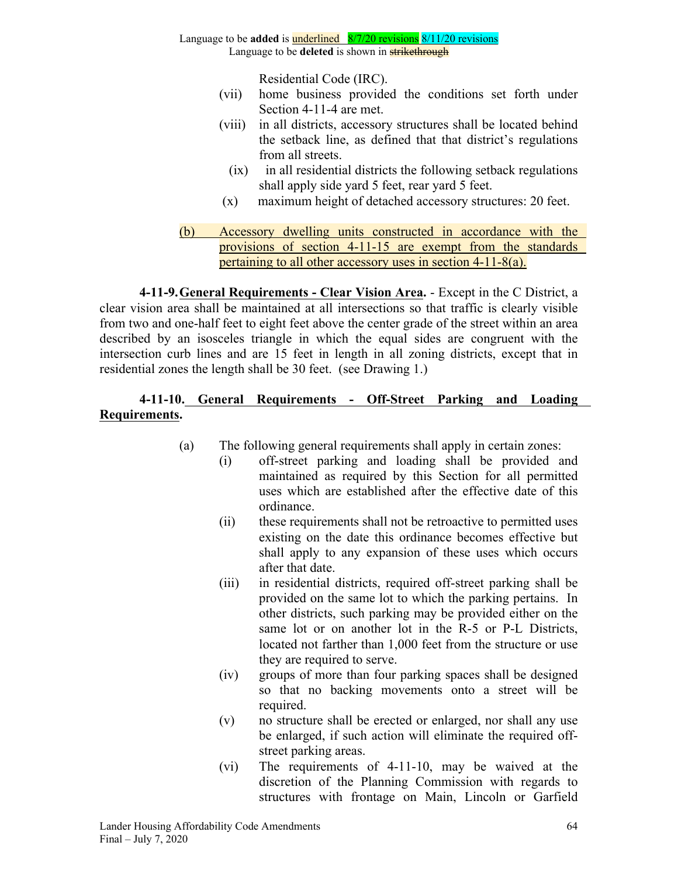Residential Code (IRC).

(vii) home business provided the conditions set forth under Section 4-11-4 are met.

(viii) in all districts, accessory structures shall be located behind the setback line, as defined that that district's regulations from all streets.

(ix) in all residential districts the following setback regulations shall apply side yard 5 feet, rear yard 5 feet.

(x) maximum height of detached accessory structures: 20 feet.

(b) Accessory dwelling units constructed in accordance with the provisions of section 4-11-15 are exempt from the standards pertaining to all other accessory uses in section 4-11-8(a).

**4-11-9. General Requirements - Clear Vision Area.** - Except in the C District, a clear vision area shall be maintained at all intersections so that traffic is clearly visible from two and one-half feet to eight feet above the center grade of the street within an area described by an isosceles triangle in which the equal sides are congruent with the intersection curb lines and are 15 feet in length in all zoning districts, except that in residential zones the length shall be 30 feet. (see Drawing 1.)

**4-11-10. General Requirements - Off-Street Parking and Loading Requirements.**

(a) The following general requirements shall apply in certain zones:

(i) off-street parking and loading shall be provided and maintained as required by this Section for all permitted uses which are established after the effective date of this ordinance.

(ii) these requirements shall not be retroactive to permitted uses existing on the date this ordinance becomes effective but shall apply to any expansion of these uses which occurs after that date.

(iii) in residential districts, required off-street parking shall be provided on the same lot to which the parking pertains. In other districts, such parking may be provided either on the same lot or on another lot in the R-5 or P-L Districts, located not farther than 1,000 feet from the structure or use they are required to serve.

(iv) groups of more than four parking spaces shall be designed so that no backing movements onto a street will be required.

(v) no structure shall be erected or enlarged, nor shall any use be enlarged, if such action will eliminate the required off-street parking areas.

(vi) The requirements of 4-11-10, may be waived at the discretion of the Planning Commission with regards to structures with frontage on Main, Lincoln or Garfield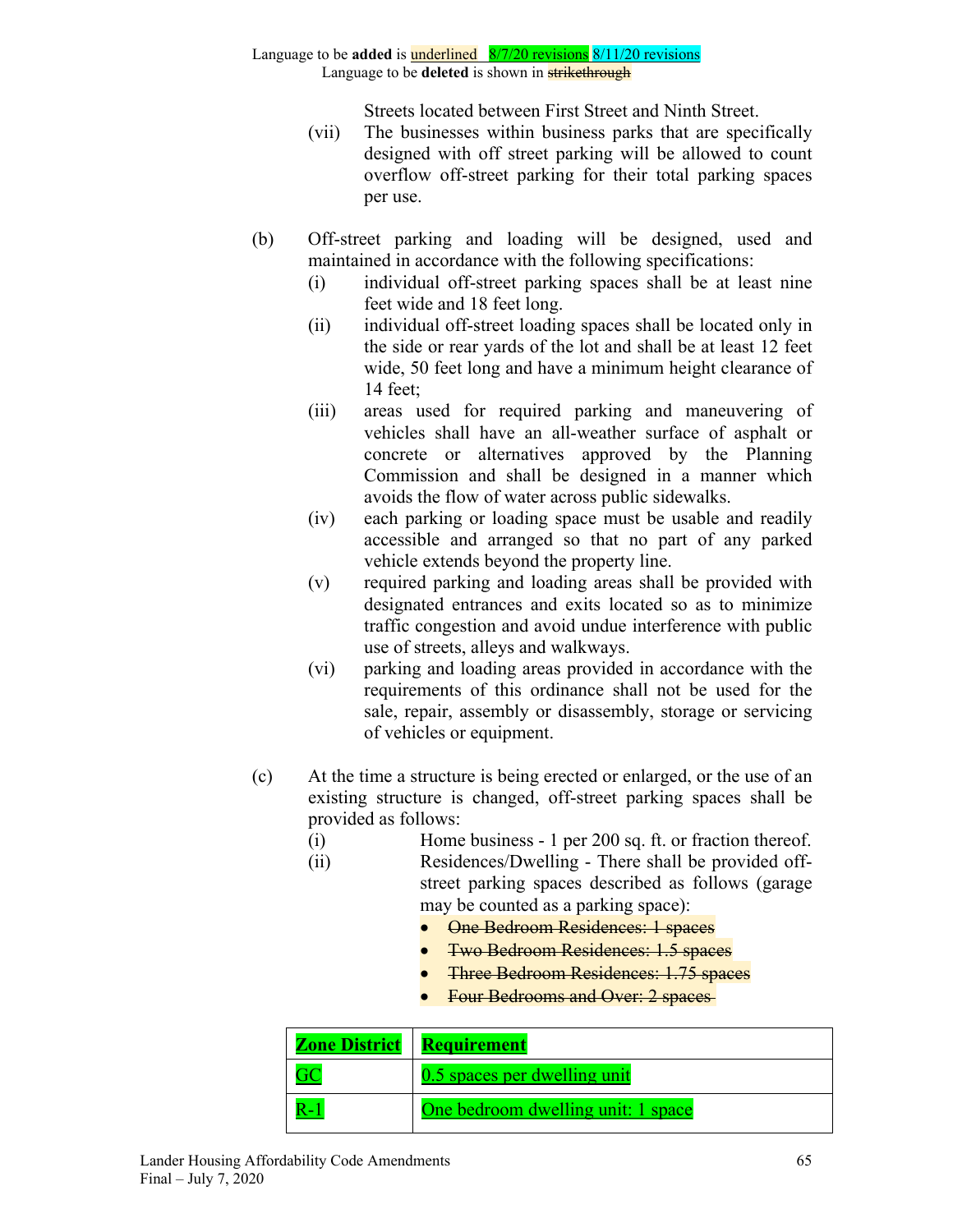Language to be **added** is underlined 8/7/20 revisions 8/11/20 revisions
Language to be **deleted** is shown in ~~strikethrough~~

Streets located between First Street and Ninth Street.

(vii) The businesses within business parks that are specifically designed with off street parking will be allowed to count overflow off-street parking for their total parking spaces per use.

(b) Off-street parking and loading will be designed, used and maintained in accordance with the following specifications:

(i) individual off-street parking spaces shall be at least nine feet wide and 18 feet long.

(ii) individual off-street loading spaces shall be located only in the side or rear yards of the lot and shall be at least 12 feet wide, 50 feet long and have a minimum height clearance of 14 feet;

(iii) areas used for required parking and maneuvering of vehicles shall have an all-weather surface of asphalt or concrete or alternatives approved by the Planning Commission and shall be designed in a manner which avoids the flow of water across public sidewalks.

(iv) each parking or loading space must be usable and readily accessible and arranged so that no part of any parked vehicle extends beyond the property line.

(v) required parking and loading areas shall be provided with designated entrances and exits located so as to minimize traffic congestion and avoid undue interference with public use of streets, alleys and walkways.

(vi) parking and loading areas provided in accordance with the requirements of this ordinance shall not be used for the sale, repair, assembly or disassembly, storage or servicing of vehicles or equipment.

(c) At the time a structure is being erected or enlarged, or the use of an existing structure is changed, off-street parking spaces shall be provided as follows:

(i) Home business - 1 per 200 sq. ft. or fraction thereof.

(ii) Residences/Dwelling - There shall be provided off-street parking spaces described as follows (garage may be counted as a parking space):

- ~~One Bedroom Residences: 1 spaces~~
- ~~Two Bedroom Residences: 1.5 spaces~~
- ~~Three Bedroom Residences: 1.75 spaces~~
- ~~Four Bedrooms and Over: 2 spaces~~

| **Zone District** | **Requirement** |
|---|---|
| GC | 0.5 spaces per dwelling unit |
| R-1 | One bedroom dwelling unit: 1 space |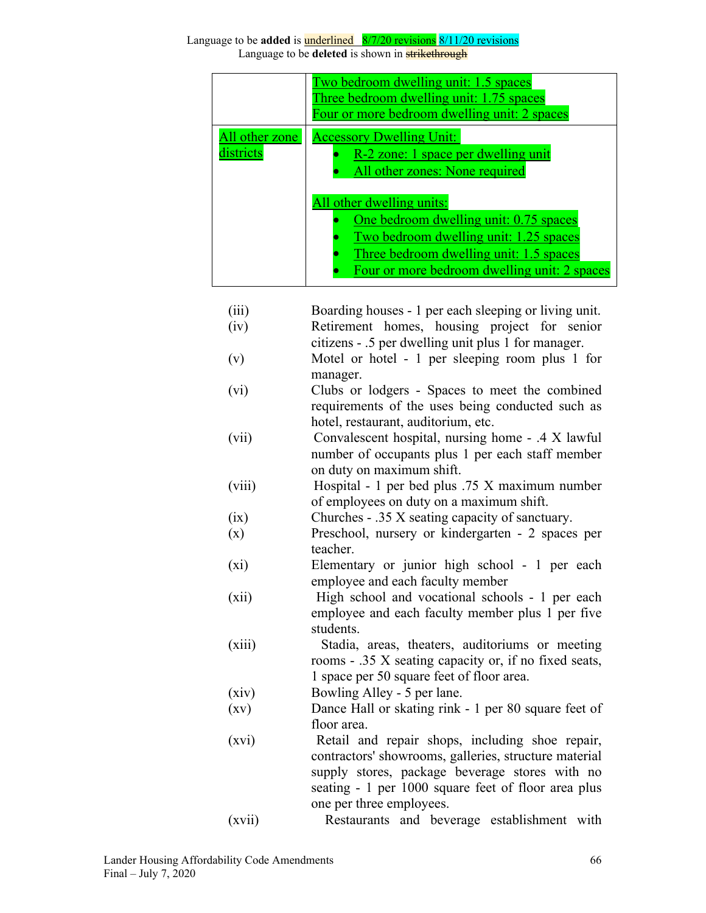Language to be **added** is underlined 8/7/20 revisions 8/11/20 revisions
Language to be **deleted** is shown in ~~strikethrough~~

| | |
|---|---|
| | Two bedroom dwelling unit: 1.5 spaces<br>Three bedroom dwelling unit: 1.75 spaces<br>Four or more bedroom dwelling unit: 2 spaces |
| All other zone districts | Accessory Dwelling Unit:<br>• R-2 zone: 1 space per dwelling unit<br>• All other zones: None required<br><br>All other dwelling units:<br>• One bedroom dwelling unit: 0.75 spaces<br>• Two bedroom dwelling unit: 1.25 spaces<br>• Three bedroom dwelling unit: 1.5 spaces<br>• Four or more bedroom dwelling unit: 2 spaces |

(iii) Boarding houses - 1 per each sleeping or living unit.

(iv) Retirement homes, housing project for senior citizens - .5 per dwelling unit plus 1 for manager.

(v) Motel or hotel - 1 per sleeping room plus 1 for manager.

(vi) Clubs or lodgers - Spaces to meet the combined requirements of the uses being conducted such as hotel, restaurant, auditorium, etc.

(vii) Convalescent hospital, nursing home - .4 X lawful number of occupants plus 1 per each staff member on duty on maximum shift.

(viii) Hospital - 1 per bed plus .75 X maximum number of employees on duty on a maximum shift.

(ix) Churches - .35 X seating capacity of sanctuary.

(x) Preschool, nursery or kindergarten - 2 spaces per teacher.

(xi) Elementary or junior high school - 1 per each employee and each faculty member

(xii) High school and vocational schools - 1 per each employee and each faculty member plus 1 per five students.

(xiii) Stadia, areas, theaters, auditoriums or meeting rooms - .35 X seating capacity or, if no fixed seats, 1 space per 50 square feet of floor area.

(xiv) Bowling Alley - 5 per lane.

(xv) Dance Hall or skating rink - 1 per 80 square feet of floor area.

(xvi) Retail and repair shops, including shoe repair, contractors' showrooms, galleries, structure material supply stores, package beverage stores with no seating - 1 per 1000 square feet of floor area plus one per three employees.

(xvii) Restaurants and beverage establishment with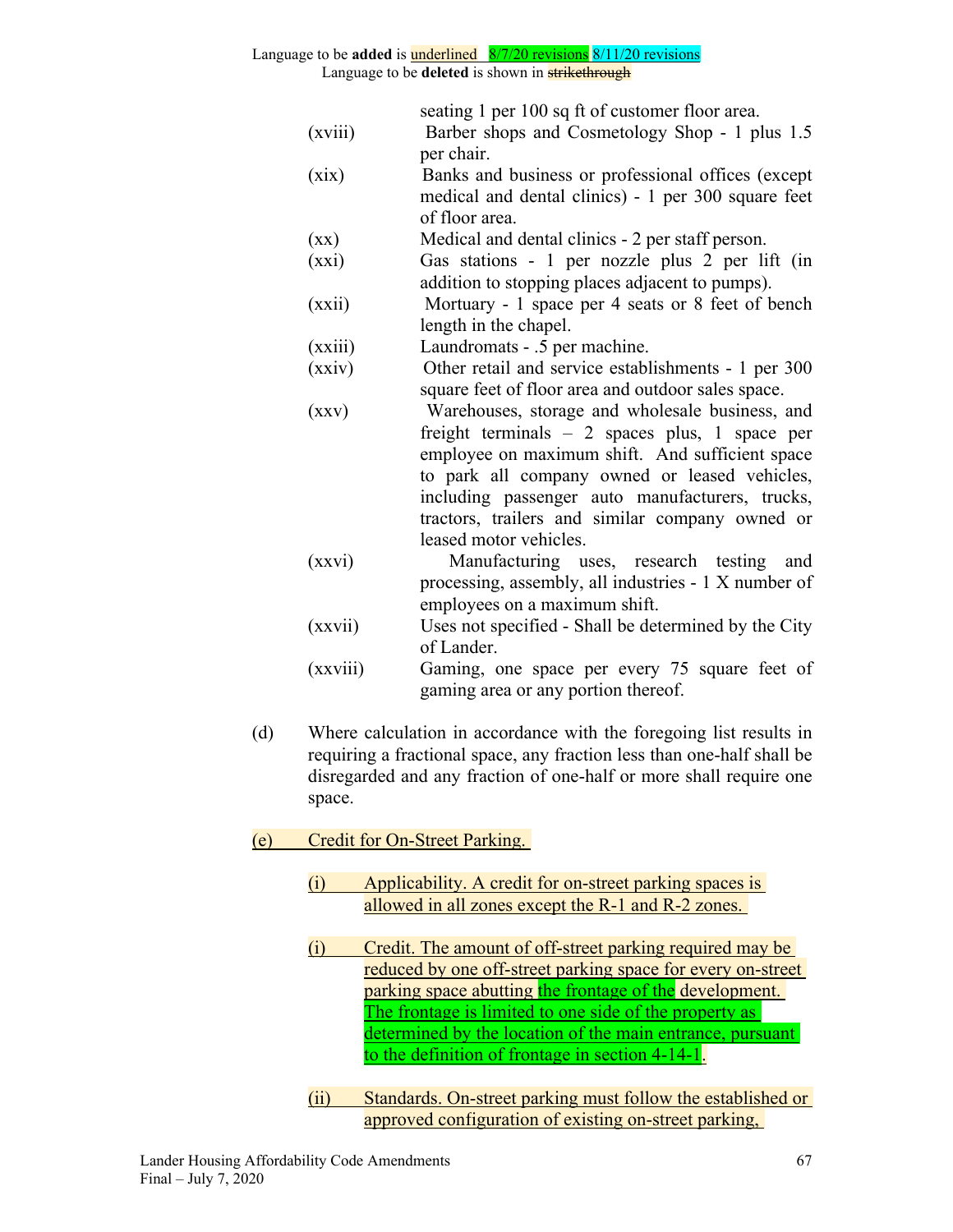Language to be **added** is underlined 8/7/20 revisions 8/11/20 revisions
Language to be **deleted** is shown in ~~strikethrough~~

seating 1 per 100 sq ft of customer floor area.

(xviii) Barber shops and Cosmetology Shop - 1 plus 1.5 per chair.

(xix) Banks and business or professional offices (except medical and dental clinics) - 1 per 300 square feet of floor area.

(xx) Medical and dental clinics - 2 per staff person.

(xxi) Gas stations - 1 per nozzle plus 2 per lift (in addition to stopping places adjacent to pumps).

(xxii) Mortuary - 1 space per 4 seats or 8 feet of bench length in the chapel.

(xxiii) Laundromats - .5 per machine.

(xxiv) Other retail and service establishments - 1 per 300 square feet of floor area and outdoor sales space.

(xxv) Warehouses, storage and wholesale business, and freight terminals – 2 spaces plus, 1 space per employee on maximum shift. And sufficient space to park all company owned or leased vehicles, including passenger auto manufacturers, trucks, tractors, trailers and similar company owned or leased motor vehicles.

(xxvi) Manufacturing uses, research testing and processing, assembly, all industries - 1 X number of employees on a maximum shift.

(xxvii) Uses not specified - Shall be determined by the City of Lander.

(xxviii) Gaming, one space per every 75 square feet of gaming area or any portion thereof.

(d) Where calculation in accordance with the foregoing list results in requiring a fractional space, any fraction less than one-half shall be disregarded and any fraction of one-half or more shall require one space.

(e) Credit for On-Street Parking.

(i) Applicability. A credit for on-street parking spaces is allowed in all zones except the R-1 and R-2 zones.

(i) Credit. The amount of off-street parking required may be reduced by one off-street parking space for every on-street parking space abutting the frontage of the development. The frontage is limited to one side of the property as determined by the location of the main entrance, pursuant to the definition of frontage in section 4-14-1.

(ii) Standards. On-street parking must follow the established or approved configuration of existing on-street parking,

Lander Housing Affordability Code Amendments
Final – July 7, 2020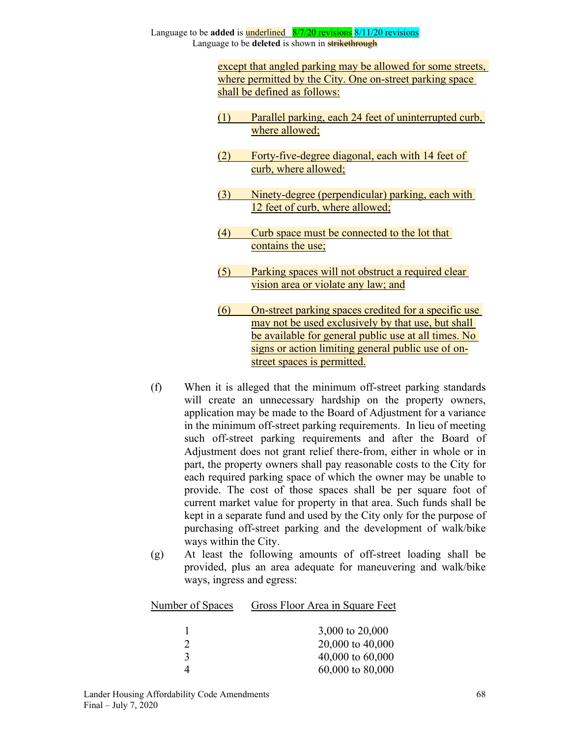Language to be **added** is underlined 8/7/20 revisions 8/11/20 revisions
Language to be **deleted** is shown in ~~strikethrough~~

except that angled parking may be allowed for some streets, where permitted by the City. One on-street parking space shall be defined as follows:

(1) Parallel parking, each 24 feet of uninterrupted curb, where allowed;

(2) Forty-five-degree diagonal, each with 14 feet of curb, where allowed;

(3) Ninety-degree (perpendicular) parking, each with 12 feet of curb, where allowed;

(4) Curb space must be connected to the lot that contains the use;

(5) Parking spaces will not obstruct a required clear vision area or violate any law; and

(6) On-street parking spaces credited for a specific use may not be used exclusively by that use, but shall be available for general public use at all times. No signs or action limiting general public use of on-street spaces is permitted.

(f) When it is alleged that the minimum off-street parking standards will create an unnecessary hardship on the property owners, application may be made to the Board of Adjustment for a variance in the minimum off-street parking requirements. In lieu of meeting such off-street parking requirements and after the Board of Adjustment does not grant relief there-from, either in whole or in part, the property owners shall pay reasonable costs to the City for each required parking space of which the owner may be unable to provide. The cost of those spaces shall be per square foot of current market value for property in that area. Such funds shall be kept in a separate fund and used by the City only for the purpose of purchasing off-street parking and the development of walk/bike ways within the City.

(g) At least the following amounts of off-street loading shall be provided, plus an area adequate for maneuvering and walk/bike ways, ingress and egress:

| Number of Spaces | Gross Floor Area in Square Feet |
|---|---|
| 1 | 3,000 to 20,000 |
| 2 | 20,000 to 40,000 |
| 3 | 40,000 to 60,000 |
| 4 | 60,000 to 80,000 |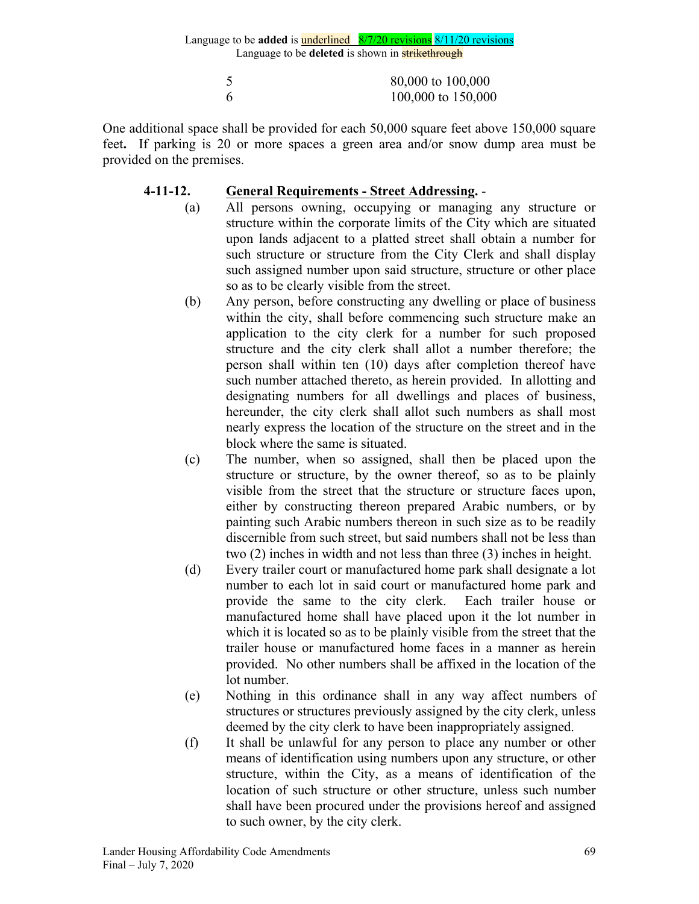Language to be **added** is underlined 8/7/20 revisions 8/11/20 revisions
Language to be **deleted** is shown in ~~strikethrough~~

| | |
|---|---|
| 5 | 80,000 to 100,000 |
| 6 | 100,000 to 150,000 |

One additional space shall be provided for each 50,000 square feet above 150,000 square feet**.** If parking is 20 or more spaces a green area and/or snow dump area must be provided on the premises.

**4-11-12. General Requirements - Street Addressing.** -

(a) All persons owning, occupying or managing any structure or structure within the corporate limits of the City which are situated upon lands adjacent to a platted street shall obtain a number for such structure or structure from the City Clerk and shall display such assigned number upon said structure, structure or other place so as to be clearly visible from the street.

(b) Any person, before constructing any dwelling or place of business within the city, shall before commencing such structure make an application to the city clerk for a number for such proposed structure and the city clerk shall allot a number therefore; the person shall within ten (10) days after completion thereof have such number attached thereto, as herein provided. In allotting and designating numbers for all dwellings and places of business, hereunder, the city clerk shall allot such numbers as shall most nearly express the location of the structure on the street and in the block where the same is situated.

(c) The number, when so assigned, shall then be placed upon the structure or structure, by the owner thereof, so as to be plainly visible from the street that the structure or structure faces upon, either by constructing thereon prepared Arabic numbers, or by painting such Arabic numbers thereon in such size as to be readily discernible from such street, but said numbers shall not be less than two (2) inches in width and not less than three (3) inches in height.

(d) Every trailer court or manufactured home park shall designate a lot number to each lot in said court or manufactured home park and provide the same to the city clerk. Each trailer house or manufactured home shall have placed upon it the lot number in which it is located so as to be plainly visible from the street that the trailer house or manufactured home faces in a manner as herein provided. No other numbers shall be affixed in the location of the lot number.

(e) Nothing in this ordinance shall in any way affect numbers of structures or structures previously assigned by the city clerk, unless deemed by the city clerk to have been inappropriately assigned.

(f) It shall be unlawful for any person to place any number or other means of identification using numbers upon any structure, or other structure, within the City, as a means of identification of the location of such structure or other structure, unless such number shall have been procured under the provisions hereof and assigned to such owner, by the city clerk.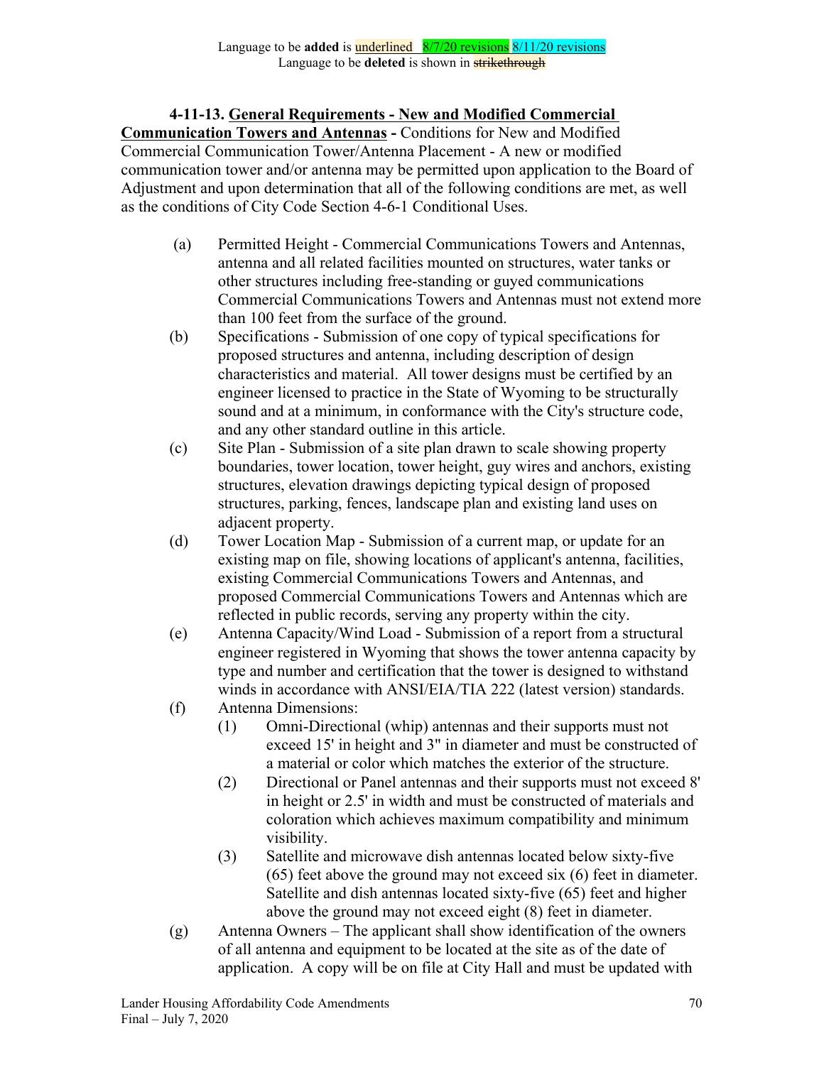Language to be **added** is underlined 8/7/20 revisions 8/11/20 revisions
Language to be **deleted** is shown in ~~strikethrough~~

**4-11-13. General Requirements - New and Modified Commercial Communication Towers and Antennas -** Conditions for New and Modified Commercial Communication Tower/Antenna Placement - A new or modified communication tower and/or antenna may be permitted upon application to the Board of Adjustment and upon determination that all of the following conditions are met, as well as the conditions of City Code Section 4-6-1 Conditional Uses.

(a) Permitted Height - Commercial Communications Towers and Antennas, antenna and all related facilities mounted on structures, water tanks or other structures including free-standing or guyed communications Commercial Communications Towers and Antennas must not extend more than 100 feet from the surface of the ground.

(b) Specifications - Submission of one copy of typical specifications for proposed structures and antenna, including description of design characteristics and material. All tower designs must be certified by an engineer licensed to practice in the State of Wyoming to be structurally sound and at a minimum, in conformance with the City's structure code, and any other standard outline in this article.

(c) Site Plan - Submission of a site plan drawn to scale showing property boundaries, tower location, tower height, guy wires and anchors, existing structures, elevation drawings depicting typical design of proposed structures, parking, fences, landscape plan and existing land uses on adjacent property.

(d) Tower Location Map - Submission of a current map, or update for an existing map on file, showing locations of applicant's antenna, facilities, existing Commercial Communications Towers and Antennas, and proposed Commercial Communications Towers and Antennas which are reflected in public records, serving any property within the city.

(e) Antenna Capacity/Wind Load - Submission of a report from a structural engineer registered in Wyoming that shows the tower antenna capacity by type and number and certification that the tower is designed to withstand winds in accordance with ANSI/EIA/TIA 222 (latest version) standards.

(f) Antenna Dimensions:

   (1) Omni-Directional (whip) antennas and their supports must not exceed 15' in height and 3" in diameter and must be constructed of a material or color which matches the exterior of the structure.

   (2) Directional or Panel antennas and their supports must not exceed 8' in height or 2.5' in width and must be constructed of materials and coloration which achieves maximum compatibility and minimum visibility.

   (3) Satellite and microwave dish antennas located below sixty-five (65) feet above the ground may not exceed six (6) feet in diameter. Satellite and dish antennas located sixty-five (65) feet and higher above the ground may not exceed eight (8) feet in diameter.

(g) Antenna Owners – The applicant shall show identification of the owners of all antenna and equipment to be located at the site as of the date of application. A copy will be on file at City Hall and must be updated with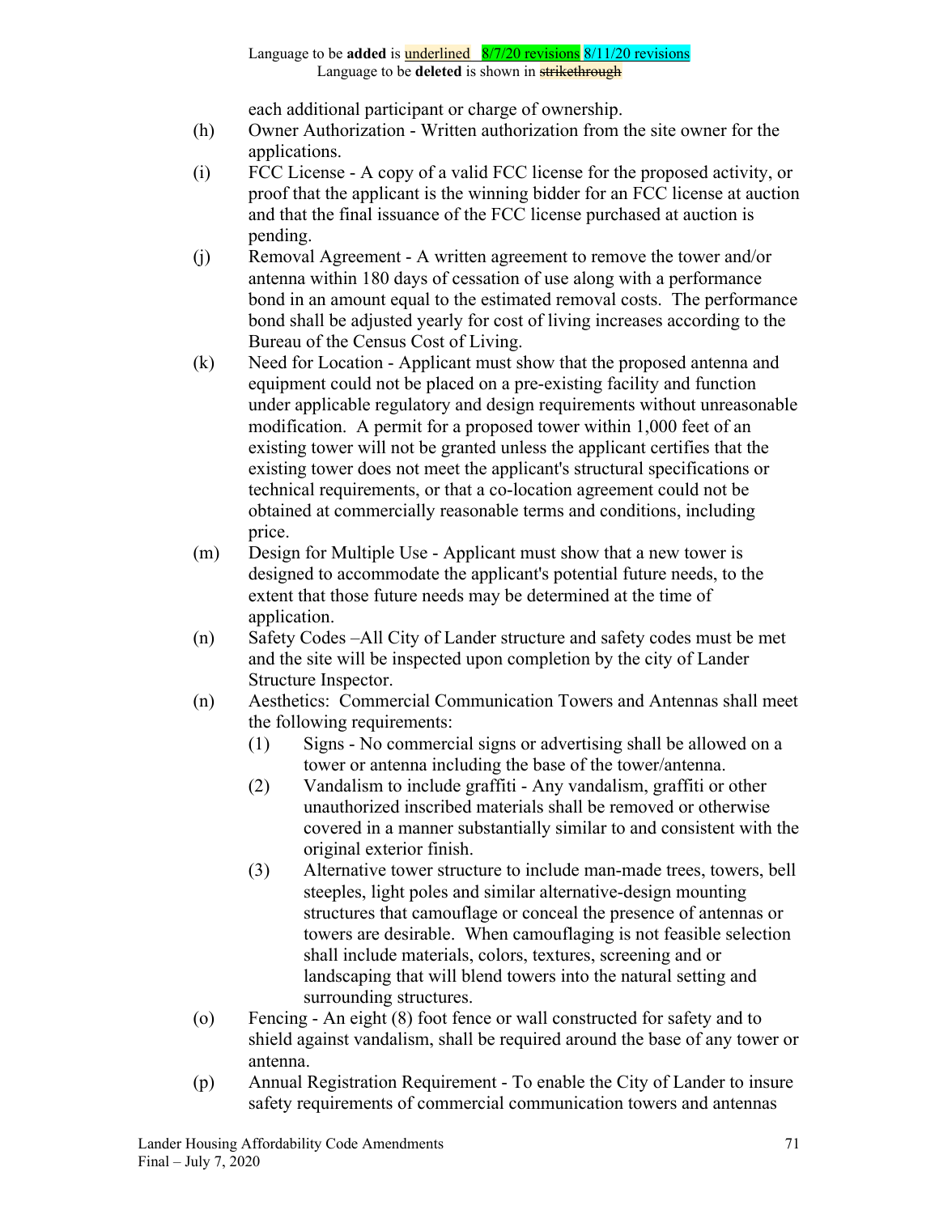Language to be **added** is underlined 8/7/20 revisions 8/11/20 revisions
Language to be **deleted** is shown in ~~strikethrough~~

each additional participant or charge of ownership.

(h) Owner Authorization - Written authorization from the site owner for the applications.

(i) FCC License - A copy of a valid FCC license for the proposed activity, or proof that the applicant is the winning bidder for an FCC license at auction and that the final issuance of the FCC license purchased at auction is pending.

(j) Removal Agreement - A written agreement to remove the tower and/or antenna within 180 days of cessation of use along with a performance bond in an amount equal to the estimated removal costs. The performance bond shall be adjusted yearly for cost of living increases according to the Bureau of the Census Cost of Living.

(k) Need for Location - Applicant must show that the proposed antenna and equipment could not be placed on a pre-existing facility and function under applicable regulatory and design requirements without unreasonable modification. A permit for a proposed tower within 1,000 feet of an existing tower will not be granted unless the applicant certifies that the existing tower does not meet the applicant's structural specifications or technical requirements, or that a co-location agreement could not be obtained at commercially reasonable terms and conditions, including price.

(m) Design for Multiple Use - Applicant must show that a new tower is designed to accommodate the applicant's potential future needs, to the extent that those future needs may be determined at the time of application.

(n) Safety Codes –All City of Lander structure and safety codes must be met and the site will be inspected upon completion by the city of Lander Structure Inspector.

(n) Aesthetics: Commercial Communication Towers and Antennas shall meet the following requirements:

(1) Signs - No commercial signs or advertising shall be allowed on a tower or antenna including the base of the tower/antenna.

(2) Vandalism to include graffiti - Any vandalism, graffiti or other unauthorized inscribed materials shall be removed or otherwise covered in a manner substantially similar to and consistent with the original exterior finish.

(3) Alternative tower structure to include man-made trees, towers, bell steeples, light poles and similar alternative-design mounting structures that camouflage or conceal the presence of antennas or towers are desirable. When camouflaging is not feasible selection shall include materials, colors, textures, screening and or landscaping that will blend towers into the natural setting and surrounding structures.

(o) Fencing - An eight (8) foot fence or wall constructed for safety and to shield against vandalism, shall be required around the base of any tower or antenna.

(p) Annual Registration Requirement - To enable the City of Lander to insure safety requirements of commercial communication towers and antennas

Lander Housing Affordability Code Amendments
Final – July 7, 2020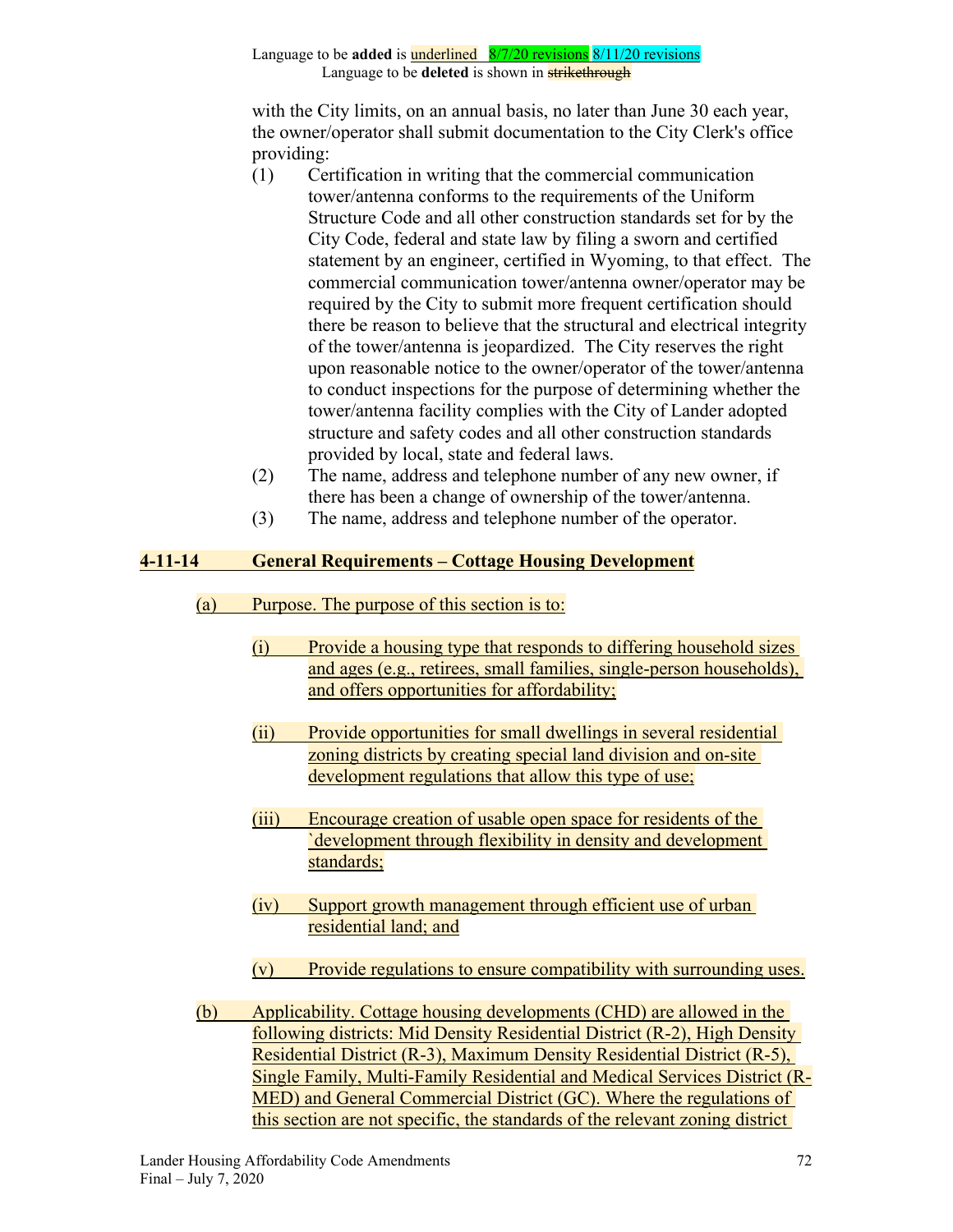Language to be **added** is underlined 8/7/20 revisions 8/11/20 revisions
Language to be **deleted** is shown in ~~strikethrough~~

with the City limits, on an annual basis, no later than June 30 each year, the owner/operator shall submit documentation to the City Clerk's office providing:

(1) Certification in writing that the commercial communication tower/antenna conforms to the requirements of the Uniform Structure Code and all other construction standards set for by the City Code, federal and state law by filing a sworn and certified statement by an engineer, certified in Wyoming, to that effect. The commercial communication tower/antenna owner/operator may be required by the City to submit more frequent certification should there be reason to believe that the structural and electrical integrity of the tower/antenna is jeopardized. The City reserves the right upon reasonable notice to the owner/operator of the tower/antenna to conduct inspections for the purpose of determining whether the tower/antenna facility complies with the City of Lander adopted structure and safety codes and all other construction standards provided by local, state and federal laws.

(2) The name, address and telephone number of any new owner, if there has been a change of ownership of the tower/antenna.

(3) The name, address and telephone number of the operator.

**4-11-14 General Requirements – Cottage Housing Development**

(a) Purpose. The purpose of this section is to:

(i) Provide a housing type that responds to differing household sizes and ages (e.g., retirees, small families, single-person households), and offers opportunities for affordability;

(ii) Provide opportunities for small dwellings in several residential zoning districts by creating special land division and on-site development regulations that allow this type of use;

(iii) Encourage creation of usable open space for residents of the `development through flexibility in density and development standards;

(iv) Support growth management through efficient use of urban residential land; and

(v) Provide regulations to ensure compatibility with surrounding uses.

(b) Applicability. Cottage housing developments (CHD) are allowed in the following districts: Mid Density Residential District (R-2), High Density Residential District (R-3), Maximum Density Residential District (R-5), Single Family, Multi-Family Residential and Medical Services District (R-MED) and General Commercial District (GC). Where the regulations of this section are not specific, the standards of the relevant zoning district

Lander Housing Affordability Code Amendments
Final – July 7, 2020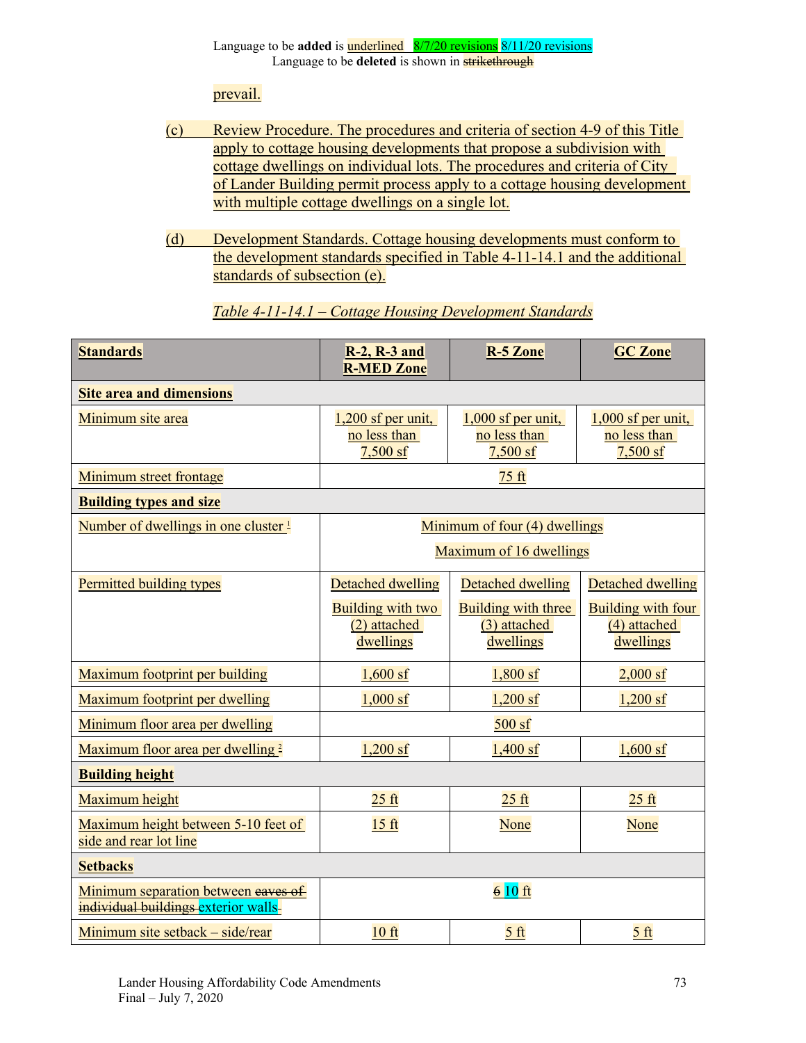Language to be **added** is underlined 8/7/20 revisions 8/11/20 revisions
Language to be **deleted** is shown in ~~strikethrough~~

prevail.

(c) Review Procedure. The procedures and criteria of section 4-9 of this Title apply to cottage housing developments that propose a subdivision with cottage dwellings on individual lots. The procedures and criteria of City of Lander Building permit process apply to a cottage housing development with multiple cottage dwellings on a single lot.

(d) Development Standards. Cottage housing developments must conform to the development standards specified in Table 4-11-14.1 and the additional standards of subsection (e).

*Table 4-11-14.1 – Cottage Housing Development Standards*

| **Standards** | **R-2, R-3 and R-MED Zone** | **R-5 Zone** | **GC Zone** |
|---|---|---|---|
| **Site area and dimensions** | | | |
| Minimum site area | 1,200 sf per unit, no less than 7,500 sf | 1,000 sf per unit, no less than 7,500 sf | 1,000 sf per unit, no less than 7,500 sf |
| Minimum street frontage | 75 ft | | |
| **Building types and size** | | | |
| Number of dwellings in one cluster [1] | Minimum of four (4) dwellings<br>Maximum of 16 dwellings | | |
| Permitted building types | Detached dwelling<br>Building with two (2) attached dwellings | Detached dwelling<br>Building with three (3) attached dwellings | Detached dwelling<br>Building with four (4) attached dwellings |
| Maximum footprint per building | 1,600 sf | 1,800 sf | 2,000 sf |
| Maximum footprint per dwelling | 1,000 sf | 1,200 sf | 1,200 sf |
| Minimum floor area per dwelling | 500 sf | | |
| Maximum floor area per dwelling [2] | 1,200 sf | 1,400 sf | 1,600 sf |
| **Building height** | | | |
| Maximum height | 25 ft | 25 ft | 25 ft |
| Maximum height between 5-10 feet of side and rear lot line | 15 ft | None | None |
| **Setbacks** | | | |
| Minimum separation between ~~eaves of individual buildings~~ exterior walls~~.~~ | ~~6~~ 10 ft | | |
| Minimum site setback – side/rear | 10 ft | 5 ft | 5 ft |

Lander Housing Affordability Code Amendments
Final – July 7, 2020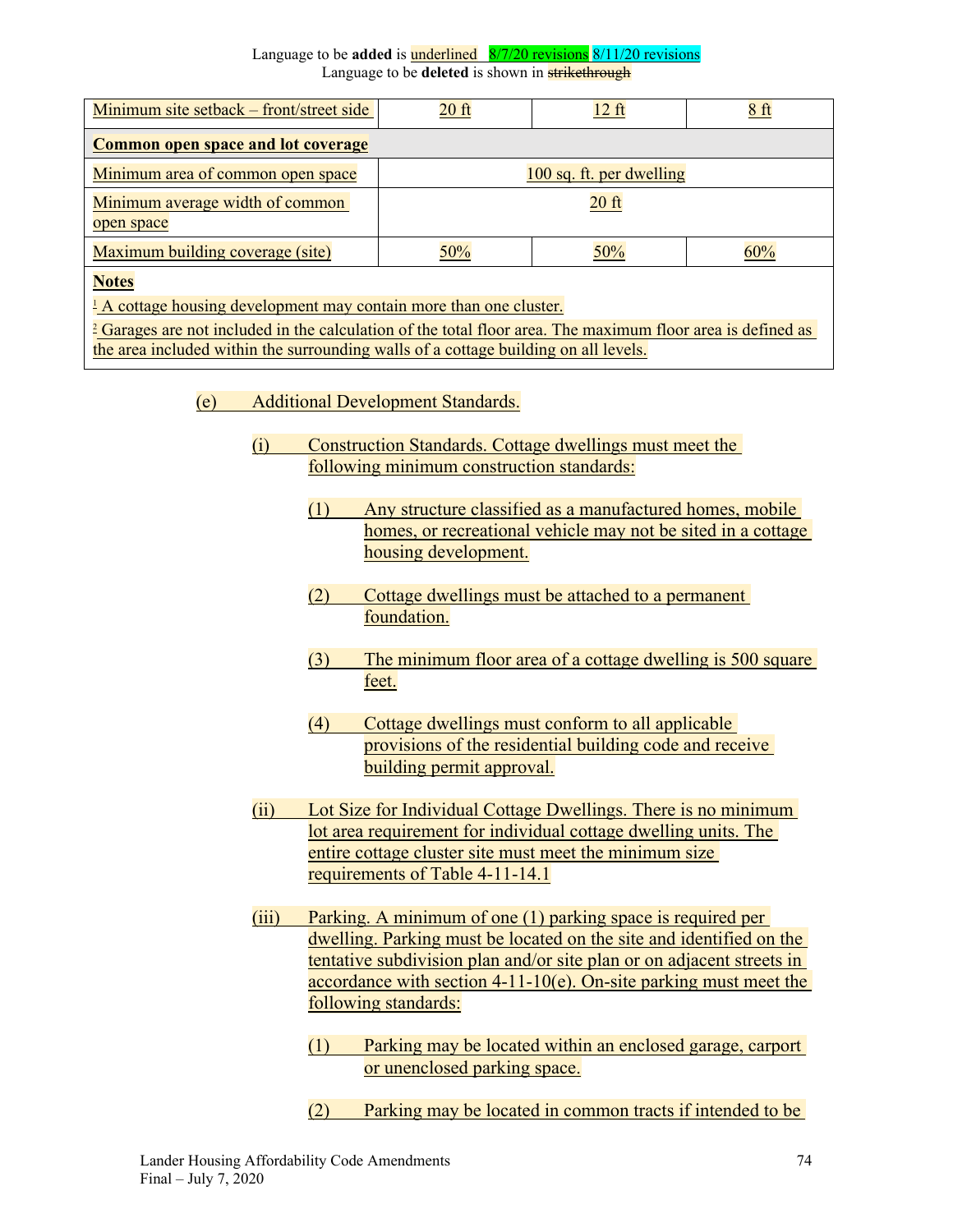Language to be **added** is underlined 8/7/20 revisions 8/11/20 revisions
Language to be **deleted** is shown in ~~strikethrough~~

| | | | |
|---|---|---|---|
| Minimum site setback – front/street side | 20 ft | 12 ft | 8 ft |
| **Common open space and lot coverage** | | | |
| Minimum area of common open space | 100 sq. ft. per dwelling | | |
| Minimum average width of common open space | 20 ft | | |
| Maximum building coverage (site) | 50% | 50% | 60% |
| **Notes** | | | |
| [1] A cottage housing development may contain more than one cluster. | | | |
| [2] Garages are not included in the calculation of the total floor area. The maximum floor area is defined as the area included within the surrounding walls of a cottage building on all levels. | | | |

(e) Additional Development Standards.

(i) Construction Standards. Cottage dwellings must meet the following minimum construction standards:

(1) Any structure classified as a manufactured homes, mobile homes, or recreational vehicle may not be sited in a cottage housing development.

(2) Cottage dwellings must be attached to a permanent foundation.

(3) The minimum floor area of a cottage dwelling is 500 square feet.

(4) Cottage dwellings must conform to all applicable provisions of the residential building code and receive building permit approval.

(ii) Lot Size for Individual Cottage Dwellings. There is no minimum lot area requirement for individual cottage dwelling units. The entire cottage cluster site must meet the minimum size requirements of Table 4-11-14.1

(iii) Parking. A minimum of one (1) parking space is required per dwelling. Parking must be located on the site and identified on the tentative subdivision plan and/or site plan or on adjacent streets in accordance with section 4-11-10(e). On-site parking must meet the following standards:

(1) Parking may be located within an enclosed garage, carport or unenclosed parking space.

(2) Parking may be located in common tracts if intended to be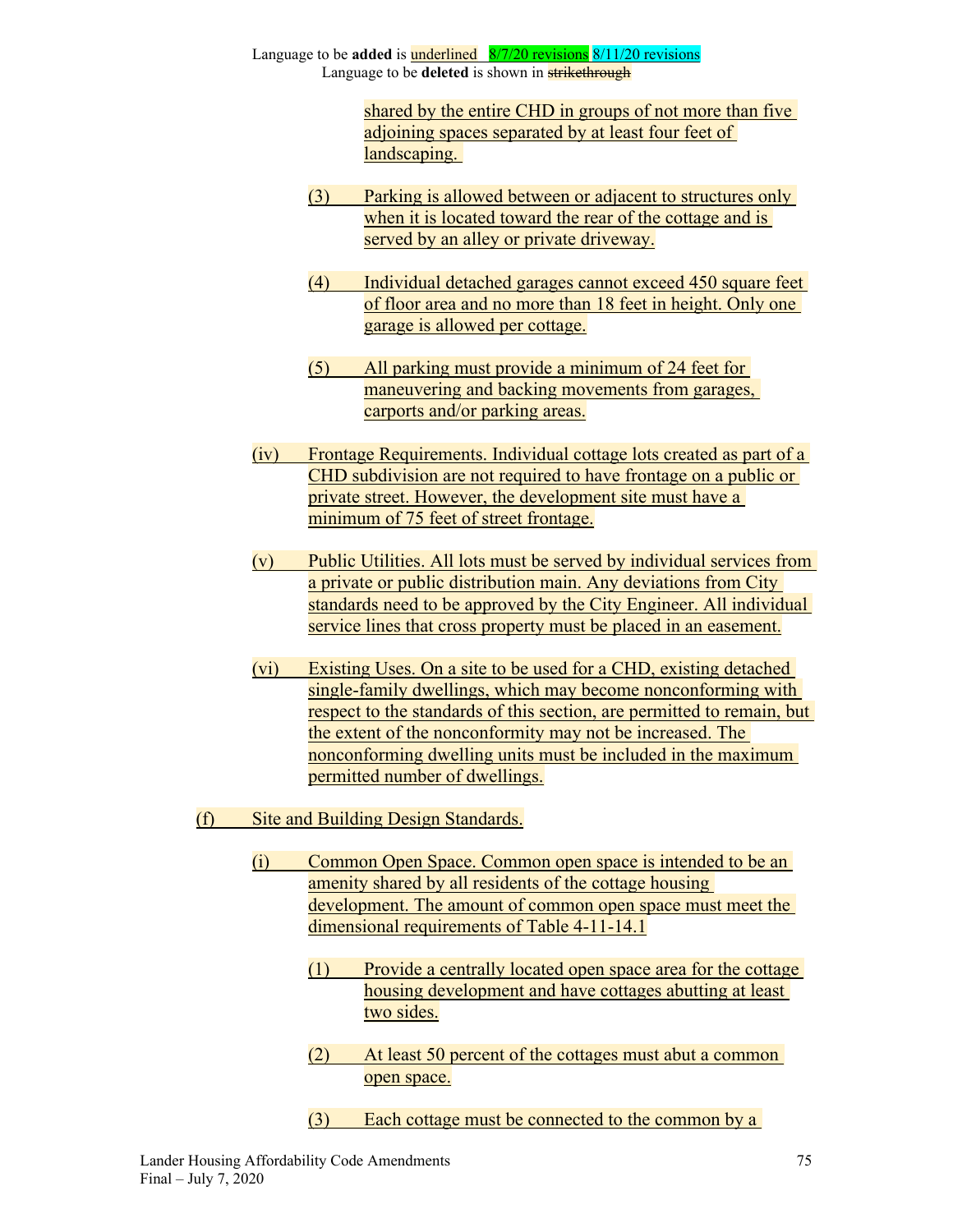shared by the entire CHD in groups of not more than five adjoining spaces separated by at least four feet of landscaping.

(3) Parking is allowed between or adjacent to structures only when it is located toward the rear of the cottage and is served by an alley or private driveway.

(4) Individual detached garages cannot exceed 450 square feet of floor area and no more than 18 feet in height. Only one garage is allowed per cottage.

(5) All parking must provide a minimum of 24 feet for maneuvering and backing movements from garages, carports and/or parking areas.

(iv) Frontage Requirements. Individual cottage lots created as part of a CHD subdivision are not required to have frontage on a public or private street. However, the development site must have a minimum of 75 feet of street frontage.

(v) Public Utilities. All lots must be served by individual services from a private or public distribution main. Any deviations from City standards need to be approved by the City Engineer. All individual service lines that cross property must be placed in an easement.

(vi) Existing Uses. On a site to be used for a CHD, existing detached single-family dwellings, which may become nonconforming with respect to the standards of this section, are permitted to remain, but the extent of the nonconformity may not be increased. The nonconforming dwelling units must be included in the maximum permitted number of dwellings.

(f) Site and Building Design Standards.

(i) Common Open Space. Common open space is intended to be an amenity shared by all residents of the cottage housing development. The amount of common open space must meet the dimensional requirements of Table 4-11-14.1

(1) Provide a centrally located open space area for the cottage housing development and have cottages abutting at least two sides.

(2) At least 50 percent of the cottages must abut a common open space.

(3) Each cottage must be connected to the common by a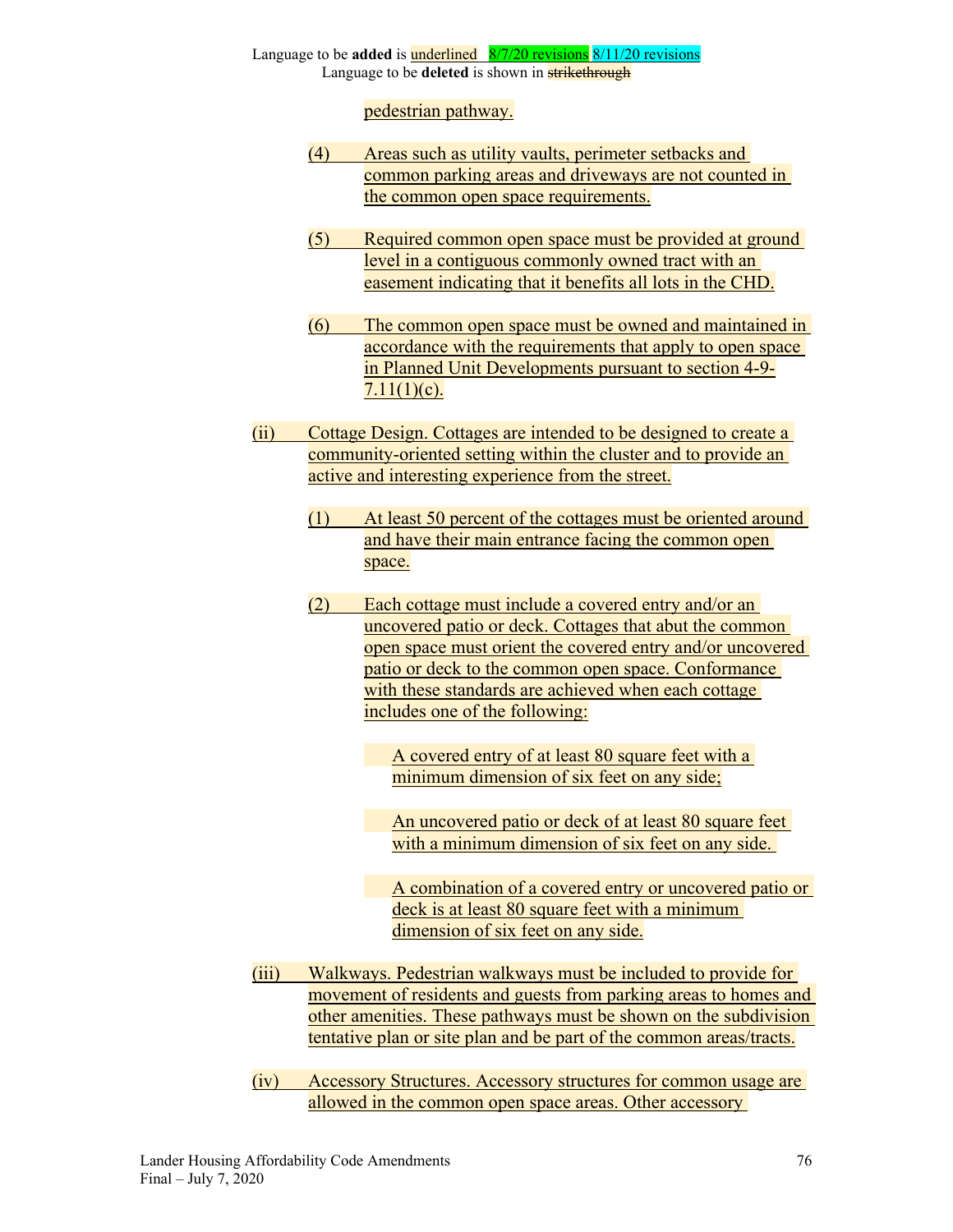pedestrian pathway.

(4) Areas such as utility vaults, perimeter setbacks and common parking areas and driveways are not counted in the common open space requirements.

(5) Required common open space must be provided at ground level in a contiguous commonly owned tract with an easement indicating that it benefits all lots in the CHD.

(6) The common open space must be owned and maintained in accordance with the requirements that apply to open space in Planned Unit Developments pursuant to section 4-9-7.11(1)(c).

(ii) Cottage Design. Cottages are intended to be designed to create a community-oriented setting within the cluster and to provide an active and interesting experience from the street.

(1) At least 50 percent of the cottages must be oriented around and have their main entrance facing the common open space.

(2) Each cottage must include a covered entry and/or an uncovered patio or deck. Cottages that abut the common open space must orient the covered entry and/or uncovered patio or deck to the common open space. Conformance with these standards are achieved when each cottage includes one of the following:

A covered entry of at least 80 square feet with a minimum dimension of six feet on any side;

An uncovered patio or deck of at least 80 square feet with a minimum dimension of six feet on any side.

A combination of a covered entry or uncovered patio or deck is at least 80 square feet with a minimum dimension of six feet on any side.

(iii) Walkways. Pedestrian walkways must be included to provide for movement of residents and guests from parking areas to homes and other amenities. These pathways must be shown on the subdivision tentative plan or site plan and be part of the common areas/tracts.

(iv) Accessory Structures. Accessory structures for common usage are allowed in the common open space areas. Other accessory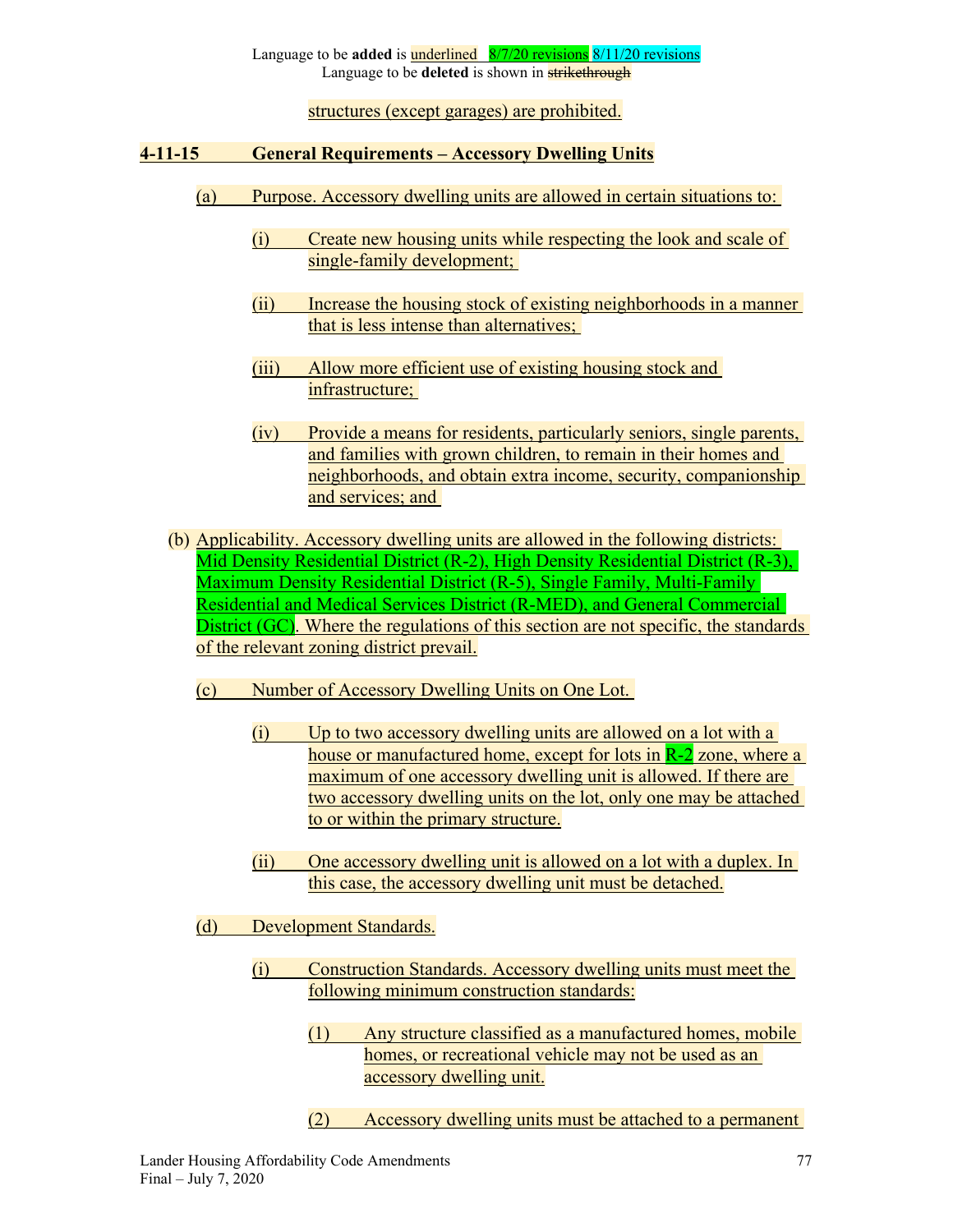structures (except garages) are prohibited.

**4-11-15 General Requirements – Accessory Dwelling Units**

(a) Purpose. Accessory dwelling units are allowed in certain situations to:

(i) Create new housing units while respecting the look and scale of single-family development;

(ii) Increase the housing stock of existing neighborhoods in a manner that is less intense than alternatives;

(iii) Allow more efficient use of existing housing stock and infrastructure;

(iv) Provide a means for residents, particularly seniors, single parents, and families with grown children, to remain in their homes and neighborhoods, and obtain extra income, security, companionship and services; and

(b) Applicability. Accessory dwelling units are allowed in the following districts: Mid Density Residential District (R-2), High Density Residential District (R-3), Maximum Density Residential District (R-5), Single Family, Multi-Family Residential and Medical Services District (R-MED), and General Commercial District (GC). Where the regulations of this section are not specific, the standards of the relevant zoning district prevail.

(c) Number of Accessory Dwelling Units on One Lot.

(i) Up to two accessory dwelling units are allowed on a lot with a house or manufactured home, except for lots in R-2 zone, where a maximum of one accessory dwelling unit is allowed. If there are two accessory dwelling units on the lot, only one may be attached to or within the primary structure.

(ii) One accessory dwelling unit is allowed on a lot with a duplex. In this case, the accessory dwelling unit must be detached.

(d) Development Standards.

(i) Construction Standards. Accessory dwelling units must meet the following minimum construction standards:

(1) Any structure classified as a manufactured homes, mobile homes, or recreational vehicle may not be used as an accessory dwelling unit.

(2) Accessory dwelling units must be attached to a permanent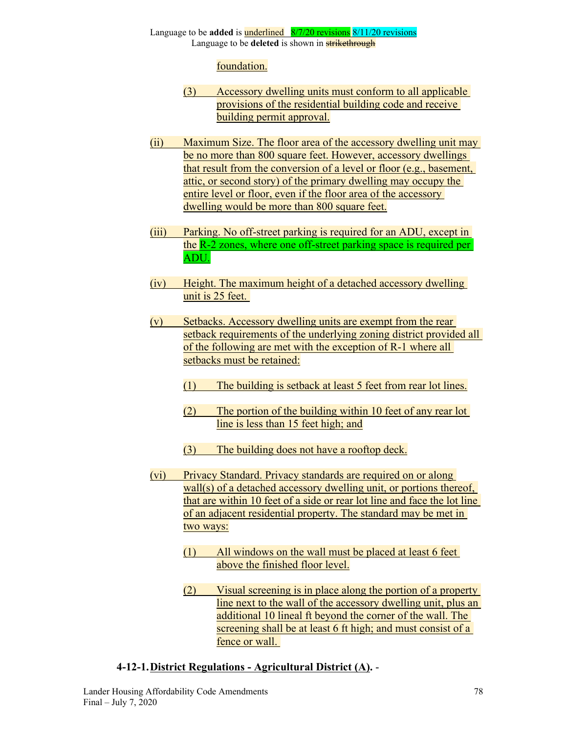foundation.

(3) Accessory dwelling units must conform to all applicable provisions of the residential building code and receive building permit approval.

(ii) Maximum Size. The floor area of the accessory dwelling unit may be no more than 800 square feet. However, accessory dwellings that result from the conversion of a level or floor (e.g., basement, attic, or second story) of the primary dwelling may occupy the entire level or floor, even if the floor area of the accessory dwelling would be more than 800 square feet.

(iii) Parking. No off-street parking is required for an ADU, except in the R-2 zones, where one off-street parking space is required per ADU.

(iv) Height. The maximum height of a detached accessory dwelling unit is 25 feet.

(v) Setbacks. Accessory dwelling units are exempt from the rear setback requirements of the underlying zoning district provided all of the following are met with the exception of R-1 where all setbacks must be retained:

(1) The building is setback at least 5 feet from rear lot lines.

(2) The portion of the building within 10 feet of any rear lot line is less than 15 feet high; and

(3) The building does not have a rooftop deck.

(vi) Privacy Standard. Privacy standards are required on or along wall(s) of a detached accessory dwelling unit, or portions thereof, that are within 10 feet of a side or rear lot line and face the lot line of an adjacent residential property. The standard may be met in two ways:

(1) All windows on the wall must be placed at least 6 feet above the finished floor level.

(2) Visual screening is in place along the portion of a property line next to the wall of the accessory dwelling unit, plus an additional 10 lineal ft beyond the corner of the wall. The screening shall be at least 6 ft high; and must consist of a fence or wall.

**4-12-1. District Regulations - Agricultural District (A).** -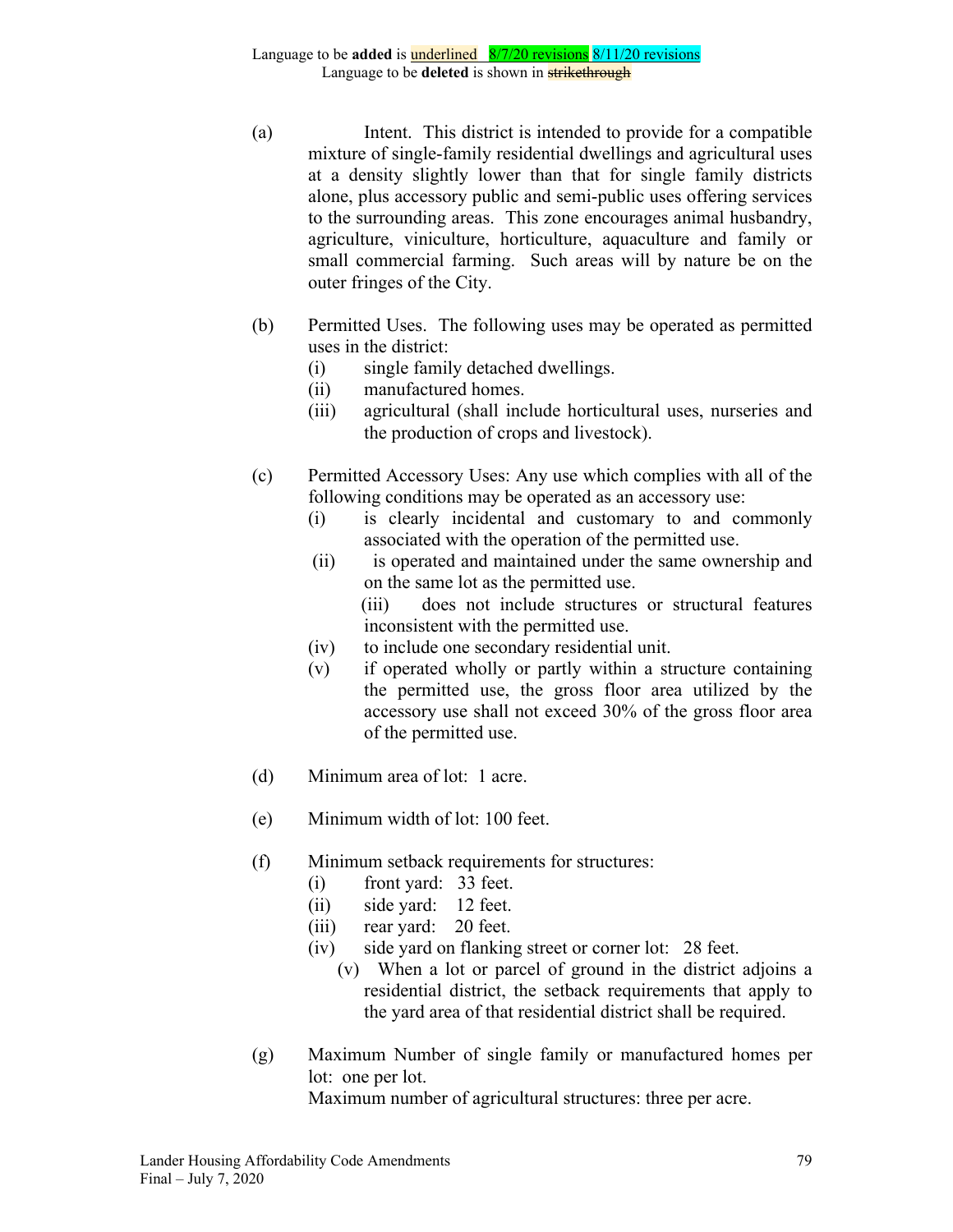(a) Intent. This district is intended to provide for a compatible mixture of single-family residential dwellings and agricultural uses at a density slightly lower than that for single family districts alone, plus accessory public and semi-public uses offering services to the surrounding areas. This zone encourages animal husbandry, agriculture, viniculture, horticulture, aquaculture and family or small commercial farming. Such areas will by nature be on the outer fringes of the City.

(b) Permitted Uses. The following uses may be operated as permitted uses in the district:
   - (i) single family detached dwellings.
   - (ii) manufactured homes.
   - (iii) agricultural (shall include horticultural uses, nurseries and the production of crops and livestock).

(c) Permitted Accessory Uses: Any use which complies with all of the following conditions may be operated as an accessory use:
   - (i) is clearly incidental and customary to and commonly associated with the operation of the permitted use.
   - (ii) is operated and maintained under the same ownership and on the same lot as the permitted use.
   - (iii) does not include structures or structural features inconsistent with the permitted use.
   - (iv) to include one secondary residential unit.
   - (v) if operated wholly or partly within a structure containing the permitted use, the gross floor area utilized by the accessory use shall not exceed 30% of the gross floor area of the permitted use.

(d) Minimum area of lot: 1 acre.

(e) Minimum width of lot: 100 feet.

(f) Minimum setback requirements for structures:
   - (i) front yard: 33 feet.
   - (ii) side yard: 12 feet.
   - (iii) rear yard: 20 feet.
   - (iv) side yard on flanking street or corner lot: 28 feet.
   - (v) When a lot or parcel of ground in the district adjoins a residential district, the setback requirements that apply to the yard area of that residential district shall be required.

(g) Maximum Number of single family or manufactured homes per lot: one per lot.
Maximum number of agricultural structures: three per acre.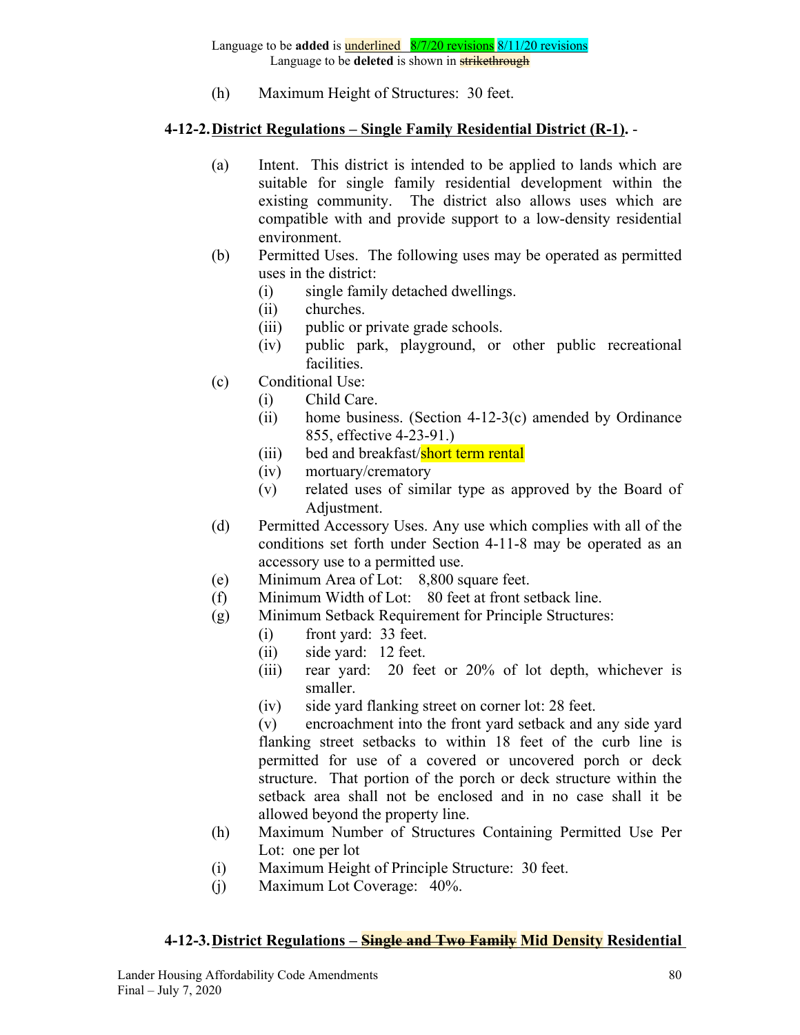Language to be **added** is underlined 8/7/20 revisions 8/11/20 revisions
Language to be **deleted** is shown in ~~strikethrough~~

(h) Maximum Height of Structures: 30 feet.

**4-12-2. District Regulations – Single Family Residential District (R-1).** -

(a) Intent. This district is intended to be applied to lands which are suitable for single family residential development within the existing community. The district also allows uses which are compatible with and provide support to a low-density residential environment.

(b) Permitted Uses. The following uses may be operated as permitted uses in the district:
   - (i) single family detached dwellings.
   - (ii) churches.
   - (iii) public or private grade schools.
   - (iv) public park, playground, or other public recreational facilities.

(c) Conditional Use:
   - (i) Child Care.
   - (ii) home business. (Section 4-12-3(c) amended by Ordinance 855, effective 4-23-91.)
   - (iii) bed and breakfast/short term rental
   - (iv) mortuary/crematory
   - (v) related uses of similar type as approved by the Board of Adjustment.

(d) Permitted Accessory Uses. Any use which complies with all of the conditions set forth under Section 4-11-8 may be operated as an accessory use to a permitted use.

(e) Minimum Area of Lot: 8,800 square feet.

(f) Minimum Width of Lot: 80 feet at front setback line.

(g) Minimum Setback Requirement for Principle Structures:
   - (i) front yard: 33 feet.
   - (ii) side yard: 12 feet.
   - (iii) rear yard: 20 feet or 20% of lot depth, whichever is smaller.
   - (iv) side yard flanking street on corner lot: 28 feet.
   - (v) encroachment into the front yard setback and any side yard flanking street setbacks to within 18 feet of the curb line is permitted for use of a covered or uncovered porch or deck structure. That portion of the porch or deck structure within the setback area shall not be enclosed and in no case shall it be allowed beyond the property line.

(h) Maximum Number of Structures Containing Permitted Use Per Lot: one per lot

(i) Maximum Height of Principle Structure: 30 feet.

(j) Maximum Lot Coverage: 40%.

**4-12-3. District Regulations – ~~Single and Two Family~~ Mid Density Residential**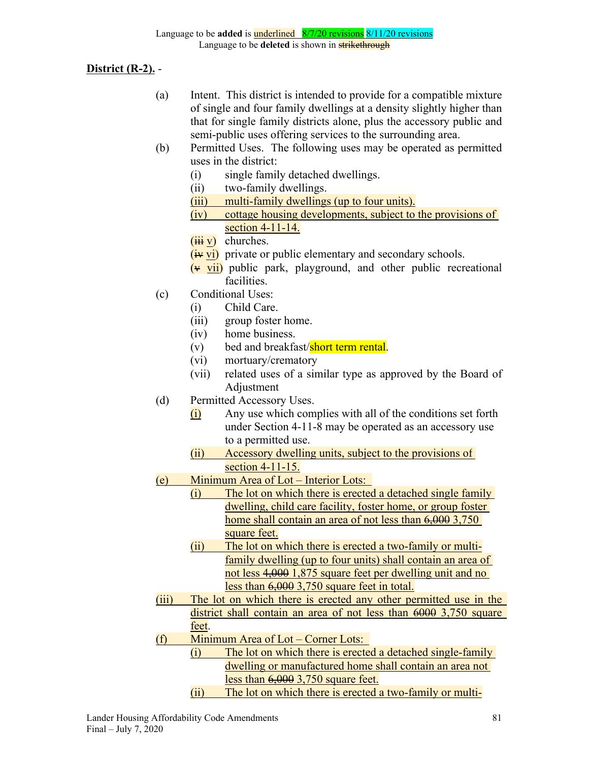Language to be **added** is underlined 8/7/20 revisions 8/11/20 revisions
Language to be **deleted** is shown in ~~strikethrough~~

**District (R-2).** -

(a) Intent. This district is intended to provide for a compatible mixture of single and four family dwellings at a density slightly higher than that for single family districts alone, plus the accessory public and semi-public uses offering services to the surrounding area.

(b) Permitted Uses. The following uses may be operated as permitted uses in the district:

- (i) single family detached dwellings.
- (ii) two-family dwellings.
- <u>(iii) multi-family dwellings (up to four units).</u>
- <u>(iv) cottage housing developments, subject to the provisions of section 4-11-14.</u>
- (~~iii~~ <u>v</u>) churches.
- (~~iv~~ <u>vi</u>) private or public elementary and secondary schools.
- (~~v~~ <u>vii</u>) public park, playground, and other public recreational facilities.

(c) Conditional Uses:

- (i) Child Care.
- (iii) group foster home.
- (iv) home business.
- (v) bed and breakfast/short term rental.
- (vi) mortuary/crematory
- (vii) related uses of a similar type as approved by the Board of Adjustment

(d) Permitted Accessory Uses.

- <u>(i)</u> Any use which complies with all of the conditions set forth under Section 4-11-8 may be operated as an accessory use to a permitted use.
- <u>(ii) Accessory dwelling units, subject to the provisions of section 4-11-15.</u>

<u>(e) Minimum Area of Lot – Interior Lots:</u>

- <u>(i) The lot on which there is erected a detached single family dwelling, child care facility, foster home, or group foster home shall contain an area of not less than ~~6,000~~ 3,750 square feet.</u>
- <u>(ii) The lot on which there is erected a two-family or multi-family dwelling (up to four units) shall contain an area of not less ~~4,000~~ 1,875 square feet per dwelling unit and no less than ~~6,000~~ 3,750 square feet in total.</u>

<u>(iii) The lot on which there is erected any other permitted use in the district shall contain an area of not less than ~~6000~~ 3,750 square feet</u>.

<u>(f) Minimum Area of Lot – Corner Lots:</u>

- <u>(i) The lot on which there is erected a detached single-family dwelling or manufactured home shall contain an area not less than ~~6,000~~ 3,750 square feet.</u>
- <u>(ii) The lot on which there is erected a two-family or multi-</u>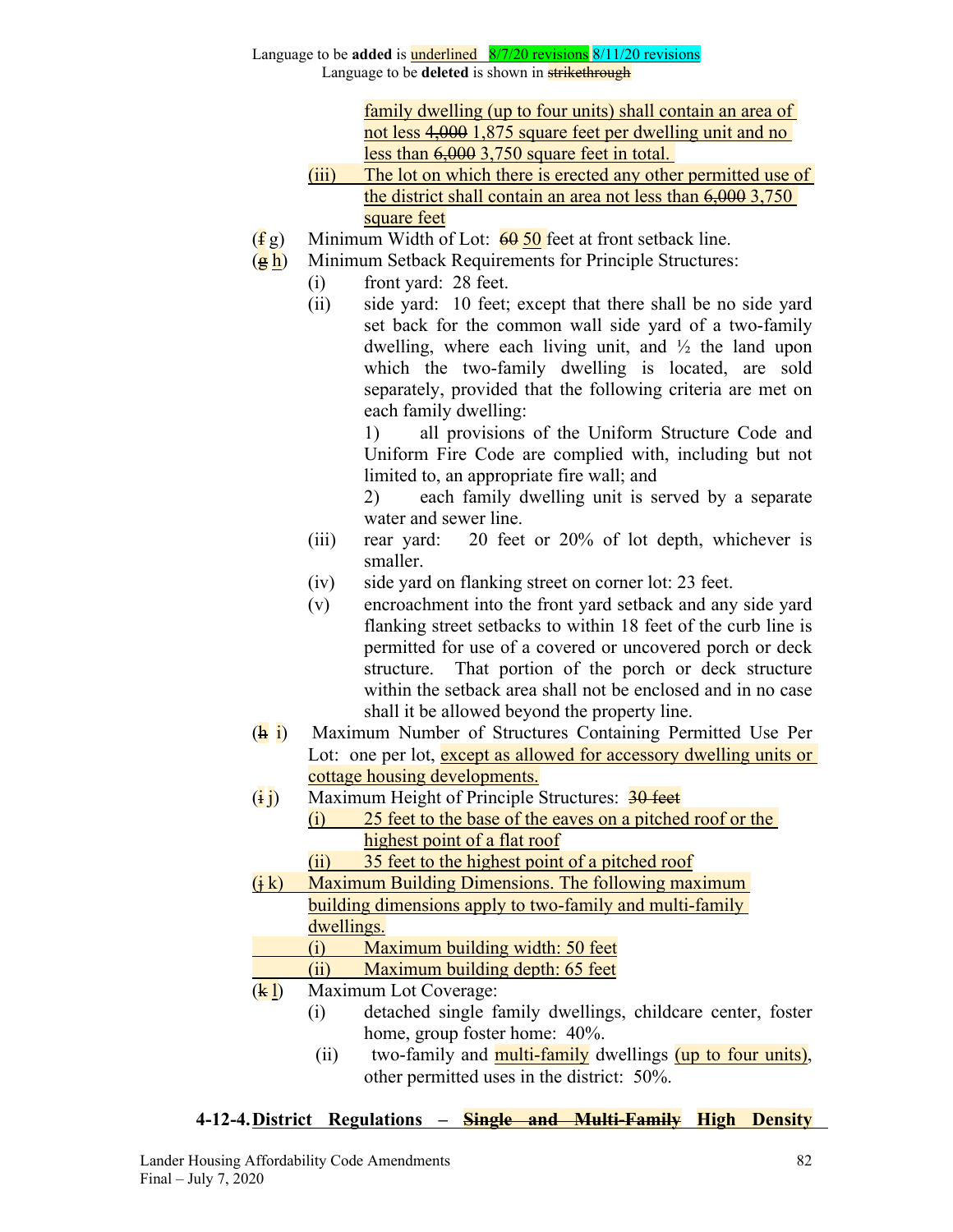Language to be **added** is underlined 8/7/20 revisions 8/11/20 revisions
Language to be **deleted** is shown in ~~strikethrough~~

family dwelling (up to four units) shall contain an area of not less ~~4,000~~ 1,875 square feet per dwelling unit and no less than ~~6,000~~ 3,750 square feet in total.

(iii) The lot on which there is erected any other permitted use of the district shall contain an area not less than ~~6,000~~ 3,750 square feet

(~~f~~ g) Minimum Width of Lot: ~~60~~ 50 feet at front setback line.

(~~g~~ h) Minimum Setback Requirements for Principle Structures:

(i) front yard: 28 feet.

(ii) side yard: 10 feet; except that there shall be no side yard set back for the common wall side yard of a two-family dwelling, where each living unit, and ½ the land upon which the two-family dwelling is located, are sold separately, provided that the following criteria are met on each family dwelling:

1) all provisions of the Uniform Structure Code and Uniform Fire Code are complied with, including but not limited to, an appropriate fire wall; and

2) each family dwelling unit is served by a separate water and sewer line.

(iii) rear yard: 20 feet or 20% of lot depth, whichever is smaller.

(iv) side yard on flanking street on corner lot: 23 feet.

(v) encroachment into the front yard setback and any side yard flanking street setbacks to within 18 feet of the curb line is permitted for use of a covered or uncovered porch or deck structure. That portion of the porch or deck structure within the setback area shall not be enclosed and in no case shall it be allowed beyond the property line.

(~~h~~ i) Maximum Number of Structures Containing Permitted Use Per Lot: one per lot, except as allowed for accessory dwelling units or cottage housing developments.

(~~i~~ j) Maximum Height of Principle Structures: ~~30 feet~~

(i) 25 feet to the base of the eaves on a pitched roof or the highest point of a flat roof

(ii) 35 feet to the highest point of a pitched roof

(~~j~~ k) Maximum Building Dimensions. The following maximum building dimensions apply to two-family and multi-family dwellings.

(i) Maximum building width: 50 feet

(ii) Maximum building depth: 65 feet

(~~k~~ l) Maximum Lot Coverage:

(i) detached single family dwellings, childcare center, foster home, group foster home: 40%.

(ii) two-family and multi-family dwellings (up to four units), other permitted uses in the district: 50%.

**4-12-4. District Regulations – ~~Single and Multi-Family~~ High Density**

Lander Housing Affordability Code Amendments
Final – July 7, 2020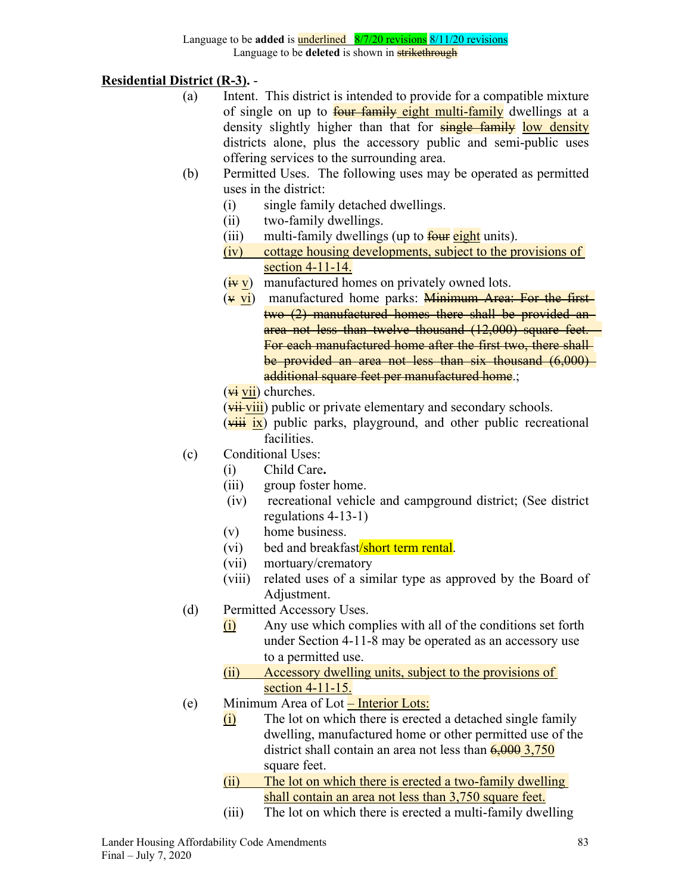Language to be **added** is underlined 8/7/20 revisions 8/11/20 revisions
Language to be **deleted** is shown in ~~strikethrough~~

**Residential District (R-3).** -

(a) Intent. This district is intended to provide for a compatible mixture of single on up to ~~four family~~ <u>eight multi-family</u> dwellings at a density slightly higher than that for ~~single family~~ <u>low density</u> districts alone, plus the accessory public and semi-public uses offering services to the surrounding area.

(b) Permitted Uses. The following uses may be operated as permitted uses in the district:

(i) single family detached dwellings.

(ii) two-family dwellings.

(iii) multi-family dwellings (up to ~~four~~ <u>eight</u> units).

<u>(iv) cottage housing developments, subject to the provisions of section 4-11-14.</u>

(~~iv~~ <u>v</u>) manufactured homes on privately owned lots.

(~~v~~ <u>vi</u>) manufactured home parks: ~~Minimum Area: For the first two (2) manufactured homes there shall be provided an area not less than twelve thousand (12,000) square feet. For each manufactured home after the first two, there shall be provided an area not less than six thousand (6,000) additional square feet per manufactured home~~.;

(~~vi~~ <u>vii</u>) churches.

(~~vii~~ <u>viii</u>) public or private elementary and secondary schools.

(~~viii~~ <u>ix</u>) public parks, playground, and other public recreational facilities.

(c) Conditional Uses:

(i) Child Care**.**

(iii) group foster home.

(iv) recreational vehicle and campground district; (See district regulations 4-13-1)

(v) home business.

(vi) bed and breakfast/short term rental.

(vii) mortuary/crematory

(viii) related uses of a similar type as approved by the Board of Adjustment.

(d) Permitted Accessory Uses.

<u>(i)</u> Any use which complies with all of the conditions set forth under Section 4-11-8 may be operated as an accessory use to a permitted use.

<u>(ii) Accessory dwelling units, subject to the provisions of section 4-11-15.</u>

(e) Minimum Area of Lot <u>– Interior Lots:</u>

<u>(i)</u> The lot on which there is erected a detached single family dwelling, manufactured home or other permitted use of the district shall contain an area not less than ~~6,000~~ <u>3,750</u> square feet.

<u>(ii) The lot on which there is erected a two-family dwelling shall contain an area not less than 3,750 square feet.</u>

(iii) The lot on which there is erected a multi-family dwelling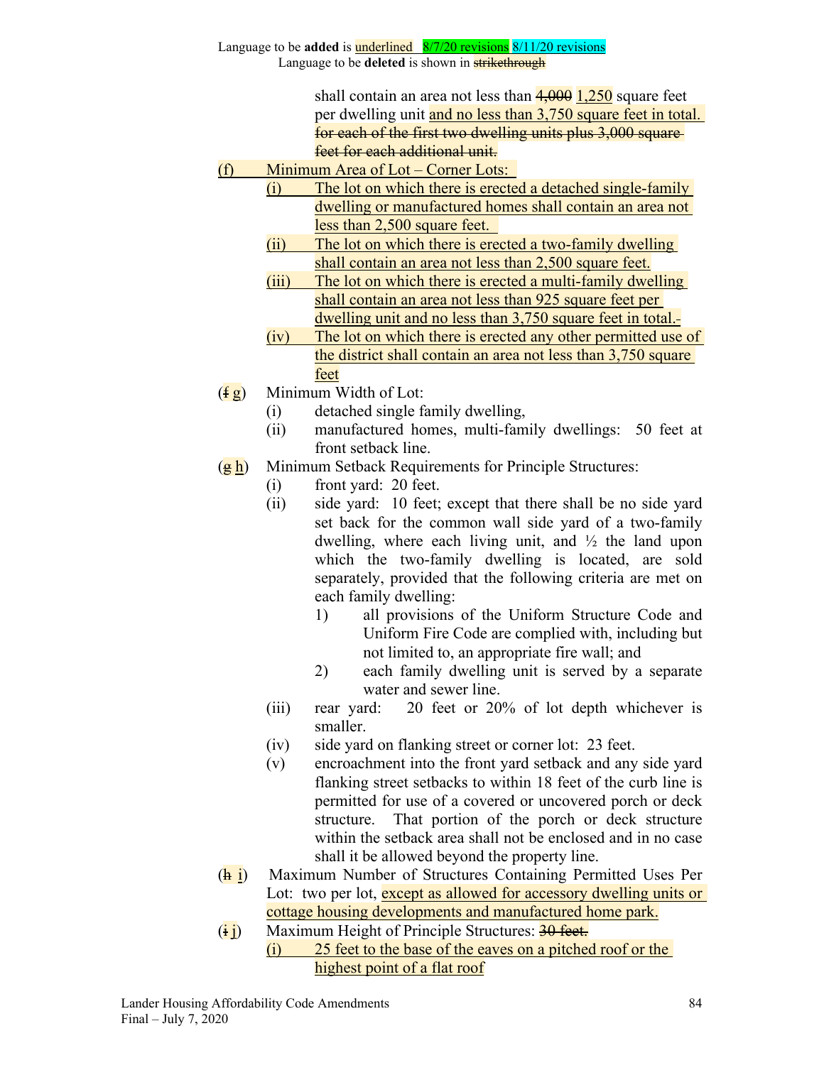Language to be **added** is underlined 8/7/20 revisions 8/11/20 revisions
Language to be **deleted** is shown in ~~strikethrough~~

shall contain an area not less than ~~4,000~~ <u>1,250</u> square feet per dwelling unit <u>and no less than 3,750 square feet in total.</u> ~~for each of the first two dwelling units plus 3,000 square feet for each additional unit.~~

<u>(f) Minimum Area of Lot – Corner Lots:</u>

<u>(i) The lot on which there is erected a detached single-family dwelling or manufactured homes shall contain an area not less than 2,500 square feet.</u>

<u>(ii) The lot on which there is erected a two-family dwelling shall contain an area not less than 2,500 square feet.</u>

<u>(iii) The lot on which there is erected a multi-family dwelling shall contain an area not less than 925 square feet per dwelling unit and no less than 3,750 square feet in total.</u>

<u>(iv) The lot on which there is erected any other permitted use of the district shall contain an area not less than 3,750 square feet</u>

(~~f~~ <u>g</u>) Minimum Width of Lot:

(i) detached single family dwelling,

(ii) manufactured homes, multi-family dwellings: 50 feet at front setback line.

(~~g~~ <u>h</u>) Minimum Setback Requirements for Principle Structures:

(i) front yard: 20 feet.

(ii) side yard: 10 feet; except that there shall be no side yard set back for the common wall side yard of a two-family dwelling, where each living unit, and ½ the land upon which the two-family dwelling is located, are sold separately, provided that the following criteria are met on each family dwelling:

1) all provisions of the Uniform Structure Code and Uniform Fire Code are complied with, including but not limited to, an appropriate fire wall; and

2) each family dwelling unit is served by a separate water and sewer line.

(iii) rear yard: 20 feet or 20% of lot depth whichever is smaller.

(iv) side yard on flanking street or corner lot: 23 feet.

(v) encroachment into the front yard setback and any side yard flanking street setbacks to within 18 feet of the curb line is permitted for use of a covered or uncovered porch or deck structure. That portion of the porch or deck structure within the setback area shall not be enclosed and in no case shall it be allowed beyond the property line.

(~~h~~ <u>i</u>) Maximum Number of Structures Containing Permitted Uses Per Lot: two per lot, <u>except as allowed for accessory dwelling units or cottage housing developments and manufactured home park.</u>

(~~i~~ <u>j</u>) Maximum Height of Principle Structures: ~~30 feet.~~

<u>(i) 25 feet to the base of the eaves on a pitched roof or the highest point of a flat roof</u>

Lander Housing Affordability Code Amendments
Final – July 7, 2020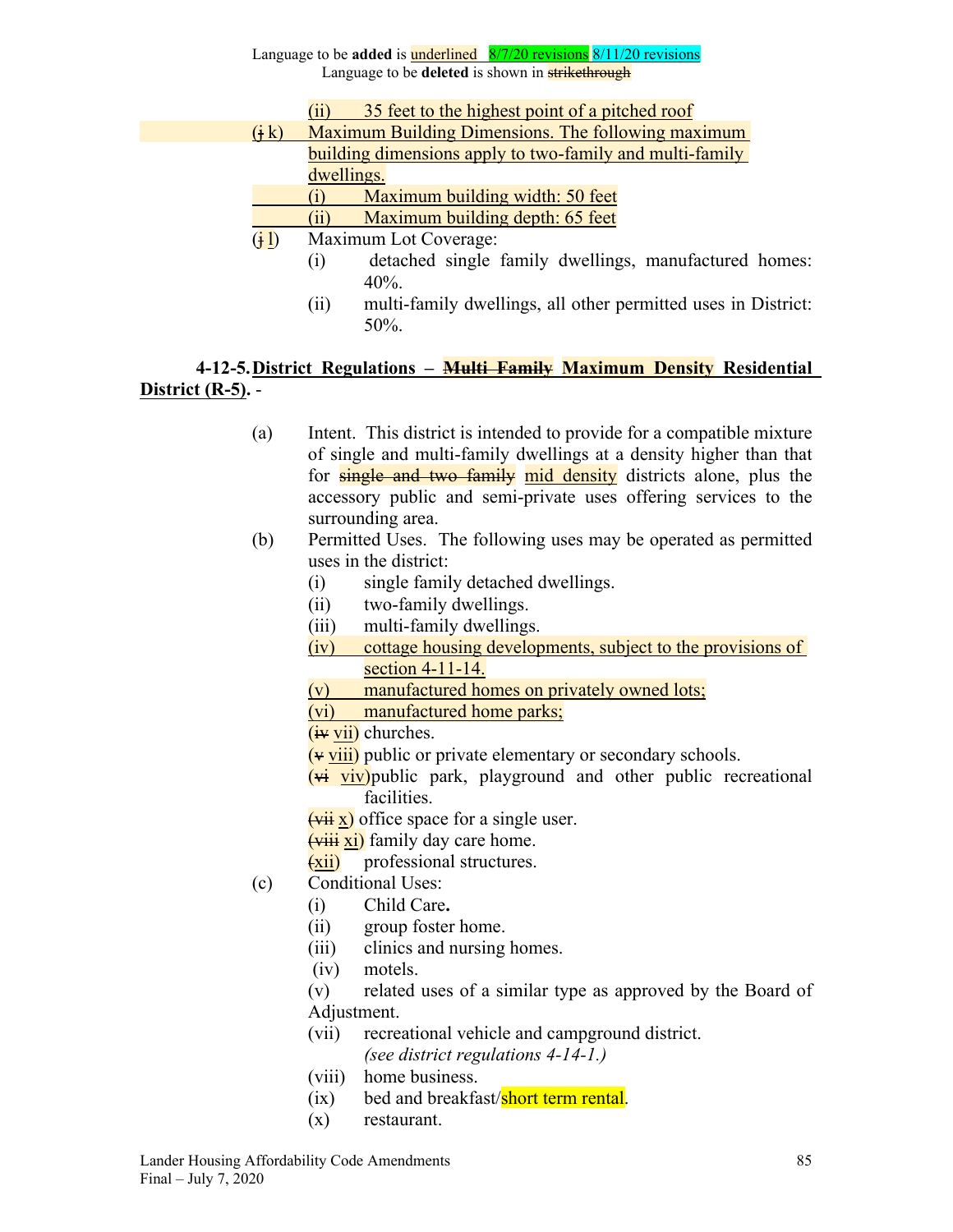Language to be **added** is underlined 8/7/20 revisions 8/11/20 revisions
Language to be **deleted** is shown in ~~strikethrough~~

(ii) 35 feet to the highest point of a pitched roof

(~~j~~ k) Maximum Building Dimensions. The following maximum building dimensions apply to two-family and multi-family dwellings.

(i) Maximum building width: 50 feet

(ii) Maximum building depth: 65 feet

(~~j~~ l) Maximum Lot Coverage:

(i) detached single family dwellings, manufactured homes: 40%.

(ii) multi-family dwellings, all other permitted uses in District: 50%.

**4-12-5. District Regulations – ~~Multi Family~~ Maximum Density Residential District (R-5).** -

(a) Intent. This district is intended to provide for a compatible mixture of single and multi-family dwellings at a density higher than that for ~~single and two family~~ mid density districts alone, plus the accessory public and semi-private uses offering services to the surrounding area.

(b) Permitted Uses. The following uses may be operated as permitted uses in the district:

(i) single family detached dwellings.

(ii) two-family dwellings.

(iii) multi-family dwellings.

(iv) cottage housing developments, subject to the provisions of section 4-11-14.

(v) manufactured homes on privately owned lots;

(vi) manufactured home parks;

(~~iv~~ vii) churches.

(~~v~~ viii) public or private elementary or secondary schools.

(~~vi~~ viv) public park, playground and other public recreational facilities.

(~~vii~~ x) office space for a single user.

(~~viii~~ xi) family day care home.

(xii) professional structures.

(c) Conditional Uses:

(i) Child Care.

(ii) group foster home.

(iii) clinics and nursing homes.

(iv) motels.

(v) related uses of a similar type as approved by the Board of Adjustment.

(vii) recreational vehicle and campground district. *(see district regulations 4-14-1.)*

(viii) home business.

(ix) bed and breakfast/short term rental.

(x) restaurant.

Lander Housing Affordability Code Amendments
Final – July 7, 2020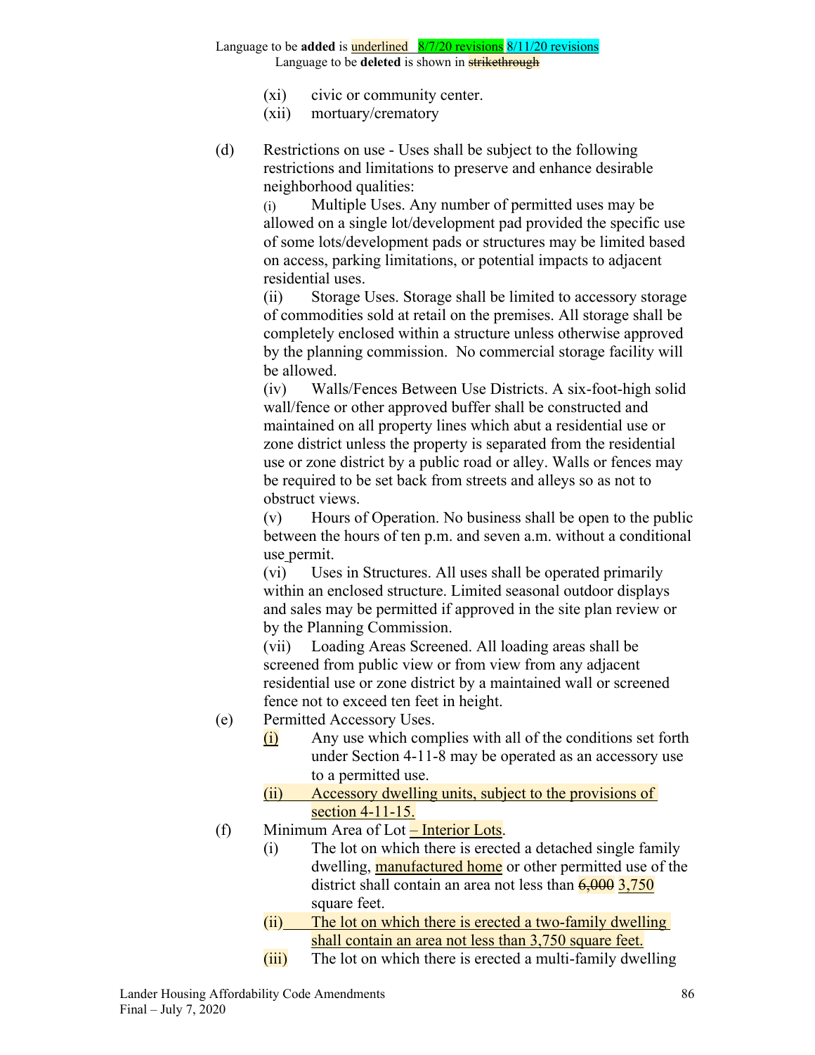Language to be **added** is <u>underlined</u> 8/7/20 revisions 8/11/20 revisions
Language to be **deleted** is shown in ~~strikethrough~~

(xi) civic or community center.
(xii) mortuary/crematory

(d) Restrictions on use - Uses shall be subject to the following restrictions and limitations to preserve and enhance desirable neighborhood qualities:

(i) Multiple Uses. Any number of permitted uses may be allowed on a single lot/development pad provided the specific use of some lots/development pads or structures may be limited based on access, parking limitations, or potential impacts to adjacent residential uses.

(ii) Storage Uses. Storage shall be limited to accessory storage of commodities sold at retail on the premises. All storage shall be completely enclosed within a structure unless otherwise approved by the planning commission. No commercial storage facility will be allowed.

(iv) Walls/Fences Between Use Districts. A six-foot-high solid wall/fence or other approved buffer shall be constructed and maintained on all property lines which abut a residential use or zone district unless the property is separated from the residential use or zone district by a public road or alley. Walls or fences may be required to be set back from streets and alleys so as not to obstruct views.

(v) Hours of Operation. No business shall be open to the public between the hours of ten p.m. and seven a.m. without a conditional use permit.

(vi) Uses in Structures. All uses shall be operated primarily within an enclosed structure. Limited seasonal outdoor displays and sales may be permitted if approved in the site plan review or by the Planning Commission.

(vii) Loading Areas Screened. All loading areas shall be screened from public view or from view from any adjacent residential use or zone district by a maintained wall or screened fence not to exceed ten feet in height.

(e) Permitted Accessory Uses.

<u>(i)</u> Any use which complies with all of the conditions set forth under Section 4-11-8 may be operated as an accessory use to a permitted use.

<u>(ii) Accessory dwelling units, subject to the provisions of section 4-11-15.</u>

(f) Minimum Area of Lot <u>– Interior Lots</u>.

(i) The lot on which there is erected a detached single family dwelling, <u>manufactured home</u> or other permitted use of the district shall contain an area not less than ~~6,000~~ <u>3,750</u> square feet.

<u>(ii) The lot on which there is erected a two-family dwelling shall contain an area not less than 3,750 square feet.</u>

(iii) The lot on which there is erected a multi-family dwelling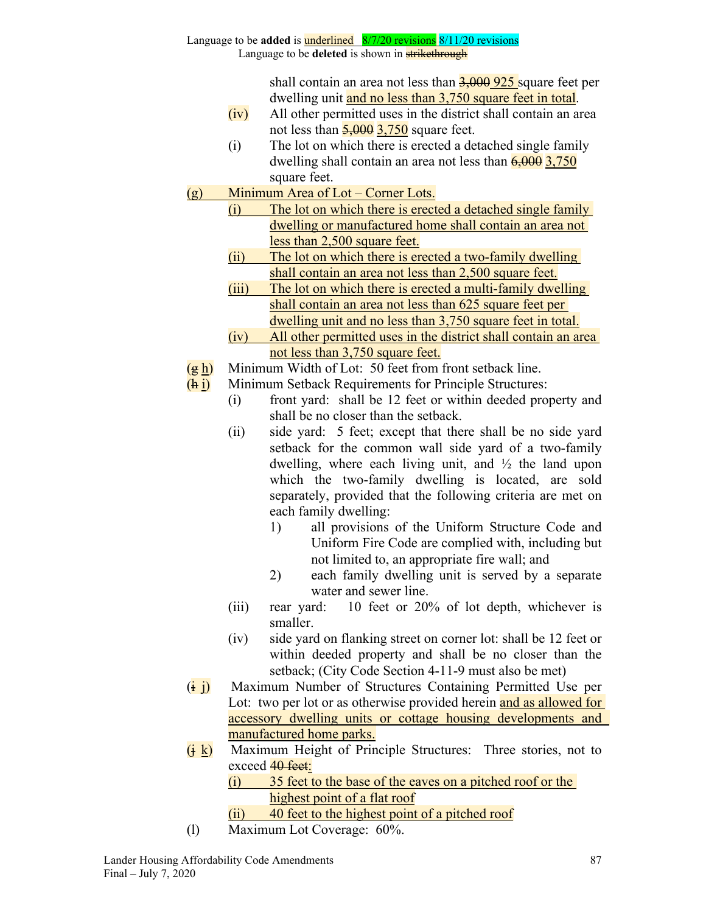Language to be **added** is underlined 8/7/20 revisions 8/11/20 revisions
Language to be **deleted** is shown in ~~strikethrough~~

shall contain an area not less than ~~3,000~~ 925 square feet per dwelling unit and no less than 3,750 square feet in total.

(iv) All other permitted uses in the district shall contain an area not less than ~~5,000~~ 3,750 square feet.

(i) The lot on which there is erected a detached single family dwelling shall contain an area not less than ~~6,000~~ 3,750 square feet.

(g) Minimum Area of Lot – Corner Lots.

(i) The lot on which there is erected a detached single family dwelling or manufactured home shall contain an area not less than 2,500 square feet.

(ii) The lot on which there is erected a two-family dwelling shall contain an area not less than 2,500 square feet.

(iii) The lot on which there is erected a multi-family dwelling shall contain an area not less than 625 square feet per dwelling unit and no less than 3,750 square feet in total.

(iv) All other permitted uses in the district shall contain an area not less than 3,750 square feet.

(~~g~~ h) Minimum Width of Lot: 50 feet from front setback line.

(~~h~~ i) Minimum Setback Requirements for Principle Structures:

(i) front yard: shall be 12 feet or within deeded property and shall be no closer than the setback.

(ii) side yard: 5 feet; except that there shall be no side yard setback for the common wall side yard of a two-family dwelling, where each living unit, and ½ the land upon which the two-family dwelling is located, are sold separately, provided that the following criteria are met on each family dwelling:

1) all provisions of the Uniform Structure Code and Uniform Fire Code are complied with, including but not limited to, an appropriate fire wall; and

2) each family dwelling unit is served by a separate water and sewer line.

(iii) rear yard: 10 feet or 20% of lot depth, whichever is smaller.

(iv) side yard on flanking street on corner lot: shall be 12 feet or within deeded property and shall be no closer than the setback; (City Code Section 4-11-9 must also be met)

(~~i~~ j) Maximum Number of Structures Containing Permitted Use per Lot: two per lot or as otherwise provided herein and as allowed for accessory dwelling units or cottage housing developments and manufactured home parks.

(~~j~~ k) Maximum Height of Principle Structures: Three stories, not to exceed ~~40 feet~~:

(i) 35 feet to the base of the eaves on a pitched roof or the highest point of a flat roof

(ii) 40 feet to the highest point of a pitched roof

(l) Maximum Lot Coverage: 60%.

Lander Housing Affordability Code Amendments
Final – July 7, 2020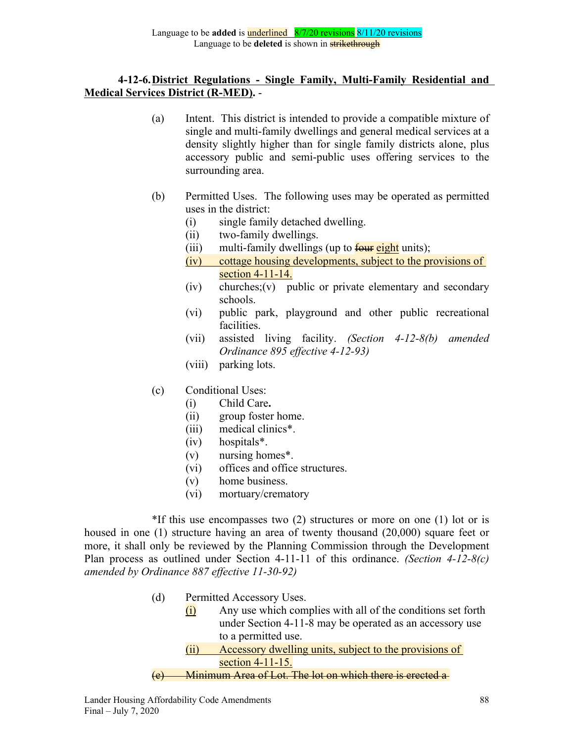Language to be **added** is underlined 8/7/20 revisions 8/11/20 revisions
Language to be **deleted** is shown in ~~strikethrough~~

**4-12-6. District Regulations - Single Family, Multi-Family Residential and Medical Services District (R-MED).** -

(a) Intent. This district is intended to provide a compatible mixture of single and multi-family dwellings and general medical services at a density slightly higher than for single family districts alone, plus accessory public and semi-public uses offering services to the surrounding area.

(b) Permitted Uses. The following uses may be operated as permitted uses in the district:
- (i) single family detached dwelling.
- (ii) two-family dwellings.
- (iii) multi-family dwellings (up to ~~four~~ eight units);
- (iv) cottage housing developments, subject to the provisions of section 4-11-14.
- (iv) churches;(v) public or private elementary and secondary schools.
- (vi) public park, playground and other public recreational facilities.
- (vii) assisted living facility. *(Section 4-12-8(b) amended Ordinance 895 effective 4-12-93)*
- (viii) parking lots.

(c) Conditional Uses:
- (i) Child Care**.**
- (ii) group foster home.
- (iii) medical clinics*.
- (iv) hospitals*.
- (v) nursing homes*.
- (vi) offices and office structures.
- (v) home business.
- (vi) mortuary/crematory

*If this use encompasses two (2) structures or more on one (1) lot or is housed in one (1) structure having an area of twenty thousand (20,000) square feet or more, it shall only be reviewed by the Planning Commission through the Development Plan process as outlined under Section 4-11-11 of this ordinance. *(Section 4-12-8(c) amended by Ordinance 887 effective 11-30-92)*

(d) Permitted Accessory Uses.
- (i) Any use which complies with all of the conditions set forth under Section 4-11-8 may be operated as an accessory use to a permitted use.
- (ii) Accessory dwelling units, subject to the provisions of section 4-11-15.

~~(e) Minimum Area of Lot. The lot on which there is erected a~~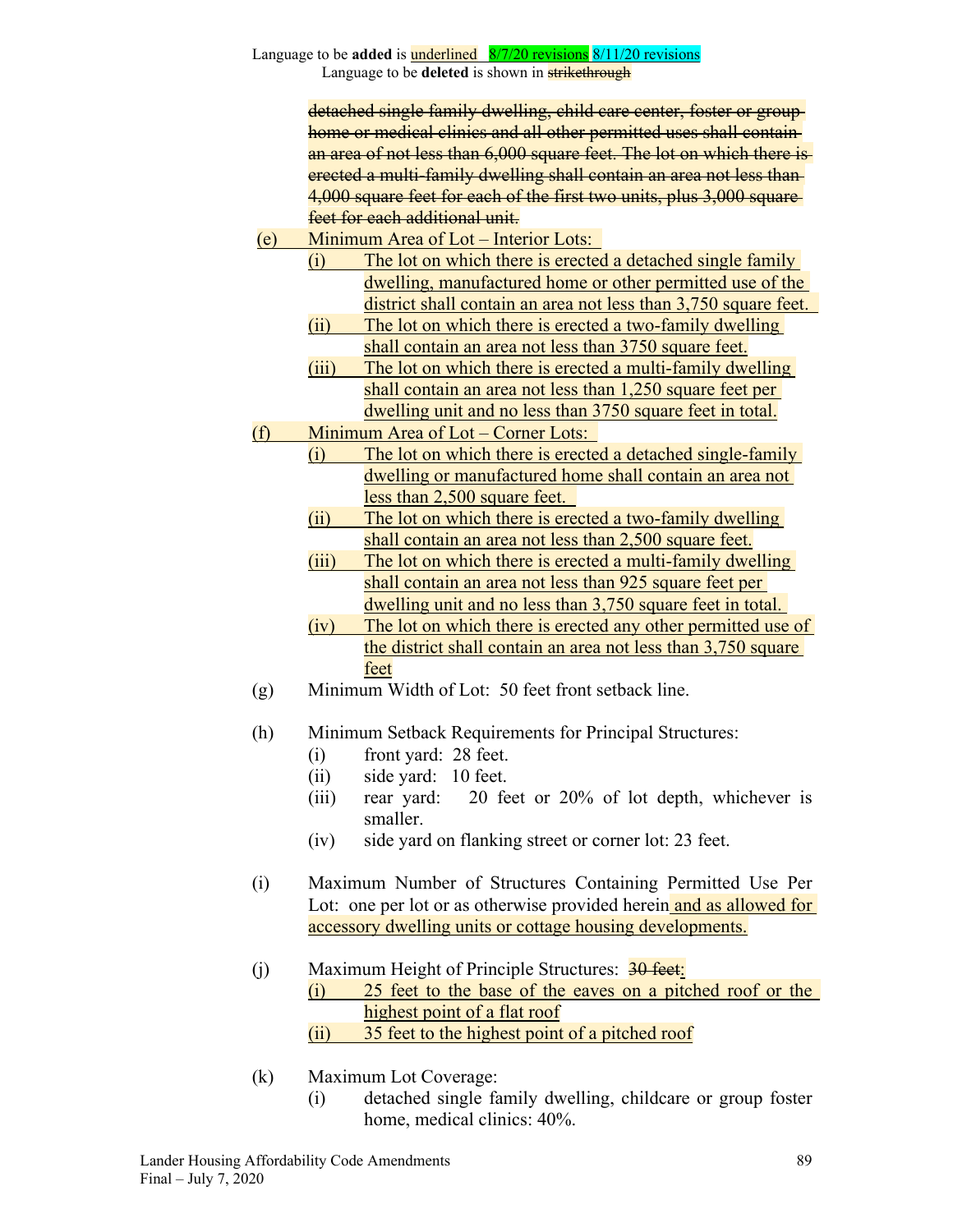Language to be **added** is underlined 8/7/20 revisions 8/11/20 revisions
Language to be **deleted** is shown in ~~strikethrough~~

~~detached single family dwelling, child care center, foster or group home or medical clinics and all other permitted uses shall contain an area of not less than 6,000 square feet. The lot on which there is erected a multi-family dwelling shall contain an area not less than 4,000 square feet for each of the first two units, plus 3,000 square feet for each additional unit.~~

<u>(e) Minimum Area of Lot – Interior Lots:</u>

- <u>(i) The lot on which there is erected a detached single family dwelling, manufactured home or other permitted use of the district shall contain an area not less than 3,750 square feet.</u>
- <u>(ii) The lot on which there is erected a two-family dwelling shall contain an area not less than 3750 square feet.</u>
- <u>(iii) The lot on which there is erected a multi-family dwelling shall contain an area not less than 1,250 square feet per dwelling unit and no less than 3750 square feet in total.</u>

<u>(f) Minimum Area of Lot – Corner Lots:</u>

- <u>(i) The lot on which there is erected a detached single-family dwelling or manufactured home shall contain an area not less than 2,500 square feet.</u>
- <u>(ii) The lot on which there is erected a two-family dwelling shall contain an area not less than 2,500 square feet.</u>
- <u>(iii) The lot on which there is erected a multi-family dwelling shall contain an area not less than 925 square feet per dwelling unit and no less than 3,750 square feet in total.</u>
- <u>(iv) The lot on which there is erected any other permitted use of the district shall contain an area not less than 3,750 square feet</u>

(g) Minimum Width of Lot: 50 feet front setback line.

(h) Minimum Setback Requirements for Principal Structures:

- (i) front yard: 28 feet.
- (ii) side yard: 10 feet.
- (iii) rear yard: 20 feet or 20% of lot depth, whichever is smaller.
- (iv) side yard on flanking street or corner lot: 23 feet.

(i) Maximum Number of Structures Containing Permitted Use Per Lot: one per lot or as otherwise provided herein<u> and as allowed for accessory dwelling units or cottage housing developments.</u>

(j) Maximum Height of Principle Structures: ~~30 feet~~<u>:</u>

- <u>(i) 25 feet to the base of the eaves on a pitched roof or the highest point of a flat roof</u>
- <u>(ii) 35 feet to the highest point of a pitched roof</u>

(k) Maximum Lot Coverage:

- (i) detached single family dwelling, childcare or group foster home, medical clinics: 40%.

Lander Housing Affordability Code Amendments
Final – July 7, 2020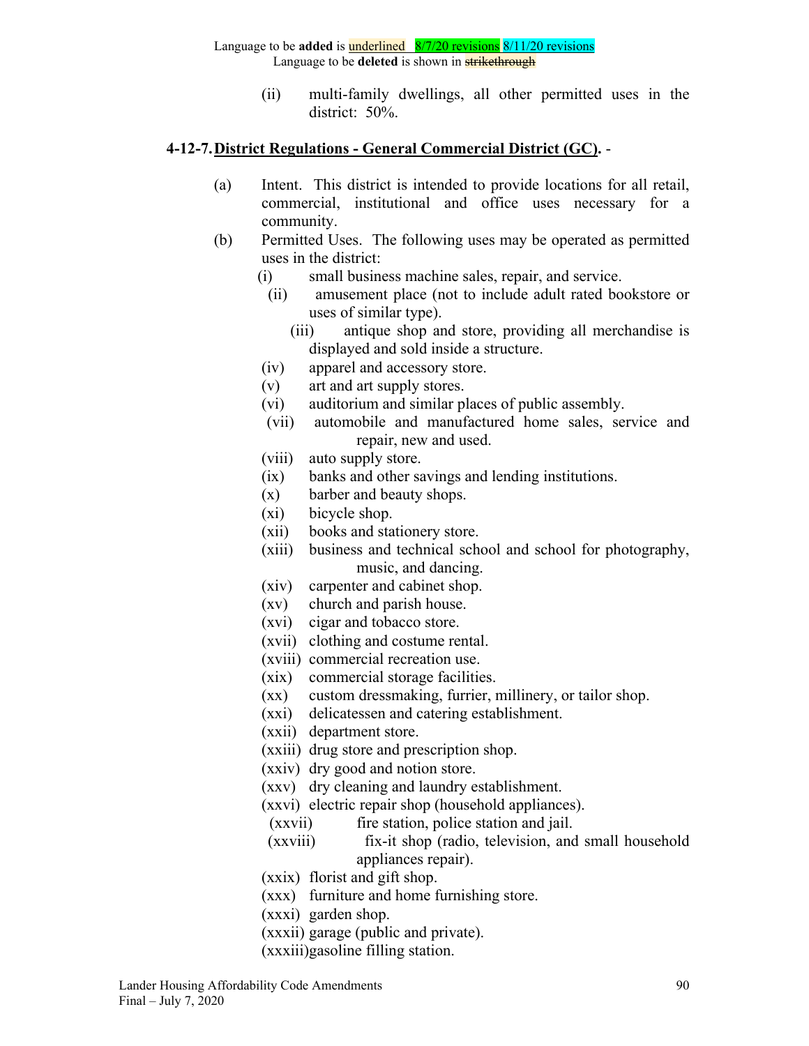Language to be **added** is underlined 8/7/20 revisions 8/11/20 revisions
Language to be **deleted** is shown in ~~strikethrough~~

(ii) multi-family dwellings, all other permitted uses in the district: 50%.

**4-12-7. District Regulations - General Commercial District (GC).** -

(a) Intent. This district is intended to provide locations for all retail, commercial, institutional and office uses necessary for a community.

(b) Permitted Uses. The following uses may be operated as permitted uses in the district:

(i) small business machine sales, repair, and service.
(ii) amusement place (not to include adult rated bookstore or uses of similar type).
(iii) antique shop and store, providing all merchandise is displayed and sold inside a structure.
(iv) apparel and accessory store.
(v) art and art supply stores.
(vi) auditorium and similar places of public assembly.
(vii) automobile and manufactured home sales, service and repair, new and used.
(viii) auto supply store.
(ix) banks and other savings and lending institutions.
(x) barber and beauty shops.
(xi) bicycle shop.
(xii) books and stationery store.
(xiii) business and technical school and school for photography, music, and dancing.
(xiv) carpenter and cabinet shop.
(xv) church and parish house.
(xvi) cigar and tobacco store.
(xvii) clothing and costume rental.
(xviii) commercial recreation use.
(xix) commercial storage facilities.
(xx) custom dressmaking, furrier, millinery, or tailor shop.
(xxi) delicatessen and catering establishment.
(xxii) department store.
(xxiii) drug store and prescription shop.
(xxiv) dry good and notion store.
(xxv) dry cleaning and laundry establishment.
(xxvi) electric repair shop (household appliances).
(xxvii) fire station, police station and jail.
(xxviii) fix-it shop (radio, television, and small household appliances repair).
(xxix) florist and gift shop.
(xxx) furniture and home furnishing store.
(xxxi) garden shop.
(xxxii) garage (public and private).
(xxxiii) gasoline filling station.

Lander Housing Affordability Code Amendments
Final – July 7, 2020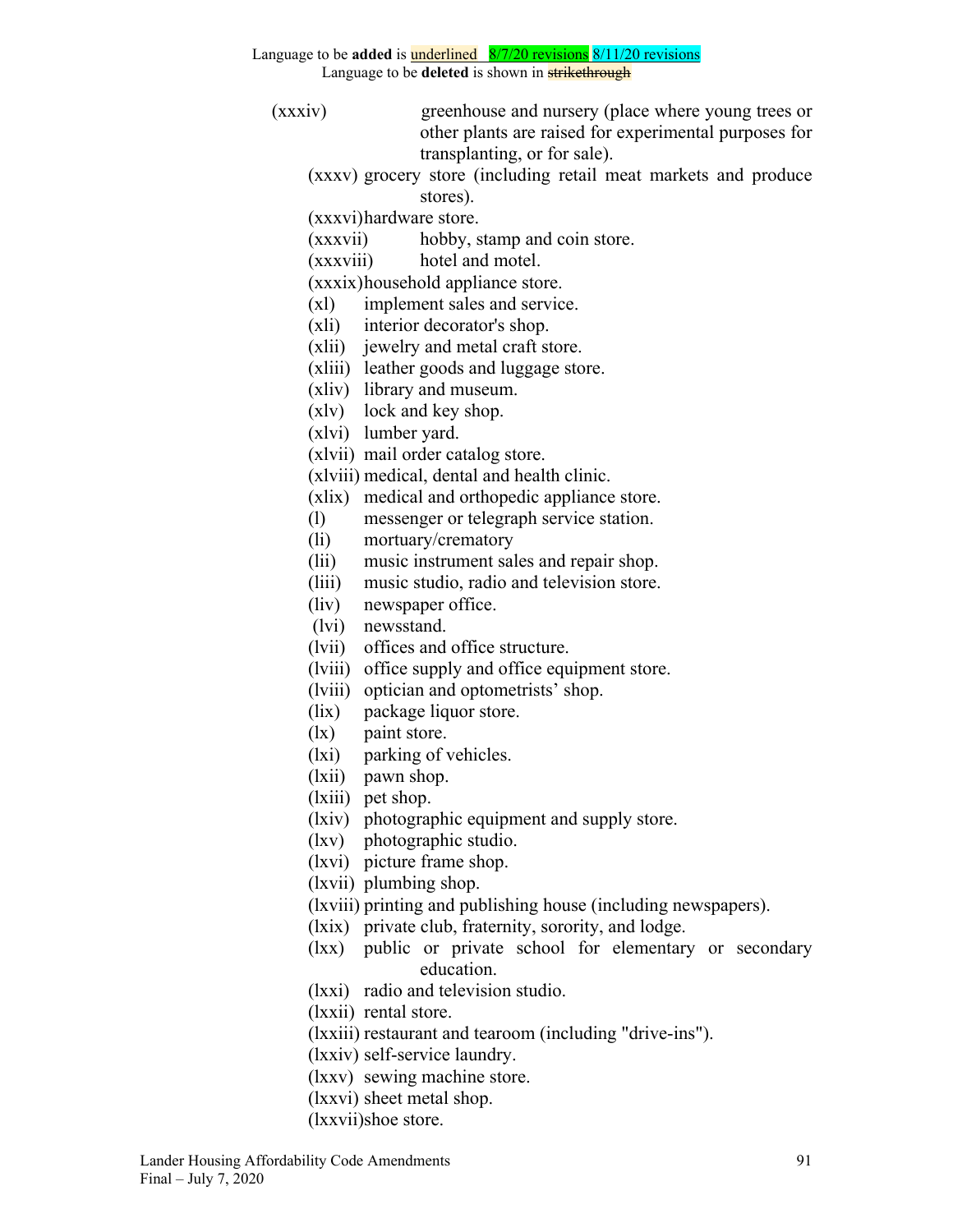Language to be **added** is underlined 8/7/20 revisions 8/11/20 revisions
Language to be **deleted** is shown in ~~strikethrough~~

(xxxiv) greenhouse and nursery (place where young trees or other plants are raised for experimental purposes for transplanting, or for sale).

(xxxv) grocery store (including retail meat markets and produce stores).

(xxxvi) hardware store.

(xxxvii) hobby, stamp and coin store.

(xxxviii) hotel and motel.

(xxxix) household appliance store.

(xl) implement sales and service.

(xli) interior decorator's shop.

(xlii) jewelry and metal craft store.

(xliii) leather goods and luggage store.

(xliv) library and museum.

(xlv) lock and key shop.

(xlvi) lumber yard.

(xlvii) mail order catalog store.

(xlviii) medical, dental and health clinic.

(xlix) medical and orthopedic appliance store.

(l) messenger or telegraph service station.

(li) mortuary/crematory

(lii) music instrument sales and repair shop.

(liii) music studio, radio and television store.

(liv) newspaper office.

(lvi) newsstand.

(lvii) offices and office structure.

(lviii) office supply and office equipment store.

(lviii) optician and optometrists' shop.

(lix) package liquor store.

(lx) paint store.

(lxi) parking of vehicles.

(lxii) pawn shop.

(lxiii) pet shop.

(lxiv) photographic equipment and supply store.

(lxv) photographic studio.

(lxvi) picture frame shop.

(lxvii) plumbing shop.

(lxviii) printing and publishing house (including newspapers).

(lxix) private club, fraternity, sorority, and lodge.

(lxx) public or private school for elementary or secondary education.

(lxxi) radio and television studio.

(lxxii) rental store.

(lxxiii) restaurant and tearoom (including "drive-ins").

(lxxiv) self-service laundry.

(lxxv) sewing machine store.

(lxxvi) sheet metal shop.

(lxxvii) shoe store.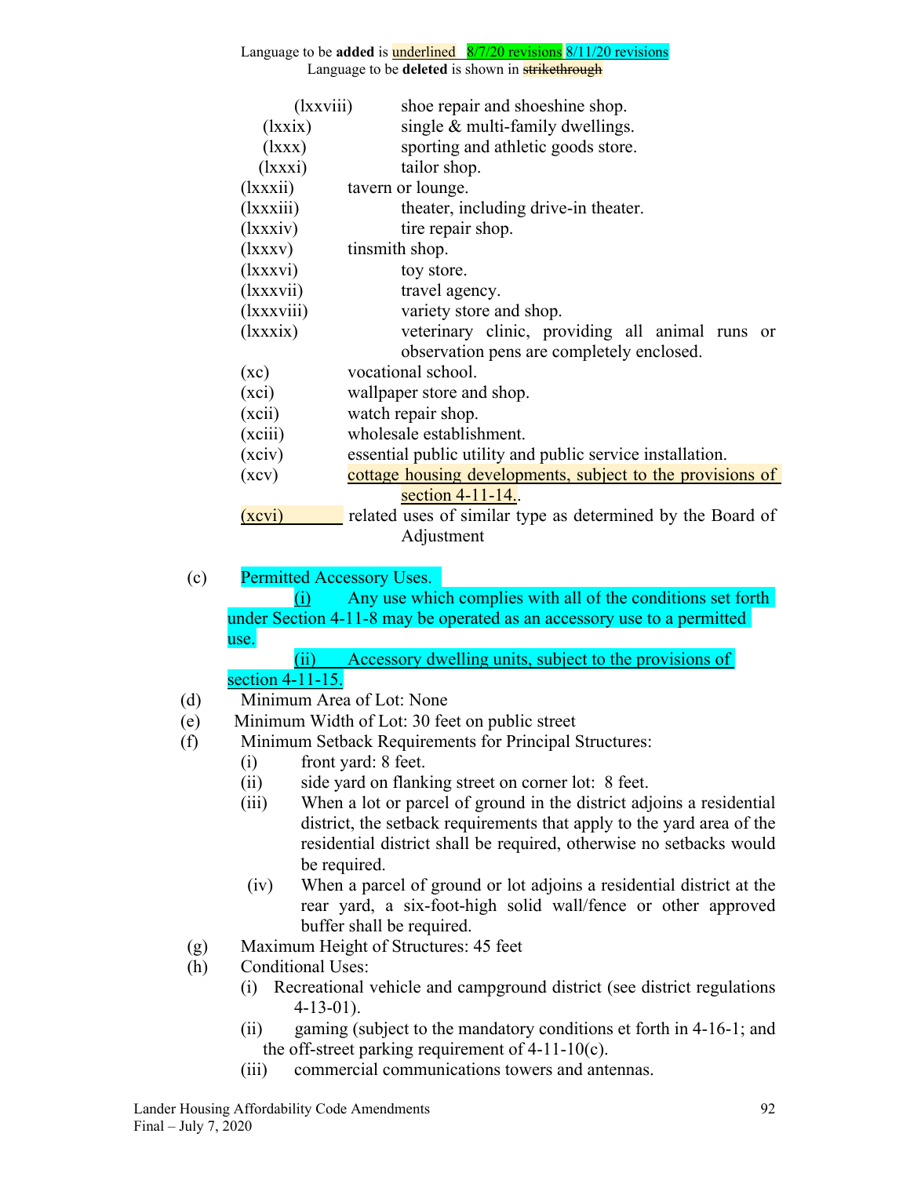Language to be **added** is underlined 8/7/20 revisions 8/11/20 revisions
Language to be **deleted** is shown in ~~strikethrough~~

(lxxviii) shoe repair and shoeshine shop.
(lxxix) single & multi-family dwellings.
(lxxx) sporting and athletic goods store.
(lxxxi) tailor shop.
(lxxxii) tavern or lounge.
(lxxxiii) theater, including drive-in theater.
(lxxxiv) tire repair shop.
(lxxxv) tinsmith shop.
(lxxxvi) toy store.
(lxxxvii) travel agency.
(lxxxviii) variety store and shop.
(lxxxix) veterinary clinic, providing all animal runs or observation pens are completely enclosed.
(xc) vocational school.
(xci) wallpaper store and shop.
(xcii) watch repair shop.
(xciii) wholesale establishment.
(xciv) essential public utility and public service installation.
(xcv) <u>cottage housing developments, subject to the provisions of section 4-11-14.</u>.
<u>(xcvi)</u> related uses of similar type as determined by the Board of Adjustment

(c) Permitted Accessory Uses.
<u>(i)</u> Any use which complies with all of the conditions set forth under Section 4-11-8 may be operated as an accessory use to a permitted use.
<u>(ii) Accessory dwelling units, subject to the provisions of section 4-11-15.</u>

(d) Minimum Area of Lot: None

(e) Minimum Width of Lot: 30 feet on public street

(f) Minimum Setback Requirements for Principal Structures:
(i) front yard: 8 feet.
(ii) side yard on flanking street on corner lot: 8 feet.
(iii) When a lot or parcel of ground in the district adjoins a residential district, the setback requirements that apply to the yard area of the residential district shall be required, otherwise no setbacks would be required.
(iv) When a parcel of ground or lot adjoins a residential district at the rear yard, a six-foot-high solid wall/fence or other approved buffer shall be required.

(g) Maximum Height of Structures: 45 feet

(h) Conditional Uses:
(i) Recreational vehicle and campground district (see district regulations 4-13-01).
(ii) gaming (subject to the mandatory conditions et forth in 4-16-1; and the off-street parking requirement of 4-11-10(c).
(iii) commercial communications towers and antennas.

Lander Housing Affordability Code Amendments
Final – July 7, 2020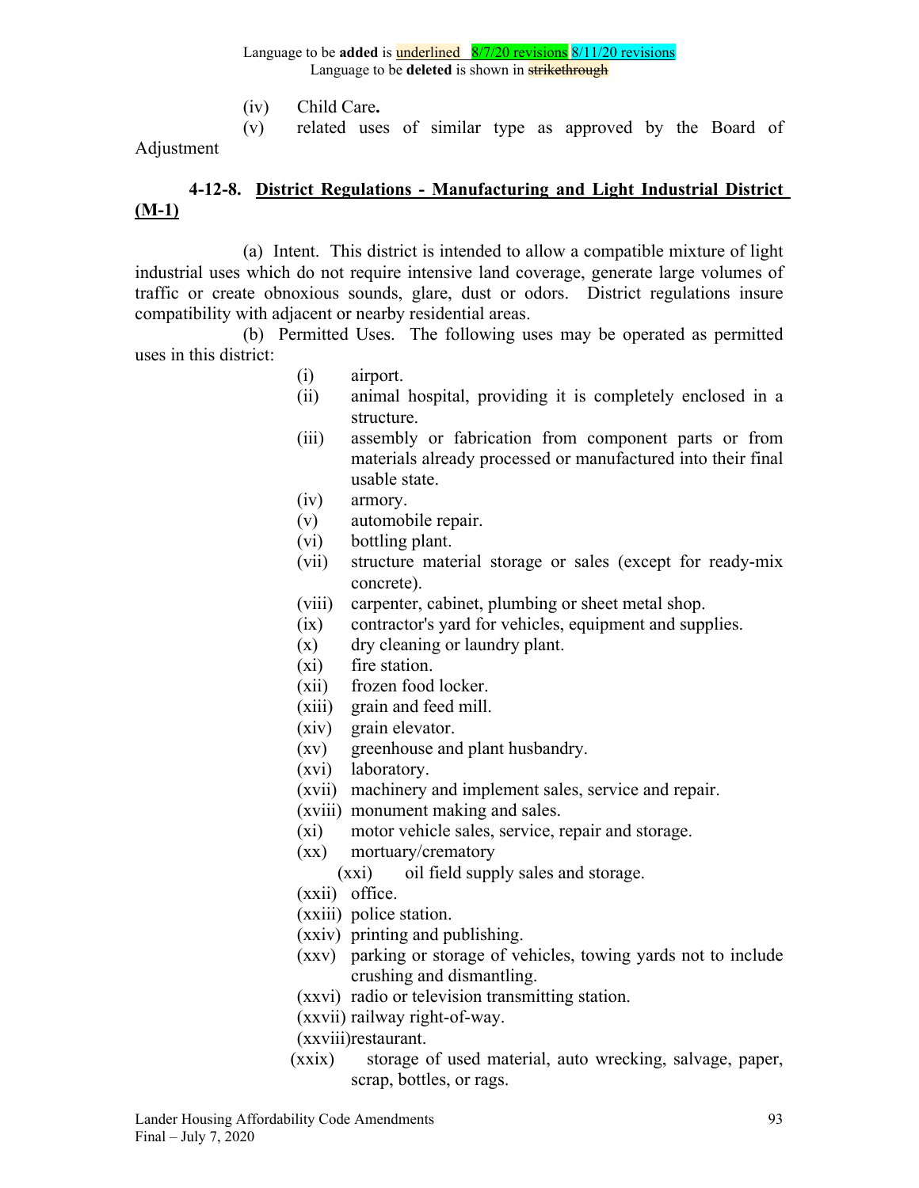Language to be **added** is underlined 8/7/20 revisions 8/11/20 revisions
Language to be **deleted** is shown in ~~strikethrough~~

(iv) Child Care**.**

(v) related uses of similar type as approved by the Board of Adjustment

**4-12-8. District Regulations - Manufacturing and Light Industrial District (M-1)**

(a) Intent. This district is intended to allow a compatible mixture of light industrial uses which do not require intensive land coverage, generate large volumes of traffic or create obnoxious sounds, glare, dust or odors. District regulations insure compatibility with adjacent or nearby residential areas.

(b) Permitted Uses. The following uses may be operated as permitted uses in this district:

(i) airport.
(ii) animal hospital, providing it is completely enclosed in a structure.
(iii) assembly or fabrication from component parts or from materials already processed or manufactured into their final usable state.
(iv) armory.
(v) automobile repair.
(vi) bottling plant.
(vii) structure material storage or sales (except for ready-mix concrete).
(viii) carpenter, cabinet, plumbing or sheet metal shop.
(ix) contractor's yard for vehicles, equipment and supplies.
(x) dry cleaning or laundry plant.
(xi) fire station.
(xii) frozen food locker.
(xiii) grain and feed mill.
(xiv) grain elevator.
(xv) greenhouse and plant husbandry.
(xvi) laboratory.
(xvii) machinery and implement sales, service and repair.
(xviii) monument making and sales.
(xi) motor vehicle sales, service, repair and storage.
(xx) mortuary/crematory
(xxi) oil field supply sales and storage.
(xxii) office.
(xxiii) police station.
(xxiv) printing and publishing.
(xxv) parking or storage of vehicles, towing yards not to include crushing and dismantling.
(xxvi) radio or television transmitting station.
(xxvii) railway right-of-way.
(xxviii) restaurant.
(xxix) storage of used material, auto wrecking, salvage, paper, scrap, bottles, or rags.

Lander Housing Affordability Code Amendments
Final – July 7, 2020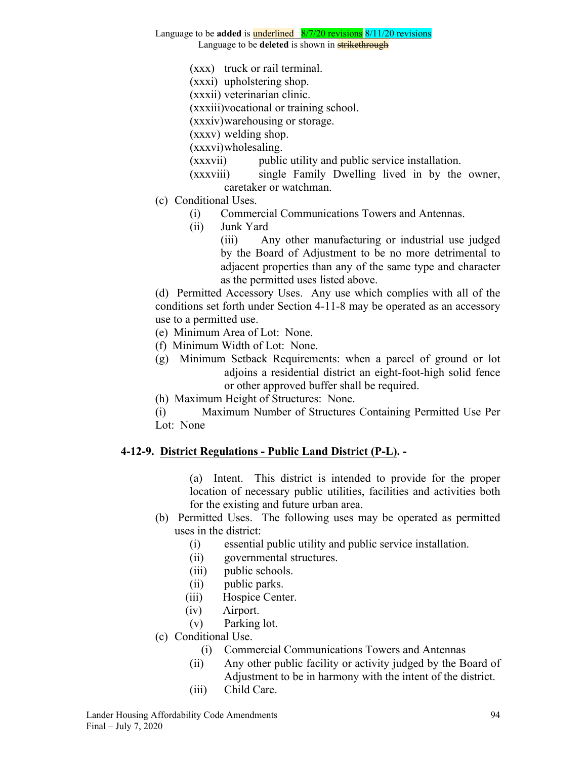Language to be **added** is underlined 8/7/20 revisions 8/11/20 revisions
Language to be **deleted** is shown in ~~strikethrough~~

(xxx) truck or rail terminal.
(xxxi) upholstering shop.
(xxxii) veterinarian clinic.
(xxxiii) vocational or training school.
(xxxiv) warehousing or storage.
(xxxv) welding shop.
(xxxvi) wholesaling.
(xxxvii) public utility and public service installation.
(xxxviii) single Family Dwelling lived in by the owner, caretaker or watchman.

(c) Conditional Uses.
(i) Commercial Communications Towers and Antennas.
(ii) Junk Yard
(iii) Any other manufacturing or industrial use judged by the Board of Adjustment to be no more detrimental to adjacent properties than any of the same type and character as the permitted uses listed above.

(d) Permitted Accessory Uses. Any use which complies with all of the conditions set forth under Section 4-11-8 may be operated as an accessory use to a permitted use.

(e) Minimum Area of Lot: None.

(f) Minimum Width of Lot: None.

(g) Minimum Setback Requirements: when a parcel of ground or lot adjoins a residential district an eight-foot-high solid fence or other approved buffer shall be required.

(h) Maximum Height of Structures: None.

(i) Maximum Number of Structures Containing Permitted Use Per Lot: None

## 4-12-9. District Regulations - Public Land District (P-L). -

(a) Intent. This district is intended to provide for the proper location of necessary public utilities, facilities and activities both for the existing and future urban area.

(b) Permitted Uses. The following uses may be operated as permitted uses in the district:
(i) essential public utility and public service installation.
(ii) governmental structures.
(iii) public schools.
(ii) public parks.
(iii) Hospice Center.
(iv) Airport.
(v) Parking lot.

(c) Conditional Use.
(i) Commercial Communications Towers and Antennas
(ii) Any other public facility or activity judged by the Board of Adjustment to be in harmony with the intent of the district.
(iii) Child Care.

Lander Housing Affordability Code Amendments
Final – July 7, 2020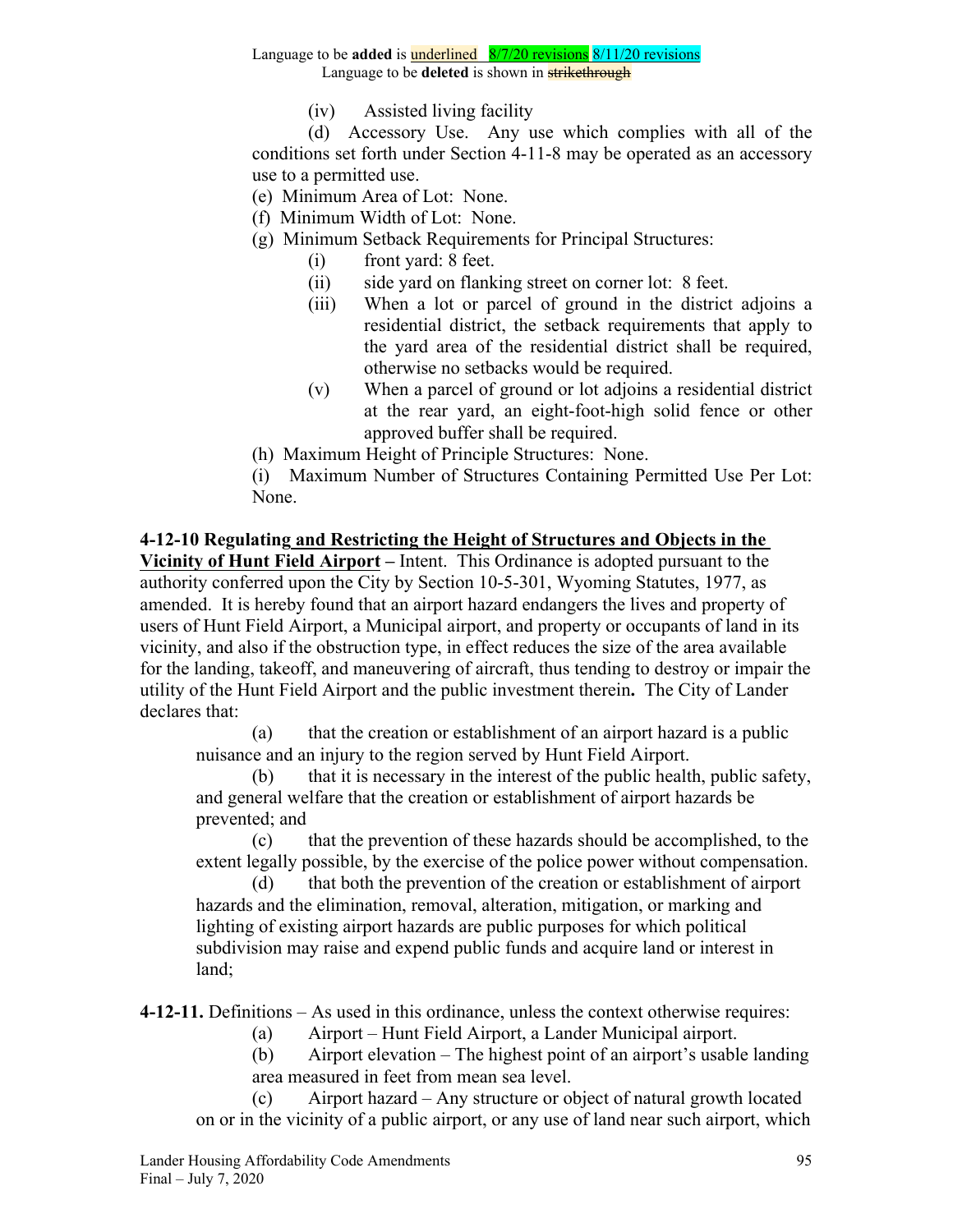Language to be **added** is underlined 8/7/20 revisions 8/11/20 revisions
Language to be **deleted** is shown in ~~strikethrough~~

(iv) Assisted living facility

(d) Accessory Use. Any use which complies with all of the conditions set forth under Section 4-11-8 may be operated as an accessory use to a permitted use.

(e) Minimum Area of Lot: None.

(f) Minimum Width of Lot: None.

(g) Minimum Setback Requirements for Principal Structures:

(i) front yard: 8 feet.

(ii) side yard on flanking street on corner lot: 8 feet.

(iii) When a lot or parcel of ground in the district adjoins a residential district, the setback requirements that apply to the yard area of the residential district shall be required, otherwise no setbacks would be required.

(v) When a parcel of ground or lot adjoins a residential district at the rear yard, an eight-foot-high solid fence or other approved buffer shall be required.

(h) Maximum Height of Principle Structures: None.

(i) Maximum Number of Structures Containing Permitted Use Per Lot: None.

**4-12-10 Regulating and Restricting the Height of Structures and Objects in the Vicinity of Hunt Field Airport –** Intent. This Ordinance is adopted pursuant to the authority conferred upon the City by Section 10-5-301, Wyoming Statutes, 1977, as amended. It is hereby found that an airport hazard endangers the lives and property of users of Hunt Field Airport, a Municipal airport, and property or occupants of land in its vicinity, and also if the obstruction type, in effect reduces the size of the area available for the landing, takeoff, and maneuvering of aircraft, thus tending to destroy or impair the utility of the Hunt Field Airport and the public investment therein**.** The City of Lander declares that:

(a) that the creation or establishment of an airport hazard is a public nuisance and an injury to the region served by Hunt Field Airport.

(b) that it is necessary in the interest of the public health, public safety, and general welfare that the creation or establishment of airport hazards be prevented; and

(c) that the prevention of these hazards should be accomplished, to the extent legally possible, by the exercise of the police power without compensation.

(d) that both the prevention of the creation or establishment of airport hazards and the elimination, removal, alteration, mitigation, or marking and lighting of existing airport hazards are public purposes for which political subdivision may raise and expend public funds and acquire land or interest in land;

**4-12-11.** Definitions – As used in this ordinance, unless the context otherwise requires:

(a) Airport – Hunt Field Airport, a Lander Municipal airport.

(b) Airport elevation – The highest point of an airport's usable landing area measured in feet from mean sea level.

(c) Airport hazard – Any structure or object of natural growth located on or in the vicinity of a public airport, or any use of land near such airport, which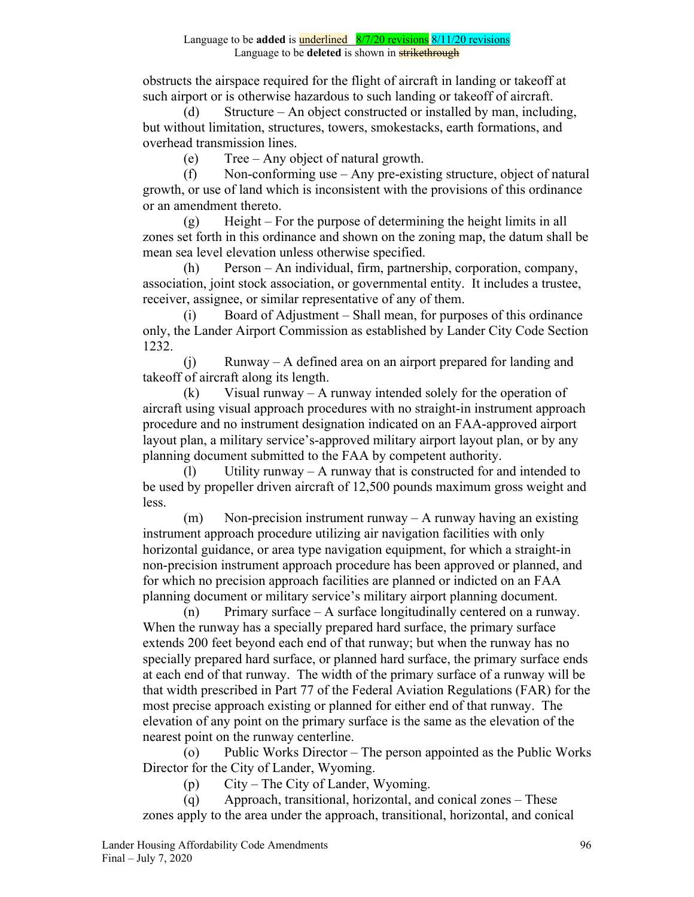obstructs the airspace required for the flight of aircraft in landing or takeoff at such airport or is otherwise hazardous to such landing or takeoff of aircraft.

(d) Structure – An object constructed or installed by man, including, but without limitation, structures, towers, smokestacks, earth formations, and overhead transmission lines.

(e) Tree – Any object of natural growth.

(f) Non-conforming use – Any pre-existing structure, object of natural growth, or use of land which is inconsistent with the provisions of this ordinance or an amendment thereto.

(g) Height – For the purpose of determining the height limits in all zones set forth in this ordinance and shown on the zoning map, the datum shall be mean sea level elevation unless otherwise specified.

(h) Person – An individual, firm, partnership, corporation, company, association, joint stock association, or governmental entity. It includes a trustee, receiver, assignee, or similar representative of any of them.

(i) Board of Adjustment – Shall mean, for purposes of this ordinance only, the Lander Airport Commission as established by Lander City Code Section 1232.

(j) Runway – A defined area on an airport prepared for landing and takeoff of aircraft along its length.

(k) Visual runway – A runway intended solely for the operation of aircraft using visual approach procedures with no straight-in instrument approach procedure and no instrument designation indicated on an FAA-approved airport layout plan, a military service's-approved military airport layout plan, or by any planning document submitted to the FAA by competent authority.

(l) Utility runway – A runway that is constructed for and intended to be used by propeller driven aircraft of 12,500 pounds maximum gross weight and less.

(m) Non-precision instrument runway – A runway having an existing instrument approach procedure utilizing air navigation facilities with only horizontal guidance, or area type navigation equipment, for which a straight-in non-precision instrument approach procedure has been approved or planned, and for which no precision approach facilities are planned or indicted on an FAA planning document or military service's military airport planning document.

(n) Primary surface – A surface longitudinally centered on a runway. When the runway has a specially prepared hard surface, the primary surface extends 200 feet beyond each end of that runway; but when the runway has no specially prepared hard surface, or planned hard surface, the primary surface ends at each end of that runway. The width of the primary surface of a runway will be that width prescribed in Part 77 of the Federal Aviation Regulations (FAR) for the most precise approach existing or planned for either end of that runway. The elevation of any point on the primary surface is the same as the elevation of the nearest point on the runway centerline.

(o) Public Works Director – The person appointed as the Public Works Director for the City of Lander, Wyoming.

(p) City – The City of Lander, Wyoming.

(q) Approach, transitional, horizontal, and conical zones – These zones apply to the area under the approach, transitional, horizontal, and conical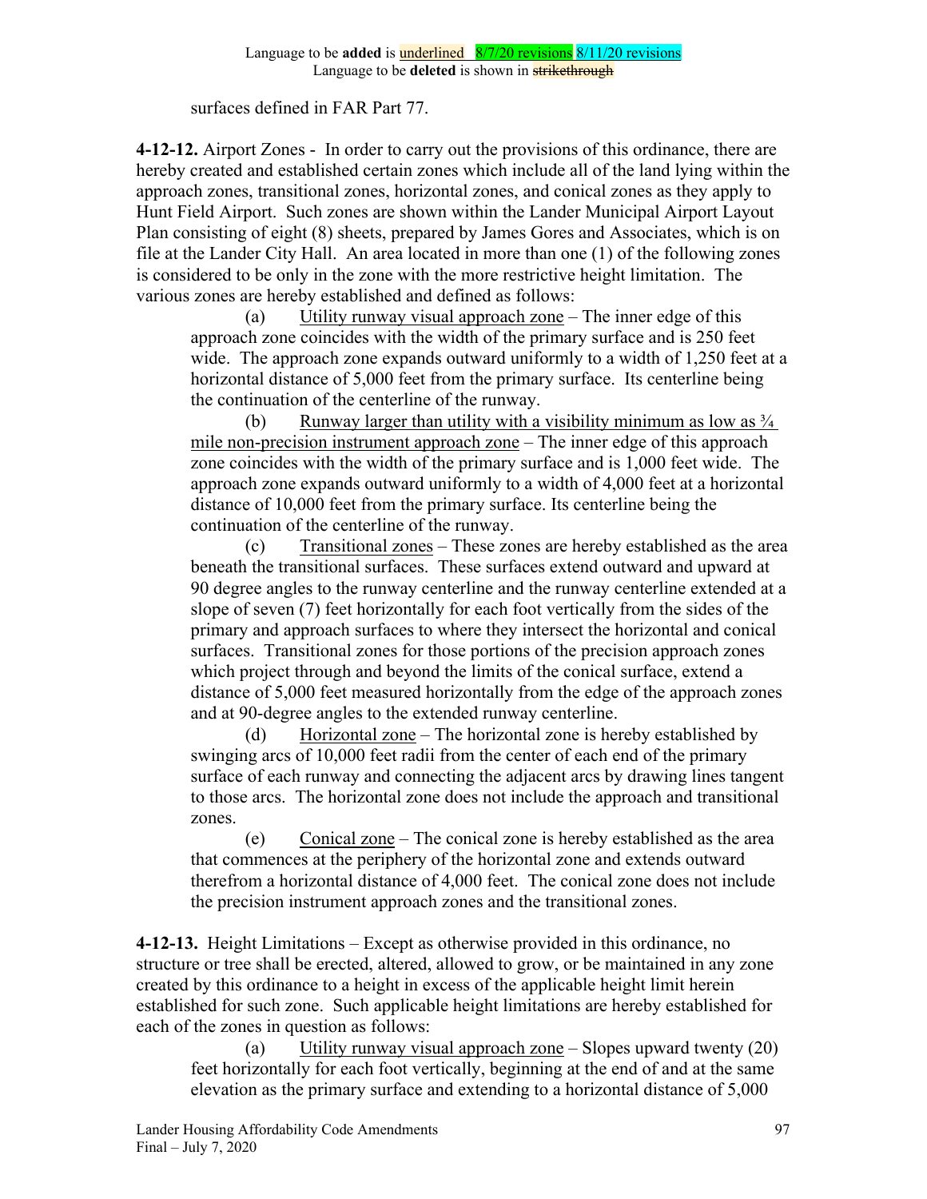Language to be **added** is underlined 8/7/20 revisions 8/11/20 revisions
Language to be **deleted** is shown in ~~strikethrough~~

surfaces defined in FAR Part 77.

**4-12-12.** Airport Zones - In order to carry out the provisions of this ordinance, there are hereby created and established certain zones which include all of the land lying within the approach zones, transitional zones, horizontal zones, and conical zones as they apply to Hunt Field Airport. Such zones are shown within the Lander Municipal Airport Layout Plan consisting of eight (8) sheets, prepared by James Gores and Associates, which is on file at the Lander City Hall. An area located in more than one (1) of the following zones is considered to be only in the zone with the more restrictive height limitation. The various zones are hereby established and defined as follows:

(a) Utility runway visual approach zone – The inner edge of this approach zone coincides with the width of the primary surface and is 250 feet wide. The approach zone expands outward uniformly to a width of 1,250 feet at a horizontal distance of 5,000 feet from the primary surface. Its centerline being the continuation of the centerline of the runway.

(b) Runway larger than utility with a visibility minimum as low as ¾ mile non-precision instrument approach zone – The inner edge of this approach zone coincides with the width of the primary surface and is 1,000 feet wide. The approach zone expands outward uniformly to a width of 4,000 feet at a horizontal distance of 10,000 feet from the primary surface. Its centerline being the continuation of the centerline of the runway.

(c) Transitional zones – These zones are hereby established as the area beneath the transitional surfaces. These surfaces extend outward and upward at 90 degree angles to the runway centerline and the runway centerline extended at a slope of seven (7) feet horizontally for each foot vertically from the sides of the primary and approach surfaces to where they intersect the horizontal and conical surfaces. Transitional zones for those portions of the precision approach zones which project through and beyond the limits of the conical surface, extend a distance of 5,000 feet measured horizontally from the edge of the approach zones and at 90-degree angles to the extended runway centerline.

(d) Horizontal zone – The horizontal zone is hereby established by swinging arcs of 10,000 feet radii from the center of each end of the primary surface of each runway and connecting the adjacent arcs by drawing lines tangent to those arcs. The horizontal zone does not include the approach and transitional zones.

(e) Conical zone – The conical zone is hereby established as the area that commences at the periphery of the horizontal zone and extends outward therefrom a horizontal distance of 4,000 feet. The conical zone does not include the precision instrument approach zones and the transitional zones.

**4-12-13.** Height Limitations – Except as otherwise provided in this ordinance, no structure or tree shall be erected, altered, allowed to grow, or be maintained in any zone created by this ordinance to a height in excess of the applicable height limit herein established for such zone. Such applicable height limitations are hereby established for each of the zones in question as follows:

(a) Utility runway visual approach zone – Slopes upward twenty (20) feet horizontally for each foot vertically, beginning at the end of and at the same elevation as the primary surface and extending to a horizontal distance of 5,000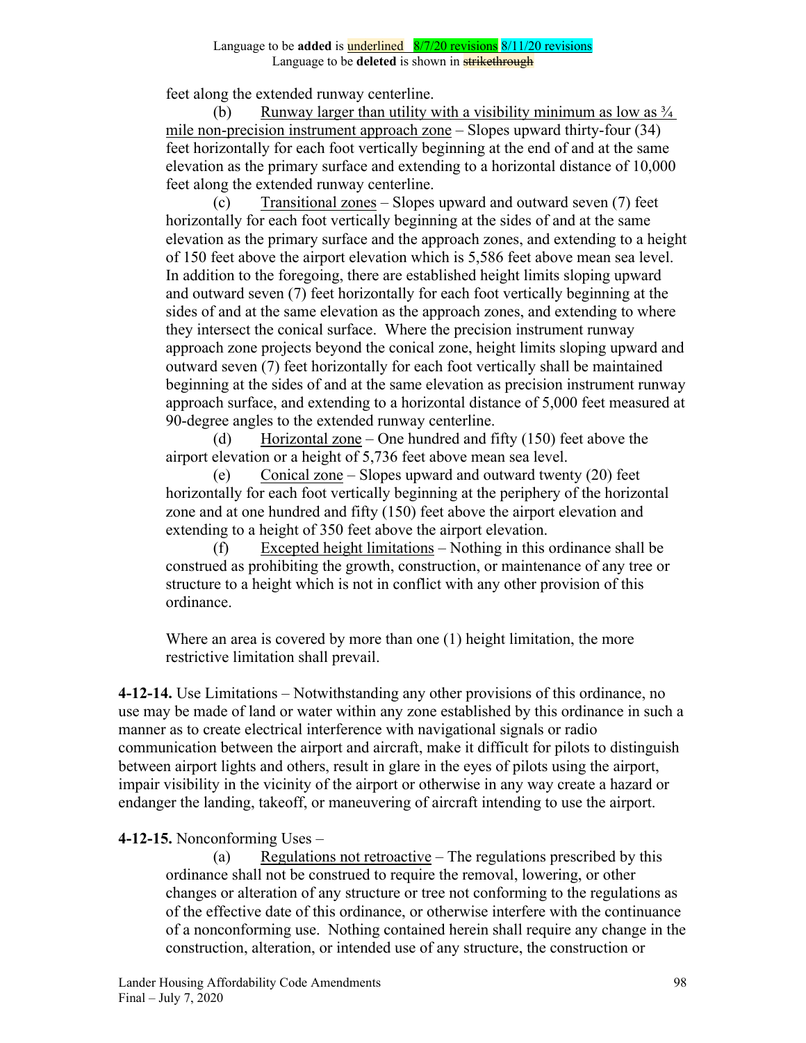feet along the extended runway centerline.

(b) Runway larger than utility with a visibility minimum as low as ¾ mile non-precision instrument approach zone – Slopes upward thirty-four (34) feet horizontally for each foot vertically beginning at the end of and at the same elevation as the primary surface and extending to a horizontal distance of 10,000 feet along the extended runway centerline.

(c) Transitional zones – Slopes upward and outward seven (7) feet horizontally for each foot vertically beginning at the sides of and at the same elevation as the primary surface and the approach zones, and extending to a height of 150 feet above the airport elevation which is 5,586 feet above mean sea level. In addition to the foregoing, there are established height limits sloping upward and outward seven (7) feet horizontally for each foot vertically beginning at the sides of and at the same elevation as the approach zones, and extending to where they intersect the conical surface. Where the precision instrument runway approach zone projects beyond the conical zone, height limits sloping upward and outward seven (7) feet horizontally for each foot vertically shall be maintained beginning at the sides of and at the same elevation as precision instrument runway approach surface, and extending to a horizontal distance of 5,000 feet measured at 90-degree angles to the extended runway centerline.

(d) Horizontal zone – One hundred and fifty (150) feet above the airport elevation or a height of 5,736 feet above mean sea level.

(e) Conical zone – Slopes upward and outward twenty (20) feet horizontally for each foot vertically beginning at the periphery of the horizontal zone and at one hundred and fifty (150) feet above the airport elevation and extending to a height of 350 feet above the airport elevation.

(f) Excepted height limitations – Nothing in this ordinance shall be construed as prohibiting the growth, construction, or maintenance of any tree or structure to a height which is not in conflict with any other provision of this ordinance.

Where an area is covered by more than one (1) height limitation, the more restrictive limitation shall prevail.

**4-12-14.** Use Limitations – Notwithstanding any other provisions of this ordinance, no use may be made of land or water within any zone established by this ordinance in such a manner as to create electrical interference with navigational signals or radio communication between the airport and aircraft, make it difficult for pilots to distinguish between airport lights and others, result in glare in the eyes of pilots using the airport, impair visibility in the vicinity of the airport or otherwise in any way create a hazard or endanger the landing, takeoff, or maneuvering of aircraft intending to use the airport.

**4-12-15.** Nonconforming Uses –

(a) Regulations not retroactive – The regulations prescribed by this ordinance shall not be construed to require the removal, lowering, or other changes or alteration of any structure or tree not conforming to the regulations as of the effective date of this ordinance, or otherwise interfere with the continuance of a nonconforming use. Nothing contained herein shall require any change in the construction, alteration, or intended use of any structure, the construction or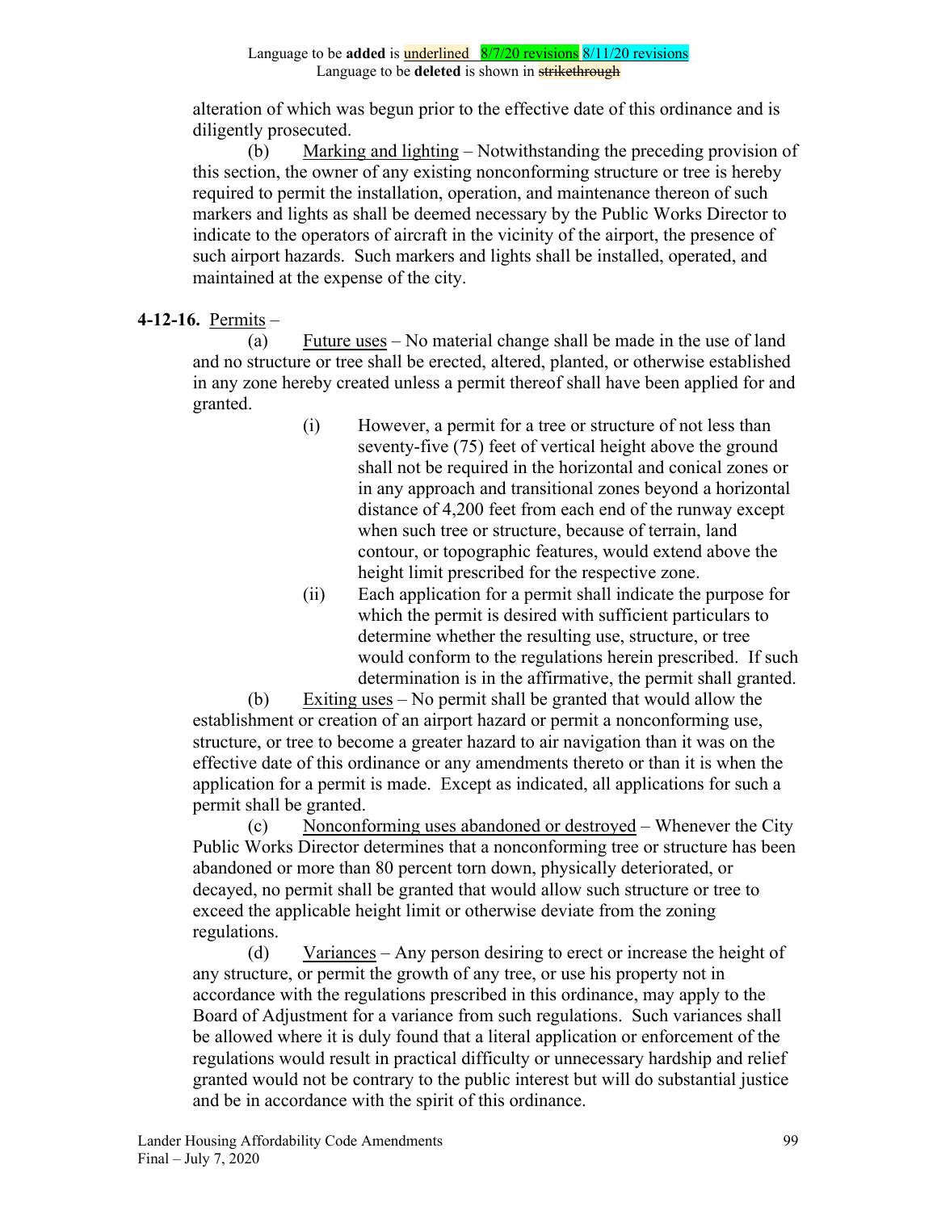alteration of which was begun prior to the effective date of this ordinance and is diligently prosecuted.

(b) Marking and lighting – Notwithstanding the preceding provision of this section, the owner of any existing nonconforming structure or tree is hereby required to permit the installation, operation, and maintenance thereon of such markers and lights as shall be deemed necessary by the Public Works Director to indicate to the operators of aircraft in the vicinity of the airport, the presence of such airport hazards. Such markers and lights shall be installed, operated, and maintained at the expense of the city.

**4-12-16.** Permits –

(a) Future uses – No material change shall be made in the use of land and no structure or tree shall be erected, altered, planted, or otherwise established in any zone hereby created unless a permit thereof shall have been applied for and granted.

(i) However, a permit for a tree or structure of not less than seventy-five (75) feet of vertical height above the ground shall not be required in the horizontal and conical zones or in any approach and transitional zones beyond a horizontal distance of 4,200 feet from each end of the runway except when such tree or structure, because of terrain, land contour, or topographic features, would extend above the height limit prescribed for the respective zone.

(ii) Each application for a permit shall indicate the purpose for which the permit is desired with sufficient particulars to determine whether the resulting use, structure, or tree would conform to the regulations herein prescribed. If such determination is in the affirmative, the permit shall granted.

(b) Exiting uses – No permit shall be granted that would allow the establishment or creation of an airport hazard or permit a nonconforming use, structure, or tree to become a greater hazard to air navigation than it was on the effective date of this ordinance or any amendments thereto or than it is when the application for a permit is made. Except as indicated, all applications for such a permit shall be granted.

(c) Nonconforming uses abandoned or destroyed – Whenever the City Public Works Director determines that a nonconforming tree or structure has been abandoned or more than 80 percent torn down, physically deteriorated, or decayed, no permit shall be granted that would allow such structure or tree to exceed the applicable height limit or otherwise deviate from the zoning regulations.

(d) Variances – Any person desiring to erect or increase the height of any structure, or permit the growth of any tree, or use his property not in accordance with the regulations prescribed in this ordinance, may apply to the Board of Adjustment for a variance from such regulations. Such variances shall be allowed where it is duly found that a literal application or enforcement of the regulations would result in practical difficulty or unnecessary hardship and relief granted would not be contrary to the public interest but will do substantial justice and be in accordance with the spirit of this ordinance.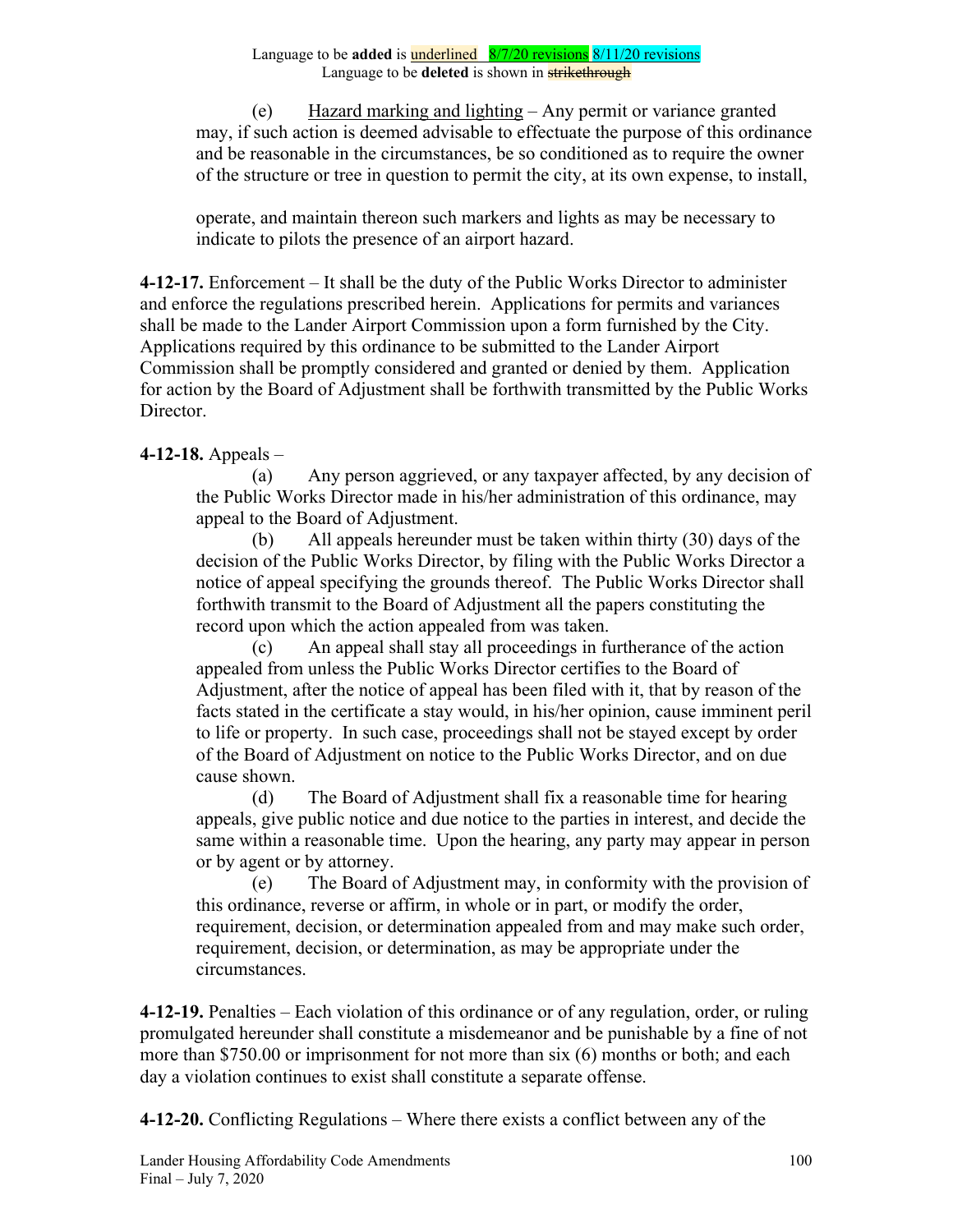Language to be **added** is underlined 8/7/20 revisions 8/11/20 revisions
Language to be **deleted** is shown in ~~strikethrough~~

(e) Hazard marking and lighting – Any permit or variance granted may, if such action is deemed advisable to effectuate the purpose of this ordinance and be reasonable in the circumstances, be so conditioned as to require the owner of the structure or tree in question to permit the city, at its own expense, to install, operate, and maintain thereon such markers and lights as may be necessary to indicate to pilots the presence of an airport hazard.

**4-12-17.** Enforcement – It shall be the duty of the Public Works Director to administer and enforce the regulations prescribed herein. Applications for permits and variances shall be made to the Lander Airport Commission upon a form furnished by the City. Applications required by this ordinance to be submitted to the Lander Airport Commission shall be promptly considered and granted or denied by them. Application for action by the Board of Adjustment shall be forthwith transmitted by the Public Works Director.

**4-12-18.** Appeals –

(a) Any person aggrieved, or any taxpayer affected, by any decision of the Public Works Director made in his/her administration of this ordinance, may appeal to the Board of Adjustment.

(b) All appeals hereunder must be taken within thirty (30) days of the decision of the Public Works Director, by filing with the Public Works Director a notice of appeal specifying the grounds thereof. The Public Works Director shall forthwith transmit to the Board of Adjustment all the papers constituting the record upon which the action appealed from was taken.

(c) An appeal shall stay all proceedings in furtherance of the action appealed from unless the Public Works Director certifies to the Board of Adjustment, after the notice of appeal has been filed with it, that by reason of the facts stated in the certificate a stay would, in his/her opinion, cause imminent peril to life or property. In such case, proceedings shall not be stayed except by order of the Board of Adjustment on notice to the Public Works Director, and on due cause shown.

(d) The Board of Adjustment shall fix a reasonable time for hearing appeals, give public notice and due notice to the parties in interest, and decide the same within a reasonable time. Upon the hearing, any party may appear in person or by agent or by attorney.

(e) The Board of Adjustment may, in conformity with the provision of this ordinance, reverse or affirm, in whole or in part, or modify the order, requirement, decision, or determination appealed from and may make such order, requirement, decision, or determination, as may be appropriate under the circumstances.

**4-12-19.** Penalties – Each violation of this ordinance or of any regulation, order, or ruling promulgated hereunder shall constitute a misdemeanor and be punishable by a fine of not more than $750.00 or imprisonment for not more than six (6) months or both; and each day a violation continues to exist shall constitute a separate offense.

**4-12-20.** Conflicting Regulations – Where there exists a conflict between any of the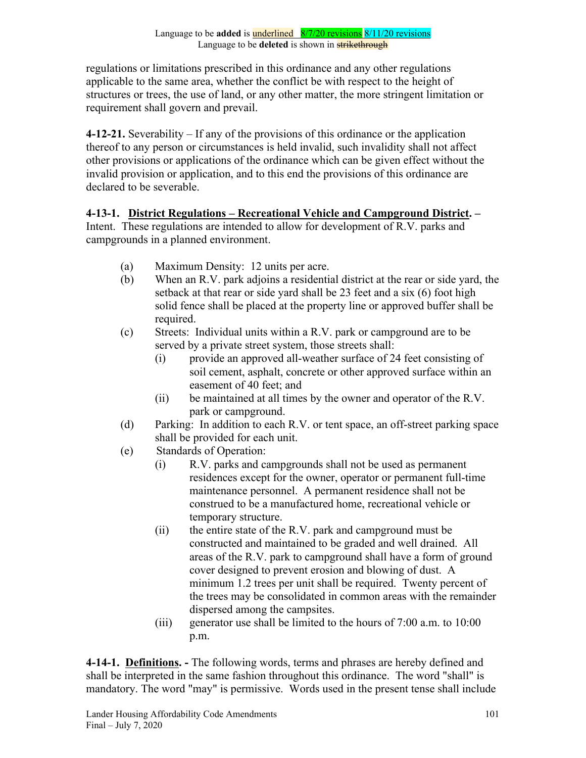Language to be **added** is underlined 8/7/20 revisions 8/11/20 revisions
Language to be **deleted** is shown in ~~strikethrough~~

regulations or limitations prescribed in this ordinance and any other regulations applicable to the same area, whether the conflict be with respect to the height of structures or trees, the use of land, or any other matter, the more stringent limitation or requirement shall govern and prevail.

**4-12-21.** Severability – If any of the provisions of this ordinance or the application thereof to any person or circumstances is held invalid, such invalidity shall not affect other provisions or applications of the ordinance which can be given effect without the invalid provision or application, and to this end the provisions of this ordinance are declared to be severable.

**4-13-1. District Regulations – Recreational Vehicle and Campground District. –** Intent. These regulations are intended to allow for development of R.V. parks and campgrounds in a planned environment.

- (a) Maximum Density: 12 units per acre.
- (b) When an R.V. park adjoins a residential district at the rear or side yard, the setback at that rear or side yard shall be 23 feet and a six (6) foot high solid fence shall be placed at the property line or approved buffer shall be required.
- (c) Streets: Individual units within a R.V. park or campground are to be served by a private street system, those streets shall:
  - (i) provide an approved all-weather surface of 24 feet consisting of soil cement, asphalt, concrete or other approved surface within an easement of 40 feet; and
  - (ii) be maintained at all times by the owner and operator of the R.V. park or campground.
- (d) Parking: In addition to each R.V. or tent space, an off-street parking space shall be provided for each unit.
- (e) Standards of Operation:
  - (i) R.V. parks and campgrounds shall not be used as permanent residences except for the owner, operator or permanent full-time maintenance personnel. A permanent residence shall not be construed to be a manufactured home, recreational vehicle or temporary structure.
  - (ii) the entire state of the R.V. park and campground must be constructed and maintained to be graded and well drained. All areas of the R.V. park to campground shall have a form of ground cover designed to prevent erosion and blowing of dust. A minimum 1.2 trees per unit shall be required. Twenty percent of the trees may be consolidated in common areas with the remainder dispersed among the campsites.
  - (iii) generator use shall be limited to the hours of 7:00 a.m. to 10:00 p.m.

**4-14-1. Definitions. -** The following words, terms and phrases are hereby defined and shall be interpreted in the same fashion throughout this ordinance. The word "shall" is mandatory. The word "may" is permissive. Words used in the present tense shall include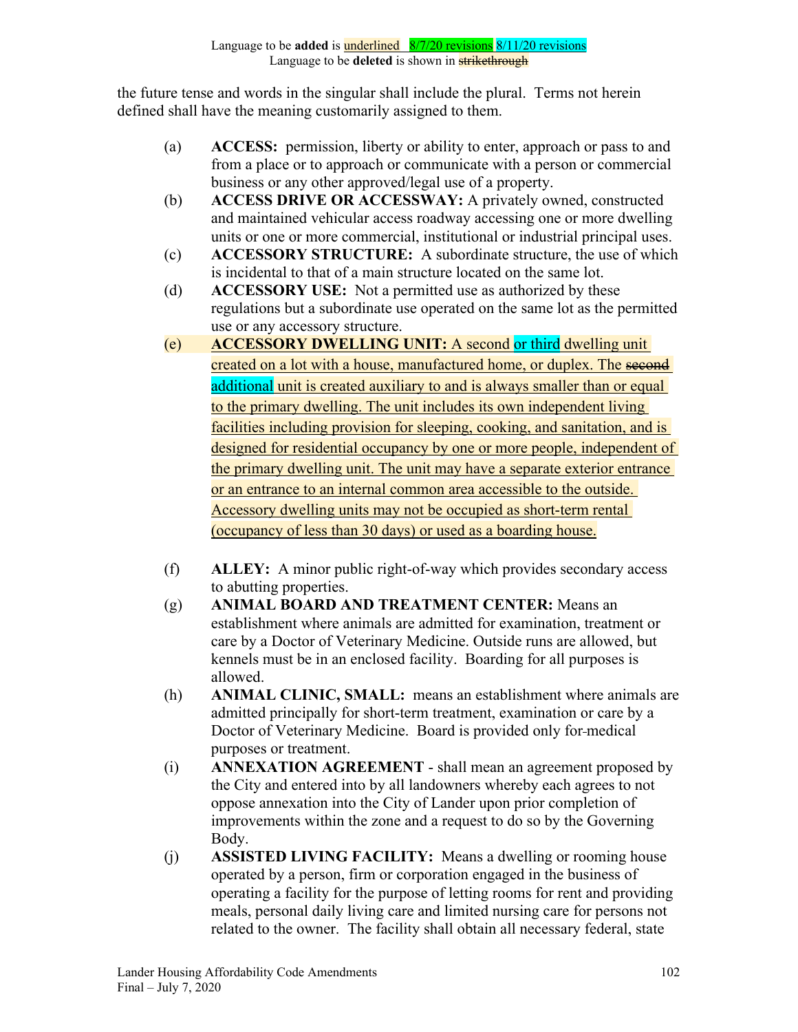Language to be **added** is underlined 8/7/20 revisions 8/11/20 revisions
Language to be **deleted** is shown in ~~strikethrough~~

the future tense and words in the singular shall include the plural. Terms not herein defined shall have the meaning customarily assigned to them.

(a) **ACCESS:** permission, liberty or ability to enter, approach or pass to and from a place or to approach or communicate with a person or commercial business or any other approved/legal use of a property.

(b) **ACCESS DRIVE OR ACCESSWAY:** A privately owned, constructed and maintained vehicular access roadway accessing one or more dwelling units or one or more commercial, institutional or industrial principal uses.

(c) **ACCESSORY STRUCTURE:** A subordinate structure, the use of which is incidental to that of a main structure located on the same lot.

(d) **ACCESSORY USE:** Not a permitted use as authorized by these regulations but a subordinate use operated on the same lot as the permitted use or any accessory structure.

(e) **ACCESSORY DWELLING UNIT:** A second or third dwelling unit created on a lot with a house, manufactured home, or duplex. The ~~second~~ additional unit is created auxiliary to and is always smaller than or equal to the primary dwelling. The unit includes its own independent living facilities including provision for sleeping, cooking, and sanitation, and is designed for residential occupancy by one or more people, independent of the primary dwelling unit. The unit may have a separate exterior entrance or an entrance to an internal common area accessible to the outside. Accessory dwelling units may not be occupied as short-term rental (occupancy of less than 30 days) or used as a boarding house.

(f) **ALLEY:** A minor public right-of-way which provides secondary access to abutting properties.

(g) **ANIMAL BOARD AND TREATMENT CENTER:** Means an establishment where animals are admitted for examination, treatment or care by a Doctor of Veterinary Medicine. Outside runs are allowed, but kennels must be in an enclosed facility. Boarding for all purposes is allowed.

(h) **ANIMAL CLINIC, SMALL:** means an establishment where animals are admitted principally for short-term treatment, examination or care by a Doctor of Veterinary Medicine. Board is provided only for medical purposes or treatment.

(i) **ANNEXATION AGREEMENT** - shall mean an agreement proposed by the City and entered into by all landowners whereby each agrees to not oppose annexation into the City of Lander upon prior completion of improvements within the zone and a request to do so by the Governing Body.

(j) **ASSISTED LIVING FACILITY:** Means a dwelling or rooming house operated by a person, firm or corporation engaged in the business of operating a facility for the purpose of letting rooms for rent and providing meals, personal daily living care and limited nursing care for persons not related to the owner. The facility shall obtain all necessary federal, state

Lander Housing Affordability Code Amendments
Final – July 7, 2020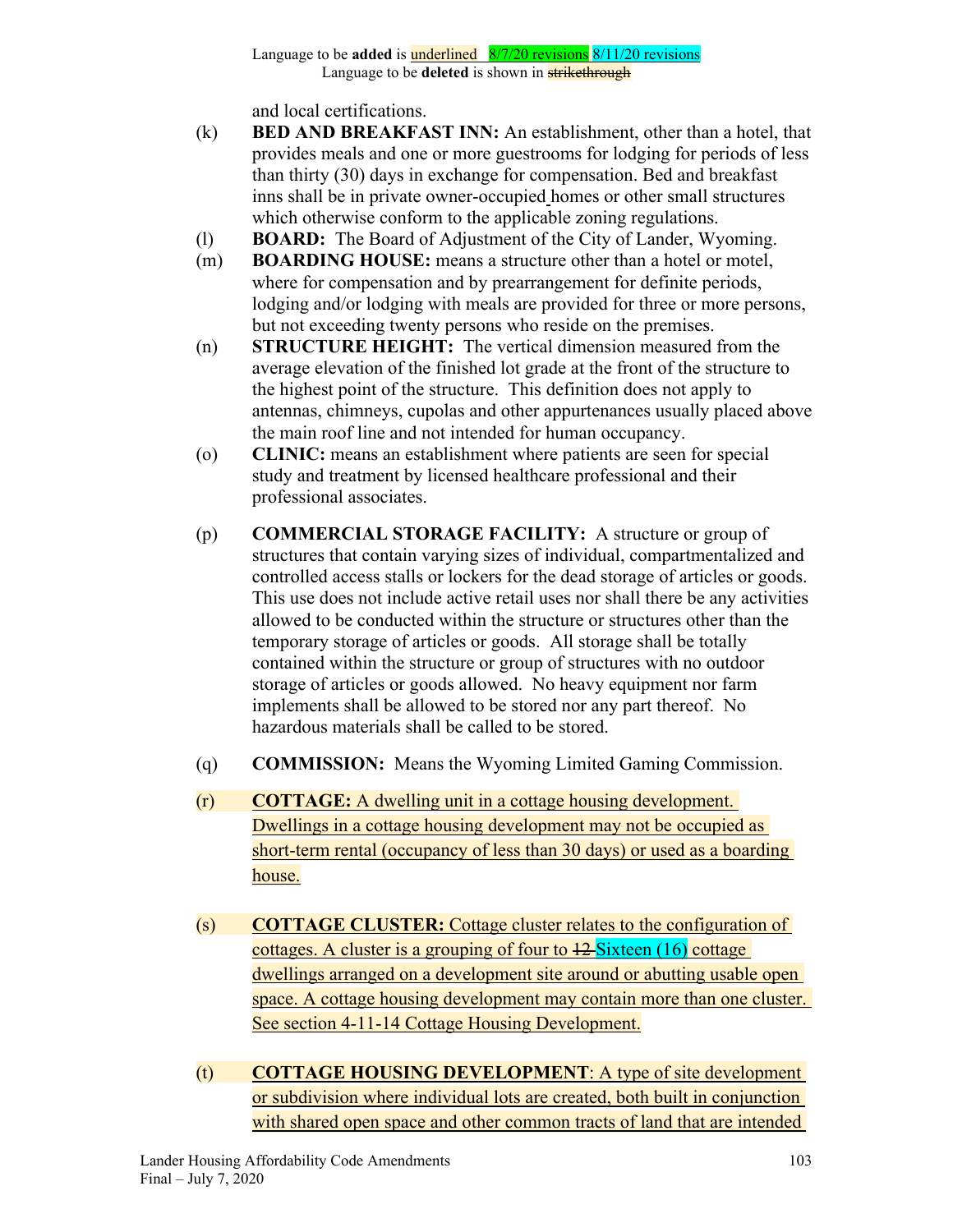Language to be **added** is underlined 8/7/20 revisions 8/11/20 revisions
Language to be **deleted** is shown in ~~strikethrough~~

and local certifications.

(k) **BED AND BREAKFAST INN:** An establishment, other than a hotel, that provides meals and one or more guestrooms for lodging for periods of less than thirty (30) days in exchange for compensation. Bed and breakfast inns shall be in private owner-occupied homes or other small structures which otherwise conform to the applicable zoning regulations.

(l) **BOARD:** The Board of Adjustment of the City of Lander, Wyoming.

(m) **BOARDING HOUSE:** means a structure other than a hotel or motel, where for compensation and by prearrangement for definite periods, lodging and/or lodging with meals are provided for three or more persons, but not exceeding twenty persons who reside on the premises.

(n) **STRUCTURE HEIGHT:** The vertical dimension measured from the average elevation of the finished lot grade at the front of the structure to the highest point of the structure. This definition does not apply to antennas, chimneys, cupolas and other appurtenances usually placed above the main roof line and not intended for human occupancy.

(o) **CLINIC:** means an establishment where patients are seen for special study and treatment by licensed healthcare professional and their professional associates.

(p) **COMMERCIAL STORAGE FACILITY:** A structure or group of structures that contain varying sizes of individual, compartmentalized and controlled access stalls or lockers for the dead storage of articles or goods. This use does not include active retail uses nor shall there be any activities allowed to be conducted within the structure or structures other than the temporary storage of articles or goods. All storage shall be totally contained within the structure or group of structures with no outdoor storage of articles or goods allowed. No heavy equipment nor farm implements shall be allowed to be stored nor any part thereof. No hazardous materials shall be called to be stored.

(q) **COMMISSION:** Means the Wyoming Limited Gaming Commission.

(r) **COTTAGE:** A dwelling unit in a cottage housing development. Dwellings in a cottage housing development may not be occupied as short-term rental (occupancy of less than 30 days) or used as a boarding house.

(s) **COTTAGE CLUSTER:** Cottage cluster relates to the configuration of cottages. A cluster is a grouping of four to ~~12~~ Sixteen (16) cottage dwellings arranged on a development site around or abutting usable open space. A cottage housing development may contain more than one cluster. See section 4-11-14 Cottage Housing Development.

(t) **COTTAGE HOUSING DEVELOPMENT**: A type of site development or subdivision where individual lots are created, both built in conjunction with shared open space and other common tracts of land that are intended

Lander Housing Affordability Code Amendments
Final – July 7, 2020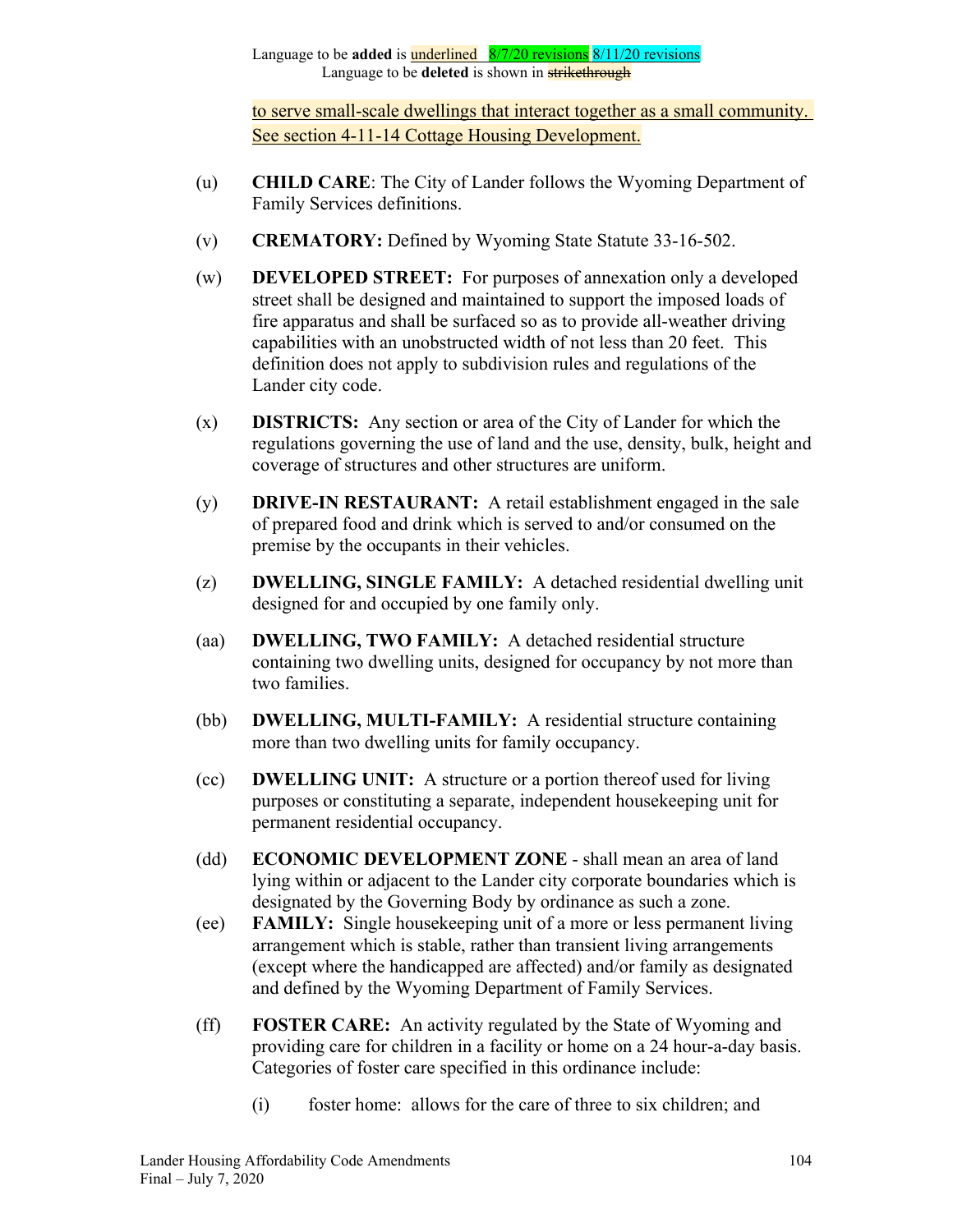Language to be **added** is underlined 8/7/20 revisions 8/11/20 revisions
Language to be **deleted** is shown in ~~strikethrough~~

to serve small-scale dwellings that interact together as a small community. See section 4-11-14 Cottage Housing Development.

(u) **CHILD CARE**: The City of Lander follows the Wyoming Department of Family Services definitions.

(v) **CREMATORY:** Defined by Wyoming State Statute 33-16-502.

(w) **DEVELOPED STREET:** For purposes of annexation only a developed street shall be designed and maintained to support the imposed loads of fire apparatus and shall be surfaced so as to provide all-weather driving capabilities with an unobstructed width of not less than 20 feet. This definition does not apply to subdivision rules and regulations of the Lander city code.

(x) **DISTRICTS:** Any section or area of the City of Lander for which the regulations governing the use of land and the use, density, bulk, height and coverage of structures and other structures are uniform.

(y) **DRIVE-IN RESTAURANT:** A retail establishment engaged in the sale of prepared food and drink which is served to and/or consumed on the premise by the occupants in their vehicles.

(z) **DWELLING, SINGLE FAMILY:** A detached residential dwelling unit designed for and occupied by one family only.

(aa) **DWELLING, TWO FAMILY:** A detached residential structure containing two dwelling units, designed for occupancy by not more than two families.

(bb) **DWELLING, MULTI-FAMILY:** A residential structure containing more than two dwelling units for family occupancy.

(cc) **DWELLING UNIT:** A structure or a portion thereof used for living purposes or constituting a separate, independent housekeeping unit for permanent residential occupancy.

(dd) **ECONOMIC DEVELOPMENT ZONE** - shall mean an area of land lying within or adjacent to the Lander city corporate boundaries which is designated by the Governing Body by ordinance as such a zone.

(ee) **FAMILY:** Single housekeeping unit of a more or less permanent living arrangement which is stable, rather than transient living arrangements (except where the handicapped are affected) and/or family as designated and defined by the Wyoming Department of Family Services.

(ff) **FOSTER CARE:** An activity regulated by the State of Wyoming and providing care for children in a facility or home on a 24 hour-a-day basis. Categories of foster care specified in this ordinance include:

(i) foster home: allows for the care of three to six children; and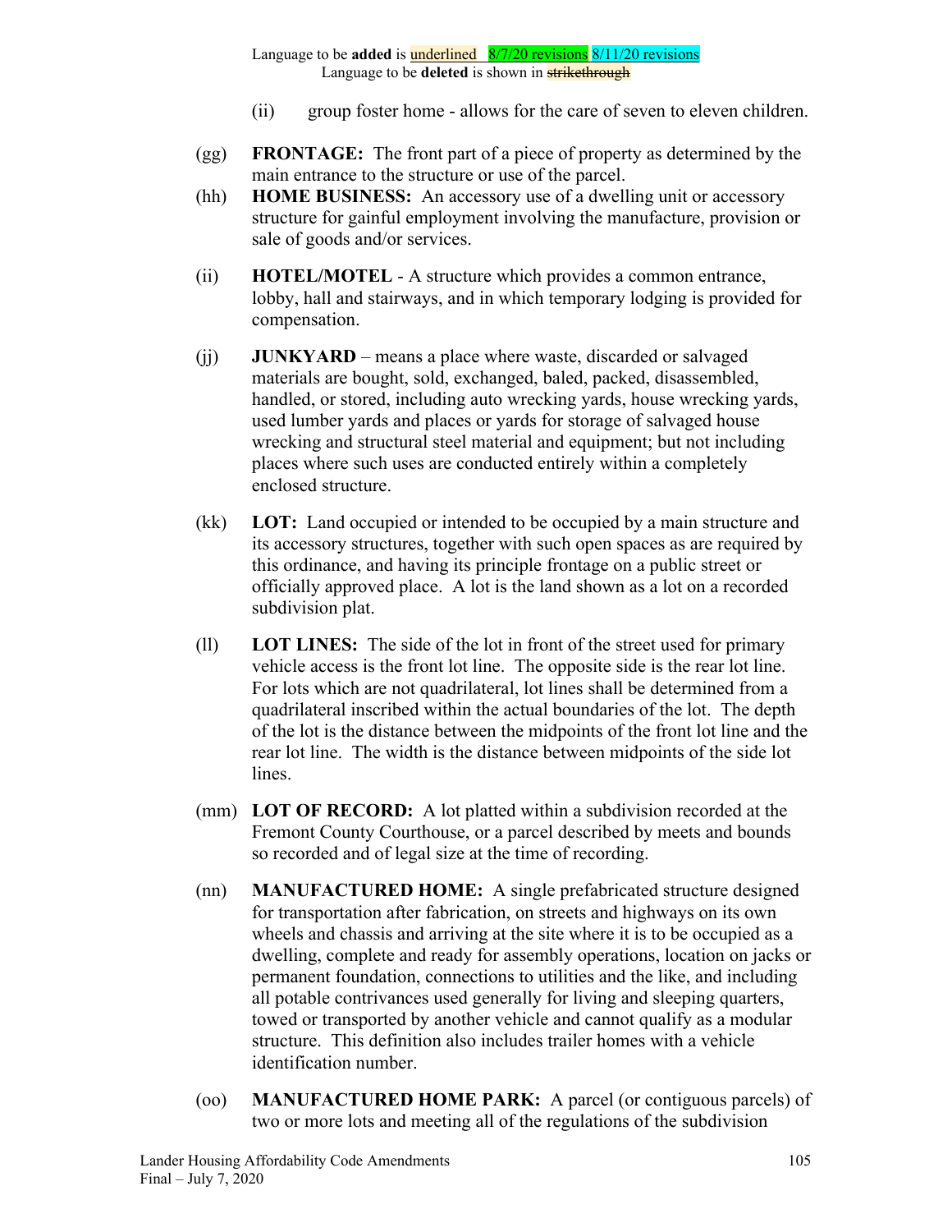(ii) group foster home - allows for the care of seven to eleven children.

(gg) **FRONTAGE:** The front part of a piece of property as determined by the main entrance to the structure or use of the parcel.

(hh) **HOME BUSINESS:** An accessory use of a dwelling unit or accessory structure for gainful employment involving the manufacture, provision or sale of goods and/or services.

(ii) **HOTEL/MOTEL** - A structure which provides a common entrance, lobby, hall and stairways, and in which temporary lodging is provided for compensation.

(jj) **JUNKYARD** – means a place where waste, discarded or salvaged materials are bought, sold, exchanged, baled, packed, disassembled, handled, or stored, including auto wrecking yards, house wrecking yards, used lumber yards and places or yards for storage of salvaged house wrecking and structural steel material and equipment; but not including places where such uses are conducted entirely within a completely enclosed structure.

(kk) **LOT:** Land occupied or intended to be occupied by a main structure and its accessory structures, together with such open spaces as are required by this ordinance, and having its principle frontage on a public street or officially approved place. A lot is the land shown as a lot on a recorded subdivision plat.

(ll) **LOT LINES:** The side of the lot in front of the street used for primary vehicle access is the front lot line. The opposite side is the rear lot line. For lots which are not quadrilateral, lot lines shall be determined from a quadrilateral inscribed within the actual boundaries of the lot. The depth of the lot is the distance between the midpoints of the front lot line and the rear lot line. The width is the distance between midpoints of the side lot lines.

(mm) **LOT OF RECORD:** A lot platted within a subdivision recorded at the Fremont County Courthouse, or a parcel described by meets and bounds so recorded and of legal size at the time of recording.

(nn) **MANUFACTURED HOME:** A single prefabricated structure designed for transportation after fabrication, on streets and highways on its own wheels and chassis and arriving at the site where it is to be occupied as a dwelling, complete and ready for assembly operations, location on jacks or permanent foundation, connections to utilities and the like, and including all potable contrivances used generally for living and sleeping quarters, towed or transported by another vehicle and cannot qualify as a modular structure. This definition also includes trailer homes with a vehicle identification number.

(oo) **MANUFACTURED HOME PARK:** A parcel (or contiguous parcels) of two or more lots and meeting all of the regulations of the subdivision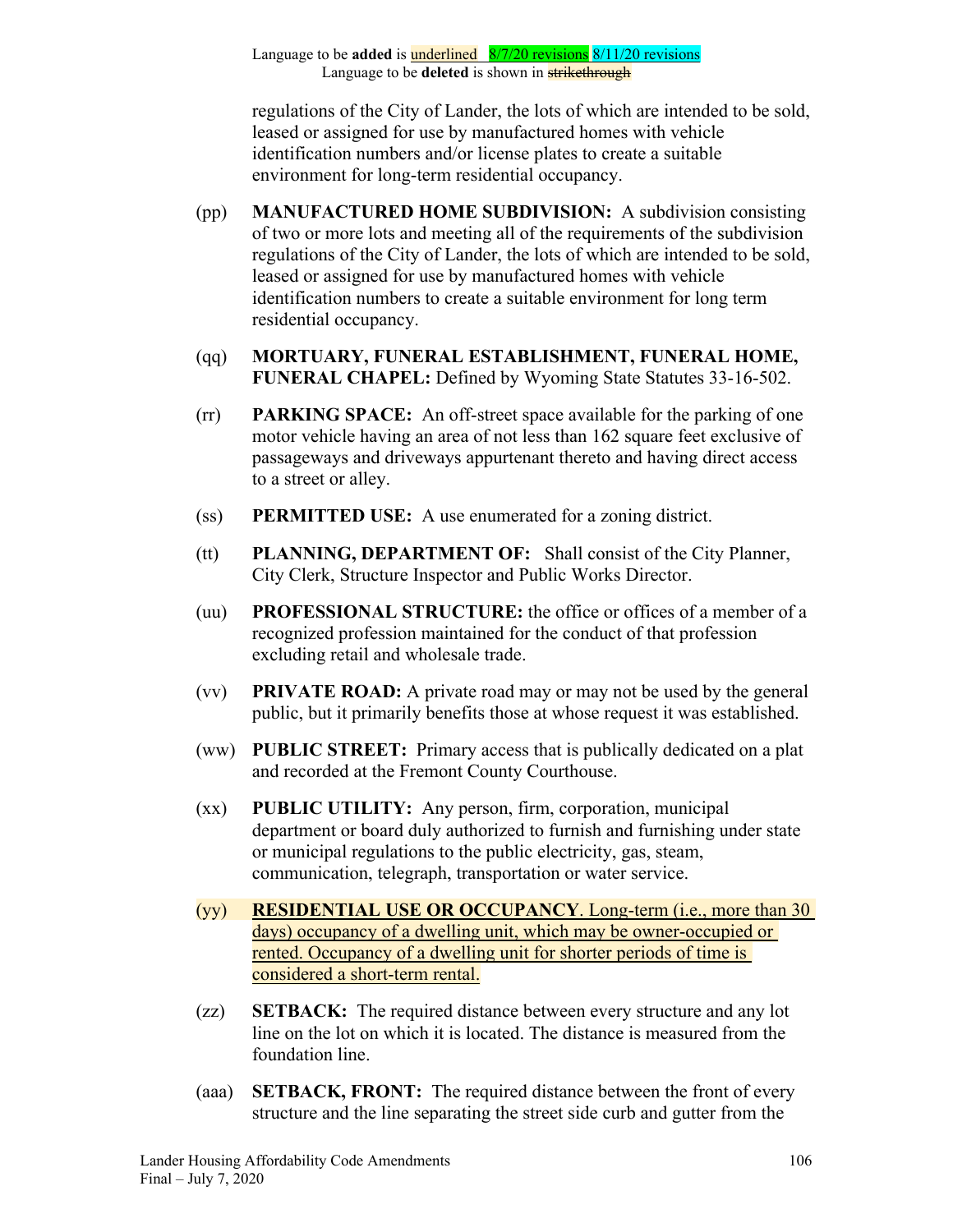Language to be **added** is underlined 8/7/20 revisions 8/11/20 revisions
Language to be **deleted** is shown in ~~strikethrough~~

regulations of the City of Lander, the lots of which are intended to be sold, leased or assigned for use by manufactured homes with vehicle identification numbers and/or license plates to create a suitable environment for long-term residential occupancy.

(pp) **MANUFACTURED HOME SUBDIVISION:** A subdivision consisting of two or more lots and meeting all of the requirements of the subdivision regulations of the City of Lander, the lots of which are intended to be sold, leased or assigned for use by manufactured homes with vehicle identification numbers to create a suitable environment for long term residential occupancy.

(qq) **MORTUARY, FUNERAL ESTABLISHMENT, FUNERAL HOME, FUNERAL CHAPEL:** Defined by Wyoming State Statutes 33-16-502.

(rr) **PARKING SPACE:** An off-street space available for the parking of one motor vehicle having an area of not less than 162 square feet exclusive of passageways and driveways appurtenant thereto and having direct access to a street or alley.

(ss) **PERMITTED USE:** A use enumerated for a zoning district.

(tt) **PLANNING, DEPARTMENT OF:** Shall consist of the City Planner, City Clerk, Structure Inspector and Public Works Director.

(uu) **PROFESSIONAL STRUCTURE:** the office or offices of a member of a recognized profession maintained for the conduct of that profession excluding retail and wholesale trade.

(vv) **PRIVATE ROAD:** A private road may or may not be used by the general public, but it primarily benefits those at whose request it was established.

(ww) **PUBLIC STREET:** Primary access that is publically dedicated on a plat and recorded at the Fremont County Courthouse.

(xx) **PUBLIC UTILITY:** Any person, firm, corporation, municipal department or board duly authorized to furnish and furnishing under state or municipal regulations to the public electricity, gas, steam, communication, telegraph, transportation or water service.

(yy) **RESIDENTIAL USE OR OCCUPANCY**. Long-term (i.e., more than 30 days) occupancy of a dwelling unit, which may be owner-occupied or rented. Occupancy of a dwelling unit for shorter periods of time is considered a short-term rental.

(zz) **SETBACK:** The required distance between every structure and any lot line on the lot on which it is located. The distance is measured from the foundation line.

(aaa) **SETBACK, FRONT:** The required distance between the front of every structure and the line separating the street side curb and gutter from the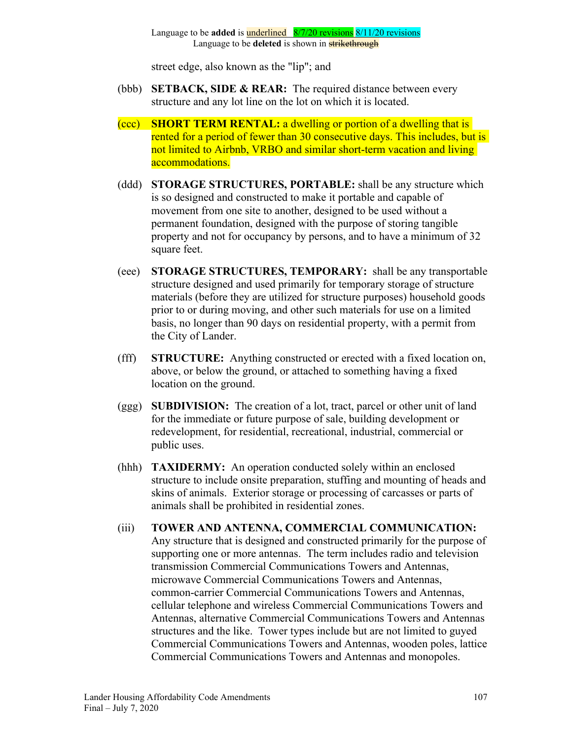Language to be **added** is underlined 8/7/20 revisions 8/11/20 revisions
Language to be **deleted** is shown in ~~strikethrough~~

street edge, also known as the "lip"; and

(bbb) **SETBACK, SIDE & REAR:** The required distance between every structure and any lot line on the lot on which it is located.

(ccc) **SHORT TERM RENTAL:** a dwelling or portion of a dwelling that is rented for a period of fewer than 30 consecutive days. This includes, but is not limited to Airbnb, VRBO and similar short-term vacation and living accommodations.

(ddd) **STORAGE STRUCTURES, PORTABLE:** shall be any structure which is so designed and constructed to make it portable and capable of movement from one site to another, designed to be used without a permanent foundation, designed with the purpose of storing tangible property and not for occupancy by persons, and to have a minimum of 32 square feet.

(eee) **STORAGE STRUCTURES, TEMPORARY:** shall be any transportable structure designed and used primarily for temporary storage of structure materials (before they are utilized for structure purposes) household goods prior to or during moving, and other such materials for use on a limited basis, no longer than 90 days on residential property, with a permit from the City of Lander.

(fff) **STRUCTURE:** Anything constructed or erected with a fixed location on, above, or below the ground, or attached to something having a fixed location on the ground.

(ggg) **SUBDIVISION:** The creation of a lot, tract, parcel or other unit of land for the immediate or future purpose of sale, building development or redevelopment, for residential, recreational, industrial, commercial or public uses.

(hhh) **TAXIDERMY:** An operation conducted solely within an enclosed structure to include onsite preparation, stuffing and mounting of heads and skins of animals. Exterior storage or processing of carcasses or parts of animals shall be prohibited in residential zones.

(iii) **TOWER AND ANTENNA, COMMERCIAL COMMUNICATION:** Any structure that is designed and constructed primarily for the purpose of supporting one or more antennas. The term includes radio and television transmission Commercial Communications Towers and Antennas, microwave Commercial Communications Towers and Antennas, common-carrier Commercial Communications Towers and Antennas, cellular telephone and wireless Commercial Communications Towers and Antennas, alternative Commercial Communications Towers and Antennas structures and the like. Tower types include but are not limited to guyed Commercial Communications Towers and Antennas, wooden poles, lattice Commercial Communications Towers and Antennas and monopoles.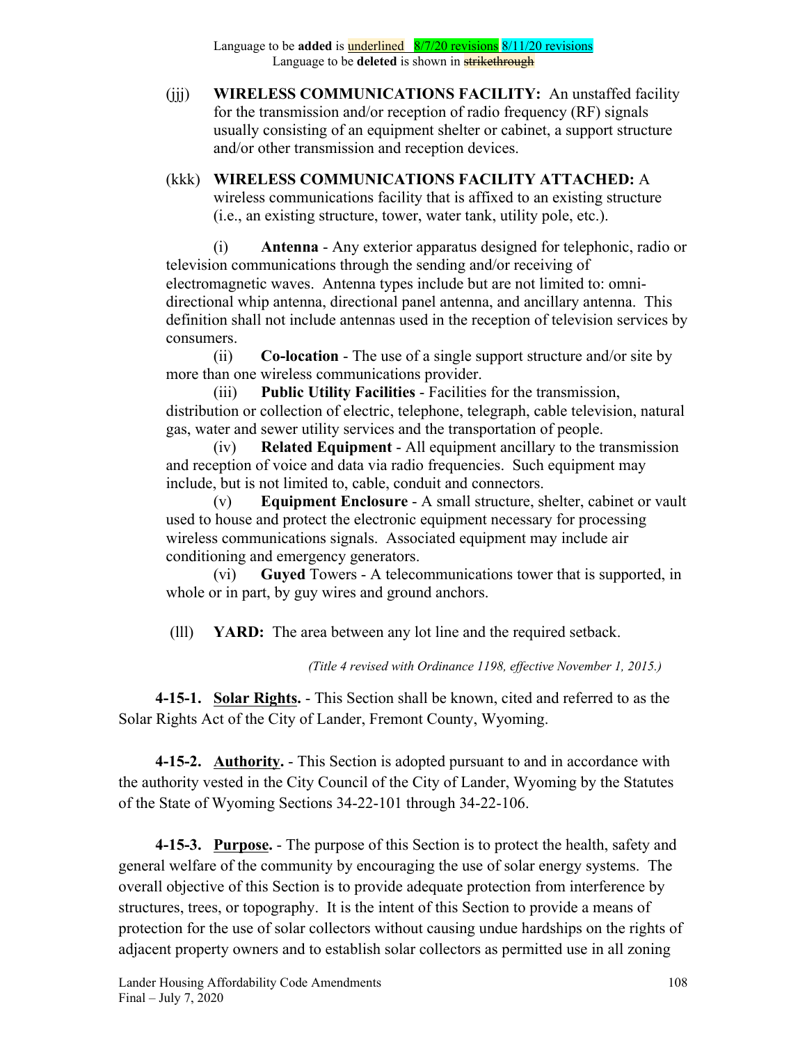Language to be **added** is underlined 8/7/20 revisions 8/11/20 revisions
Language to be **deleted** is shown in ~~strikethrough~~

(jjj) **WIRELESS COMMUNICATIONS FACILITY:** An unstaffed facility for the transmission and/or reception of radio frequency (RF) signals usually consisting of an equipment shelter or cabinet, a support structure and/or other transmission and reception devices.

(kkk) **WIRELESS COMMUNICATIONS FACILITY ATTACHED:** A wireless communications facility that is affixed to an existing structure (i.e., an existing structure, tower, water tank, utility pole, etc.).

(i) **Antenna** - Any exterior apparatus designed for telephonic, radio or television communications through the sending and/or receiving of electromagnetic waves. Antenna types include but are not limited to: omni-directional whip antenna, directional panel antenna, and ancillary antenna. This definition shall not include antennas used in the reception of television services by consumers.

(ii) **Co-location** - The use of a single support structure and/or site by more than one wireless communications provider.

(iii) **Public Utility Facilities** - Facilities for the transmission, distribution or collection of electric, telephone, telegraph, cable television, natural gas, water and sewer utility services and the transportation of people.

(iv) **Related Equipment** - All equipment ancillary to the transmission and reception of voice and data via radio frequencies. Such equipment may include, but is not limited to, cable, conduit and connectors.

(v) **Equipment Enclosure** - A small structure, shelter, cabinet or vault used to house and protect the electronic equipment necessary for processing wireless communications signals. Associated equipment may include air conditioning and emergency generators.

(vi) **Guyed** Towers - A telecommunications tower that is supported, in whole or in part, by guy wires and ground anchors.

(lll) **YARD:** The area between any lot line and the required setback.

*(Title 4 revised with Ordinance 1198, effective November 1, 2015.)*

**4-15-1. Solar Rights.** - This Section shall be known, cited and referred to as the Solar Rights Act of the City of Lander, Fremont County, Wyoming.

**4-15-2. Authority.** - This Section is adopted pursuant to and in accordance with the authority vested in the City Council of the City of Lander, Wyoming by the Statutes of the State of Wyoming Sections 34-22-101 through 34-22-106.

**4-15-3. Purpose.** - The purpose of this Section is to protect the health, safety and general welfare of the community by encouraging the use of solar energy systems. The overall objective of this Section is to provide adequate protection from interference by structures, trees, or topography. It is the intent of this Section to provide a means of protection for the use of solar collectors without causing undue hardships on the rights of adjacent property owners and to establish solar collectors as permitted use in all zoning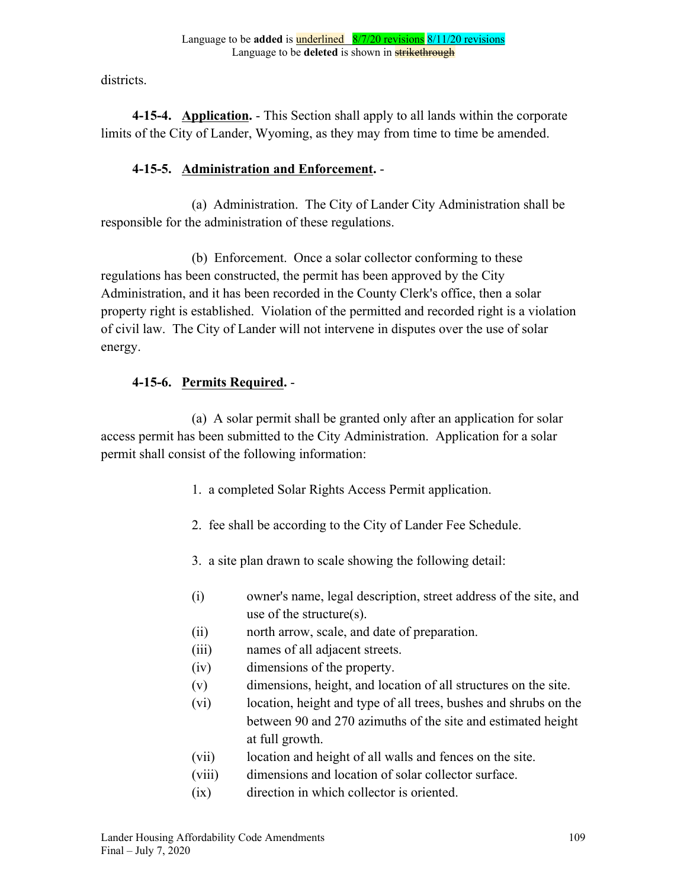districts.

**4-15-4. Application.** - This Section shall apply to all lands within the corporate limits of the City of Lander, Wyoming, as they may from time to time be amended.

**4-15-5. Administration and Enforcement.** -

(a) Administration. The City of Lander City Administration shall be responsible for the administration of these regulations.

(b) Enforcement. Once a solar collector conforming to these regulations has been constructed, the permit has been approved by the City Administration, and it has been recorded in the County Clerk's office, then a solar property right is established. Violation of the permitted and recorded right is a violation of civil law. The City of Lander will not intervene in disputes over the use of solar energy.

**4-15-6. Permits Required.** -

(a) A solar permit shall be granted only after an application for solar access permit has been submitted to the City Administration. Application for a solar permit shall consist of the following information:

1. a completed Solar Rights Access Permit application.

2. fee shall be according to the City of Lander Fee Schedule.

3. a site plan drawn to scale showing the following detail:

(i) owner's name, legal description, street address of the site, and use of the structure(s).
(ii) north arrow, scale, and date of preparation.
(iii) names of all adjacent streets.
(iv) dimensions of the property.
(v) dimensions, height, and location of all structures on the site.
(vi) location, height and type of all trees, bushes and shrubs on the between 90 and 270 azimuths of the site and estimated height at full growth.
(vii) location and height of all walls and fences on the site.
(viii) dimensions and location of solar collector surface.
(ix) direction in which collector is oriented.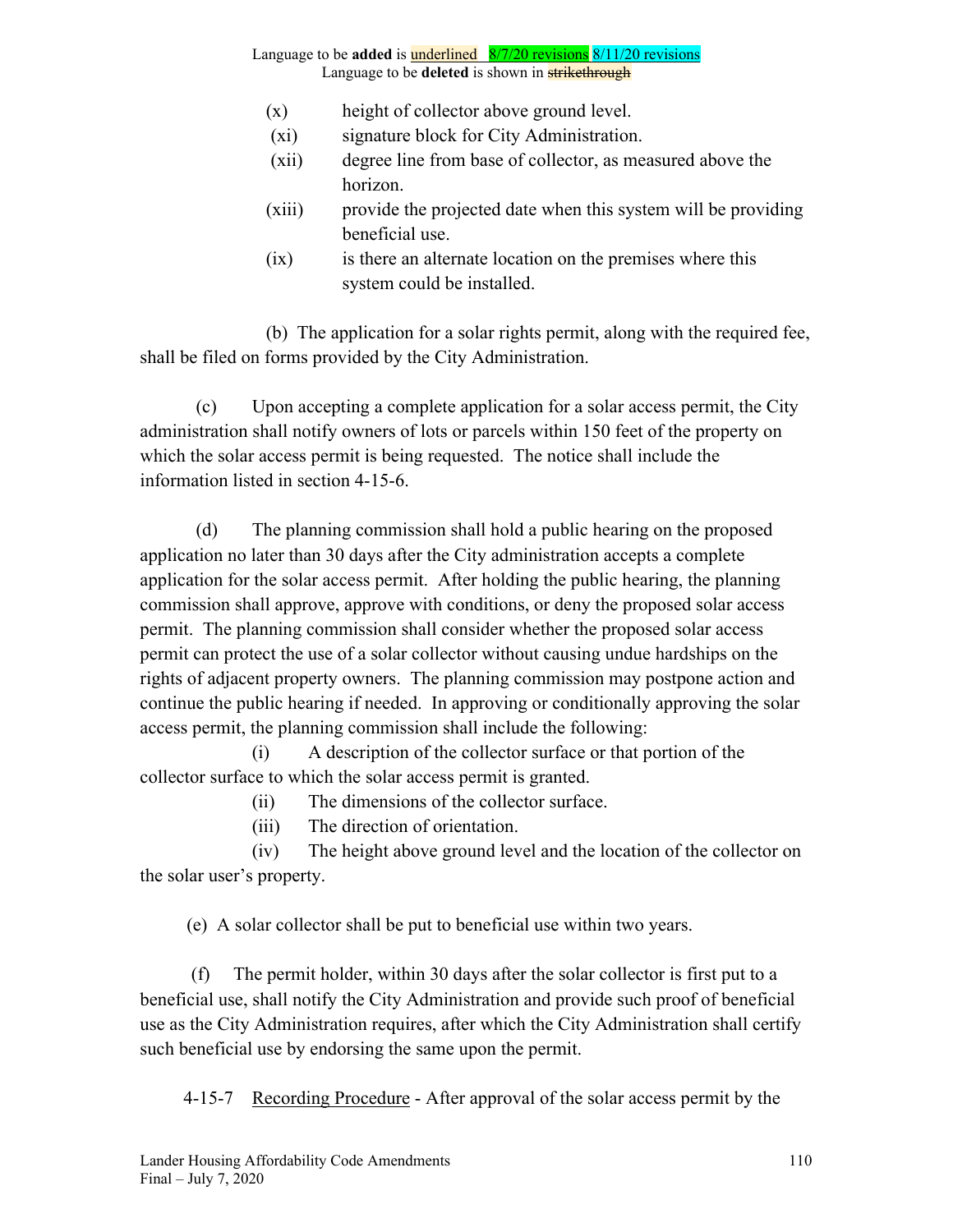Language to be **added** is underlined 8/7/20 revisions 8/11/20 revisions
Language to be **deleted** is shown in ~~strikethrough~~

(x) height of collector above ground level.

(xi) signature block for City Administration.

(xii) degree line from base of collector, as measured above the horizon.

(xiii) provide the projected date when this system will be providing beneficial use.

(ix) is there an alternate location on the premises where this system could be installed.

(b) The application for a solar rights permit, along with the required fee, shall be filed on forms provided by the City Administration.

(c) Upon accepting a complete application for a solar access permit, the City administration shall notify owners of lots or parcels within 150 feet of the property on which the solar access permit is being requested. The notice shall include the information listed in section 4-15-6.

(d) The planning commission shall hold a public hearing on the proposed application no later than 30 days after the City administration accepts a complete application for the solar access permit. After holding the public hearing, the planning commission shall approve, approve with conditions, or deny the proposed solar access permit. The planning commission shall consider whether the proposed solar access permit can protect the use of a solar collector without causing undue hardships on the rights of adjacent property owners. The planning commission may postpone action and continue the public hearing if needed. In approving or conditionally approving the solar access permit, the planning commission shall include the following:

(i) A description of the collector surface or that portion of the collector surface to which the solar access permit is granted.

(ii) The dimensions of the collector surface.

(iii) The direction of orientation.

(iv) The height above ground level and the location of the collector on the solar user's property.

(e) A solar collector shall be put to beneficial use within two years.

(f) The permit holder, within 30 days after the solar collector is first put to a beneficial use, shall notify the City Administration and provide such proof of beneficial use as the City Administration requires, after which the City Administration shall certify such beneficial use by endorsing the same upon the permit.

4-15-7 Recording Procedure - After approval of the solar access permit by the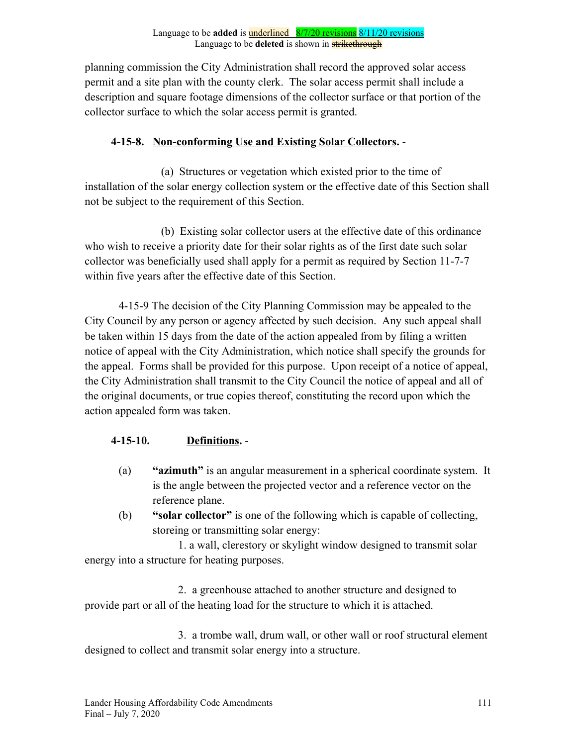planning commission the City Administration shall record the approved solar access permit and a site plan with the county clerk. The solar access permit shall include a description and square footage dimensions of the collector surface or that portion of the collector surface to which the solar access permit is granted.

**4-15-8. Non-conforming Use and Existing Solar Collectors.** -

(a) Structures or vegetation which existed prior to the time of installation of the solar energy collection system or the effective date of this Section shall not be subject to the requirement of this Section.

(b) Existing solar collector users at the effective date of this ordinance who wish to receive a priority date for their solar rights as of the first date such solar collector was beneficially used shall apply for a permit as required by Section 11-7-7 within five years after the effective date of this Section.

4-15-9 The decision of the City Planning Commission may be appealed to the City Council by any person or agency affected by such decision. Any such appeal shall be taken within 15 days from the date of the action appealed from by filing a written notice of appeal with the City Administration, which notice shall specify the grounds for the appeal. Forms shall be provided for this purpose. Upon receipt of a notice of appeal, the City Administration shall transmit to the City Council the notice of appeal and all of the original documents, or true copies thereof, constituting the record upon which the action appealed form was taken.

**4-15-10. Definitions.** -

(a) **"azimuth"** is an angular measurement in a spherical coordinate system. It is the angle between the projected vector and a reference vector on the reference plane.

(b) **"solar collector"** is one of the following which is capable of collecting, storeing or transmitting solar energy:

1. a wall, clerestory or skylight window designed to transmit solar energy into a structure for heating purposes.

2. a greenhouse attached to another structure and designed to provide part or all of the heating load for the structure to which it is attached.

3. a trombe wall, drum wall, or other wall or roof structural element designed to collect and transmit solar energy into a structure.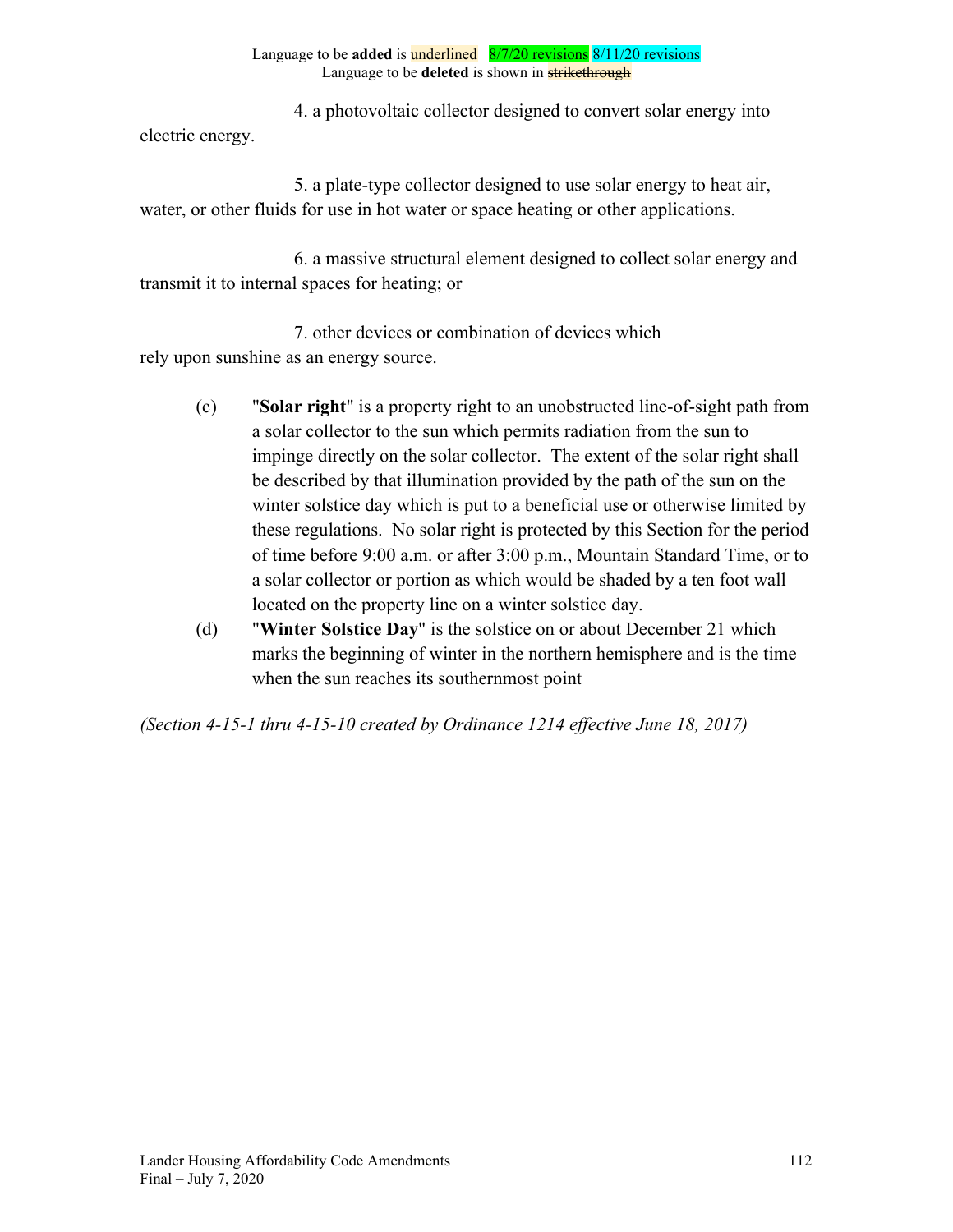4. a photovoltaic collector designed to convert solar energy into electric energy.

5. a plate-type collector designed to use solar energy to heat air, water, or other fluids for use in hot water or space heating or other applications.

6. a massive structural element designed to collect solar energy and transmit it to internal spaces for heating; or

7. other devices or combination of devices which rely upon sunshine as an energy source.

(c) "**Solar right**" is a property right to an unobstructed line-of-sight path from a solar collector to the sun which permits radiation from the sun to impinge directly on the solar collector. The extent of the solar right shall be described by that illumination provided by the path of the sun on the winter solstice day which is put to a beneficial use or otherwise limited by these regulations. No solar right is protected by this Section for the period of time before 9:00 a.m. or after 3:00 p.m., Mountain Standard Time, or to a solar collector or portion as which would be shaded by a ten foot wall located on the property line on a winter solstice day.

(d) "**Winter Solstice Day**" is the solstice on or about December 21 which marks the beginning of winter in the northern hemisphere and is the time when the sun reaches its southernmost point

*(Section 4-15-1 thru 4-15-10 created by Ordinance 1214 effective June 18, 2017)*